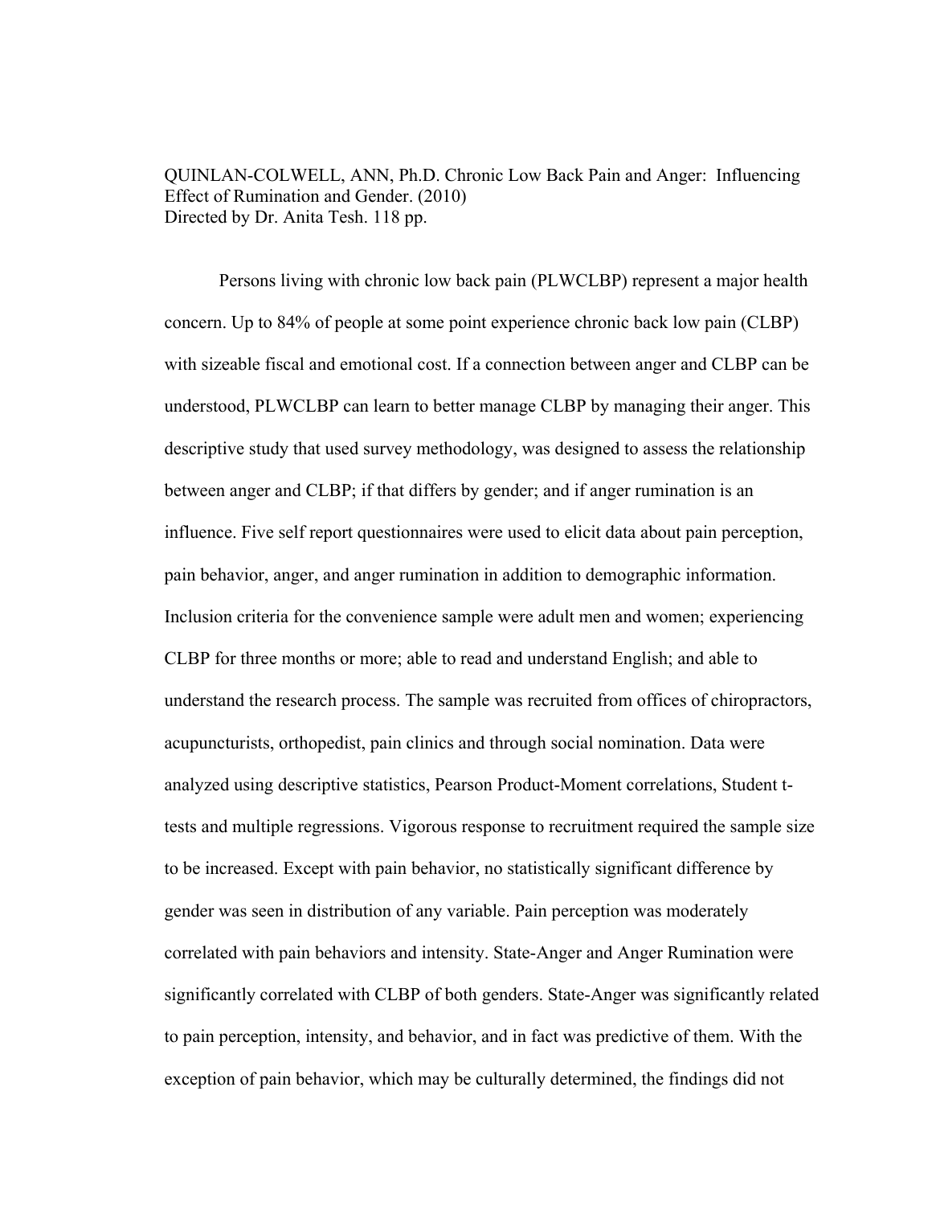QUINLAN-COLWELL, ANN, Ph.D. Chronic Low Back Pain and Anger: Influencing Effect of Rumination and Gender. (2010)
Directed by Dr. Anita Tesh. 118 pp.

Persons living with chronic low back pain (PLWCLBP) represent a major health concern. Up to 84% of people at some point experience chronic back low pain (CLBP) with sizeable fiscal and emotional cost. If a connection between anger and CLBP can be understood, PLWCLBP can learn to better manage CLBP by managing their anger. This descriptive study that used survey methodology, was designed to assess the relationship between anger and CLBP; if that differs by gender; and if anger rumination is an influence. Five self report questionnaires were used to elicit data about pain perception, pain behavior, anger, and anger rumination in addition to demographic information. Inclusion criteria for the convenience sample were adult men and women; experiencing CLBP for three months or more; able to read and understand English; and able to understand the research process. The sample was recruited from offices of chiropractors, acupuncturists, orthopedist, pain clinics and through social nomination. Data were analyzed using descriptive statistics, Pearson Product-Moment correlations, Student t-tests and multiple regressions. Vigorous response to recruitment required the sample size to be increased. Except with pain behavior, no statistically significant difference by gender was seen in distribution of any variable. Pain perception was moderately correlated with pain behaviors and intensity. State-Anger and Anger Rumination were significantly correlated with CLBP of both genders. State-Anger was significantly related to pain perception, intensity, and behavior, and in fact was predictive of them. With the exception of pain behavior, which may be culturally determined, the findings did not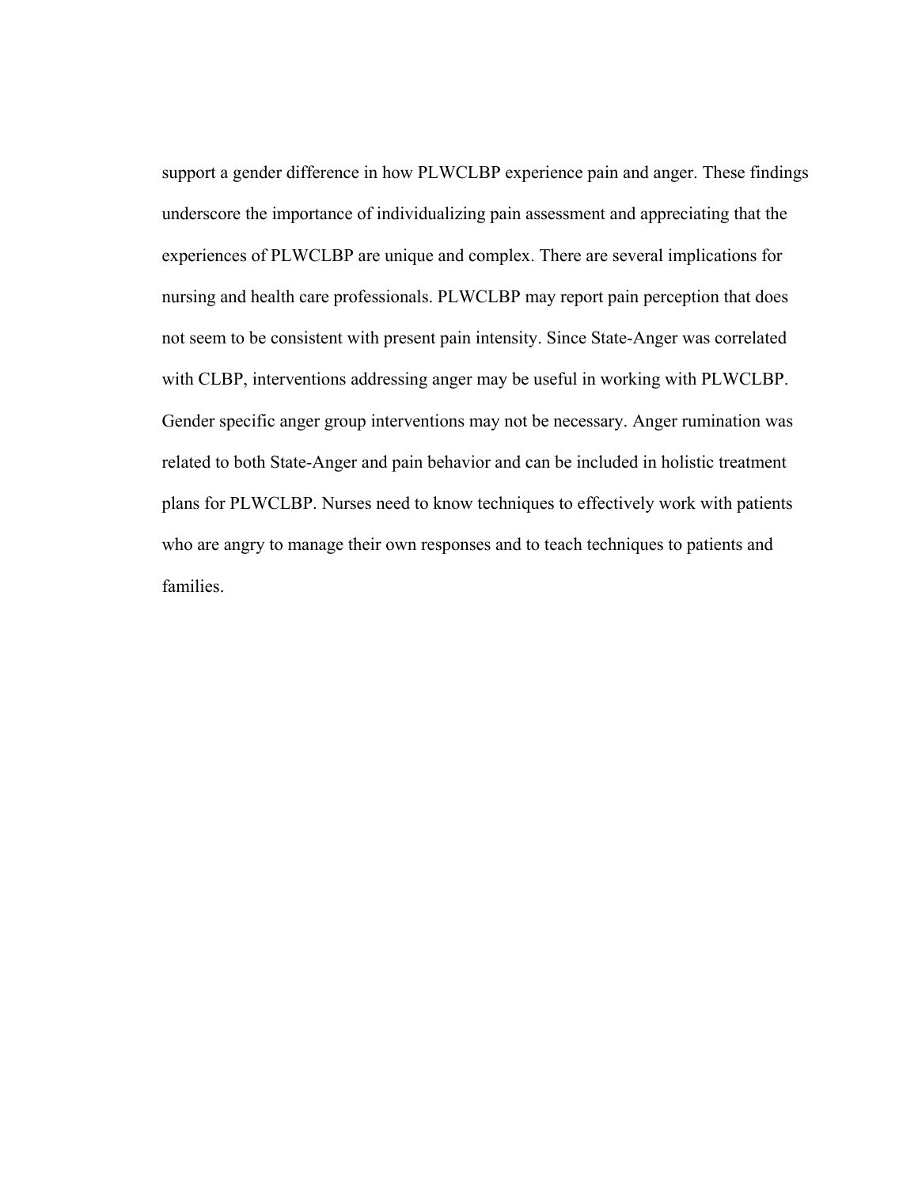support a gender difference in how PLWCLBP experience pain and anger. These findings underscore the importance of individualizing pain assessment and appreciating that the experiences of PLWCLBP are unique and complex. There are several implications for nursing and health care professionals. PLWCLBP may report pain perception that does not seem to be consistent with present pain intensity. Since State-Anger was correlated with CLBP, interventions addressing anger may be useful in working with PLWCLBP. Gender specific anger group interventions may not be necessary. Anger rumination was related to both State-Anger and pain behavior and can be included in holistic treatment plans for PLWCLBP. Nurses need to know techniques to effectively work with patients who are angry to manage their own responses and to teach techniques to patients and families.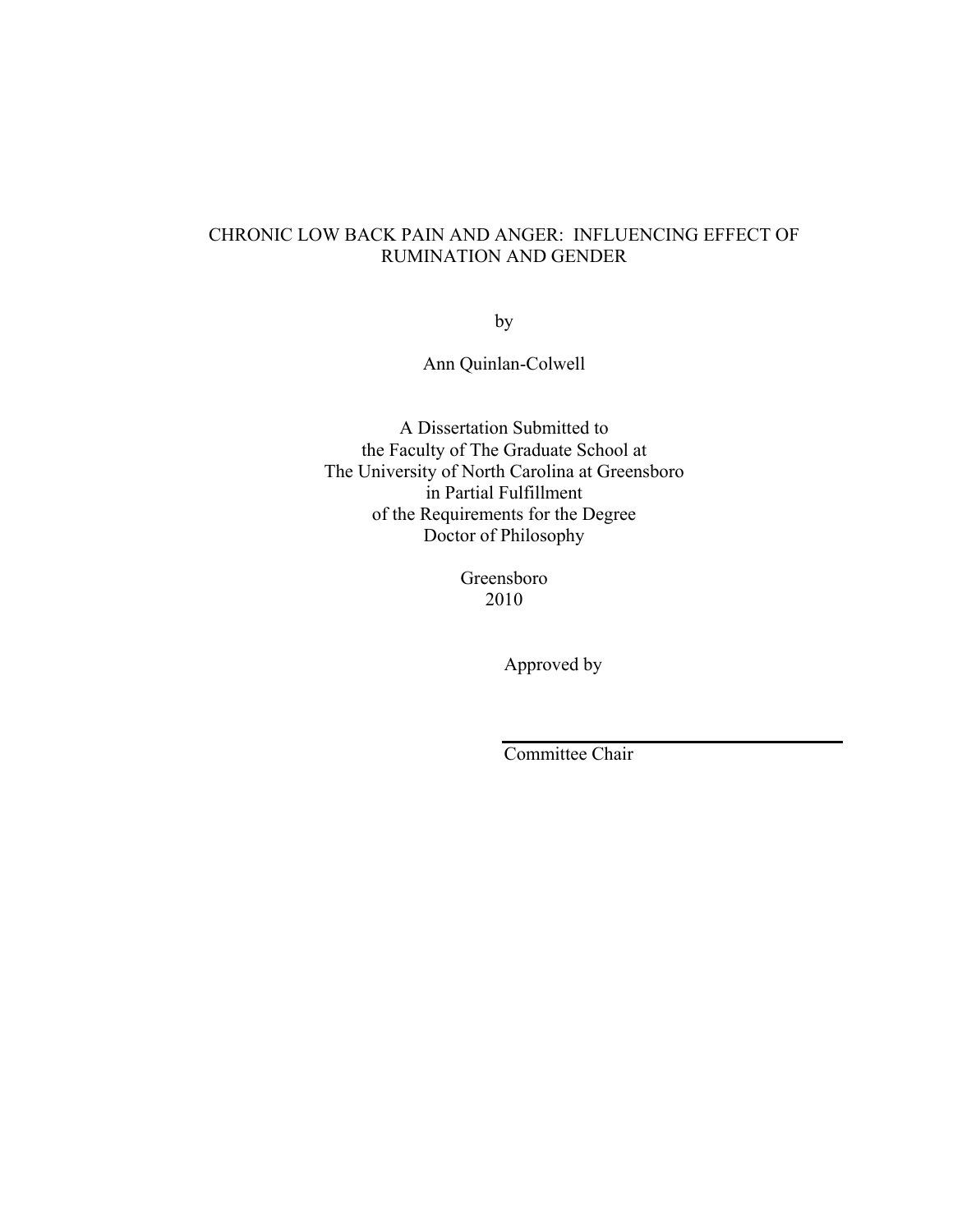CHRONIC LOW BACK PAIN AND ANGER: INFLUENCING EFFECT OF RUMINATION AND GENDER

by

Ann Quinlan-Colwell

A Dissertation Submitted to
the Faculty of The Graduate School at
The University of North Carolina at Greensboro
in Partial Fulfillment
of the Requirements for the Degree
Doctor of Philosophy

Greensboro
2010

Approved by

Committee Chair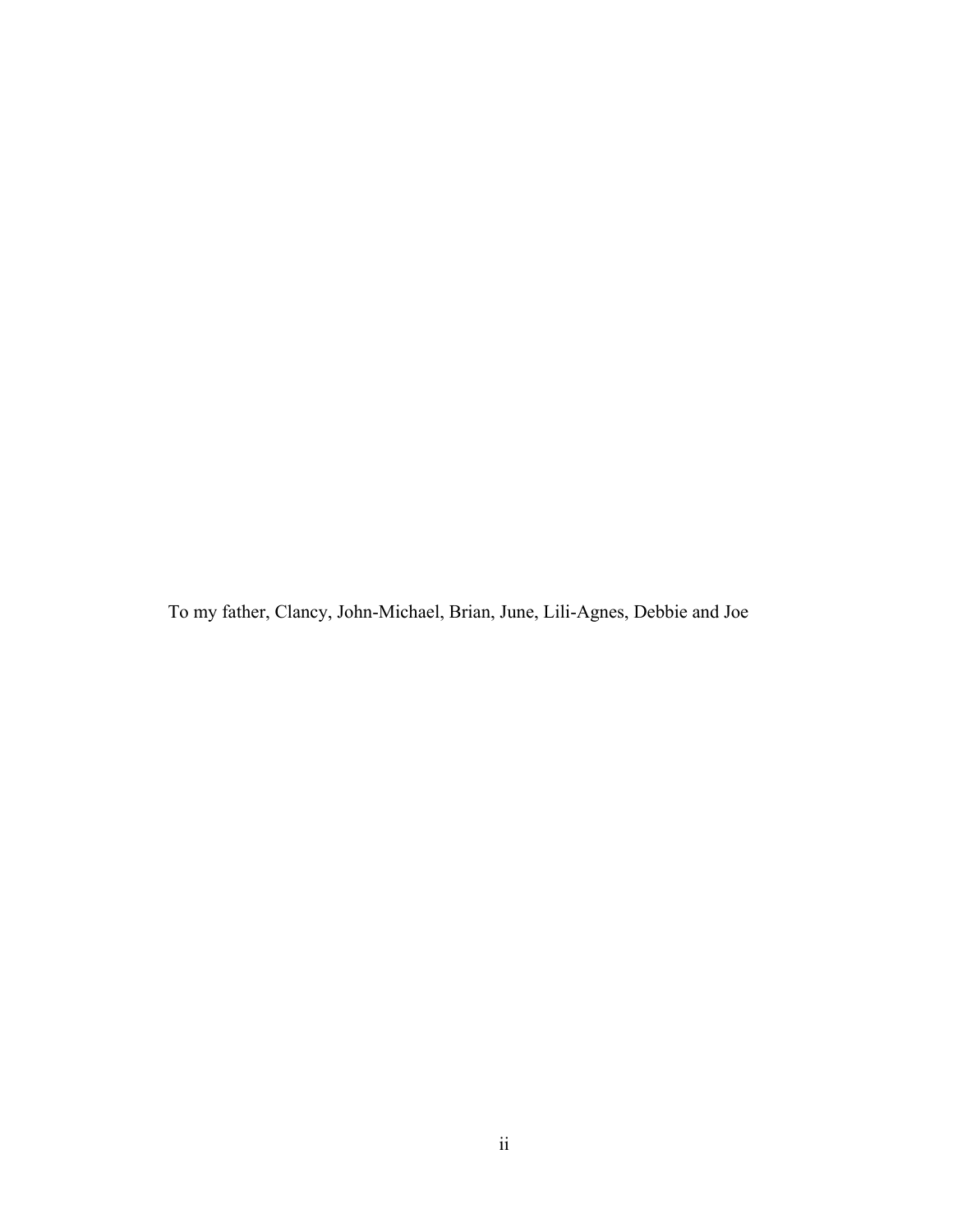To my father, Clancy, John-Michael, Brian, June, Lili-Agnes, Debbie and Joe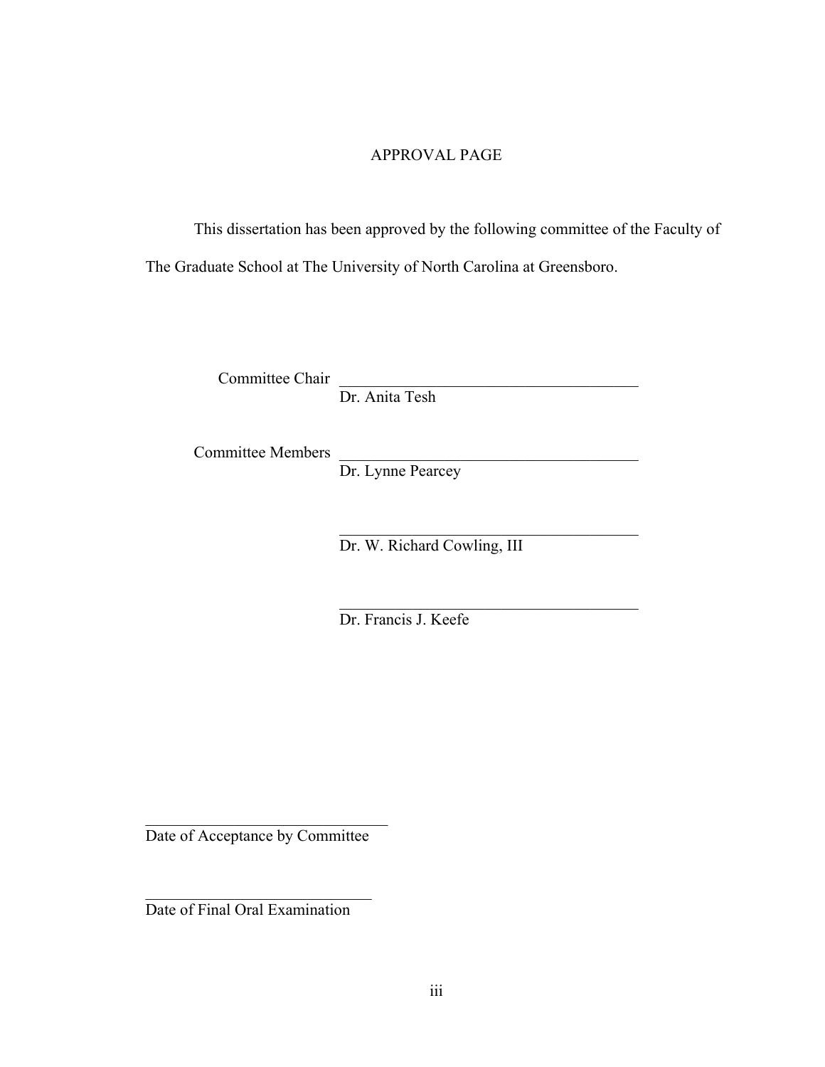# APPROVAL PAGE

This dissertation has been approved by the following committee of the Faculty of The Graduate School at The University of North Carolina at Greensboro.

Committee Chair \_\_\_\_\_\_\_\_\_\_\_\_\_\_\_\_\_\_\_\_\_\_\_\_\_\_\_\_\_\_\_\_\_\_\_\_\_\_\_
Dr. Anita Tesh

Committee Members \_\_\_\_\_\_\_\_\_\_\_\_\_\_\_\_\_\_\_\_\_\_\_\_\_\_\_\_\_\_\_\_\_\_\_\_\_\_\_
Dr. Lynne Pearcey

\_\_\_\_\_\_\_\_\_\_\_\_\_\_\_\_\_\_\_\_\_\_\_\_\_\_\_\_\_\_\_\_\_\_\_\_\_\_\_
Dr. W. Richard Cowling, III

\_\_\_\_\_\_\_\_\_\_\_\_\_\_\_\_\_\_\_\_\_\_\_\_\_\_\_\_\_\_\_\_\_\_\_\_\_\_\_
Dr. Francis J. Keefe

\_\_\_\_\_\_\_\_\_\_\_\_\_\_\_\_\_\_\_\_\_\_\_\_\_\_\_\_\_\_\_\_
Date of Acceptance by Committee

\_\_\_\_\_\_\_\_\_\_\_\_\_\_\_\_\_\_\_\_\_\_\_\_\_\_\_\_\_\_
Date of Final Oral Examination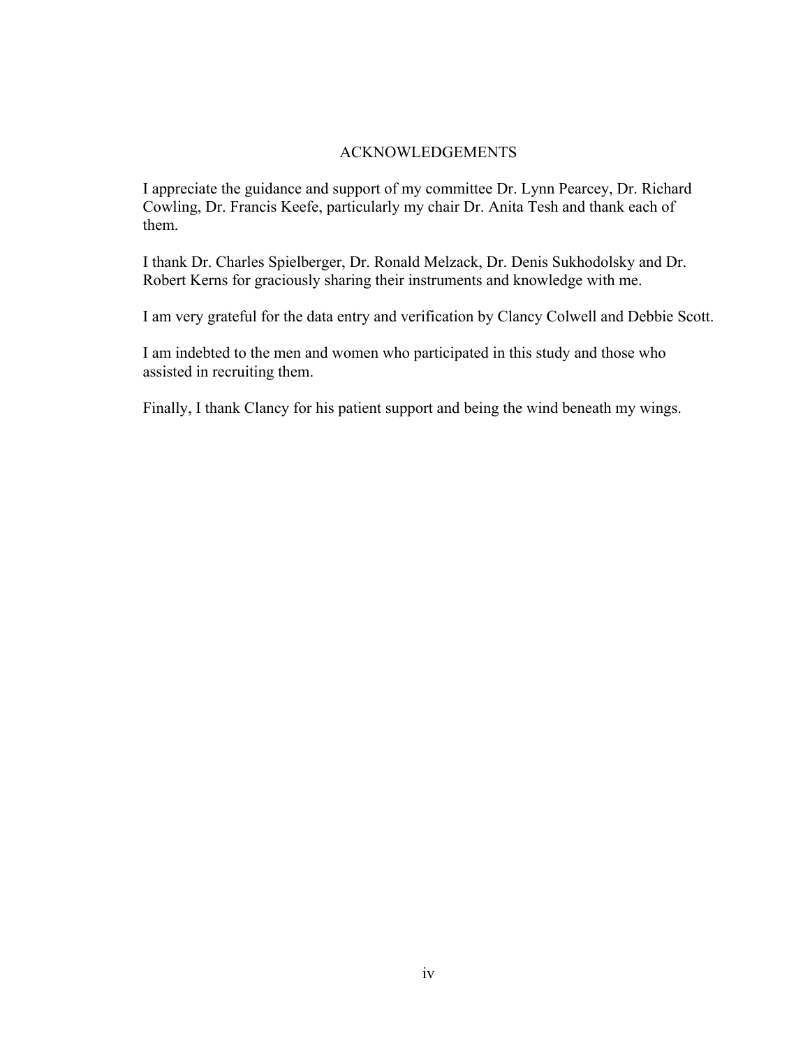# ACKNOWLEDGEMENTS

I appreciate the guidance and support of my committee Dr. Lynn Pearcey, Dr. Richard Cowling, Dr. Francis Keefe, particularly my chair Dr. Anita Tesh and thank each of them.

I thank Dr. Charles Spielberger, Dr. Ronald Melzack, Dr. Denis Sukhodolsky and Dr. Robert Kerns for graciously sharing their instruments and knowledge with me.

I am very grateful for the data entry and verification by Clancy Colwell and Debbie Scott.

I am indebted to the men and women who participated in this study and those who assisted in recruiting them.

Finally, I thank Clancy for his patient support and being the wind beneath my wings.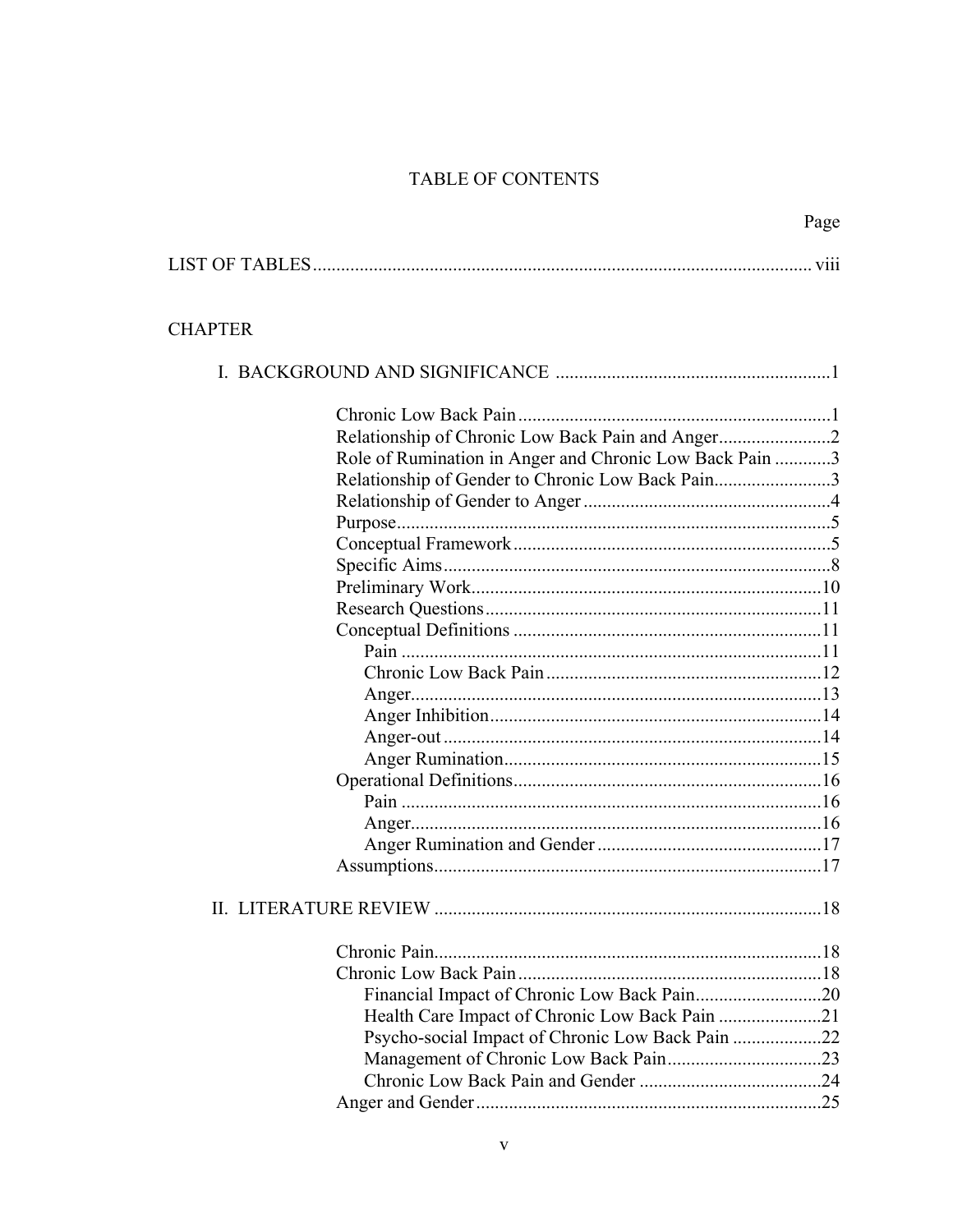# TABLE OF CONTENTS

Page

LIST OF TABLES ........................................................................................................ viii

CHAPTER

I. BACKGROUND AND SIGNIFICANCE ..........................................................1

- Chronic Low Back Pain ..................................................................1
- Relationship of Chronic Low Back Pain and Anger........................2
- Role of Rumination in Anger and Chronic Low Back Pain ............3
- Relationship of Gender to Chronic Low Back Pain.........................3
- Relationship of Gender to Anger .....................................................4
- Purpose............................................................................................5
- Conceptual Framework ....................................................................5
- Specific Aims ..................................................................................8
- Preliminary Work..........................................................................10
- Research Questions .......................................................................11
- Conceptual Definitions .................................................................11
  - Pain ..........................................................................................11
  - Chronic Low Back Pain ...........................................................12
  - Anger........................................................................................13
  - Anger Inhibition .......................................................................14
  - Anger-out .................................................................................14
  - Anger Rumination....................................................................15
- Operational Definitions..................................................................16
  - Pain ..........................................................................................16
  - Anger........................................................................................16
  - Anger Rumination and Gender ................................................17
- Assumptions..................................................................................17

II. LITERATURE REVIEW ..................................................................................18

- Chronic Pain..................................................................................18
- Chronic Low Back Pain .................................................................18
  - Financial Impact of Chronic Low Back Pain...........................20
  - Health Care Impact of Chronic Low Back Pain ......................21
  - Psycho-social Impact of Chronic Low Back Pain ...................22
  - Management of Chronic Low Back Pain.................................23
  - Chronic Low Back Pain and Gender .......................................24
- Anger and Gender..........................................................................25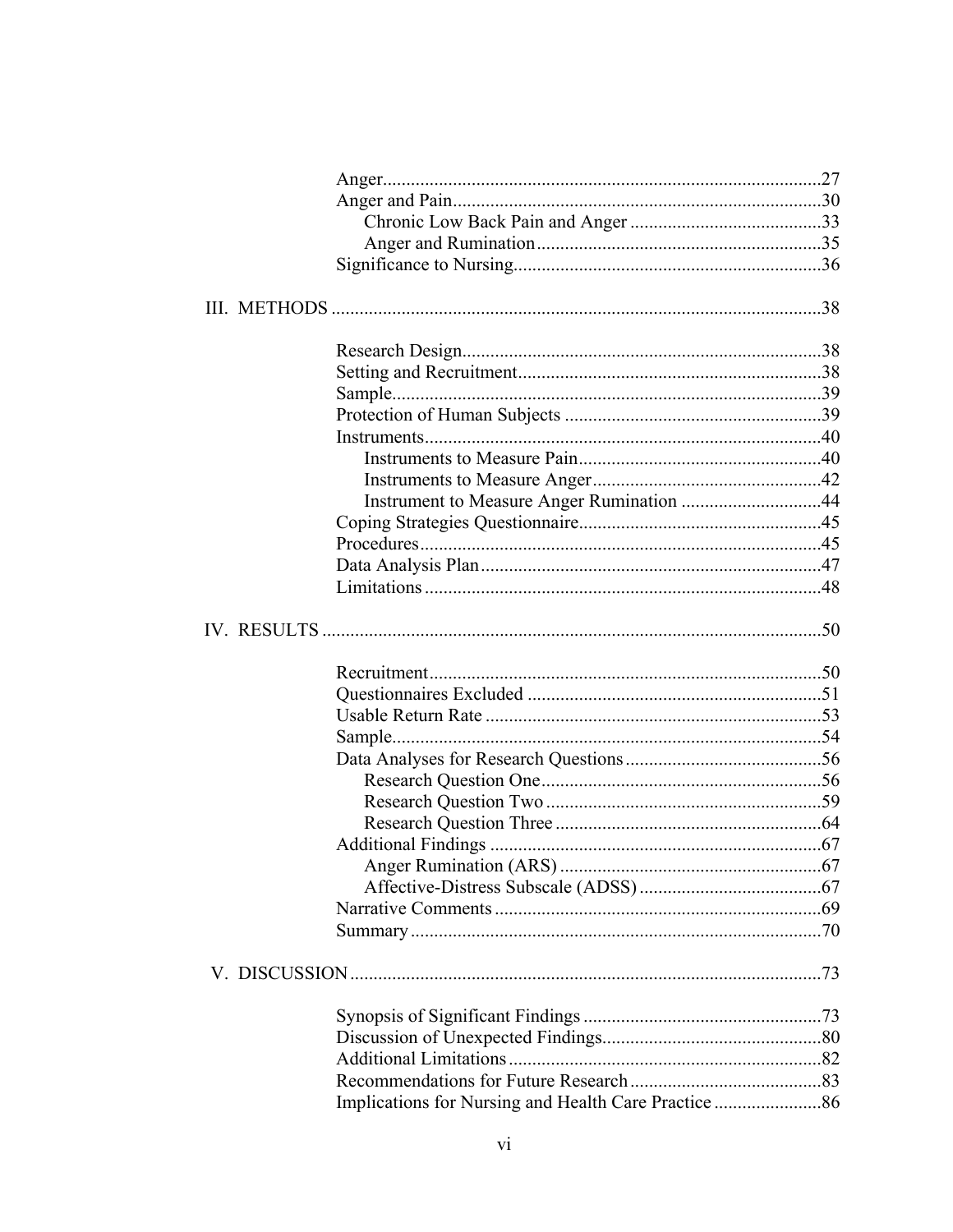Anger ......................................................................................... 27
Anger and Pain ............................................................................ 30
    Chronic Low Back Pain and Anger ........................................ 33
    Anger and Rumination ........................................................... 35
Significance to Nursing ................................................................ 36

III. METHODS ......................................................................................... 38

Research Design ........................................................................... 38
Setting and Recruitment ................................................................ 38
Sample .......................................................................................... 39
Protection of Human Subjects ...................................................... 39
Instruments ................................................................................... 40
    Instruments to Measure Pain ................................................... 40
    Instruments to Measure Anger ................................................ 42
    Instrument to Measure Anger Rumination ............................. 44
Coping Strategies Questionnaire ................................................... 45
Procedures .................................................................................... 45
Data Analysis Plan ........................................................................ 47
Limitations ................................................................................... 48

IV. RESULTS ........................................................................................... 50

Recruitment ................................................................................... 50
Questionnaires Excluded .............................................................. 51
Usable Return Rate ....................................................................... 53
Sample .......................................................................................... 54
Data Analyses for Research Questions ......................................... 56
    Research Question One ........................................................... 56
    Research Question Two .......................................................... 59
    Research Question Three ........................................................ 64
Additional Findings ...................................................................... 67
    Anger Rumination (ARS) ........................................................ 67
    Affective-Distress Subscale (ADSS) ...................................... 67
Narrative Comments ..................................................................... 69
Summary ....................................................................................... 70

V. DISCUSSION ....................................................................................... 73

Synopsis of Significant Findings .................................................. 73
Discussion of Unexpected Findings .............................................. 80
Additional Limitations .................................................................. 82
Recommendations for Future Research ........................................ 83
Implications for Nursing and Health Care Practice ...................... 86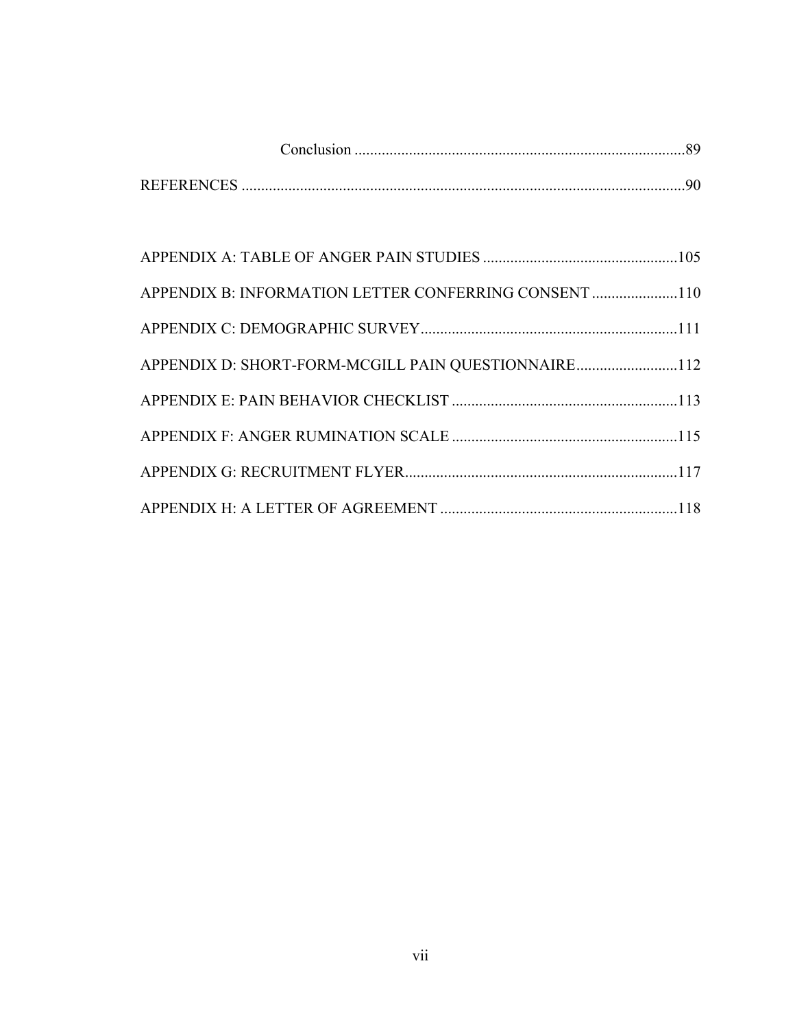Conclusion ....................................................................................89

REFERENCES ..................................................................................................................90

APPENDIX A: TABLE OF ANGER PAIN STUDIES ..................................................105

APPENDIX B: INFORMATION LETTER CONFERRING CONSENT ......................110

APPENDIX C: DEMOGRAPHIC SURVEY..................................................................111

APPENDIX D: SHORT-FORM-MCGILL PAIN QUESTIONNAIRE..........................112

APPENDIX E: PAIN BEHAVIOR CHECKLIST ..........................................................113

APPENDIX F: ANGER RUMINATION SCALE ..........................................................115

APPENDIX G: RECRUITMENT FLYER......................................................................117

APPENDIX H: A LETTER OF AGREEMENT .............................................................118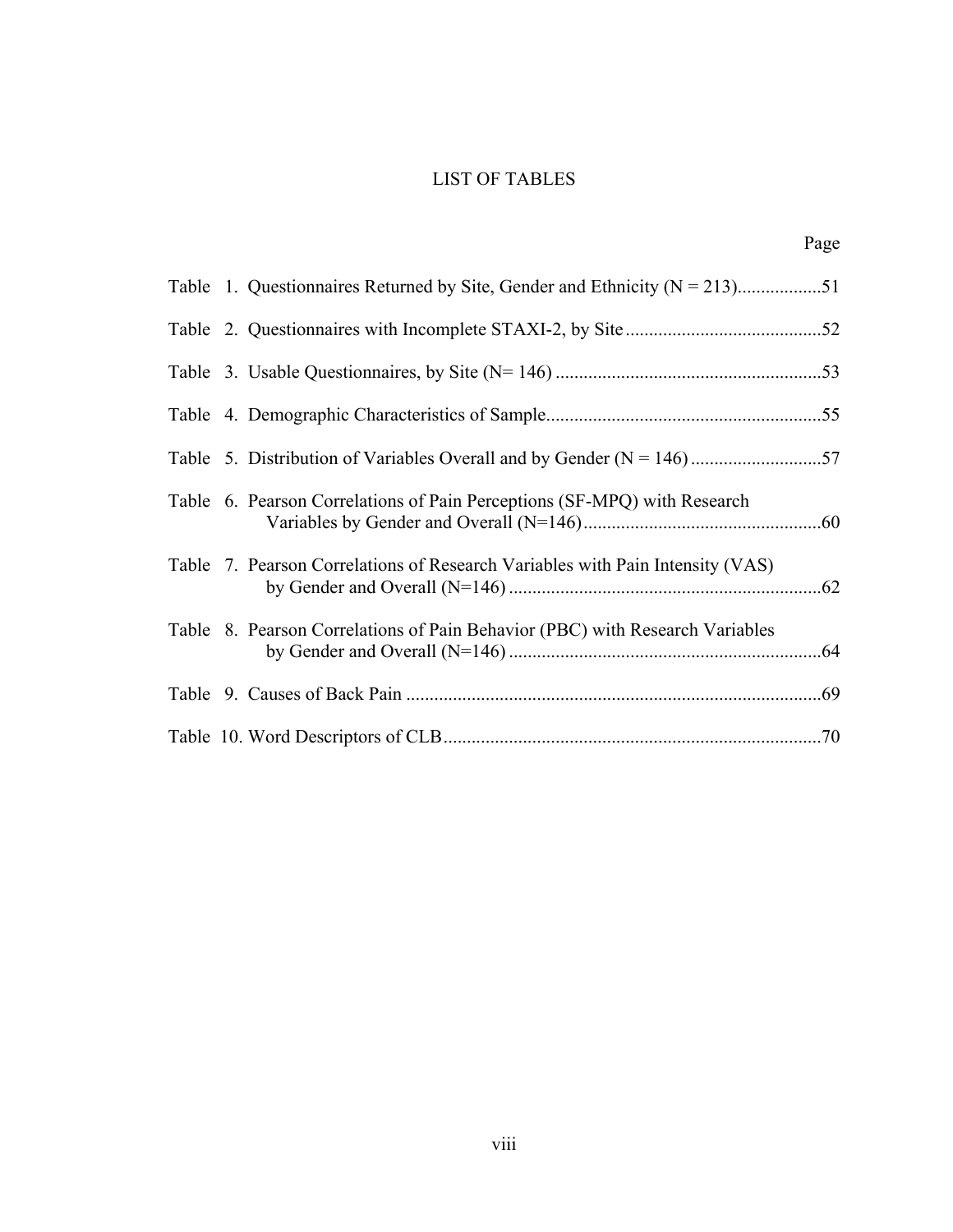# LIST OF TABLES

| | Page |
|---|---|
| Table 1. Questionnaires Returned by Site, Gender and Ethnicity (N = 213) | 51 |
| Table 2. Questionnaires with Incomplete STAXI-2, by Site | 52 |
| Table 3. Usable Questionnaires, by Site (N= 146) | 53 |
| Table 4. Demographic Characteristics of Sample | 55 |
| Table 5. Distribution of Variables Overall and by Gender (N = 146) | 57 |
| Table 6. Pearson Correlations of Pain Perceptions (SF-MPQ) with Research Variables by Gender and Overall (N=146) | 60 |
| Table 7. Pearson Correlations of Research Variables with Pain Intensity (VAS) by Gender and Overall (N=146) | 62 |
| Table 8. Pearson Correlations of Pain Behavior (PBC) with Research Variables by Gender and Overall (N=146) | 64 |
| Table 9. Causes of Back Pain | 69 |
| Table 10. Word Descriptors of CLB | 70 |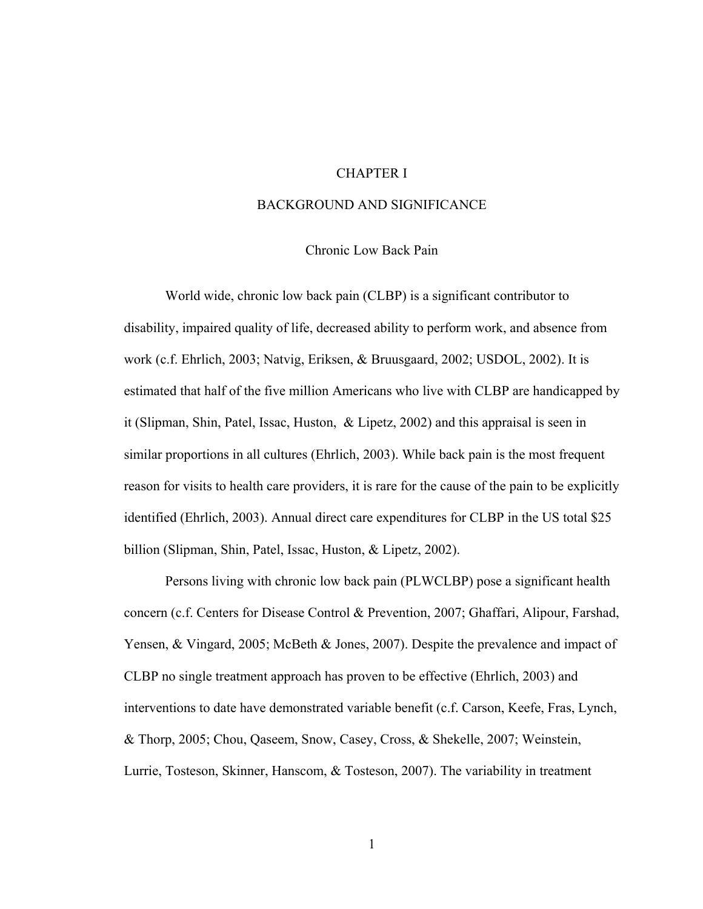# CHAPTER I

# BACKGROUND AND SIGNIFICANCE

## Chronic Low Back Pain

World wide, chronic low back pain (CLBP) is a significant contributor to disability, impaired quality of life, decreased ability to perform work, and absence from work (c.f. Ehrlich, 2003; Natvig, Eriksen, & Bruusgaard, 2002; USDOL, 2002). It is estimated that half of the five million Americans who live with CLBP are handicapped by it (Slipman, Shin, Patel, Issac, Huston, & Lipetz, 2002) and this appraisal is seen in similar proportions in all cultures (Ehrlich, 2003). While back pain is the most frequent reason for visits to health care providers, it is rare for the cause of the pain to be explicitly identified (Ehrlich, 2003). Annual direct care expenditures for CLBP in the US total $25 billion (Slipman, Shin, Patel, Issac, Huston, & Lipetz, 2002).

Persons living with chronic low back pain (PLWCLBP) pose a significant health concern (c.f. Centers for Disease Control & Prevention, 2007; Ghaffari, Alipour, Farshad, Yensen, & Vingard, 2005; McBeth & Jones, 2007). Despite the prevalence and impact of CLBP no single treatment approach has proven to be effective (Ehrlich, 2003) and interventions to date have demonstrated variable benefit (c.f. Carson, Keefe, Fras, Lynch, & Thorp, 2005; Chou, Qaseem, Snow, Casey, Cross, & Shekelle, 2007; Weinstein, Lurrie, Tosteson, Skinner, Hanscom, & Tosteson, 2007). The variability in treatment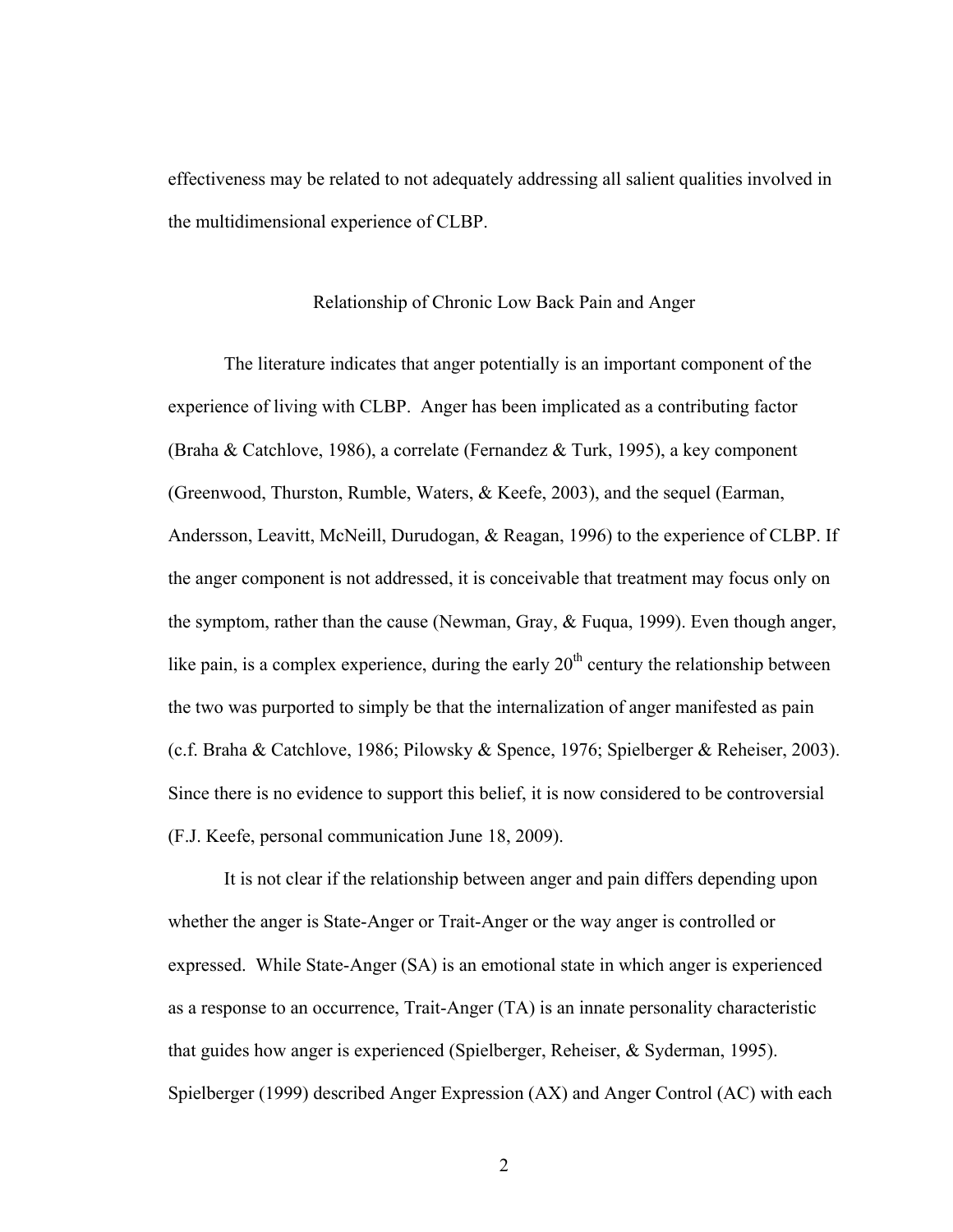effectiveness may be related to not adequately addressing all salient qualities involved in the multidimensional experience of CLBP.

## Relationship of Chronic Low Back Pain and Anger

The literature indicates that anger potentially is an important component of the experience of living with CLBP. Anger has been implicated as a contributing factor (Braha & Catchlove, 1986), a correlate (Fernandez & Turk, 1995), a key component (Greenwood, Thurston, Rumble, Waters, & Keefe, 2003), and the sequel (Earman, Andersson, Leavitt, McNeill, Durudogan, & Reagan, 1996) to the experience of CLBP. If the anger component is not addressed, it is conceivable that treatment may focus only on the symptom, rather than the cause (Newman, Gray, & Fuqua, 1999). Even though anger, like pain, is a complex experience, during the early 20th century the relationship between the two was purported to simply be that the internalization of anger manifested as pain (c.f. Braha & Catchlove, 1986; Pilowsky & Spence, 1976; Spielberger & Reheiser, 2003). Since there is no evidence to support this belief, it is now considered to be controversial (F.J. Keefe, personal communication June 18, 2009).

It is not clear if the relationship between anger and pain differs depending upon whether the anger is State-Anger or Trait-Anger or the way anger is controlled or expressed. While State-Anger (SA) is an emotional state in which anger is experienced as a response to an occurrence, Trait-Anger (TA) is an innate personality characteristic that guides how anger is experienced (Spielberger, Reheiser, & Syderman, 1995). Spielberger (1999) described Anger Expression (AX) and Anger Control (AC) with each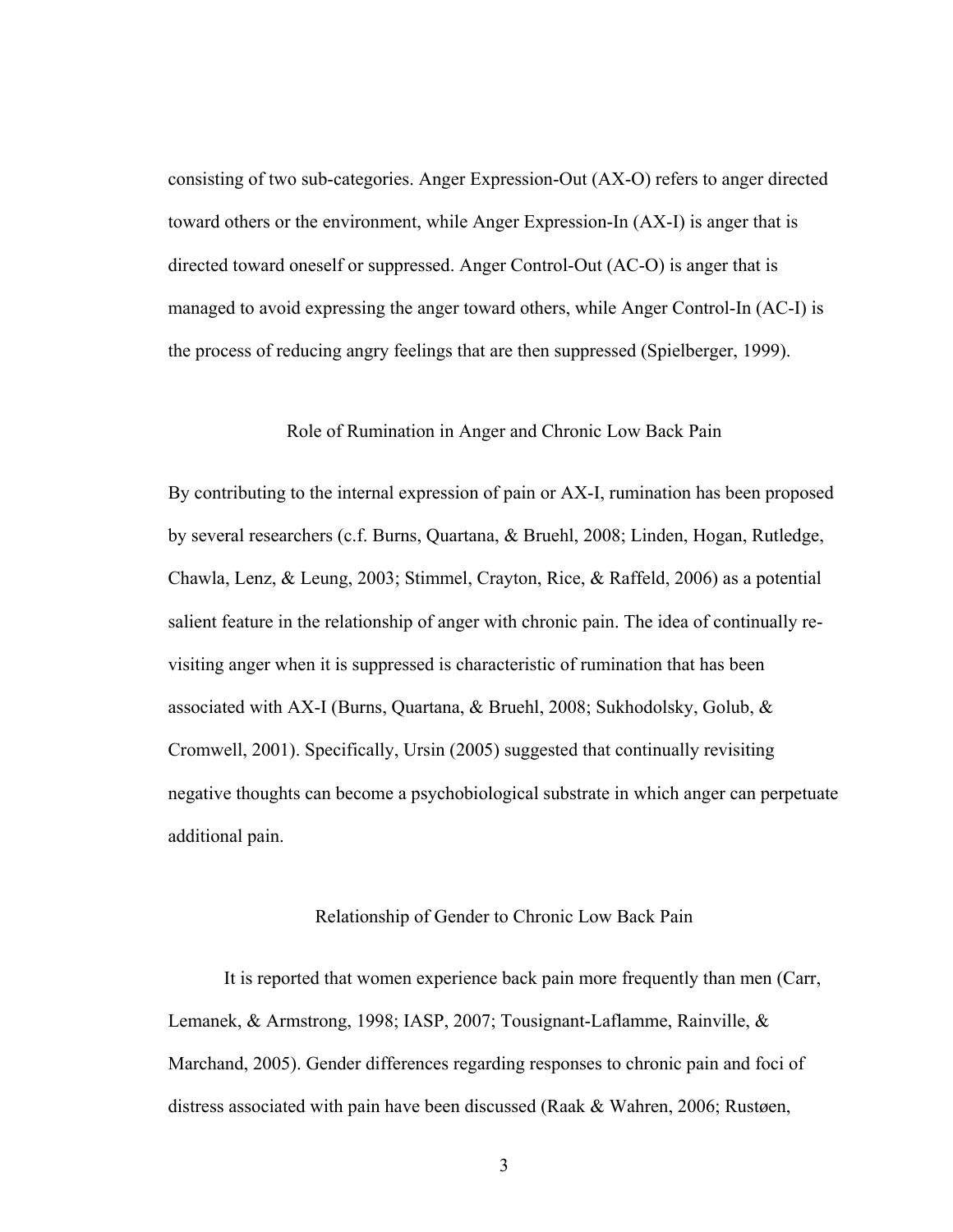consisting of two sub-categories. Anger Expression-Out (AX-O) refers to anger directed toward others or the environment, while Anger Expression-In (AX-I) is anger that is directed toward oneself or suppressed. Anger Control-Out (AC-O) is anger that is managed to avoid expressing the anger toward others, while Anger Control-In (AC-I) is the process of reducing angry feelings that are then suppressed (Spielberger, 1999).

## Role of Rumination in Anger and Chronic Low Back Pain

By contributing to the internal expression of pain or AX-I, rumination has been proposed by several researchers (c.f. Burns, Quartana, & Bruehl, 2008; Linden, Hogan, Rutledge, Chawla, Lenz, & Leung, 2003; Stimmel, Crayton, Rice, & Raffeld, 2006) as a potential salient feature in the relationship of anger with chronic pain. The idea of continually re-visiting anger when it is suppressed is characteristic of rumination that has been associated with AX-I (Burns, Quartana, & Bruehl, 2008; Sukhodolsky, Golub, & Cromwell, 2001). Specifically, Ursin (2005) suggested that continually revisiting negative thoughts can become a psychobiological substrate in which anger can perpetuate additional pain.

## Relationship of Gender to Chronic Low Back Pain

It is reported that women experience back pain more frequently than men (Carr, Lemanek, & Armstrong, 1998; IASP, 2007; Tousignant-Laflamme, Rainville, & Marchand, 2005). Gender differences regarding responses to chronic pain and foci of distress associated with pain have been discussed (Raak & Wahren, 2006; Rustøen,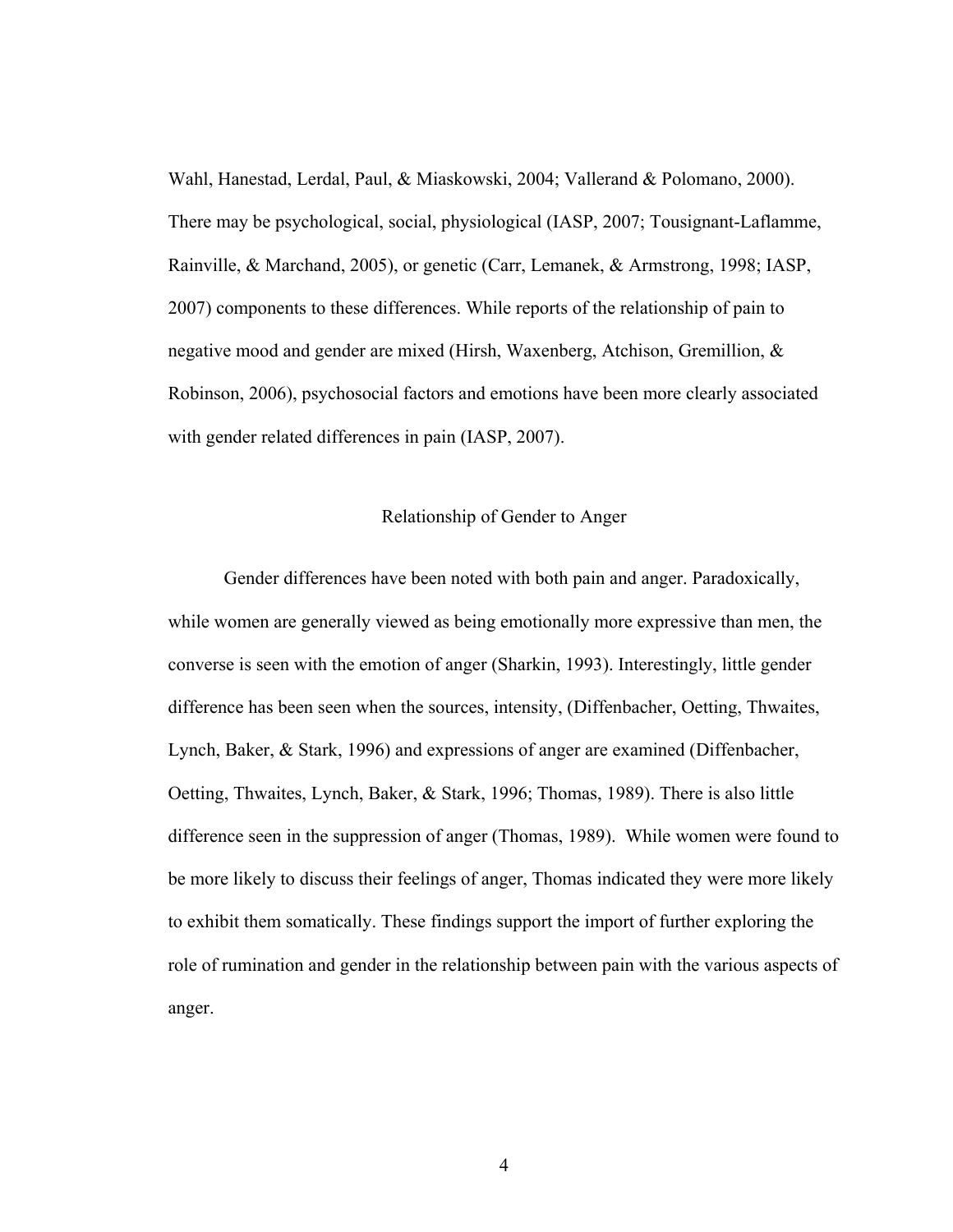Wahl, Hanestad, Lerdal, Paul, & Miaskowski, 2004; Vallerand & Polomano, 2000). There may be psychological, social, physiological (IASP, 2007; Tousignant-Laflamme, Rainville, & Marchand, 2005), or genetic (Carr, Lemanek, & Armstrong, 1998; IASP, 2007) components to these differences. While reports of the relationship of pain to negative mood and gender are mixed (Hirsh, Waxenberg, Atchison, Gremillion, & Robinson, 2006), psychosocial factors and emotions have been more clearly associated with gender related differences in pain (IASP, 2007).

## Relationship of Gender to Anger

Gender differences have been noted with both pain and anger. Paradoxically, while women are generally viewed as being emotionally more expressive than men, the converse is seen with the emotion of anger (Sharkin, 1993). Interestingly, little gender difference has been seen when the sources, intensity, (Diffenbacher, Oetting, Thwaites, Lynch, Baker, & Stark, 1996) and expressions of anger are examined (Diffenbacher, Oetting, Thwaites, Lynch, Baker, & Stark, 1996; Thomas, 1989). There is also little difference seen in the suppression of anger (Thomas, 1989). While women were found to be more likely to discuss their feelings of anger, Thomas indicated they were more likely to exhibit them somatically. These findings support the import of further exploring the role of rumination and gender in the relationship between pain with the various aspects of anger.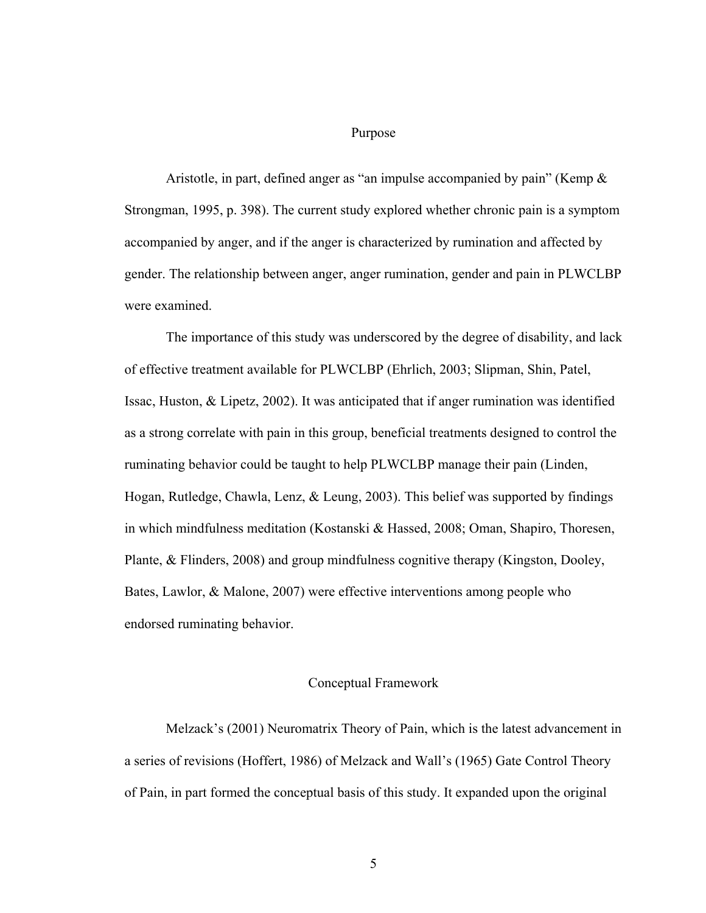## Purpose

Aristotle, in part, defined anger as "an impulse accompanied by pain" (Kemp & Strongman, 1995, p. 398). The current study explored whether chronic pain is a symptom accompanied by anger, and if the anger is characterized by rumination and affected by gender. The relationship between anger, anger rumination, gender and pain in PLWCLBP were examined.

The importance of this study was underscored by the degree of disability, and lack of effective treatment available for PLWCLBP (Ehrlich, 2003; Slipman, Shin, Patel, Issac, Huston, & Lipetz, 2002). It was anticipated that if anger rumination was identified as a strong correlate with pain in this group, beneficial treatments designed to control the ruminating behavior could be taught to help PLWCLBP manage their pain (Linden, Hogan, Rutledge, Chawla, Lenz, & Leung, 2003). This belief was supported by findings in which mindfulness meditation (Kostanski & Hassed, 2008; Oman, Shapiro, Thoresen, Plante, & Flinders, 2008) and group mindfulness cognitive therapy (Kingston, Dooley, Bates, Lawlor, & Malone, 2007) were effective interventions among people who endorsed ruminating behavior.

## Conceptual Framework

Melzack's (2001) Neuromatrix Theory of Pain, which is the latest advancement in a series of revisions (Hoffert, 1986) of Melzack and Wall's (1965) Gate Control Theory of Pain, in part formed the conceptual basis of this study. It expanded upon the original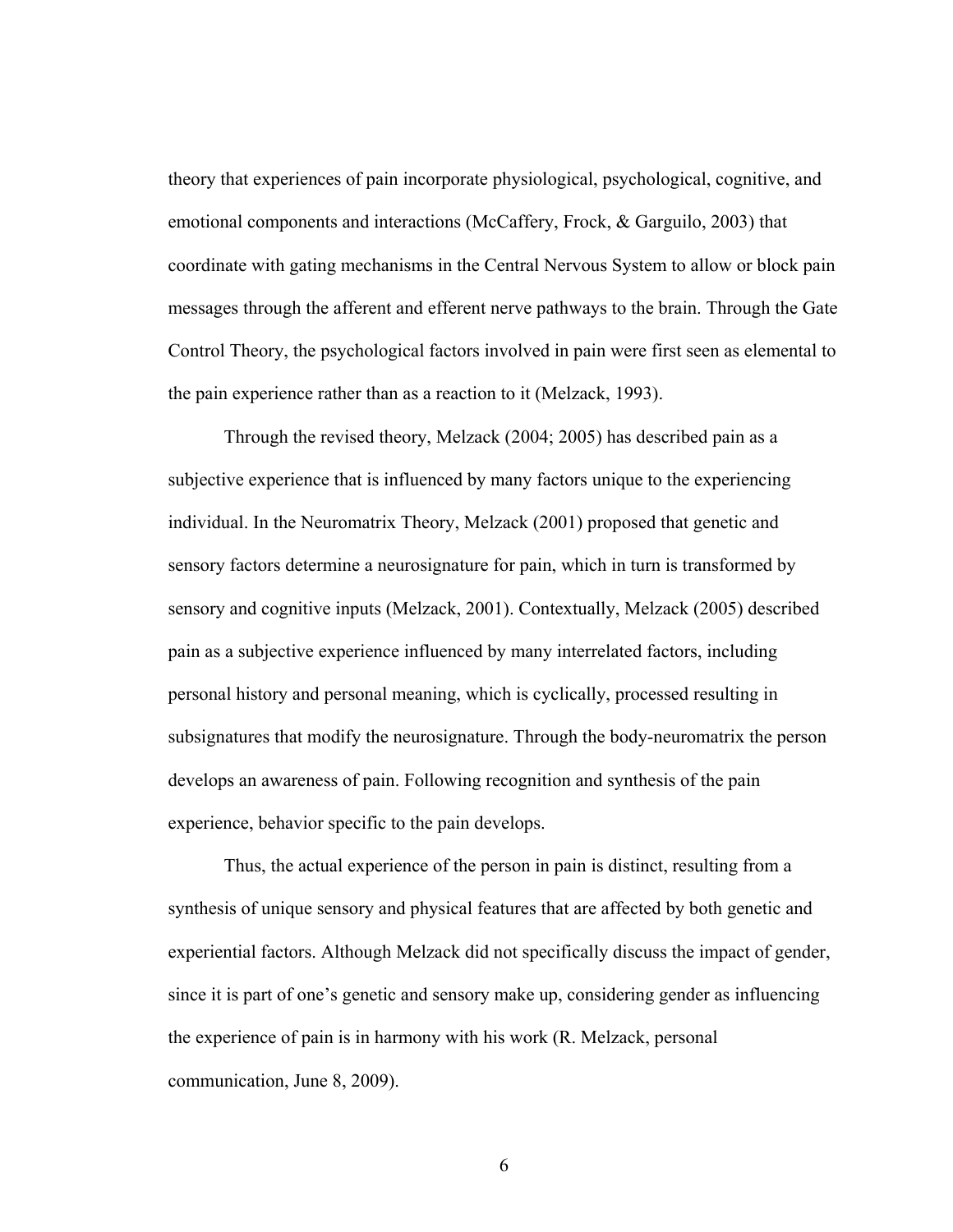theory that experiences of pain incorporate physiological, psychological, cognitive, and emotional components and interactions (McCaffery, Frock, & Garguilo, 2003) that coordinate with gating mechanisms in the Central Nervous System to allow or block pain messages through the afferent and efferent nerve pathways to the brain. Through the Gate Control Theory, the psychological factors involved in pain were first seen as elemental to the pain experience rather than as a reaction to it (Melzack, 1993).

Through the revised theory, Melzack (2004; 2005) has described pain as a subjective experience that is influenced by many factors unique to the experiencing individual. In the Neuromatrix Theory, Melzack (2001) proposed that genetic and sensory factors determine a neurosignature for pain, which in turn is transformed by sensory and cognitive inputs (Melzack, 2001). Contextually, Melzack (2005) described pain as a subjective experience influenced by many interrelated factors, including personal history and personal meaning, which is cyclically, processed resulting in subsignatures that modify the neurosignature. Through the body-neuromatrix the person develops an awareness of pain. Following recognition and synthesis of the pain experience, behavior specific to the pain develops.

Thus, the actual experience of the person in pain is distinct, resulting from a synthesis of unique sensory and physical features that are affected by both genetic and experiential factors. Although Melzack did not specifically discuss the impact of gender, since it is part of one's genetic and sensory make up, considering gender as influencing the experience of pain is in harmony with his work (R. Melzack, personal communication, June 8, 2009).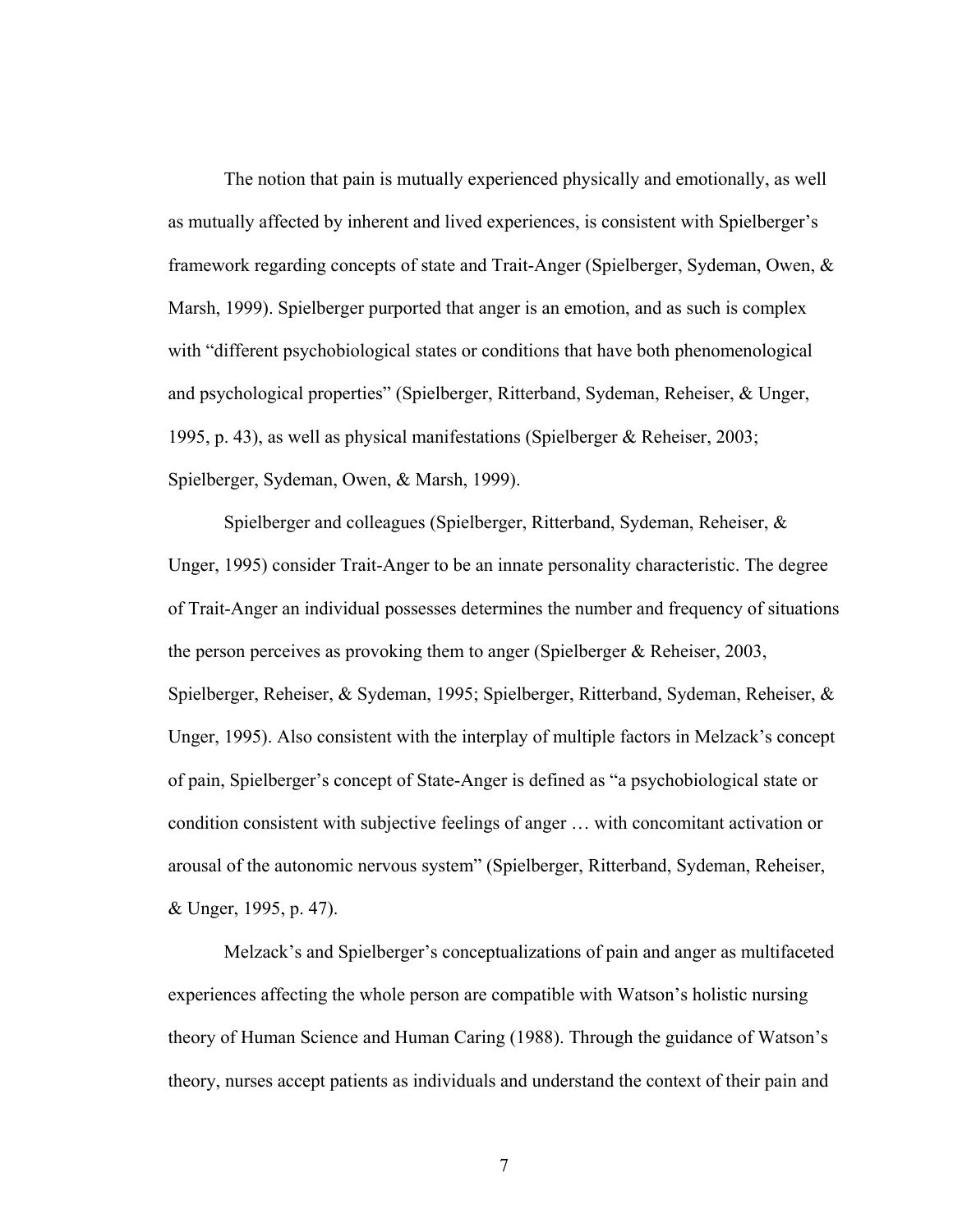The notion that pain is mutually experienced physically and emotionally, as well as mutually affected by inherent and lived experiences, is consistent with Spielberger's framework regarding concepts of state and Trait-Anger (Spielberger, Sydeman, Owen, & Marsh, 1999). Spielberger purported that anger is an emotion, and as such is complex with "different psychobiological states or conditions that have both phenomenological and psychological properties" (Spielberger, Ritterband, Sydeman, Reheiser, & Unger, 1995, p. 43), as well as physical manifestations (Spielberger & Reheiser, 2003; Spielberger, Sydeman, Owen, & Marsh, 1999).

Spielberger and colleagues (Spielberger, Ritterband, Sydeman, Reheiser, & Unger, 1995) consider Trait-Anger to be an innate personality characteristic. The degree of Trait-Anger an individual possesses determines the number and frequency of situations the person perceives as provoking them to anger (Spielberger & Reheiser, 2003, Spielberger, Reheiser, & Sydeman, 1995; Spielberger, Ritterband, Sydeman, Reheiser, & Unger, 1995). Also consistent with the interplay of multiple factors in Melzack's concept of pain, Spielberger's concept of State-Anger is defined as "a psychobiological state or condition consistent with subjective feelings of anger … with concomitant activation or arousal of the autonomic nervous system" (Spielberger, Ritterband, Sydeman, Reheiser, & Unger, 1995, p. 47).

Melzack's and Spielberger's conceptualizations of pain and anger as multifaceted experiences affecting the whole person are compatible with Watson's holistic nursing theory of Human Science and Human Caring (1988). Through the guidance of Watson's theory, nurses accept patients as individuals and understand the context of their pain and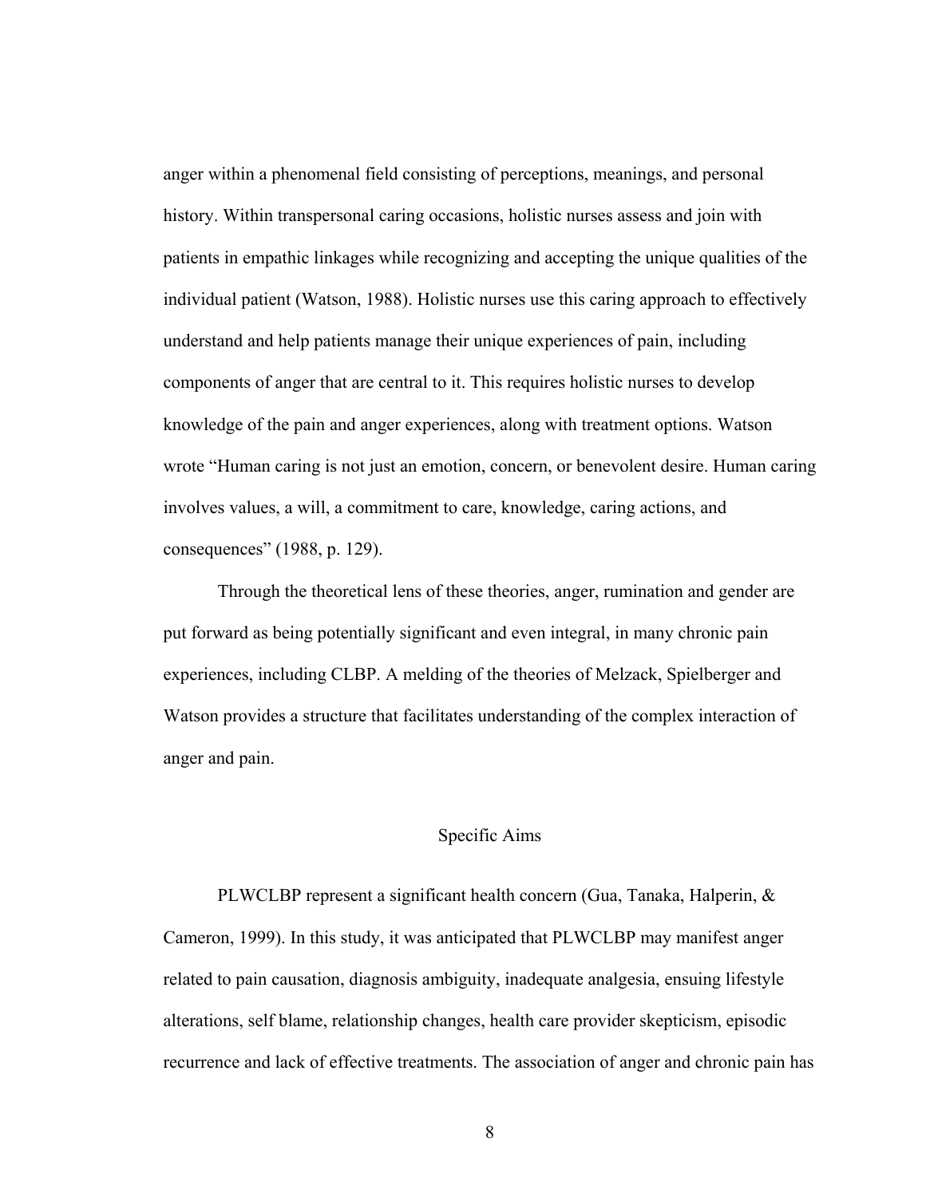anger within a phenomenal field consisting of perceptions, meanings, and personal history. Within transpersonal caring occasions, holistic nurses assess and join with patients in empathic linkages while recognizing and accepting the unique qualities of the individual patient (Watson, 1988). Holistic nurses use this caring approach to effectively understand and help patients manage their unique experiences of pain, including components of anger that are central to it. This requires holistic nurses to develop knowledge of the pain and anger experiences, along with treatment options. Watson wrote "Human caring is not just an emotion, concern, or benevolent desire. Human caring involves values, a will, a commitment to care, knowledge, caring actions, and consequences" (1988, p. 129).

Through the theoretical lens of these theories, anger, rumination and gender are put forward as being potentially significant and even integral, in many chronic pain experiences, including CLBP. A melding of the theories of Melzack, Spielberger and Watson provides a structure that facilitates understanding of the complex interaction of anger and pain.

## Specific Aims

PLWCLBP represent a significant health concern (Gua, Tanaka, Halperin, & Cameron, 1999). In this study, it was anticipated that PLWCLBP may manifest anger related to pain causation, diagnosis ambiguity, inadequate analgesia, ensuing lifestyle alterations, self blame, relationship changes, health care provider skepticism, episodic recurrence and lack of effective treatments. The association of anger and chronic pain has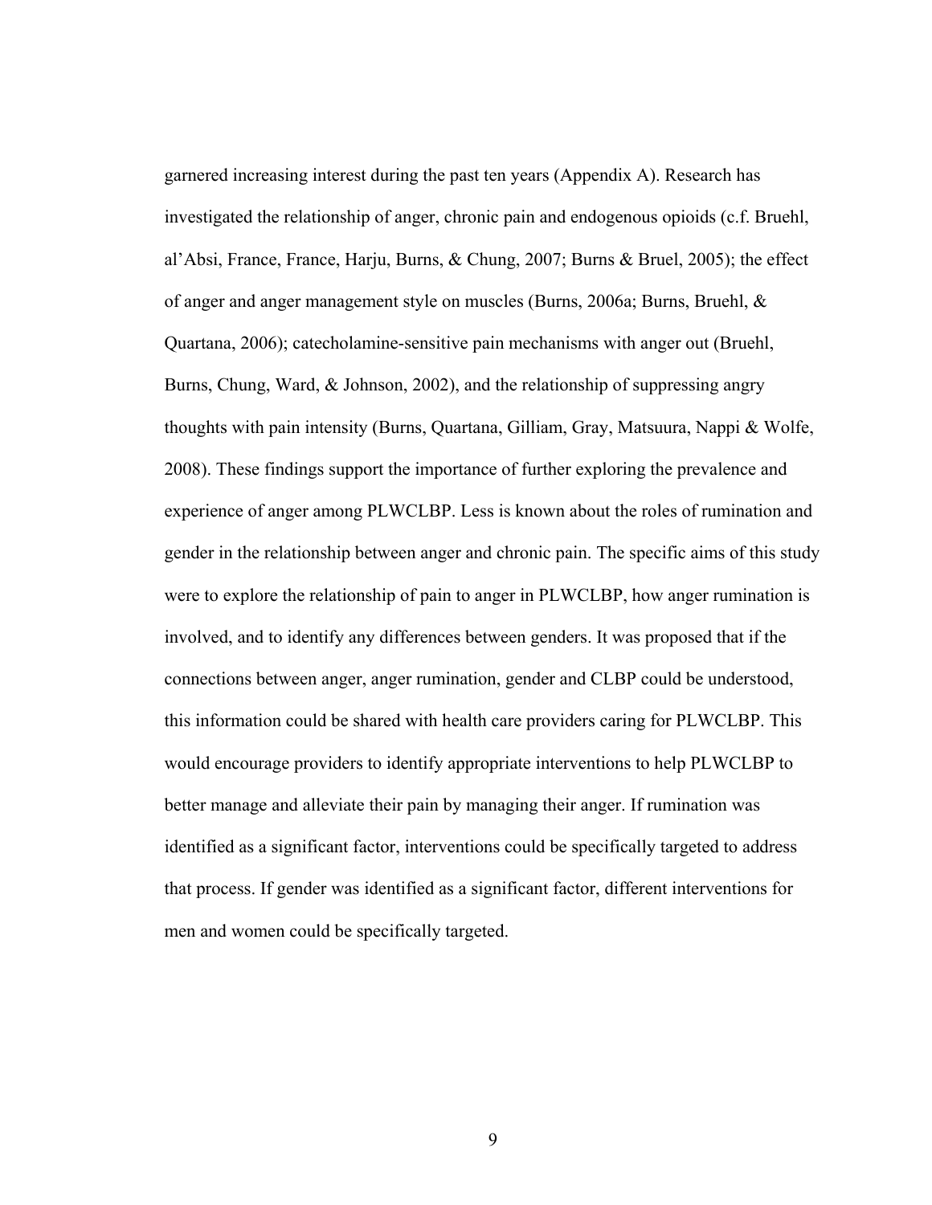garnered increasing interest during the past ten years (Appendix A). Research has investigated the relationship of anger, chronic pain and endogenous opioids (c.f. Bruehl, al'Absi, France, France, Harju, Burns, & Chung, 2007; Burns & Bruel, 2005); the effect of anger and anger management style on muscles (Burns, 2006a; Burns, Bruehl, & Quartana, 2006); catecholamine-sensitive pain mechanisms with anger out (Bruehl, Burns, Chung, Ward, & Johnson, 2002), and the relationship of suppressing angry thoughts with pain intensity (Burns, Quartana, Gilliam, Gray, Matsuura, Nappi & Wolfe, 2008). These findings support the importance of further exploring the prevalence and experience of anger among PLWCLBP. Less is known about the roles of rumination and gender in the relationship between anger and chronic pain. The specific aims of this study were to explore the relationship of pain to anger in PLWCLBP, how anger rumination is involved, and to identify any differences between genders. It was proposed that if the connections between anger, anger rumination, gender and CLBP could be understood, this information could be shared with health care providers caring for PLWCLBP. This would encourage providers to identify appropriate interventions to help PLWCLBP to better manage and alleviate their pain by managing their anger. If rumination was identified as a significant factor, interventions could be specifically targeted to address that process. If gender was identified as a significant factor, different interventions for men and women could be specifically targeted.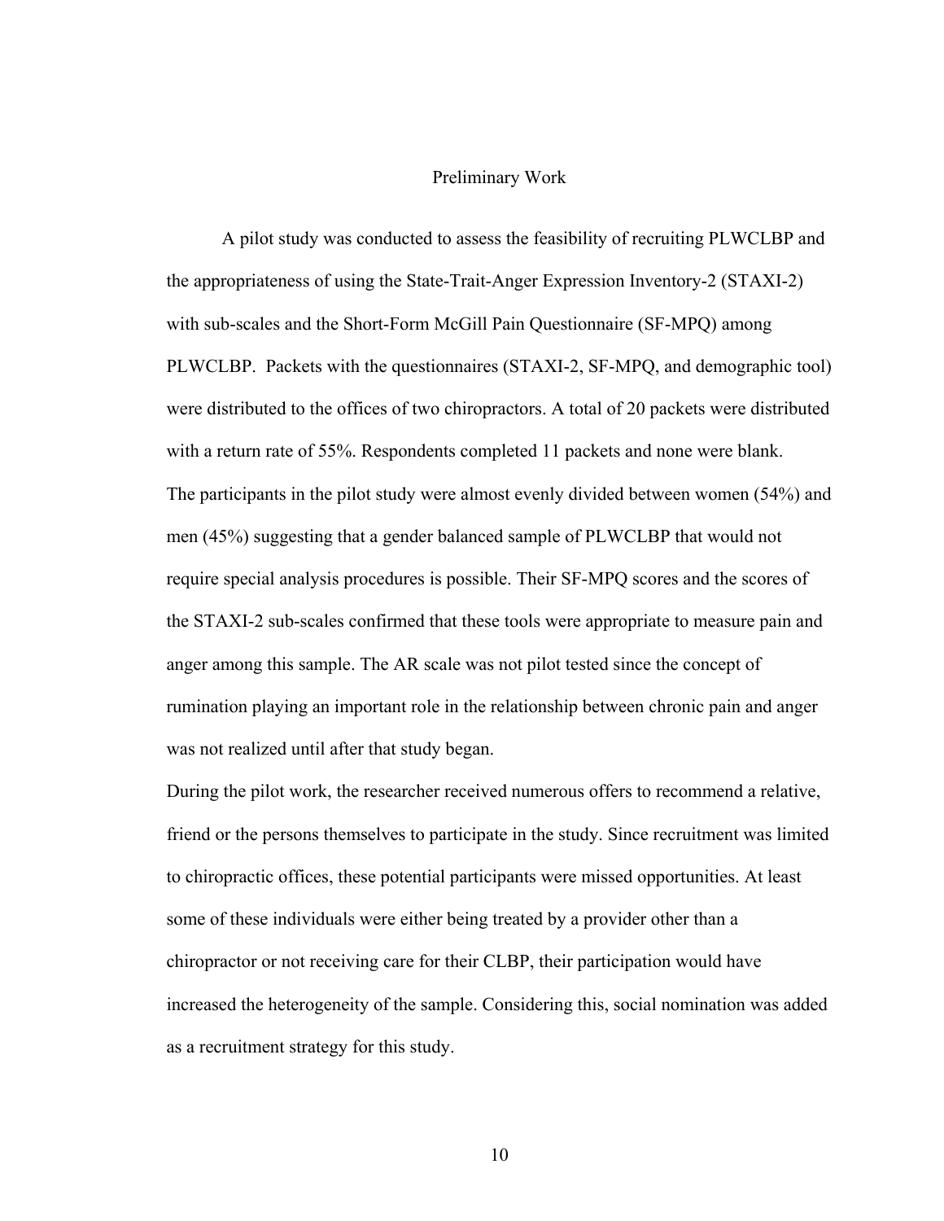## Preliminary Work

A pilot study was conducted to assess the feasibility of recruiting PLWCLBP and the appropriateness of using the State-Trait-Anger Expression Inventory-2 (STAXI-2) with sub-scales and the Short-Form McGill Pain Questionnaire (SF-MPQ) among PLWCLBP. Packets with the questionnaires (STAXI-2, SF-MPQ, and demographic tool) were distributed to the offices of two chiropractors. A total of 20 packets were distributed with a return rate of 55%. Respondents completed 11 packets and none were blank. The participants in the pilot study were almost evenly divided between women (54%) and men (45%) suggesting that a gender balanced sample of PLWCLBP that would not require special analysis procedures is possible. Their SF-MPQ scores and the scores of the STAXI-2 sub-scales confirmed that these tools were appropriate to measure pain and anger among this sample. The AR scale was not pilot tested since the concept of rumination playing an important role in the relationship between chronic pain and anger was not realized until after that study began.

During the pilot work, the researcher received numerous offers to recommend a relative, friend or the persons themselves to participate in the study. Since recruitment was limited to chiropractic offices, these potential participants were missed opportunities. At least some of these individuals were either being treated by a provider other than a chiropractor or not receiving care for their CLBP, their participation would have increased the heterogeneity of the sample. Considering this, social nomination was added as a recruitment strategy for this study.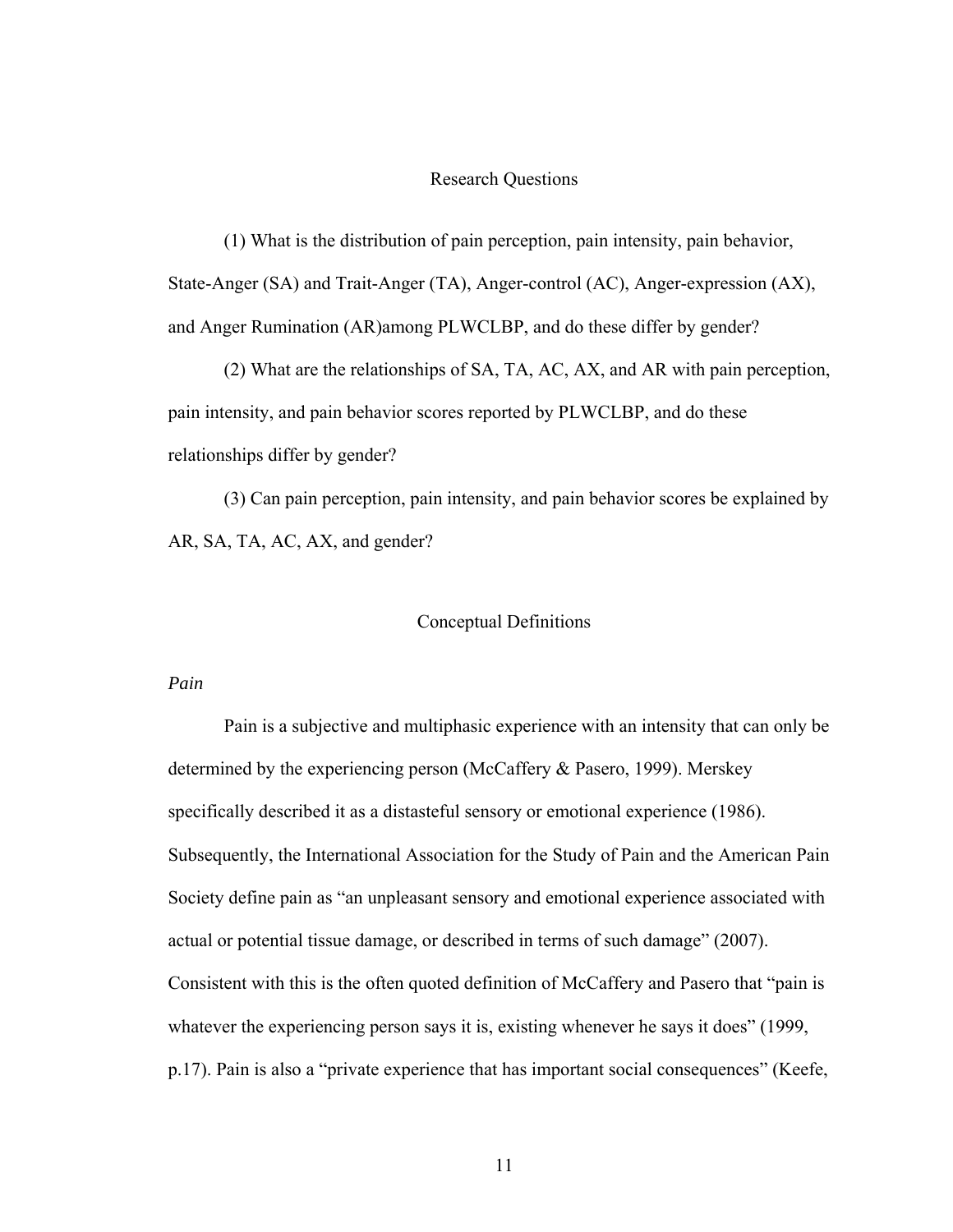## Research Questions

(1) What is the distribution of pain perception, pain intensity, pain behavior, State-Anger (SA) and Trait-Anger (TA), Anger-control (AC), Anger-expression (AX), and Anger Rumination (AR)among PLWCLBP, and do these differ by gender?

(2) What are the relationships of SA, TA, AC, AX, and AR with pain perception, pain intensity, and pain behavior scores reported by PLWCLBP, and do these relationships differ by gender?

(3) Can pain perception, pain intensity, and pain behavior scores be explained by AR, SA, TA, AC, AX, and gender?

## Conceptual Definitions

### *Pain*

Pain is a subjective and multiphasic experience with an intensity that can only be determined by the experiencing person (McCaffery & Pasero, 1999). Merskey specifically described it as a distasteful sensory or emotional experience (1986). Subsequently, the International Association for the Study of Pain and the American Pain Society define pain as "an unpleasant sensory and emotional experience associated with actual or potential tissue damage, or described in terms of such damage" (2007). Consistent with this is the often quoted definition of McCaffery and Pasero that "pain is whatever the experiencing person says it is, existing whenever he says it does" (1999, p.17). Pain is also a "private experience that has important social consequences" (Keefe,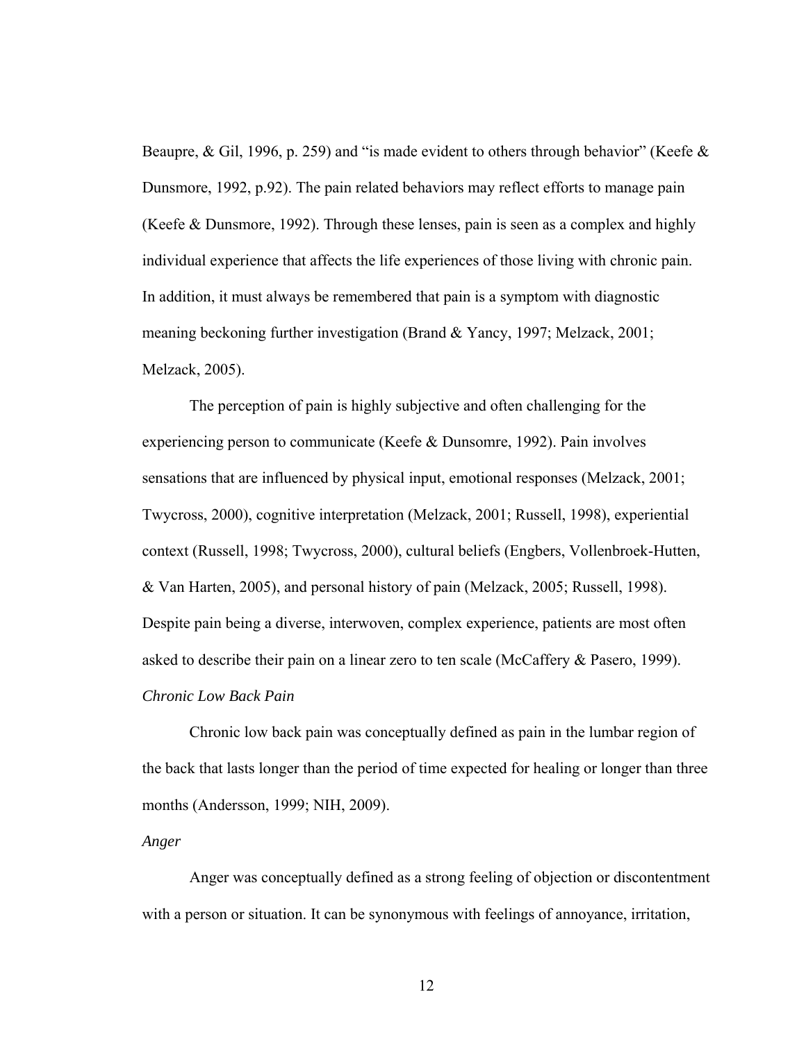Beaupre, & Gil, 1996, p. 259) and "is made evident to others through behavior" (Keefe & Dunsmore, 1992, p.92). The pain related behaviors may reflect efforts to manage pain (Keefe & Dunsmore, 1992). Through these lenses, pain is seen as a complex and highly individual experience that affects the life experiences of those living with chronic pain. In addition, it must always be remembered that pain is a symptom with diagnostic meaning beckoning further investigation (Brand & Yancy, 1997; Melzack, 2001; Melzack, 2005).

The perception of pain is highly subjective and often challenging for the experiencing person to communicate (Keefe & Dunsomre, 1992). Pain involves sensations that are influenced by physical input, emotional responses (Melzack, 2001; Twycross, 2000), cognitive interpretation (Melzack, 2001; Russell, 1998), experiential context (Russell, 1998; Twycross, 2000), cultural beliefs (Engbers, Vollenbroek-Hutten, & Van Harten, 2005), and personal history of pain (Melzack, 2005; Russell, 1998). Despite pain being a diverse, interwoven, complex experience, patients are most often asked to describe their pain on a linear zero to ten scale (McCaffery & Pasero, 1999).

*Chronic Low Back Pain*

Chronic low back pain was conceptually defined as pain in the lumbar region of the back that lasts longer than the period of time expected for healing or longer than three months (Andersson, 1999; NIH, 2009).

*Anger*

Anger was conceptually defined as a strong feeling of objection or discontentment with a person or situation. It can be synonymous with feelings of annoyance, irritation,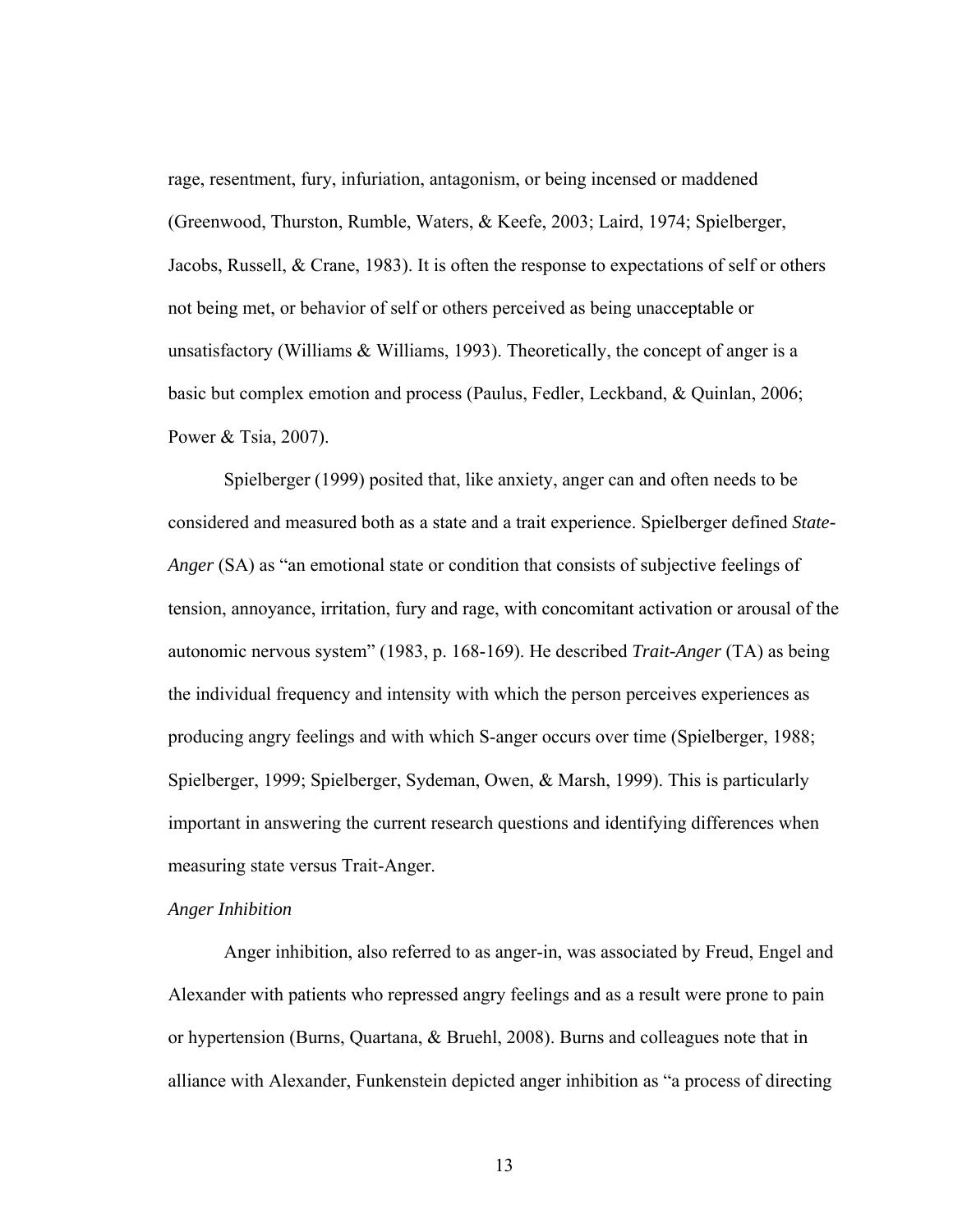rage, resentment, fury, infuriation, antagonism, or being incensed or maddened (Greenwood, Thurston, Rumble, Waters, & Keefe, 2003; Laird, 1974; Spielberger, Jacobs, Russell, & Crane, 1983). It is often the response to expectations of self or others not being met, or behavior of self or others perceived as being unacceptable or unsatisfactory (Williams & Williams, 1993). Theoretically, the concept of anger is a basic but complex emotion and process (Paulus, Fedler, Leckband, & Quinlan, 2006; Power & Tsia, 2007).

Spielberger (1999) posited that, like anxiety, anger can and often needs to be considered and measured both as a state and a trait experience. Spielberger defined *State-Anger* (SA) as "an emotional state or condition that consists of subjective feelings of tension, annoyance, irritation, fury and rage, with concomitant activation or arousal of the autonomic nervous system" (1983, p. 168-169). He described *Trait-Anger* (TA) as being the individual frequency and intensity with which the person perceives experiences as producing angry feelings and with which S-anger occurs over time (Spielberger, 1988; Spielberger, 1999; Spielberger, Sydeman, Owen, & Marsh, 1999). This is particularly important in answering the current research questions and identifying differences when measuring state versus Trait-Anger.

*Anger Inhibition*

Anger inhibition, also referred to as anger-in, was associated by Freud, Engel and Alexander with patients who repressed angry feelings and as a result were prone to pain or hypertension (Burns, Quartana, & Bruehl, 2008). Burns and colleagues note that in alliance with Alexander, Funkenstein depicted anger inhibition as "a process of directing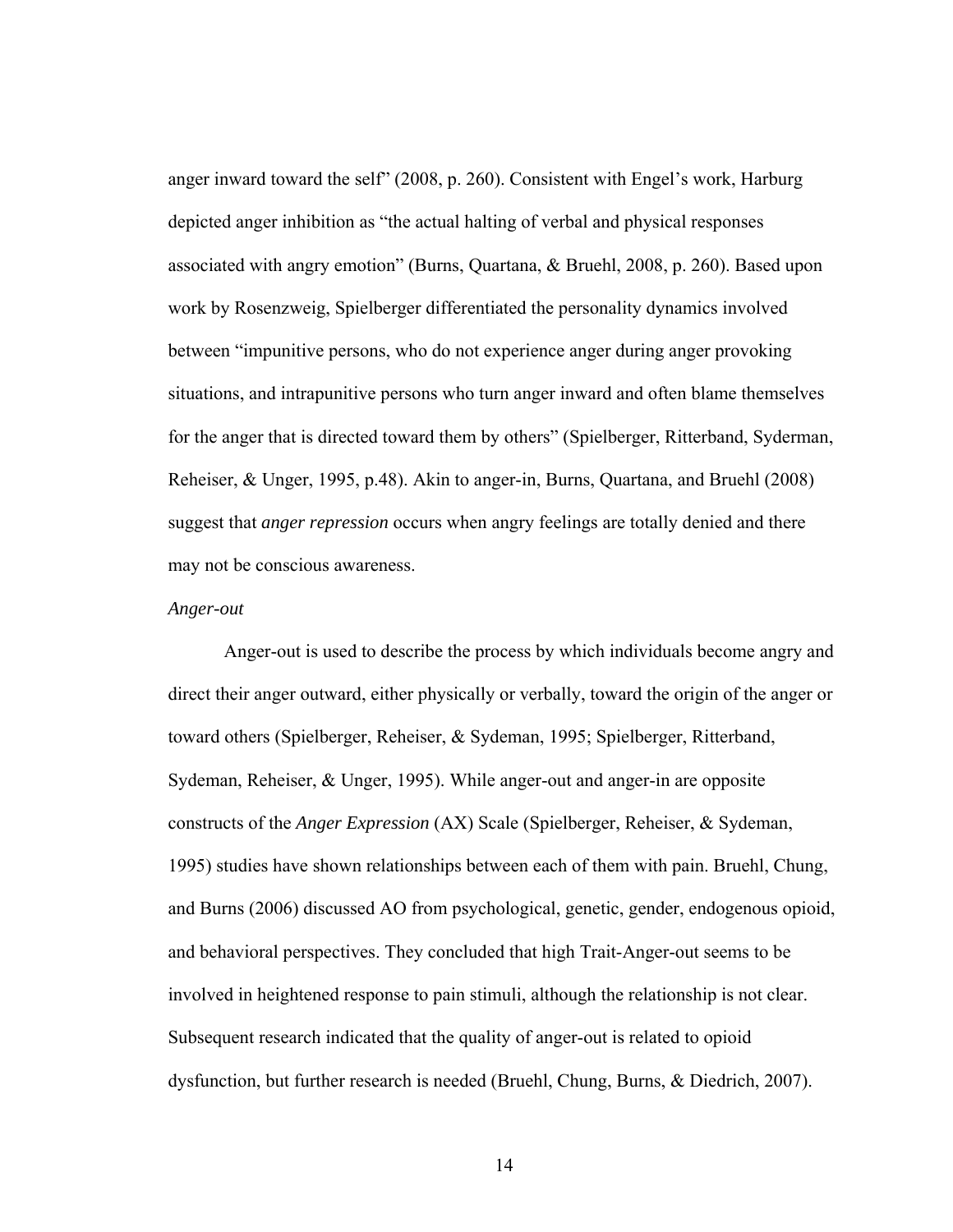anger inward toward the self" (2008, p. 260). Consistent with Engel's work, Harburg depicted anger inhibition as "the actual halting of verbal and physical responses associated with angry emotion" (Burns, Quartana, & Bruehl, 2008, p. 260). Based upon work by Rosenzweig, Spielberger differentiated the personality dynamics involved between "impunitive persons, who do not experience anger during anger provoking situations, and intrapunitive persons who turn anger inward and often blame themselves for the anger that is directed toward them by others" (Spielberger, Ritterband, Syderman, Reheiser, & Unger, 1995, p.48). Akin to anger-in, Burns, Quartana, and Bruehl (2008) suggest that *anger repression* occurs when angry feelings are totally denied and there may not be conscious awareness.

### *Anger-out*

Anger-out is used to describe the process by which individuals become angry and direct their anger outward, either physically or verbally, toward the origin of the anger or toward others (Spielberger, Reheiser, & Sydeman, 1995; Spielberger, Ritterband, Sydeman, Reheiser, & Unger, 1995). While anger-out and anger-in are opposite constructs of the *Anger Expression* (AX) Scale (Spielberger, Reheiser, & Sydeman, 1995) studies have shown relationships between each of them with pain. Bruehl, Chung, and Burns (2006) discussed AO from psychological, genetic, gender, endogenous opioid, and behavioral perspectives. They concluded that high Trait-Anger-out seems to be involved in heightened response to pain stimuli, although the relationship is not clear. Subsequent research indicated that the quality of anger-out is related to opioid dysfunction, but further research is needed (Bruehl, Chung, Burns, & Diedrich, 2007).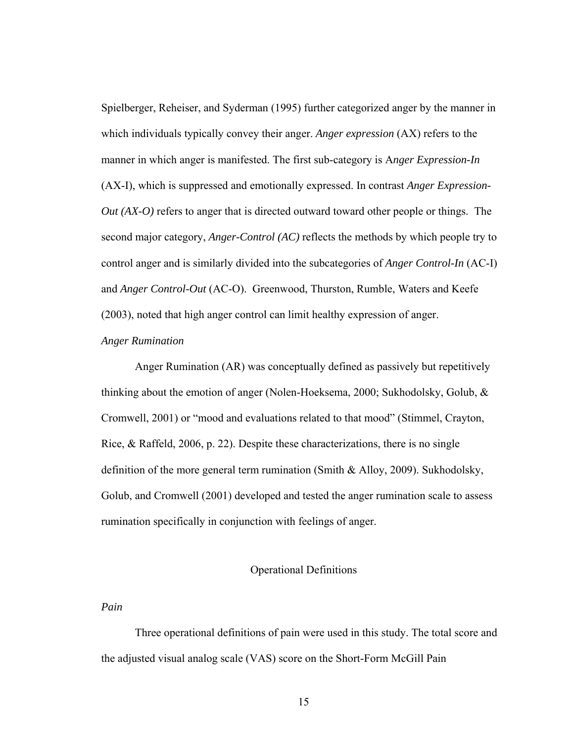Spielberger, Reheiser, and Syderman (1995) further categorized anger by the manner in which individuals typically convey their anger. *Anger expression* (AX) refers to the manner in which anger is manifested. The first sub-category is A*nger Expression-In* (AX-I), which is suppressed and emotionally expressed. In contrast *Anger Expression-Out (AX-O)* refers to anger that is directed outward toward other people or things. The second major category, *Anger-Control (AC)* reflects the methods by which people try to control anger and is similarly divided into the subcategories of *Anger Control-In* (AC-I) and *Anger Control-Out* (AC-O). Greenwood, Thurston, Rumble, Waters and Keefe (2003), noted that high anger control can limit healthy expression of anger.

### *Anger Rumination*

Anger Rumination (AR) was conceptually defined as passively but repetitively thinking about the emotion of anger (Nolen-Hoeksema, 2000; Sukhodolsky, Golub, & Cromwell, 2001) or "mood and evaluations related to that mood" (Stimmel, Crayton, Rice, & Raffeld, 2006, p. 22). Despite these characterizations, there is no single definition of the more general term rumination (Smith & Alloy, 2009). Sukhodolsky, Golub, and Cromwell (2001) developed and tested the anger rumination scale to assess rumination specifically in conjunction with feelings of anger.

## Operational Definitions

### *Pain*

Three operational definitions of pain were used in this study. The total score and the adjusted visual analog scale (VAS) score on the Short-Form McGill Pain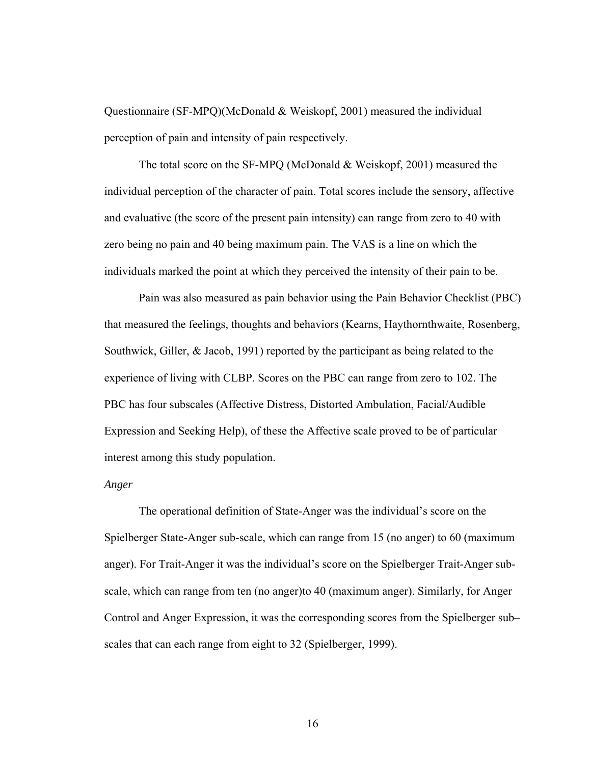Questionnaire (SF-MPQ)(McDonald & Weiskopf, 2001) measured the individual perception of pain and intensity of pain respectively.

The total score on the SF-MPQ (McDonald & Weiskopf, 2001) measured the individual perception of the character of pain. Total scores include the sensory, affective and evaluative (the score of the present pain intensity) can range from zero to 40 with zero being no pain and 40 being maximum pain. The VAS is a line on which the individuals marked the point at which they perceived the intensity of their pain to be.

Pain was also measured as pain behavior using the Pain Behavior Checklist (PBC) that measured the feelings, thoughts and behaviors (Kearns, Haythornthwaite, Rosenberg, Southwick, Giller, & Jacob, 1991) reported by the participant as being related to the experience of living with CLBP. Scores on the PBC can range from zero to 102. The PBC has four subscales (Affective Distress, Distorted Ambulation, Facial/Audible Expression and Seeking Help), of these the Affective scale proved to be of particular interest among this study population.

*Anger*

The operational definition of State-Anger was the individual's score on the Spielberger State-Anger sub-scale, which can range from 15 (no anger) to 60 (maximum anger). For Trait-Anger it was the individual's score on the Spielberger Trait-Anger sub-scale, which can range from ten (no anger)to 40 (maximum anger). Similarly, for Anger Control and Anger Expression, it was the corresponding scores from the Spielberger sub–scales that can each range from eight to 32 (Spielberger, 1999).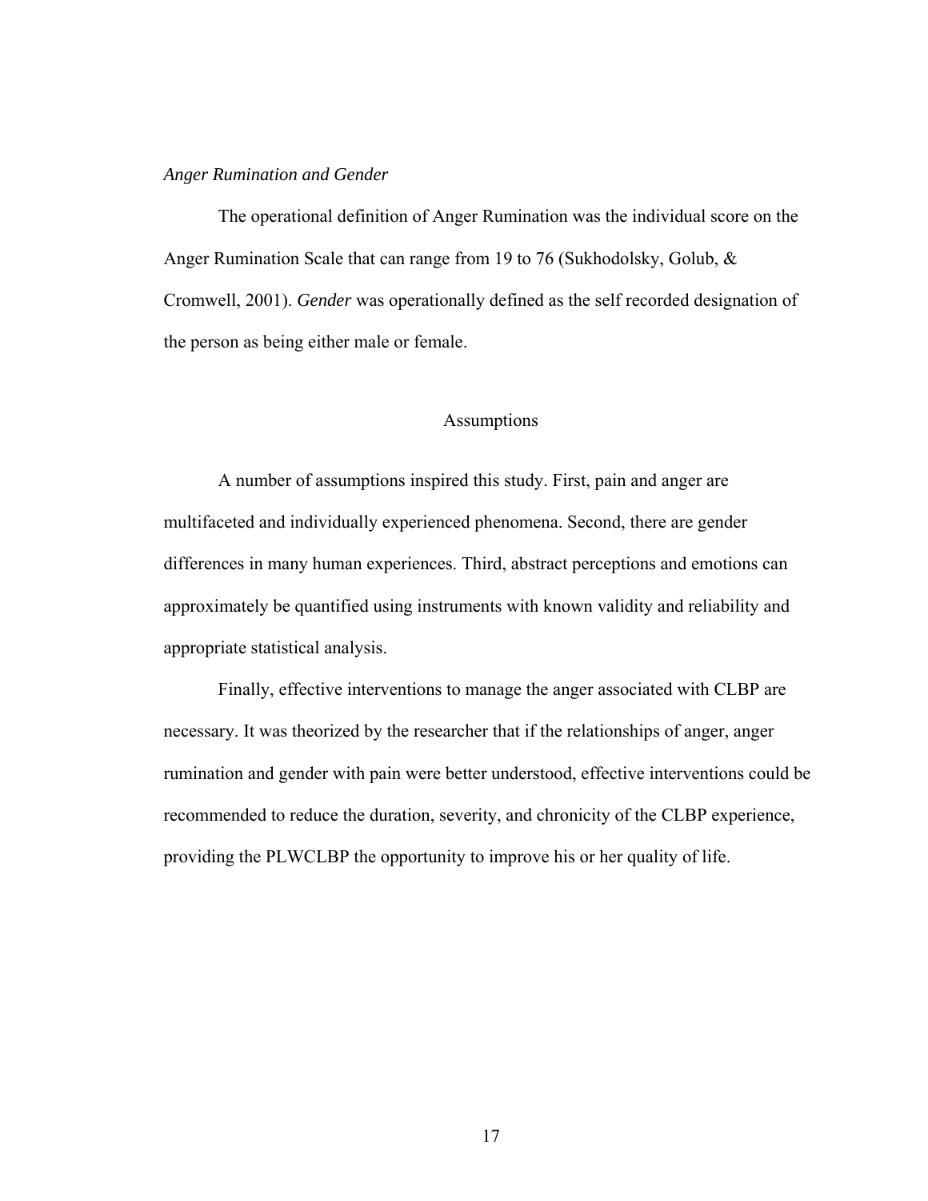*Anger Rumination and Gender*

The operational definition of Anger Rumination was the individual score on the Anger Rumination Scale that can range from 19 to 76 (Sukhodolsky, Golub, & Cromwell, 2001). *Gender* was operationally defined as the self recorded designation of the person as being either male or female.

## Assumptions

A number of assumptions inspired this study. First, pain and anger are multifaceted and individually experienced phenomena. Second, there are gender differences in many human experiences. Third, abstract perceptions and emotions can approximately be quantified using instruments with known validity and reliability and appropriate statistical analysis.

Finally, effective interventions to manage the anger associated with CLBP are necessary. It was theorized by the researcher that if the relationships of anger, anger rumination and gender with pain were better understood, effective interventions could be recommended to reduce the duration, severity, and chronicity of the CLBP experience, providing the PLWCLBP the opportunity to improve his or her quality of life.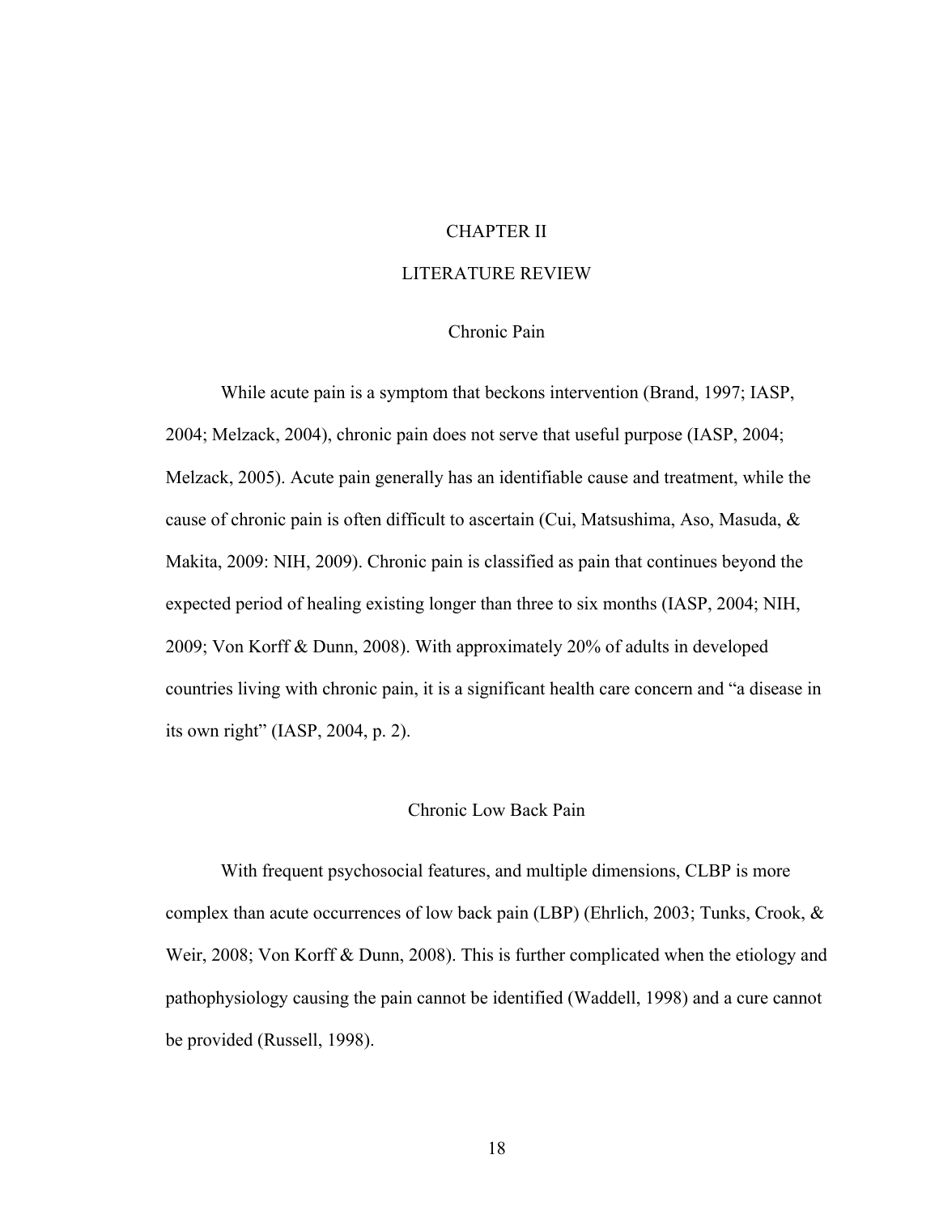# CHAPTER II

# LITERATURE REVIEW

## Chronic Pain

While acute pain is a symptom that beckons intervention (Brand, 1997; IASP, 2004; Melzack, 2004), chronic pain does not serve that useful purpose (IASP, 2004; Melzack, 2005). Acute pain generally has an identifiable cause and treatment, while the cause of chronic pain is often difficult to ascertain (Cui, Matsushima, Aso, Masuda, & Makita, 2009: NIH, 2009). Chronic pain is classified as pain that continues beyond the expected period of healing existing longer than three to six months (IASP, 2004; NIH, 2009; Von Korff & Dunn, 2008). With approximately 20% of adults in developed countries living with chronic pain, it is a significant health care concern and "a disease in its own right" (IASP, 2004, p. 2).

## Chronic Low Back Pain

With frequent psychosocial features, and multiple dimensions, CLBP is more complex than acute occurrences of low back pain (LBP) (Ehrlich, 2003; Tunks, Crook, & Weir, 2008; Von Korff & Dunn, 2008). This is further complicated when the etiology and pathophysiology causing the pain cannot be identified (Waddell, 1998) and a cure cannot be provided (Russell, 1998).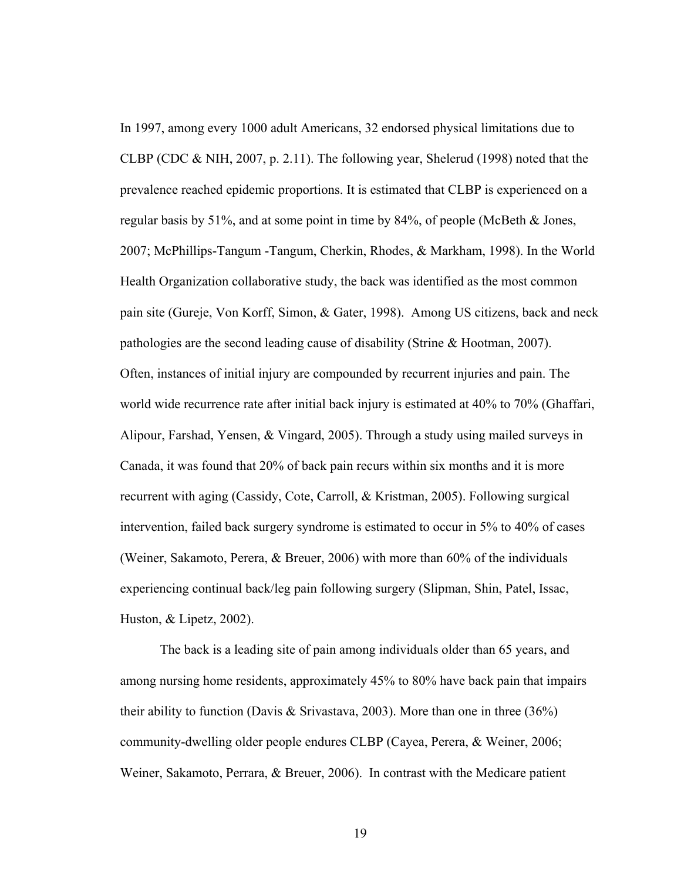In 1997, among every 1000 adult Americans, 32 endorsed physical limitations due to CLBP (CDC & NIH, 2007, p. 2.11). The following year, Shelerud (1998) noted that the prevalence reached epidemic proportions. It is estimated that CLBP is experienced on a regular basis by 51%, and at some point in time by 84%, of people (McBeth & Jones, 2007; McPhillips-Tangum -Tangum, Cherkin, Rhodes, & Markham, 1998). In the World Health Organization collaborative study, the back was identified as the most common pain site (Gureje, Von Korff, Simon, & Gater, 1998). Among US citizens, back and neck pathologies are the second leading cause of disability (Strine & Hootman, 2007). Often, instances of initial injury are compounded by recurrent injuries and pain. The world wide recurrence rate after initial back injury is estimated at 40% to 70% (Ghaffari, Alipour, Farshad, Yensen, & Vingard, 2005). Through a study using mailed surveys in Canada, it was found that 20% of back pain recurs within six months and it is more recurrent with aging (Cassidy, Cote, Carroll, & Kristman, 2005). Following surgical intervention, failed back surgery syndrome is estimated to occur in 5% to 40% of cases (Weiner, Sakamoto, Perera, & Breuer, 2006) with more than 60% of the individuals experiencing continual back/leg pain following surgery (Slipman, Shin, Patel, Issac, Huston, & Lipetz, 2002).

The back is a leading site of pain among individuals older than 65 years, and among nursing home residents, approximately 45% to 80% have back pain that impairs their ability to function (Davis & Srivastava, 2003). More than one in three (36%) community-dwelling older people endures CLBP (Cayea, Perera, & Weiner, 2006; Weiner, Sakamoto, Perrara, & Breuer, 2006). In contrast with the Medicare patient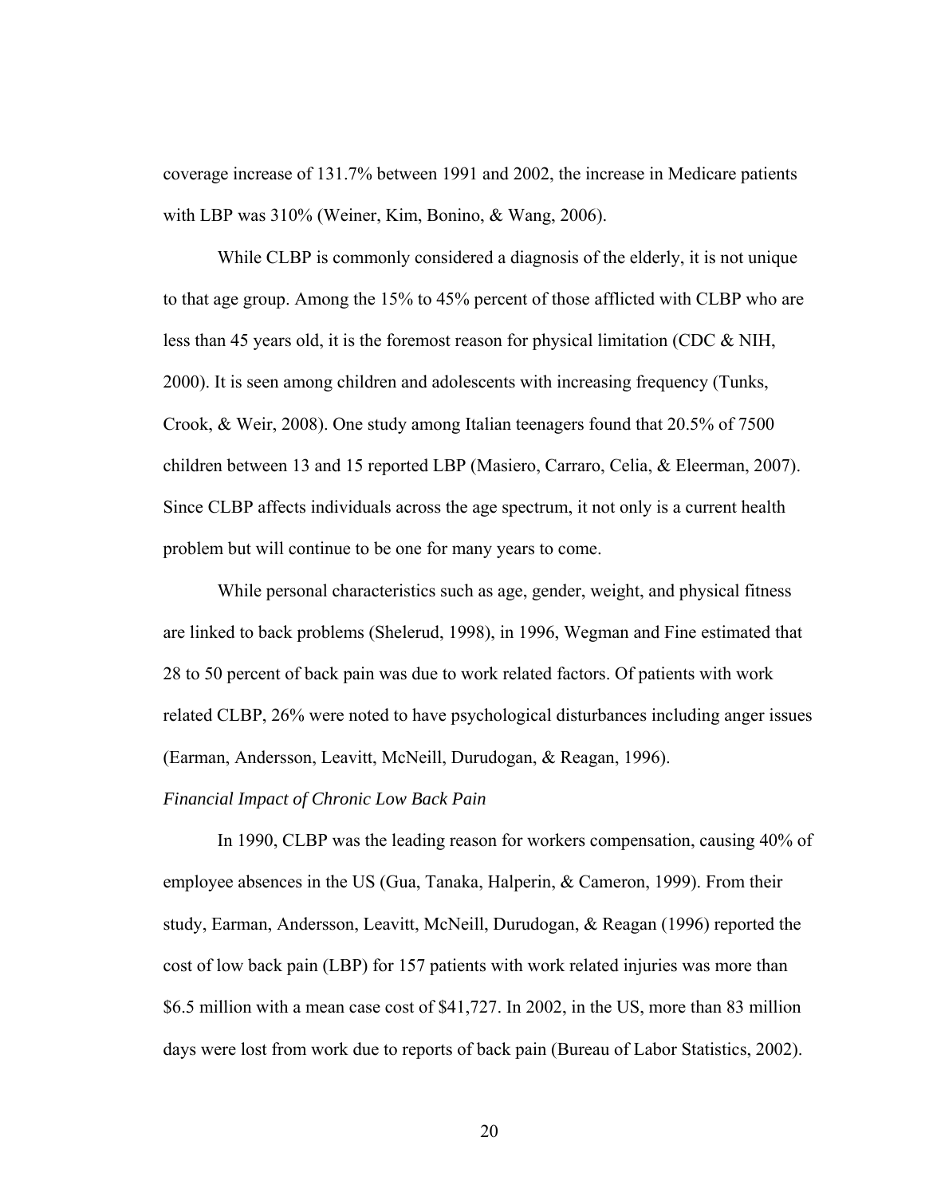coverage increase of 131.7% between 1991 and 2002, the increase in Medicare patients with LBP was 310% (Weiner, Kim, Bonino, & Wang, 2006).

While CLBP is commonly considered a diagnosis of the elderly, it is not unique to that age group. Among the 15% to 45% percent of those afflicted with CLBP who are less than 45 years old, it is the foremost reason for physical limitation (CDC & NIH, 2000). It is seen among children and adolescents with increasing frequency (Tunks, Crook, & Weir, 2008). One study among Italian teenagers found that 20.5% of 7500 children between 13 and 15 reported LBP (Masiero, Carraro, Celia, & Eleerman, 2007). Since CLBP affects individuals across the age spectrum, it not only is a current health problem but will continue to be one for many years to come.

While personal characteristics such as age, gender, weight, and physical fitness are linked to back problems (Shelerud, 1998), in 1996, Wegman and Fine estimated that 28 to 50 percent of back pain was due to work related factors. Of patients with work related CLBP, 26% were noted to have psychological disturbances including anger issues (Earman, Andersson, Leavitt, McNeill, Durudogan, & Reagan, 1996).

*Financial Impact of Chronic Low Back Pain*

In 1990, CLBP was the leading reason for workers compensation, causing 40% of employee absences in the US (Gua, Tanaka, Halperin, & Cameron, 1999). From their study, Earman, Andersson, Leavitt, McNeill, Durudogan, & Reagan (1996) reported the cost of low back pain (LBP) for 157 patients with work related injuries was more than $6.5 million with a mean case cost of $41,727. In 2002, in the US, more than 83 million days were lost from work due to reports of back pain (Bureau of Labor Statistics, 2002).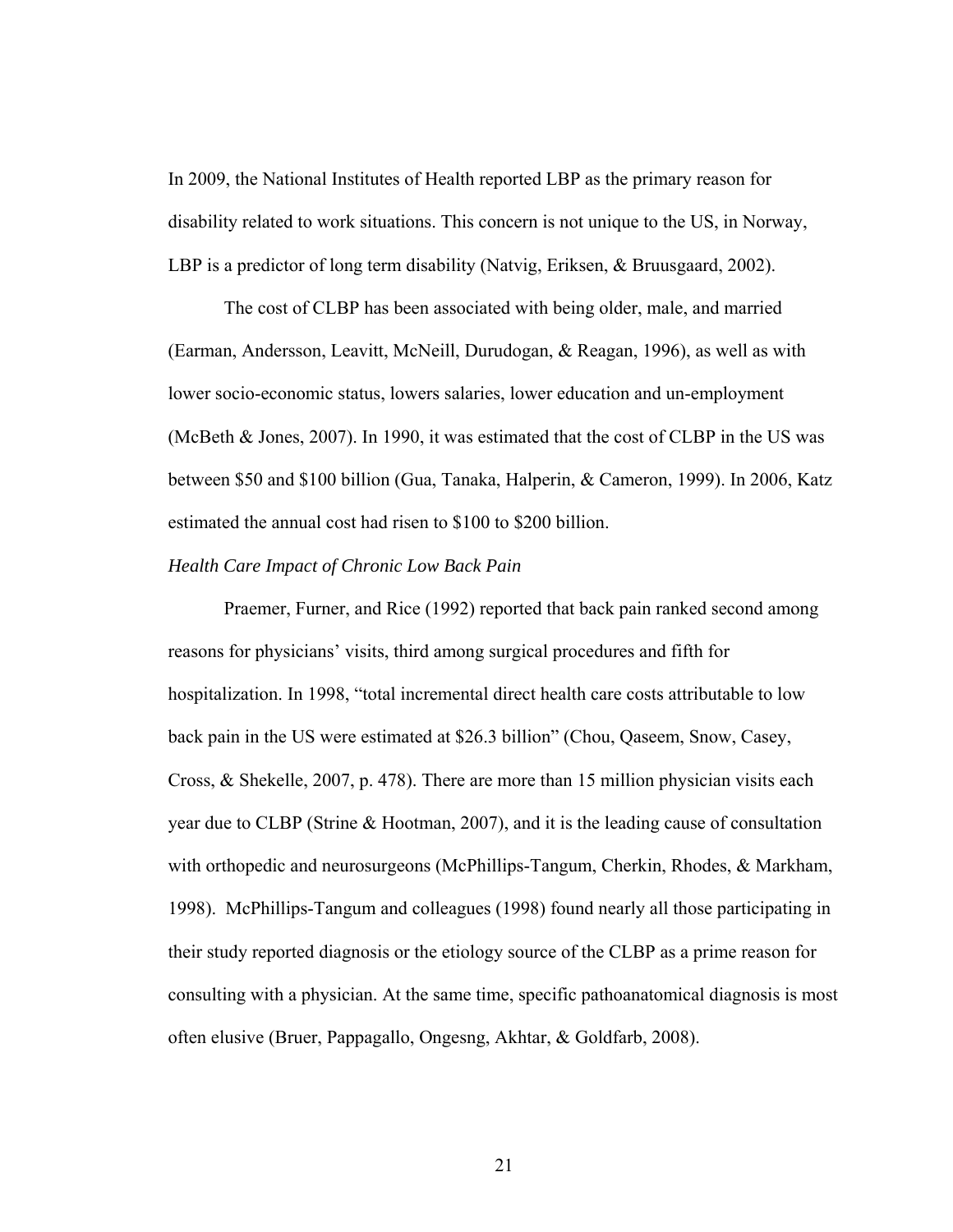In 2009, the National Institutes of Health reported LBP as the primary reason for disability related to work situations. This concern is not unique to the US, in Norway, LBP is a predictor of long term disability (Natvig, Eriksen, & Bruusgaard, 2002).

The cost of CLBP has been associated with being older, male, and married (Earman, Andersson, Leavitt, McNeill, Durudogan, & Reagan, 1996), as well as with lower socio-economic status, lowers salaries, lower education and un-employment (McBeth & Jones, 2007). In 1990, it was estimated that the cost of CLBP in the US was between $50 and $100 billion (Gua, Tanaka, Halperin, & Cameron, 1999). In 2006, Katz estimated the annual cost had risen to $100 to $200 billion.

*Health Care Impact of Chronic Low Back Pain*

Praemer, Furner, and Rice (1992) reported that back pain ranked second among reasons for physicians' visits, third among surgical procedures and fifth for hospitalization. In 1998, "total incremental direct health care costs attributable to low back pain in the US were estimated at $26.3 billion" (Chou, Qaseem, Snow, Casey, Cross, & Shekelle, 2007, p. 478). There are more than 15 million physician visits each year due to CLBP (Strine & Hootman, 2007), and it is the leading cause of consultation with orthopedic and neurosurgeons (McPhillips-Tangum, Cherkin, Rhodes, & Markham, 1998). McPhillips-Tangum and colleagues (1998) found nearly all those participating in their study reported diagnosis or the etiology source of the CLBP as a prime reason for consulting with a physician. At the same time, specific pathoanatomical diagnosis is most often elusive (Bruer, Pappagallo, Ongesng, Akhtar, & Goldfarb, 2008).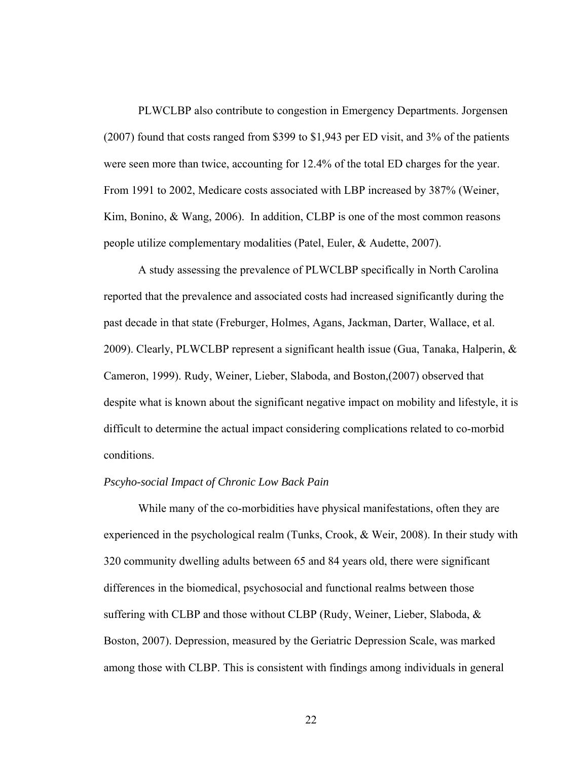PLWCLBP also contribute to congestion in Emergency Departments. Jorgensen (2007) found that costs ranged from $399 to $1,943 per ED visit, and 3% of the patients were seen more than twice, accounting for 12.4% of the total ED charges for the year. From 1991 to 2002, Medicare costs associated with LBP increased by 387% (Weiner, Kim, Bonino, & Wang, 2006). In addition, CLBP is one of the most common reasons people utilize complementary modalities (Patel, Euler, & Audette, 2007).

A study assessing the prevalence of PLWCLBP specifically in North Carolina reported that the prevalence and associated costs had increased significantly during the past decade in that state (Freburger, Holmes, Agans, Jackman, Darter, Wallace, et al. 2009). Clearly, PLWCLBP represent a significant health issue (Gua, Tanaka, Halperin, & Cameron, 1999). Rudy, Weiner, Lieber, Slaboda, and Boston,(2007) observed that despite what is known about the significant negative impact on mobility and lifestyle, it is difficult to determine the actual impact considering complications related to co-morbid conditions.

*Pscyho-social Impact of Chronic Low Back Pain*

While many of the co-morbidities have physical manifestations, often they are experienced in the psychological realm (Tunks, Crook, & Weir, 2008). In their study with 320 community dwelling adults between 65 and 84 years old, there were significant differences in the biomedical, psychosocial and functional realms between those suffering with CLBP and those without CLBP (Rudy, Weiner, Lieber, Slaboda, & Boston, 2007). Depression, measured by the Geriatric Depression Scale, was marked among those with CLBP. This is consistent with findings among individuals in general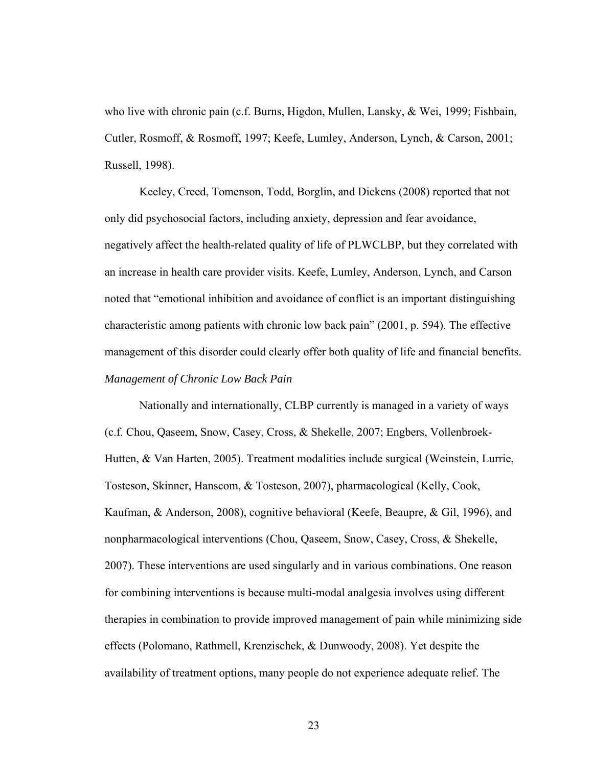who live with chronic pain (c.f. Burns, Higdon, Mullen, Lansky, & Wei, 1999; Fishbain, Cutler, Rosmoff, & Rosmoff, 1997; Keefe, Lumley, Anderson, Lynch, & Carson, 2001; Russell, 1998).

Keeley, Creed, Tomenson, Todd, Borglin, and Dickens (2008) reported that not only did psychosocial factors, including anxiety, depression and fear avoidance, negatively affect the health-related quality of life of PLWCLBP, but they correlated with an increase in health care provider visits. Keefe, Lumley, Anderson, Lynch, and Carson noted that "emotional inhibition and avoidance of conflict is an important distinguishing characteristic among patients with chronic low back pain" (2001, p. 594). The effective management of this disorder could clearly offer both quality of life and financial benefits.

*Management of Chronic Low Back Pain*

Nationally and internationally, CLBP currently is managed in a variety of ways (c.f. Chou, Qaseem, Snow, Casey, Cross, & Shekelle, 2007; Engbers, Vollenbroek-Hutten, & Van Harten, 2005). Treatment modalities include surgical (Weinstein, Lurrie, Tosteson, Skinner, Hanscom, & Tosteson, 2007), pharmacological (Kelly, Cook, Kaufman, & Anderson, 2008), cognitive behavioral (Keefe, Beaupre, & Gil, 1996), and nonpharmacological interventions (Chou, Qaseem, Snow, Casey, Cross, & Shekelle, 2007). These interventions are used singularly and in various combinations. One reason for combining interventions is because multi-modal analgesia involves using different therapies in combination to provide improved management of pain while minimizing side effects (Polomano, Rathmell, Krenzischek, & Dunwoody, 2008). Yet despite the availability of treatment options, many people do not experience adequate relief. The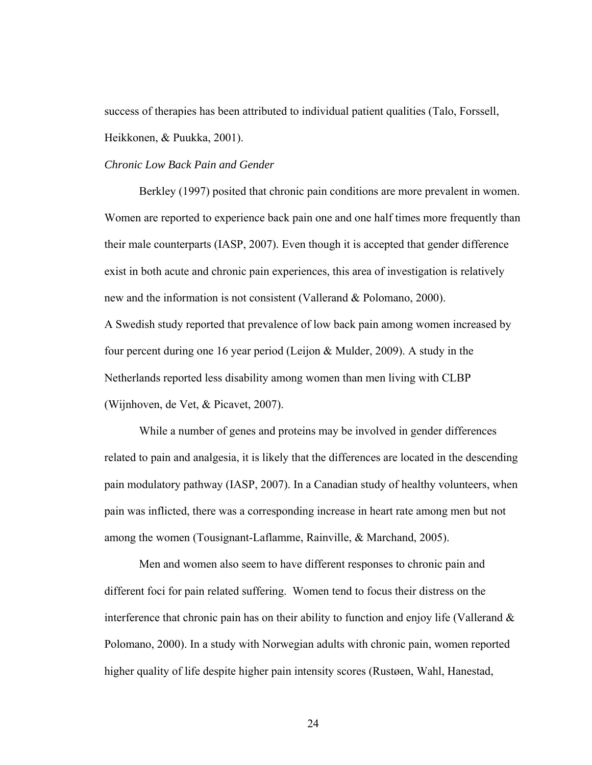success of therapies has been attributed to individual patient qualities (Talo, Forssell, Heikkonen, & Puukka, 2001).

*Chronic Low Back Pain and Gender*

Berkley (1997) posited that chronic pain conditions are more prevalent in women. Women are reported to experience back pain one and one half times more frequently than their male counterparts (IASP, 2007). Even though it is accepted that gender difference exist in both acute and chronic pain experiences, this area of investigation is relatively new and the information is not consistent (Vallerand & Polomano, 2000).

A Swedish study reported that prevalence of low back pain among women increased by four percent during one 16 year period (Leijon & Mulder, 2009). A study in the Netherlands reported less disability among women than men living with CLBP (Wijnhoven, de Vet, & Picavet, 2007).

While a number of genes and proteins may be involved in gender differences related to pain and analgesia, it is likely that the differences are located in the descending pain modulatory pathway (IASP, 2007). In a Canadian study of healthy volunteers, when pain was inflicted, there was a corresponding increase in heart rate among men but not among the women (Tousignant-Laflamme, Rainville, & Marchand, 2005).

Men and women also seem to have different responses to chronic pain and different foci for pain related suffering. Women tend to focus their distress on the interference that chronic pain has on their ability to function and enjoy life (Vallerand & Polomano, 2000). In a study with Norwegian adults with chronic pain, women reported higher quality of life despite higher pain intensity scores (Rustøen, Wahl, Hanestad,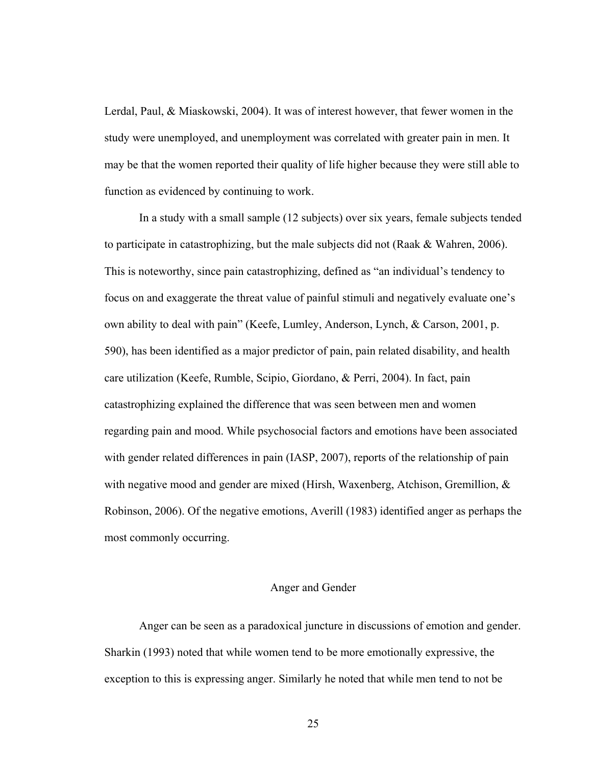Lerdal, Paul, & Miaskowski, 2004). It was of interest however, that fewer women in the study were unemployed, and unemployment was correlated with greater pain in men. It may be that the women reported their quality of life higher because they were still able to function as evidenced by continuing to work.

In a study with a small sample (12 subjects) over six years, female subjects tended to participate in catastrophizing, but the male subjects did not (Raak & Wahren, 2006). This is noteworthy, since pain catastrophizing, defined as "an individual's tendency to focus on and exaggerate the threat value of painful stimuli and negatively evaluate one's own ability to deal with pain" (Keefe, Lumley, Anderson, Lynch, & Carson, 2001, p. 590), has been identified as a major predictor of pain, pain related disability, and health care utilization (Keefe, Rumble, Scipio, Giordano, & Perri, 2004). In fact, pain catastrophizing explained the difference that was seen between men and women regarding pain and mood. While psychosocial factors and emotions have been associated with gender related differences in pain (IASP, 2007), reports of the relationship of pain with negative mood and gender are mixed (Hirsh, Waxenberg, Atchison, Gremillion, & Robinson, 2006). Of the negative emotions, Averill (1983) identified anger as perhaps the most commonly occurring.

## Anger and Gender

Anger can be seen as a paradoxical juncture in discussions of emotion and gender. Sharkin (1993) noted that while women tend to be more emotionally expressive, the exception to this is expressing anger. Similarly he noted that while men tend to not be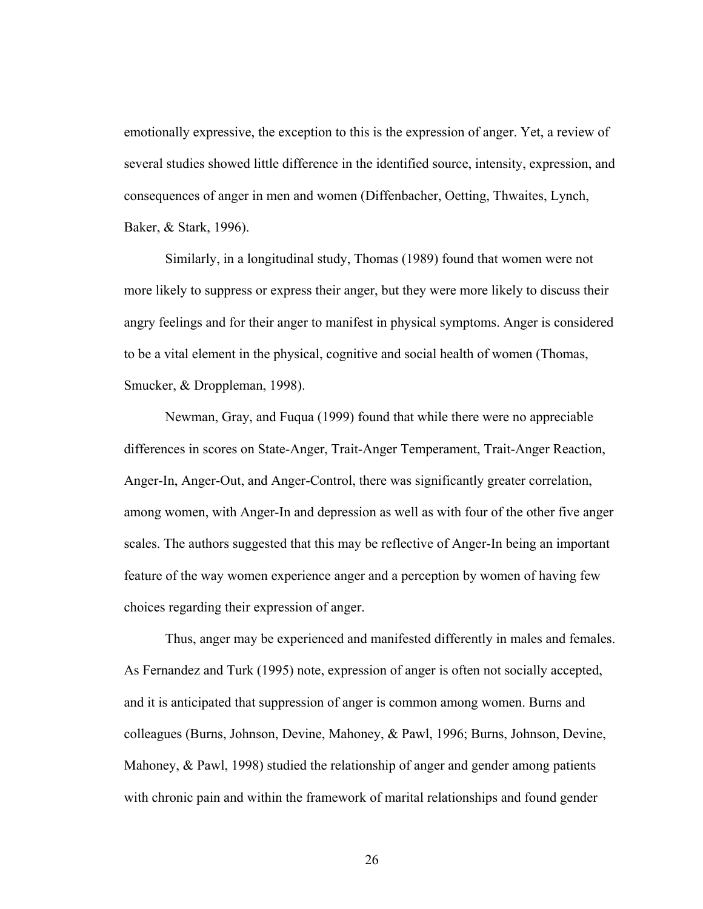emotionally expressive, the exception to this is the expression of anger. Yet, a review of several studies showed little difference in the identified source, intensity, expression, and consequences of anger in men and women (Diffenbacher, Oetting, Thwaites, Lynch, Baker, & Stark, 1996).

Similarly, in a longitudinal study, Thomas (1989) found that women were not more likely to suppress or express their anger, but they were more likely to discuss their angry feelings and for their anger to manifest in physical symptoms. Anger is considered to be a vital element in the physical, cognitive and social health of women (Thomas, Smucker, & Droppleman, 1998).

Newman, Gray, and Fuqua (1999) found that while there were no appreciable differences in scores on State-Anger, Trait-Anger Temperament, Trait-Anger Reaction, Anger-In, Anger-Out, and Anger-Control, there was significantly greater correlation, among women, with Anger-In and depression as well as with four of the other five anger scales. The authors suggested that this may be reflective of Anger-In being an important feature of the way women experience anger and a perception by women of having few choices regarding their expression of anger.

Thus, anger may be experienced and manifested differently in males and females. As Fernandez and Turk (1995) note, expression of anger is often not socially accepted, and it is anticipated that suppression of anger is common among women. Burns and colleagues (Burns, Johnson, Devine, Mahoney, & Pawl, 1996; Burns, Johnson, Devine, Mahoney, & Pawl, 1998) studied the relationship of anger and gender among patients with chronic pain and within the framework of marital relationships and found gender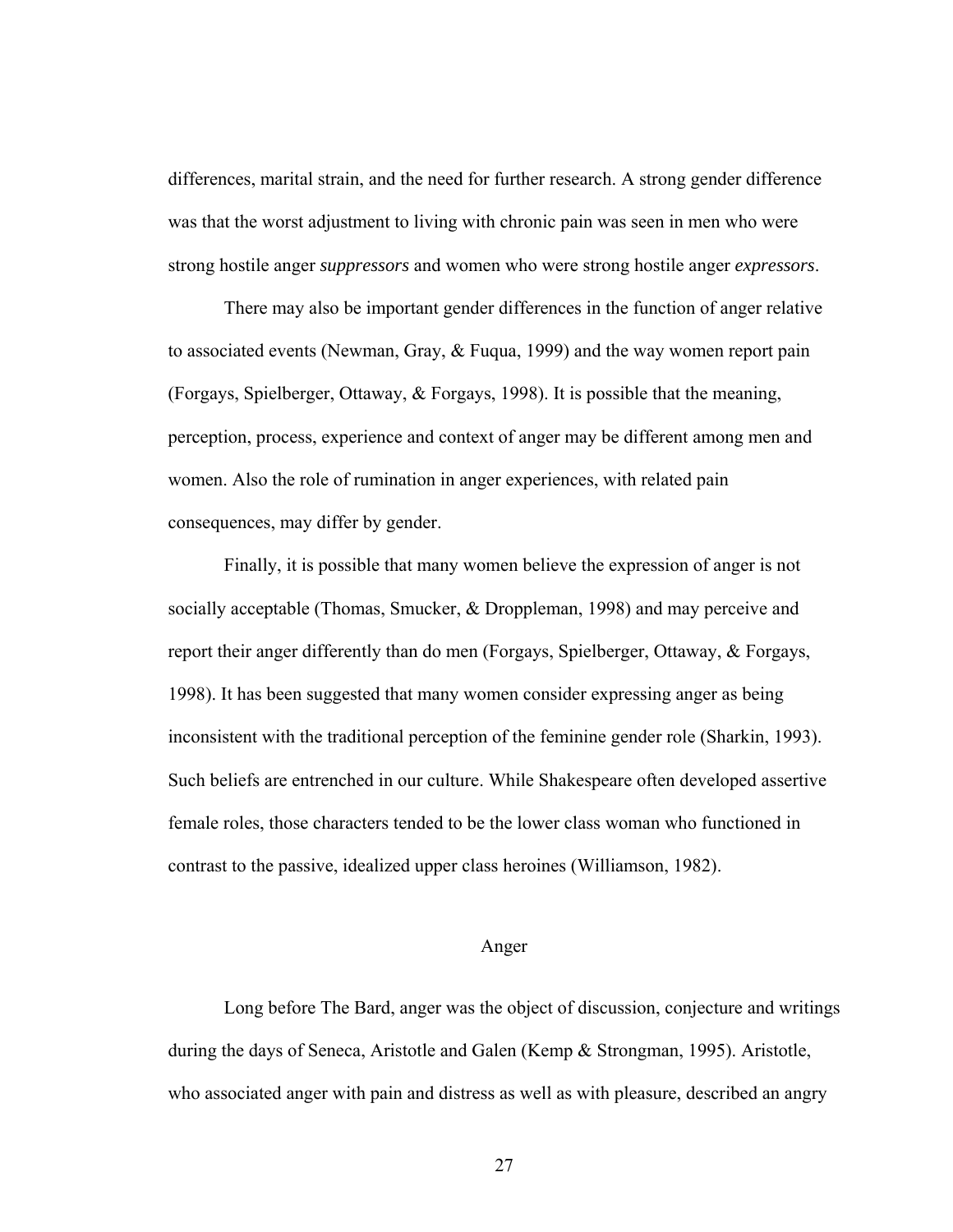differences, marital strain, and the need for further research. A strong gender difference was that the worst adjustment to living with chronic pain was seen in men who were strong hostile anger *suppressors* and women who were strong hostile anger *expressors*.

There may also be important gender differences in the function of anger relative to associated events (Newman, Gray, & Fuqua, 1999) and the way women report pain (Forgays, Spielberger, Ottaway, & Forgays, 1998). It is possible that the meaning, perception, process, experience and context of anger may be different among men and women. Also the role of rumination in anger experiences, with related pain consequences, may differ by gender.

Finally, it is possible that many women believe the expression of anger is not socially acceptable (Thomas, Smucker, & Droppleman, 1998) and may perceive and report their anger differently than do men (Forgays, Spielberger, Ottaway, & Forgays, 1998). It has been suggested that many women consider expressing anger as being inconsistent with the traditional perception of the feminine gender role (Sharkin, 1993). Such beliefs are entrenched in our culture. While Shakespeare often developed assertive female roles, those characters tended to be the lower class woman who functioned in contrast to the passive, idealized upper class heroines (Williamson, 1982).

## Anger

Long before The Bard, anger was the object of discussion, conjecture and writings during the days of Seneca, Aristotle and Galen (Kemp & Strongman, 1995). Aristotle, who associated anger with pain and distress as well as with pleasure, described an angry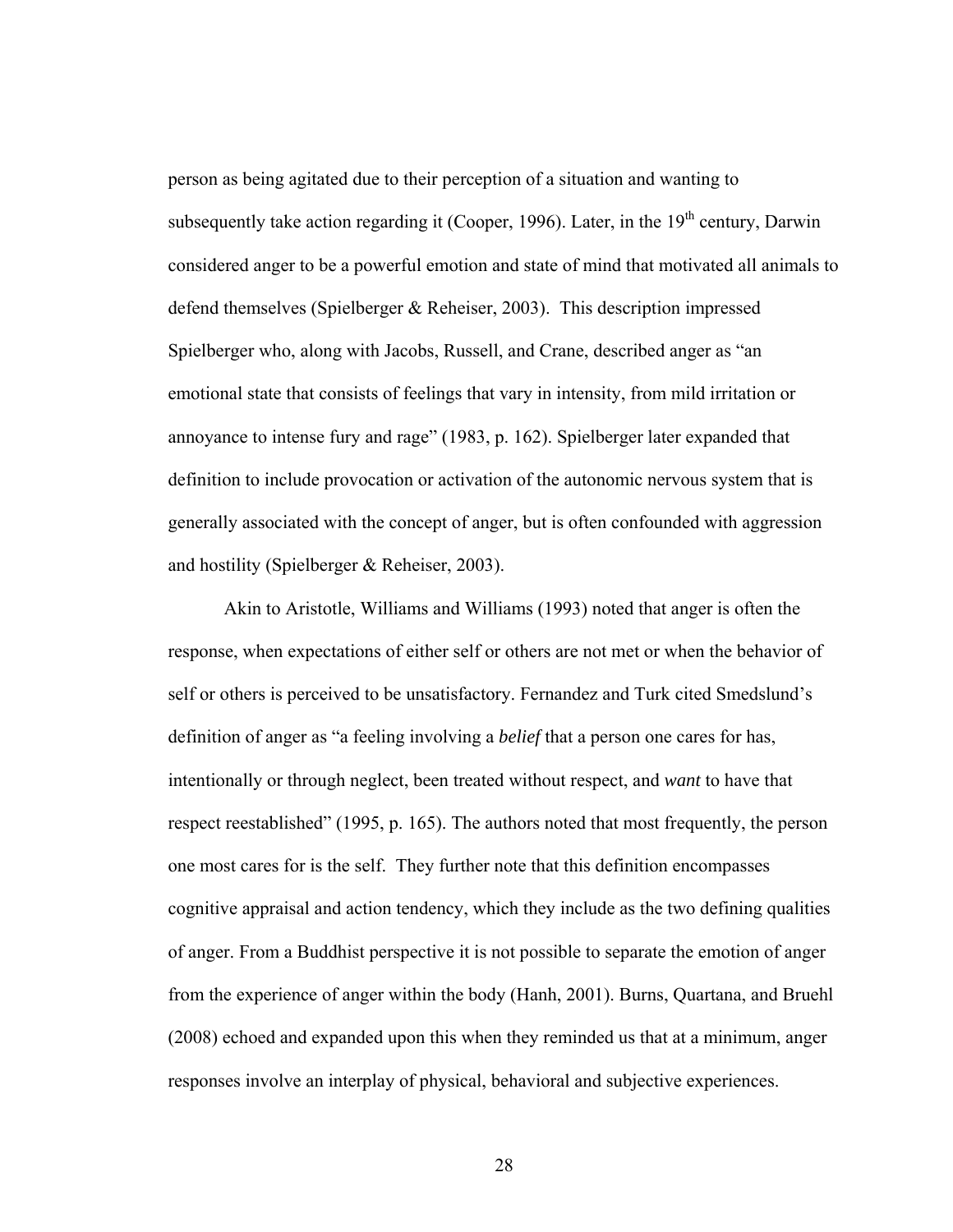person as being agitated due to their perception of a situation and wanting to subsequently take action regarding it (Cooper, 1996). Later, in the 19th century, Darwin considered anger to be a powerful emotion and state of mind that motivated all animals to defend themselves (Spielberger & Reheiser, 2003). This description impressed Spielberger who, along with Jacobs, Russell, and Crane, described anger as "an emotional state that consists of feelings that vary in intensity, from mild irritation or annoyance to intense fury and rage" (1983, p. 162). Spielberger later expanded that definition to include provocation or activation of the autonomic nervous system that is generally associated with the concept of anger, but is often confounded with aggression and hostility (Spielberger & Reheiser, 2003).

Akin to Aristotle, Williams and Williams (1993) noted that anger is often the response, when expectations of either self or others are not met or when the behavior of self or others is perceived to be unsatisfactory. Fernandez and Turk cited Smedslund's definition of anger as "a feeling involving a *belief* that a person one cares for has, intentionally or through neglect, been treated without respect, and *want* to have that respect reestablished" (1995, p. 165). The authors noted that most frequently, the person one most cares for is the self. They further note that this definition encompasses cognitive appraisal and action tendency, which they include as the two defining qualities of anger. From a Buddhist perspective it is not possible to separate the emotion of anger from the experience of anger within the body (Hanh, 2001). Burns, Quartana, and Bruehl (2008) echoed and expanded upon this when they reminded us that at a minimum, anger responses involve an interplay of physical, behavioral and subjective experiences.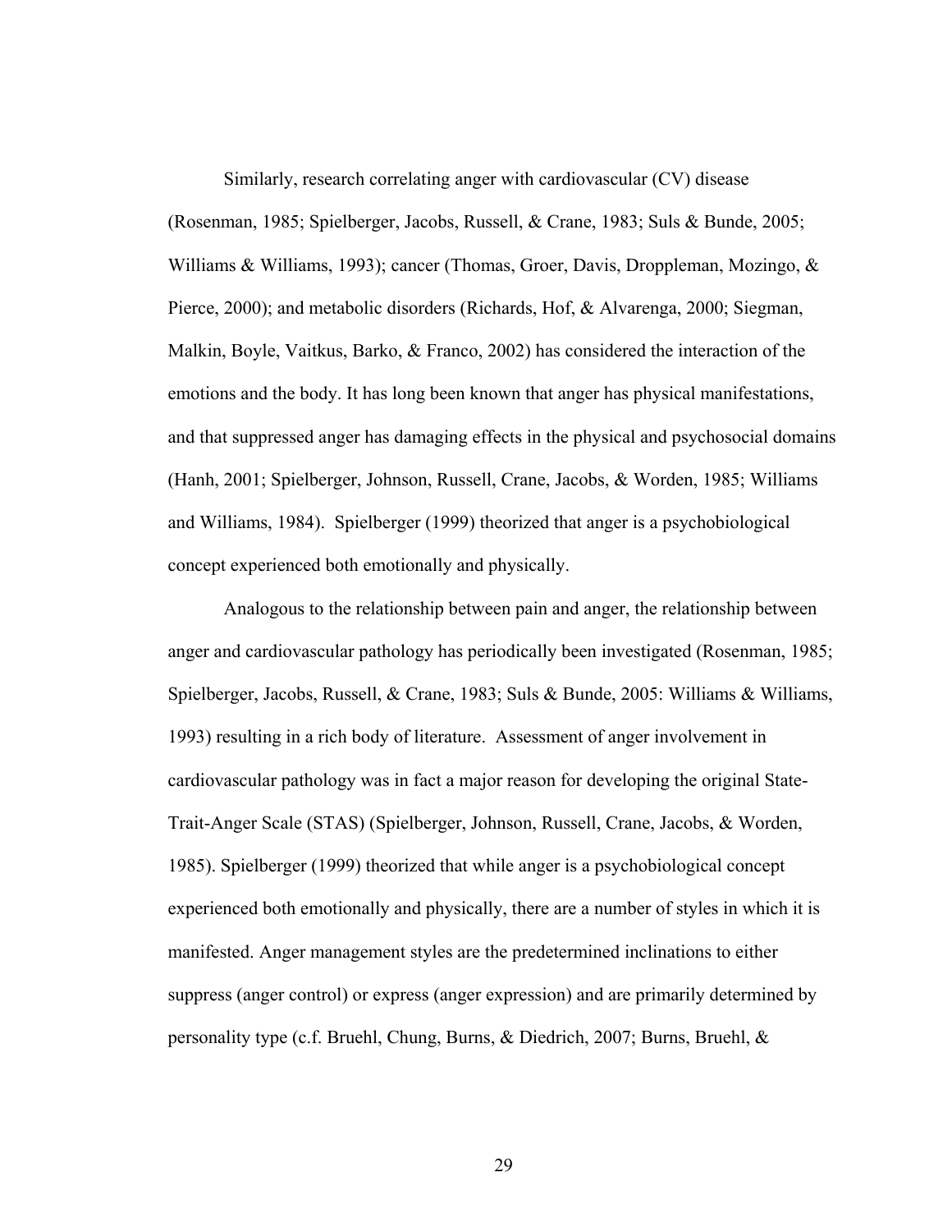Similarly, research correlating anger with cardiovascular (CV) disease (Rosenman, 1985; Spielberger, Jacobs, Russell, & Crane, 1983; Suls & Bunde, 2005; Williams & Williams, 1993); cancer (Thomas, Groer, Davis, Droppleman, Mozingo, & Pierce, 2000); and metabolic disorders (Richards, Hof, & Alvarenga, 2000; Siegman, Malkin, Boyle, Vaitkus, Barko, & Franco, 2002) has considered the interaction of the emotions and the body. It has long been known that anger has physical manifestations, and that suppressed anger has damaging effects in the physical and psychosocial domains (Hanh, 2001; Spielberger, Johnson, Russell, Crane, Jacobs, & Worden, 1985; Williams and Williams, 1984). Spielberger (1999) theorized that anger is a psychobiological concept experienced both emotionally and physically.

Analogous to the relationship between pain and anger, the relationship between anger and cardiovascular pathology has periodically been investigated (Rosenman, 1985; Spielberger, Jacobs, Russell, & Crane, 1983; Suls & Bunde, 2005: Williams & Williams, 1993) resulting in a rich body of literature. Assessment of anger involvement in cardiovascular pathology was in fact a major reason for developing the original State-Trait-Anger Scale (STAS) (Spielberger, Johnson, Russell, Crane, Jacobs, & Worden, 1985). Spielberger (1999) theorized that while anger is a psychobiological concept experienced both emotionally and physically, there are a number of styles in which it is manifested. Anger management styles are the predetermined inclinations to either suppress (anger control) or express (anger expression) and are primarily determined by personality type (c.f. Bruehl, Chung, Burns, & Diedrich, 2007; Burns, Bruehl, &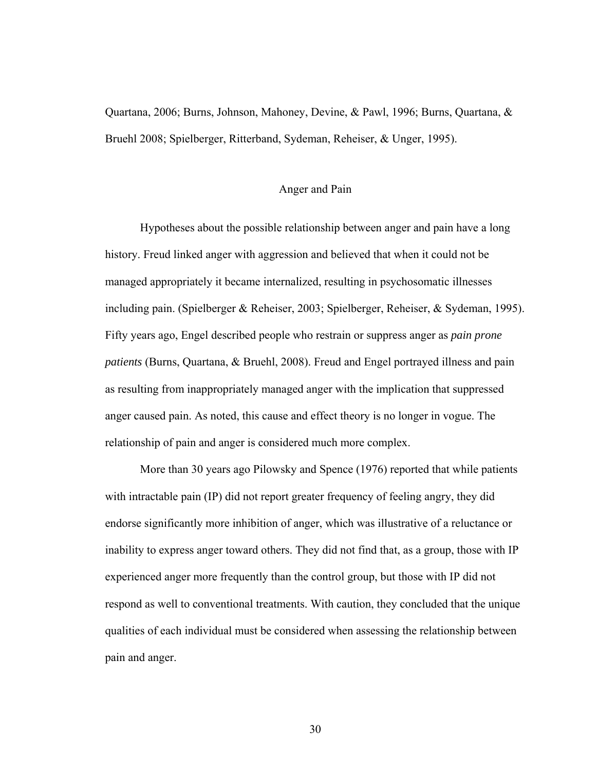Quartana, 2006; Burns, Johnson, Mahoney, Devine, & Pawl, 1996; Burns, Quartana, & Bruehl 2008; Spielberger, Ritterband, Sydeman, Reheiser, & Unger, 1995).

## Anger and Pain

Hypotheses about the possible relationship between anger and pain have a long history. Freud linked anger with aggression and believed that when it could not be managed appropriately it became internalized, resulting in psychosomatic illnesses including pain. (Spielberger & Reheiser, 2003; Spielberger, Reheiser, & Sydeman, 1995). Fifty years ago, Engel described people who restrain or suppress anger as *pain prone patients* (Burns, Quartana, & Bruehl, 2008). Freud and Engel portrayed illness and pain as resulting from inappropriately managed anger with the implication that suppressed anger caused pain. As noted, this cause and effect theory is no longer in vogue. The relationship of pain and anger is considered much more complex.

More than 30 years ago Pilowsky and Spence (1976) reported that while patients with intractable pain (IP) did not report greater frequency of feeling angry, they did endorse significantly more inhibition of anger, which was illustrative of a reluctance or inability to express anger toward others. They did not find that, as a group, those with IP experienced anger more frequently than the control group, but those with IP did not respond as well to conventional treatments. With caution, they concluded that the unique qualities of each individual must be considered when assessing the relationship between pain and anger.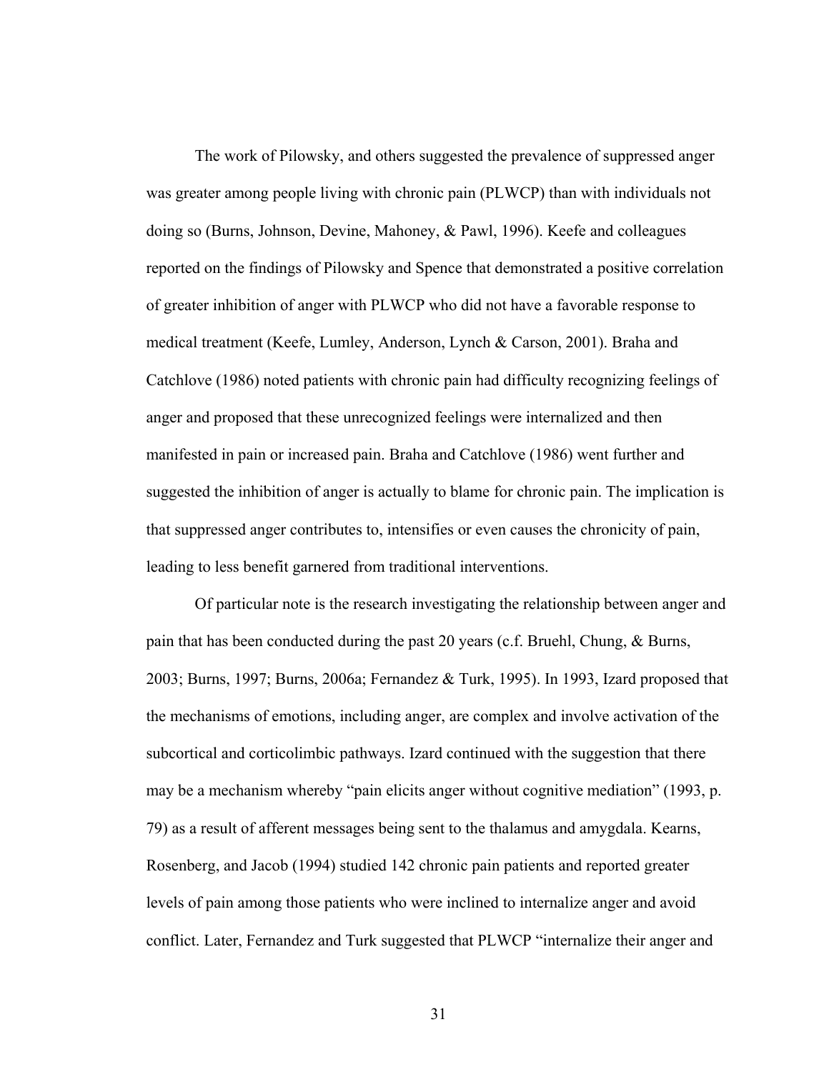The work of Pilowsky, and others suggested the prevalence of suppressed anger was greater among people living with chronic pain (PLWCP) than with individuals not doing so (Burns, Johnson, Devine, Mahoney, & Pawl, 1996). Keefe and colleagues reported on the findings of Pilowsky and Spence that demonstrated a positive correlation of greater inhibition of anger with PLWCP who did not have a favorable response to medical treatment (Keefe, Lumley, Anderson, Lynch & Carson, 2001). Braha and Catchlove (1986) noted patients with chronic pain had difficulty recognizing feelings of anger and proposed that these unrecognized feelings were internalized and then manifested in pain or increased pain. Braha and Catchlove (1986) went further and suggested the inhibition of anger is actually to blame for chronic pain. The implication is that suppressed anger contributes to, intensifies or even causes the chronicity of pain, leading to less benefit garnered from traditional interventions.

Of particular note is the research investigating the relationship between anger and pain that has been conducted during the past 20 years (c.f. Bruehl, Chung, & Burns, 2003; Burns, 1997; Burns, 2006a; Fernandez & Turk, 1995). In 1993, Izard proposed that the mechanisms of emotions, including anger, are complex and involve activation of the subcortical and corticolimbic pathways. Izard continued with the suggestion that there may be a mechanism whereby "pain elicits anger without cognitive mediation" (1993, p. 79) as a result of afferent messages being sent to the thalamus and amygdala. Kearns, Rosenberg, and Jacob (1994) studied 142 chronic pain patients and reported greater levels of pain among those patients who were inclined to internalize anger and avoid conflict. Later, Fernandez and Turk suggested that PLWCP "internalize their anger and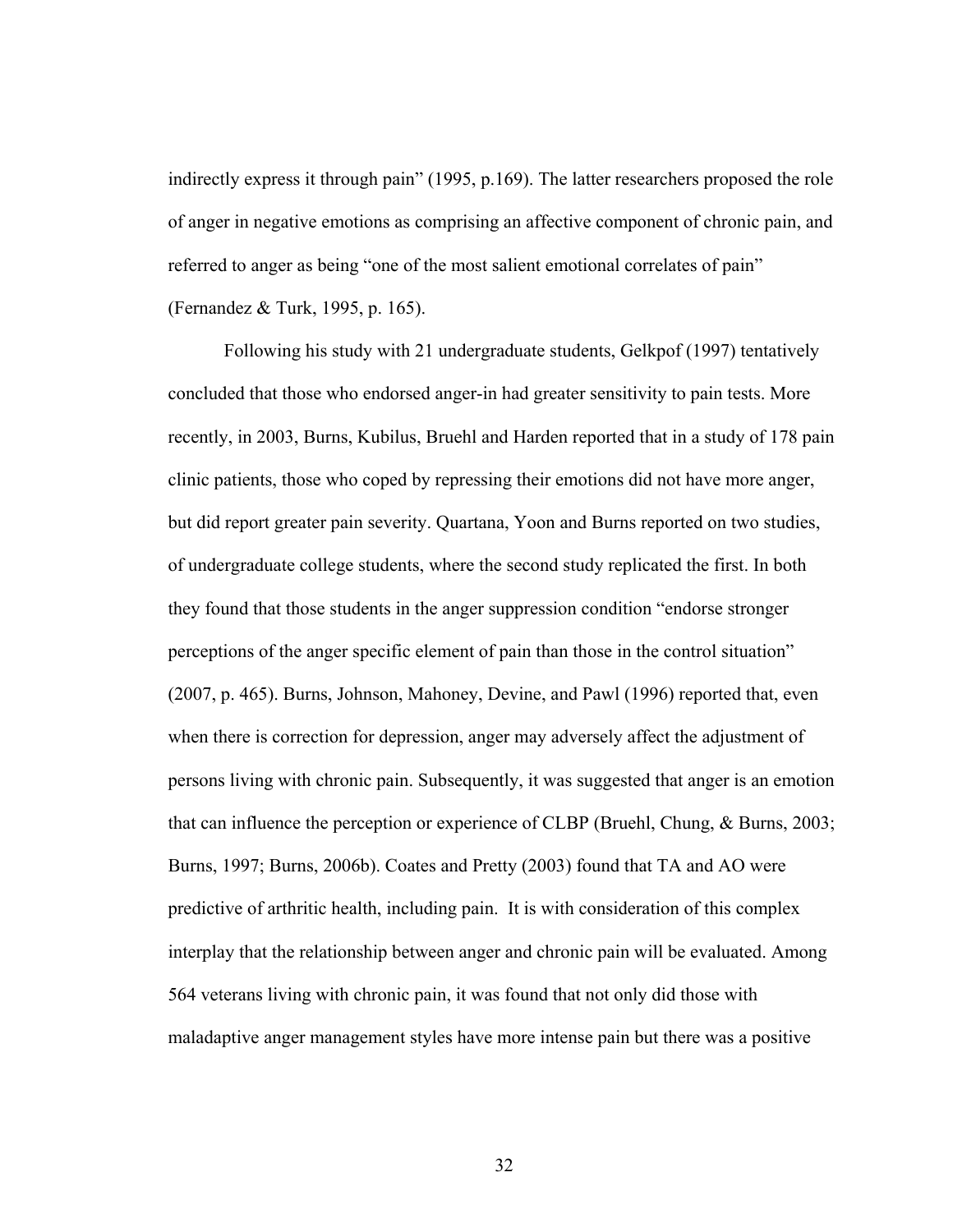indirectly express it through pain" (1995, p.169). The latter researchers proposed the role of anger in negative emotions as comprising an affective component of chronic pain, and referred to anger as being "one of the most salient emotional correlates of pain" (Fernandez & Turk, 1995, p. 165).

Following his study with 21 undergraduate students, Gelkpof (1997) tentatively concluded that those who endorsed anger-in had greater sensitivity to pain tests. More recently, in 2003, Burns, Kubilus, Bruehl and Harden reported that in a study of 178 pain clinic patients, those who coped by repressing their emotions did not have more anger, but did report greater pain severity. Quartana, Yoon and Burns reported on two studies, of undergraduate college students, where the second study replicated the first. In both they found that those students in the anger suppression condition "endorse stronger perceptions of the anger specific element of pain than those in the control situation" (2007, p. 465). Burns, Johnson, Mahoney, Devine, and Pawl (1996) reported that, even when there is correction for depression, anger may adversely affect the adjustment of persons living with chronic pain. Subsequently, it was suggested that anger is an emotion that can influence the perception or experience of CLBP (Bruehl, Chung, & Burns, 2003; Burns, 1997; Burns, 2006b). Coates and Pretty (2003) found that TA and AO were predictive of arthritic health, including pain. It is with consideration of this complex interplay that the relationship between anger and chronic pain will be evaluated. Among 564 veterans living with chronic pain, it was found that not only did those with maladaptive anger management styles have more intense pain but there was a positive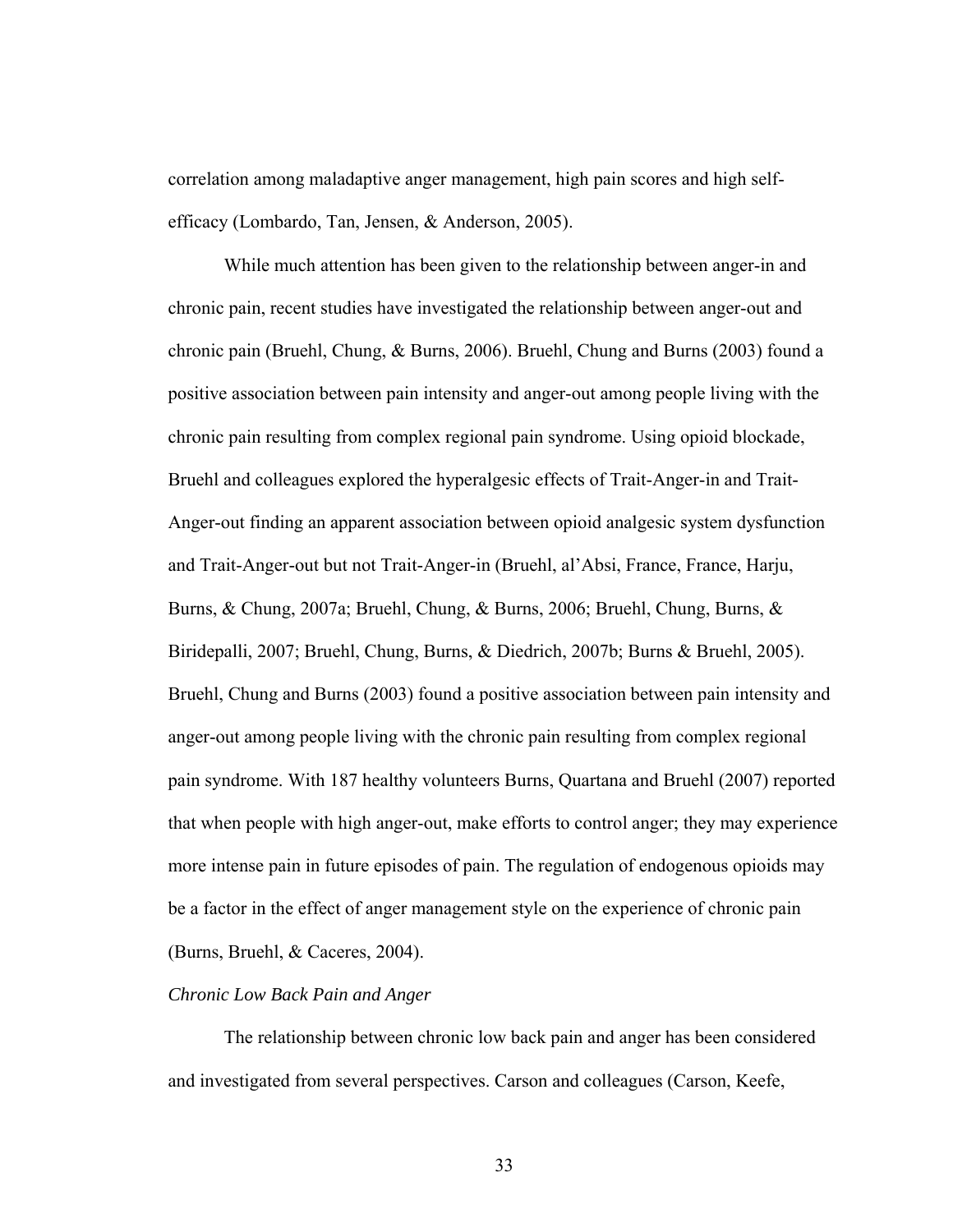correlation among maladaptive anger management, high pain scores and high self-efficacy (Lombardo, Tan, Jensen, & Anderson, 2005).

While much attention has been given to the relationship between anger-in and chronic pain, recent studies have investigated the relationship between anger-out and chronic pain (Bruehl, Chung, & Burns, 2006). Bruehl, Chung and Burns (2003) found a positive association between pain intensity and anger-out among people living with the chronic pain resulting from complex regional pain syndrome. Using opioid blockade, Bruehl and colleagues explored the hyperalgesic effects of Trait-Anger-in and Trait-Anger-out finding an apparent association between opioid analgesic system dysfunction and Trait-Anger-out but not Trait-Anger-in (Bruehl, al'Absi, France, France, Harju, Burns, & Chung, 2007a; Bruehl, Chung, & Burns, 2006; Bruehl, Chung, Burns, & Biridepalli, 2007; Bruehl, Chung, Burns, & Diedrich, 2007b; Burns & Bruehl, 2005). Bruehl, Chung and Burns (2003) found a positive association between pain intensity and anger-out among people living with the chronic pain resulting from complex regional pain syndrome. With 187 healthy volunteers Burns, Quartana and Bruehl (2007) reported that when people with high anger-out, make efforts to control anger; they may experience more intense pain in future episodes of pain. The regulation of endogenous opioids may be a factor in the effect of anger management style on the experience of chronic pain (Burns, Bruehl, & Caceres, 2004).

*Chronic Low Back Pain and Anger*

The relationship between chronic low back pain and anger has been considered and investigated from several perspectives. Carson and colleagues (Carson, Keefe,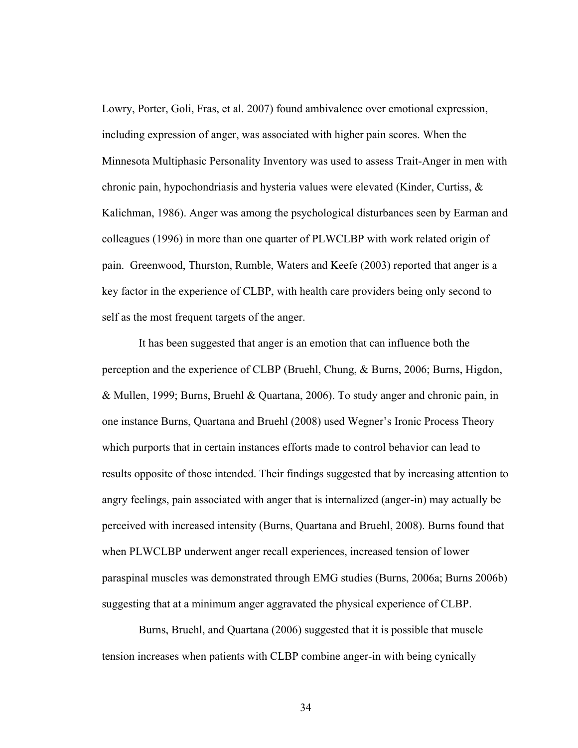Lowry, Porter, Goli, Fras, et al. 2007) found ambivalence over emotional expression, including expression of anger, was associated with higher pain scores. When the Minnesota Multiphasic Personality Inventory was used to assess Trait-Anger in men with chronic pain, hypochondriasis and hysteria values were elevated (Kinder, Curtiss, & Kalichman, 1986). Anger was among the psychological disturbances seen by Earman and colleagues (1996) in more than one quarter of PLWCLBP with work related origin of pain. Greenwood, Thurston, Rumble, Waters and Keefe (2003) reported that anger is a key factor in the experience of CLBP, with health care providers being only second to self as the most frequent targets of the anger.

It has been suggested that anger is an emotion that can influence both the perception and the experience of CLBP (Bruehl, Chung, & Burns, 2006; Burns, Higdon, & Mullen, 1999; Burns, Bruehl & Quartana, 2006). To study anger and chronic pain, in one instance Burns, Quartana and Bruehl (2008) used Wegner's Ironic Process Theory which purports that in certain instances efforts made to control behavior can lead to results opposite of those intended. Their findings suggested that by increasing attention to angry feelings, pain associated with anger that is internalized (anger-in) may actually be perceived with increased intensity (Burns, Quartana and Bruehl, 2008). Burns found that when PLWCLBP underwent anger recall experiences, increased tension of lower paraspinal muscles was demonstrated through EMG studies (Burns, 2006a; Burns 2006b) suggesting that at a minimum anger aggravated the physical experience of CLBP.

Burns, Bruehl, and Quartana (2006) suggested that it is possible that muscle tension increases when patients with CLBP combine anger-in with being cynically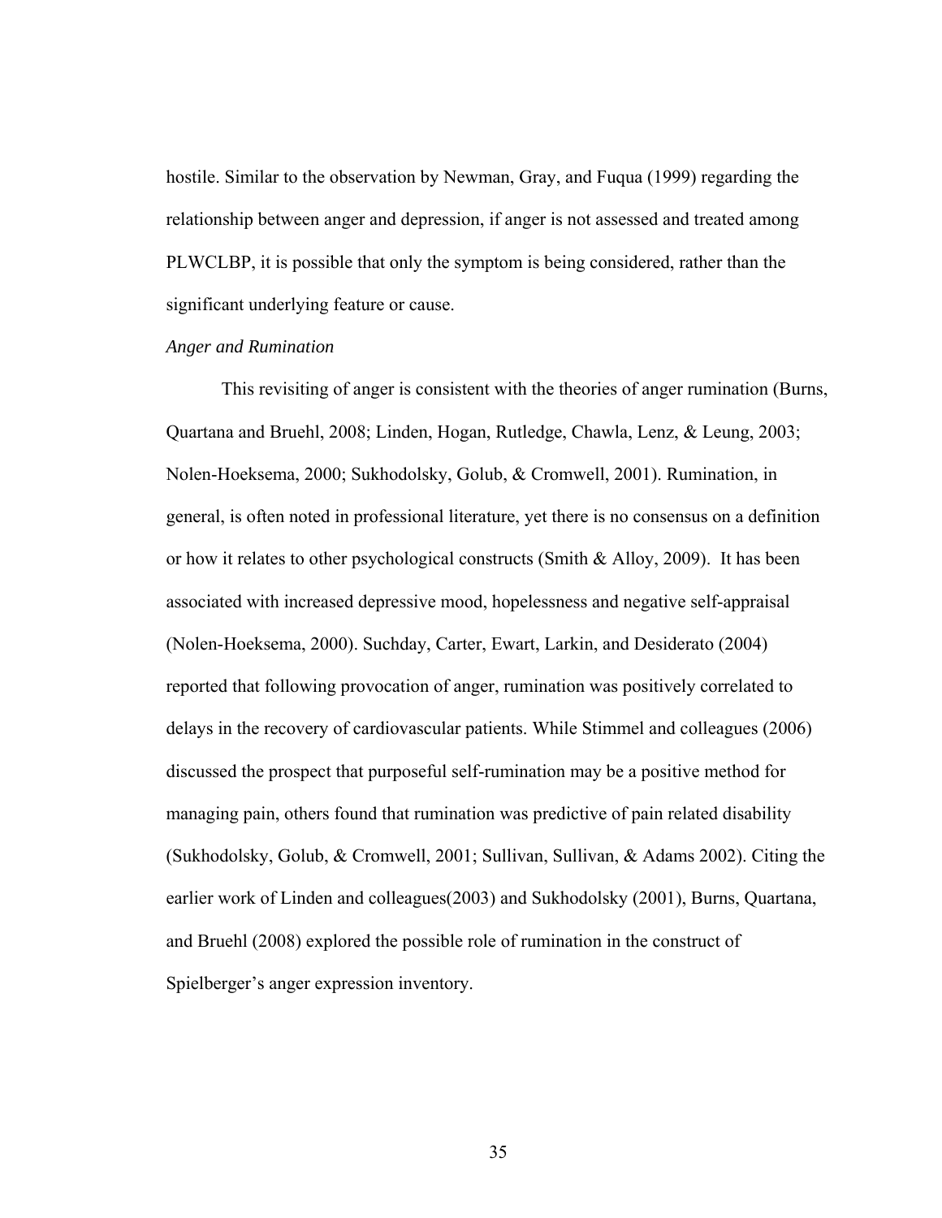hostile. Similar to the observation by Newman, Gray, and Fuqua (1999) regarding the relationship between anger and depression, if anger is not assessed and treated among PLWCLBP, it is possible that only the symptom is being considered, rather than the significant underlying feature or cause.

*Anger and Rumination*

This revisiting of anger is consistent with the theories of anger rumination (Burns, Quartana and Bruehl, 2008; Linden, Hogan, Rutledge, Chawla, Lenz, & Leung, 2003; Nolen-Hoeksema, 2000; Sukhodolsky, Golub, & Cromwell, 2001). Rumination, in general, is often noted in professional literature, yet there is no consensus on a definition or how it relates to other psychological constructs (Smith & Alloy, 2009). It has been associated with increased depressive mood, hopelessness and negative self-appraisal (Nolen-Hoeksema, 2000). Suchday, Carter, Ewart, Larkin, and Desiderato (2004) reported that following provocation of anger, rumination was positively correlated to delays in the recovery of cardiovascular patients. While Stimmel and colleagues (2006) discussed the prospect that purposeful self-rumination may be a positive method for managing pain, others found that rumination was predictive of pain related disability (Sukhodolsky, Golub, & Cromwell, 2001; Sullivan, Sullivan, & Adams 2002). Citing the earlier work of Linden and colleagues(2003) and Sukhodolsky (2001), Burns, Quartana, and Bruehl (2008) explored the possible role of rumination in the construct of Spielberger's anger expression inventory.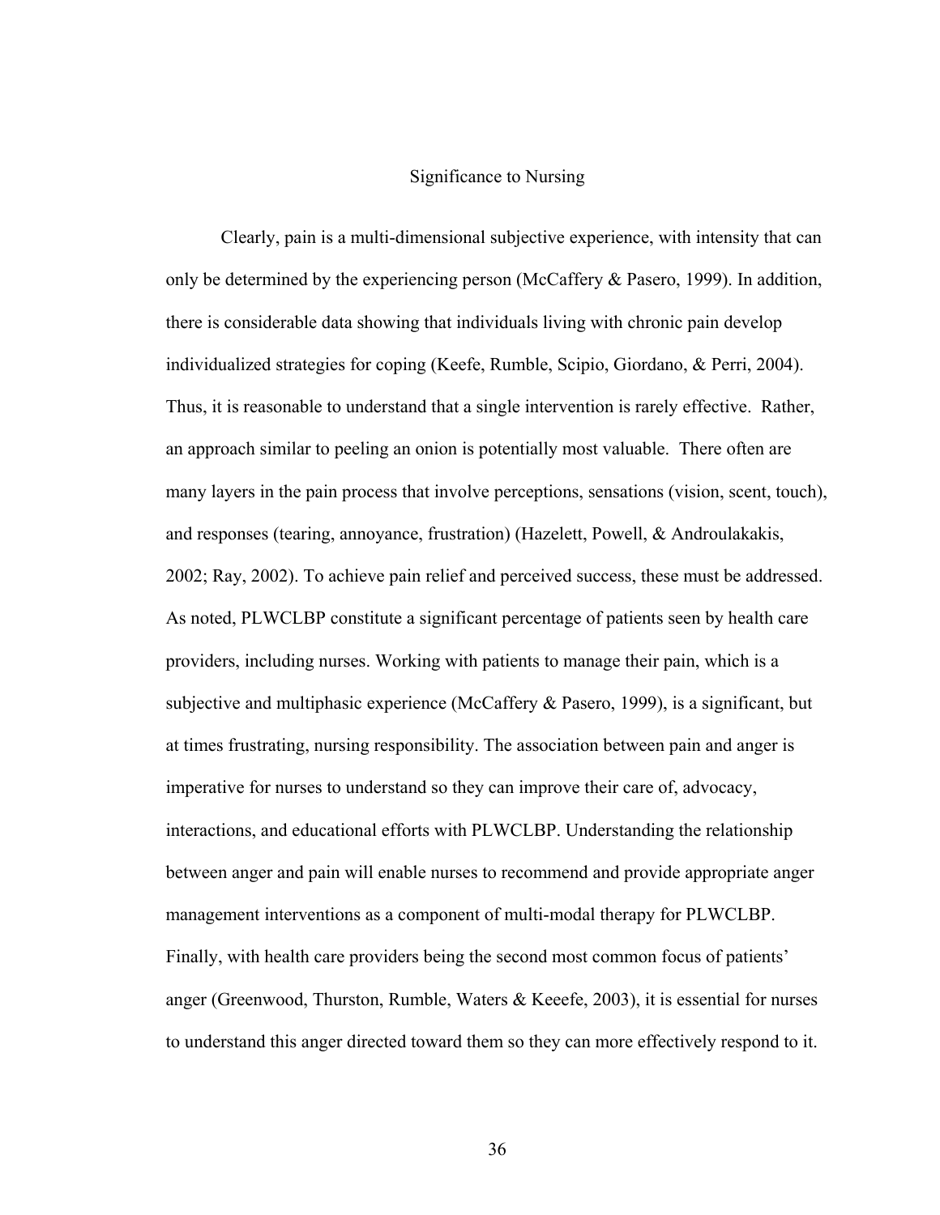## Significance to Nursing

Clearly, pain is a multi-dimensional subjective experience, with intensity that can only be determined by the experiencing person (McCaffery & Pasero, 1999). In addition, there is considerable data showing that individuals living with chronic pain develop individualized strategies for coping (Keefe, Rumble, Scipio, Giordano, & Perri, 2004). Thus, it is reasonable to understand that a single intervention is rarely effective. Rather, an approach similar to peeling an onion is potentially most valuable. There often are many layers in the pain process that involve perceptions, sensations (vision, scent, touch), and responses (tearing, annoyance, frustration) (Hazelett, Powell, & Androulakakis, 2002; Ray, 2002). To achieve pain relief and perceived success, these must be addressed. As noted, PLWCLBP constitute a significant percentage of patients seen by health care providers, including nurses. Working with patients to manage their pain, which is a subjective and multiphasic experience (McCaffery & Pasero, 1999), is a significant, but at times frustrating, nursing responsibility. The association between pain and anger is imperative for nurses to understand so they can improve their care of, advocacy, interactions, and educational efforts with PLWCLBP. Understanding the relationship between anger and pain will enable nurses to recommend and provide appropriate anger management interventions as a component of multi-modal therapy for PLWCLBP. Finally, with health care providers being the second most common focus of patients' anger (Greenwood, Thurston, Rumble, Waters & Keeefe, 2003), it is essential for nurses to understand this anger directed toward them so they can more effectively respond to it.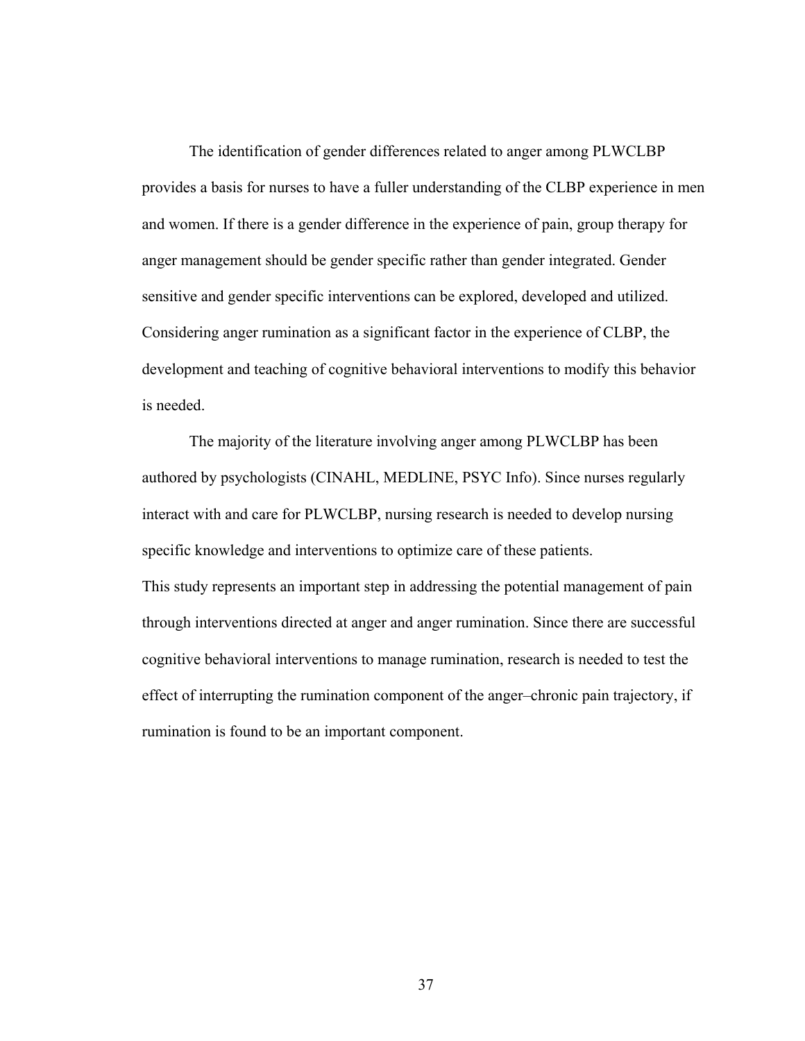The identification of gender differences related to anger among PLWCLBP provides a basis for nurses to have a fuller understanding of the CLBP experience in men and women. If there is a gender difference in the experience of pain, group therapy for anger management should be gender specific rather than gender integrated. Gender sensitive and gender specific interventions can be explored, developed and utilized. Considering anger rumination as a significant factor in the experience of CLBP, the development and teaching of cognitive behavioral interventions to modify this behavior is needed.

The majority of the literature involving anger among PLWCLBP has been authored by psychologists (CINAHL, MEDLINE, PSYC Info). Since nurses regularly interact with and care for PLWCLBP, nursing research is needed to develop nursing specific knowledge and interventions to optimize care of these patients.

This study represents an important step in addressing the potential management of pain through interventions directed at anger and anger rumination. Since there are successful cognitive behavioral interventions to manage rumination, research is needed to test the effect of interrupting the rumination component of the anger–chronic pain trajectory, if rumination is found to be an important component.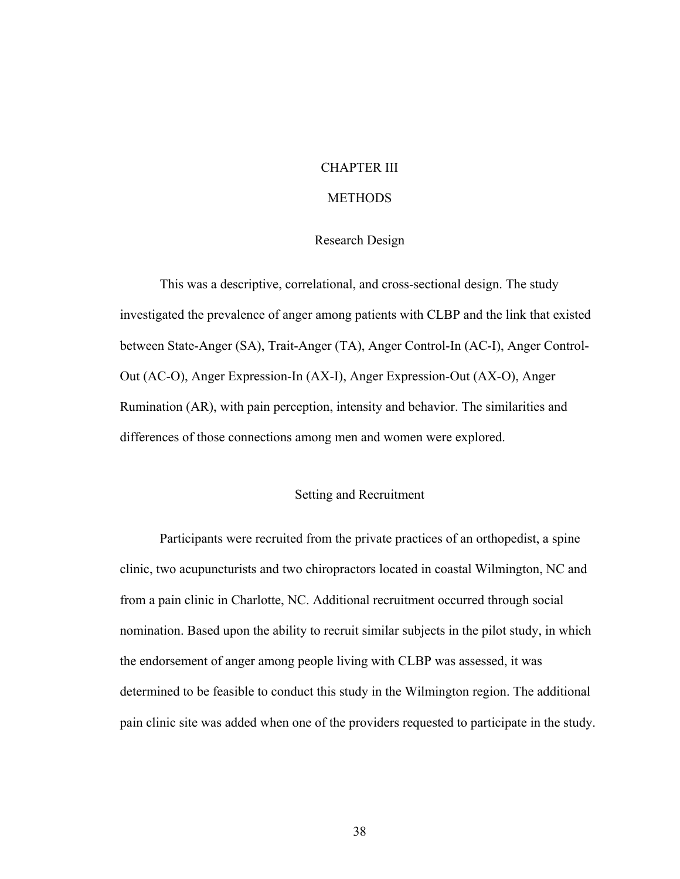# CHAPTER III

# METHODS

## Research Design

This was a descriptive, correlational, and cross-sectional design. The study investigated the prevalence of anger among patients with CLBP and the link that existed between State-Anger (SA), Trait-Anger (TA), Anger Control-In (AC-I), Anger Control-Out (AC-O), Anger Expression-In (AX-I), Anger Expression-Out (AX-O), Anger Rumination (AR), with pain perception, intensity and behavior. The similarities and differences of those connections among men and women were explored.

## Setting and Recruitment

Participants were recruited from the private practices of an orthopedist, a spine clinic, two acupuncturists and two chiropractors located in coastal Wilmington, NC and from a pain clinic in Charlotte, NC. Additional recruitment occurred through social nomination. Based upon the ability to recruit similar subjects in the pilot study, in which the endorsement of anger among people living with CLBP was assessed, it was determined to be feasible to conduct this study in the Wilmington region. The additional pain clinic site was added when one of the providers requested to participate in the study.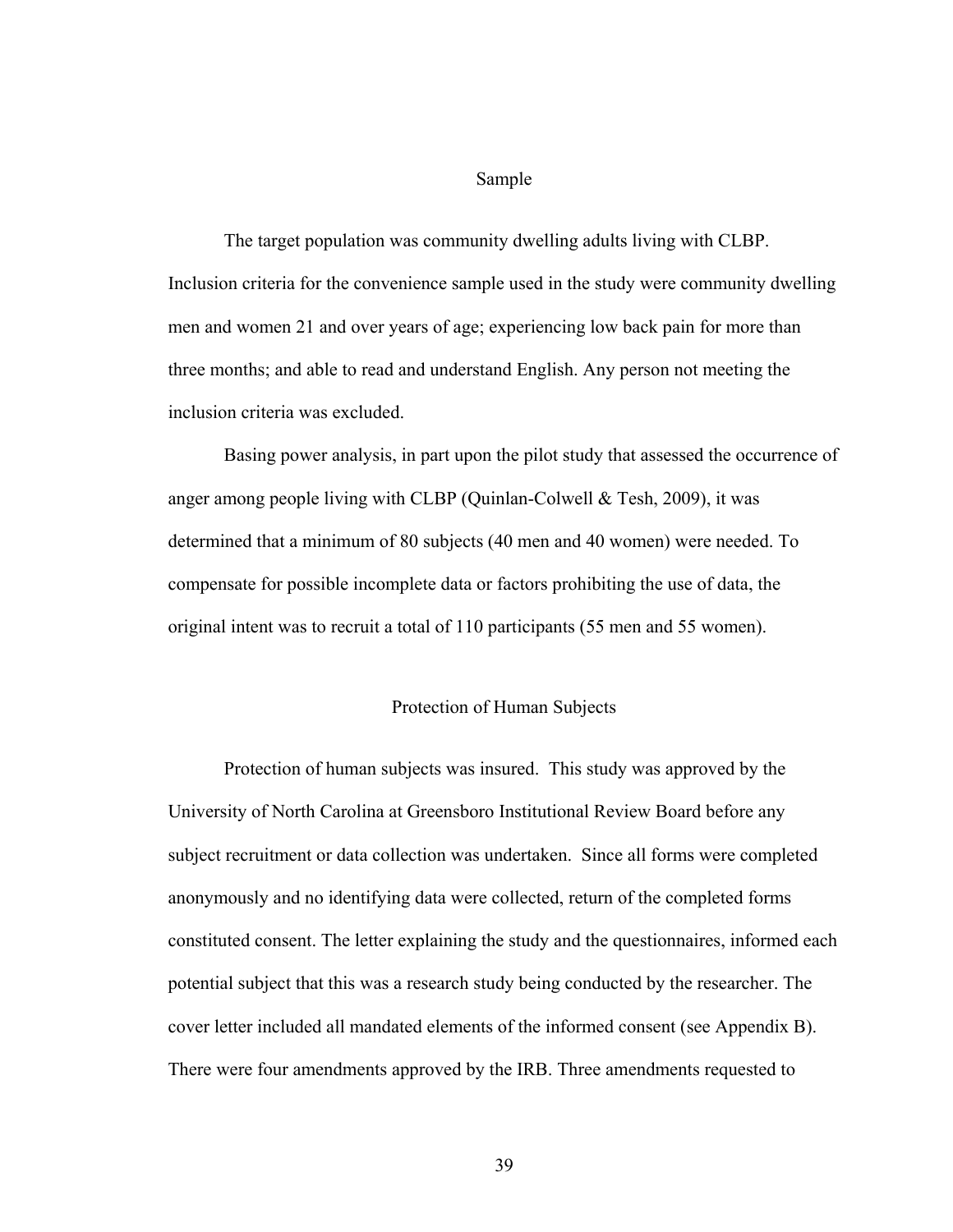## Sample

The target population was community dwelling adults living with CLBP. Inclusion criteria for the convenience sample used in the study were community dwelling men and women 21 and over years of age; experiencing low back pain for more than three months; and able to read and understand English. Any person not meeting the inclusion criteria was excluded.

Basing power analysis, in part upon the pilot study that assessed the occurrence of anger among people living with CLBP (Quinlan-Colwell & Tesh, 2009), it was determined that a minimum of 80 subjects (40 men and 40 women) were needed. To compensate for possible incomplete data or factors prohibiting the use of data, the original intent was to recruit a total of 110 participants (55 men and 55 women).

## Protection of Human Subjects

Protection of human subjects was insured. This study was approved by the University of North Carolina at Greensboro Institutional Review Board before any subject recruitment or data collection was undertaken. Since all forms were completed anonymously and no identifying data were collected, return of the completed forms constituted consent. The letter explaining the study and the questionnaires, informed each potential subject that this was a research study being conducted by the researcher. The cover letter included all mandated elements of the informed consent (see Appendix B). There were four amendments approved by the IRB. Three amendments requested to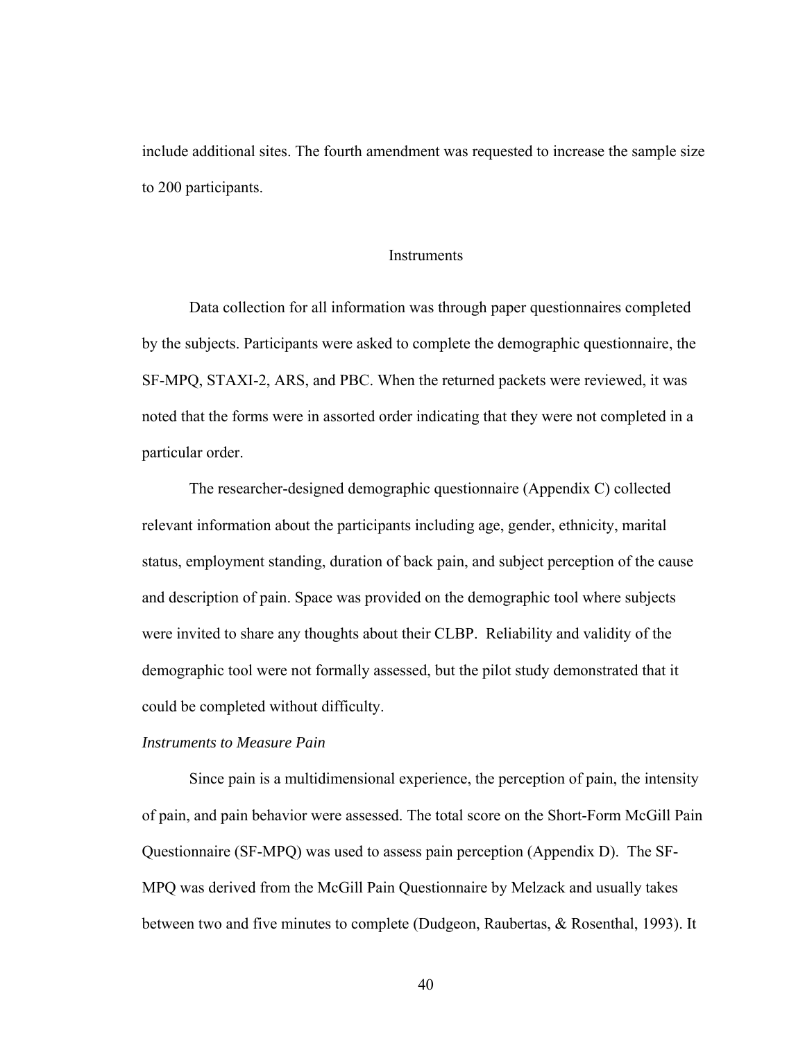include additional sites. The fourth amendment was requested to increase the sample size to 200 participants.

## Instruments

Data collection for all information was through paper questionnaires completed by the subjects. Participants were asked to complete the demographic questionnaire, the SF-MPQ, STAXI-2, ARS, and PBC. When the returned packets were reviewed, it was noted that the forms were in assorted order indicating that they were not completed in a particular order.

The researcher-designed demographic questionnaire (Appendix C) collected relevant information about the participants including age, gender, ethnicity, marital status, employment standing, duration of back pain, and subject perception of the cause and description of pain. Space was provided on the demographic tool where subjects were invited to share any thoughts about their CLBP. Reliability and validity of the demographic tool were not formally assessed, but the pilot study demonstrated that it could be completed without difficulty.

### *Instruments to Measure Pain*

Since pain is a multidimensional experience, the perception of pain, the intensity of pain, and pain behavior were assessed. The total score on the Short-Form McGill Pain Questionnaire (SF-MPQ) was used to assess pain perception (Appendix D). The SF-MPQ was derived from the McGill Pain Questionnaire by Melzack and usually takes between two and five minutes to complete (Dudgeon, Raubertas, & Rosenthal, 1993). It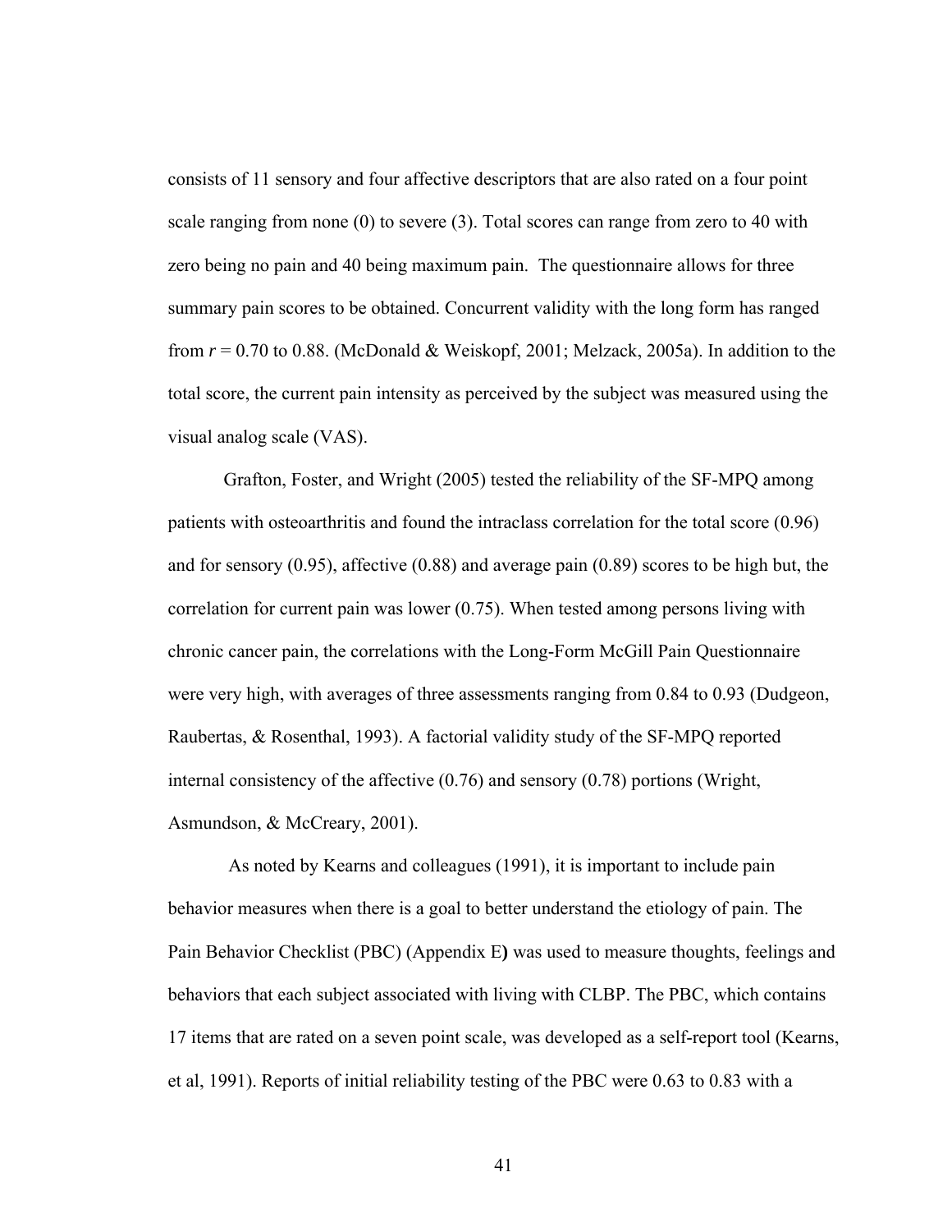consists of 11 sensory and four affective descriptors that are also rated on a four point scale ranging from none (0) to severe (3). Total scores can range from zero to 40 with zero being no pain and 40 being maximum pain. The questionnaire allows for three summary pain scores to be obtained. Concurrent validity with the long form has ranged from $r = 0.70$ to 0.88. (McDonald & Weiskopf, 2001; Melzack, 2005a). In addition to the total score, the current pain intensity as perceived by the subject was measured using the visual analog scale (VAS).

Grafton, Foster, and Wright (2005) tested the reliability of the SF-MPQ among patients with osteoarthritis and found the intraclass correlation for the total score (0.96) and for sensory (0.95), affective (0.88) and average pain (0.89) scores to be high but, the correlation for current pain was lower (0.75). When tested among persons living with chronic cancer pain, the correlations with the Long-Form McGill Pain Questionnaire were very high, with averages of three assessments ranging from 0.84 to 0.93 (Dudgeon, Raubertas, & Rosenthal, 1993). A factorial validity study of the SF-MPQ reported internal consistency of the affective (0.76) and sensory (0.78) portions (Wright, Asmundson, & McCreary, 2001).

As noted by Kearns and colleagues (1991), it is important to include pain behavior measures when there is a goal to better understand the etiology of pain. The Pain Behavior Checklist (PBC) (Appendix E**)** was used to measure thoughts, feelings and behaviors that each subject associated with living with CLBP. The PBC, which contains 17 items that are rated on a seven point scale, was developed as a self-report tool (Kearns, et al, 1991). Reports of initial reliability testing of the PBC were 0.63 to 0.83 with a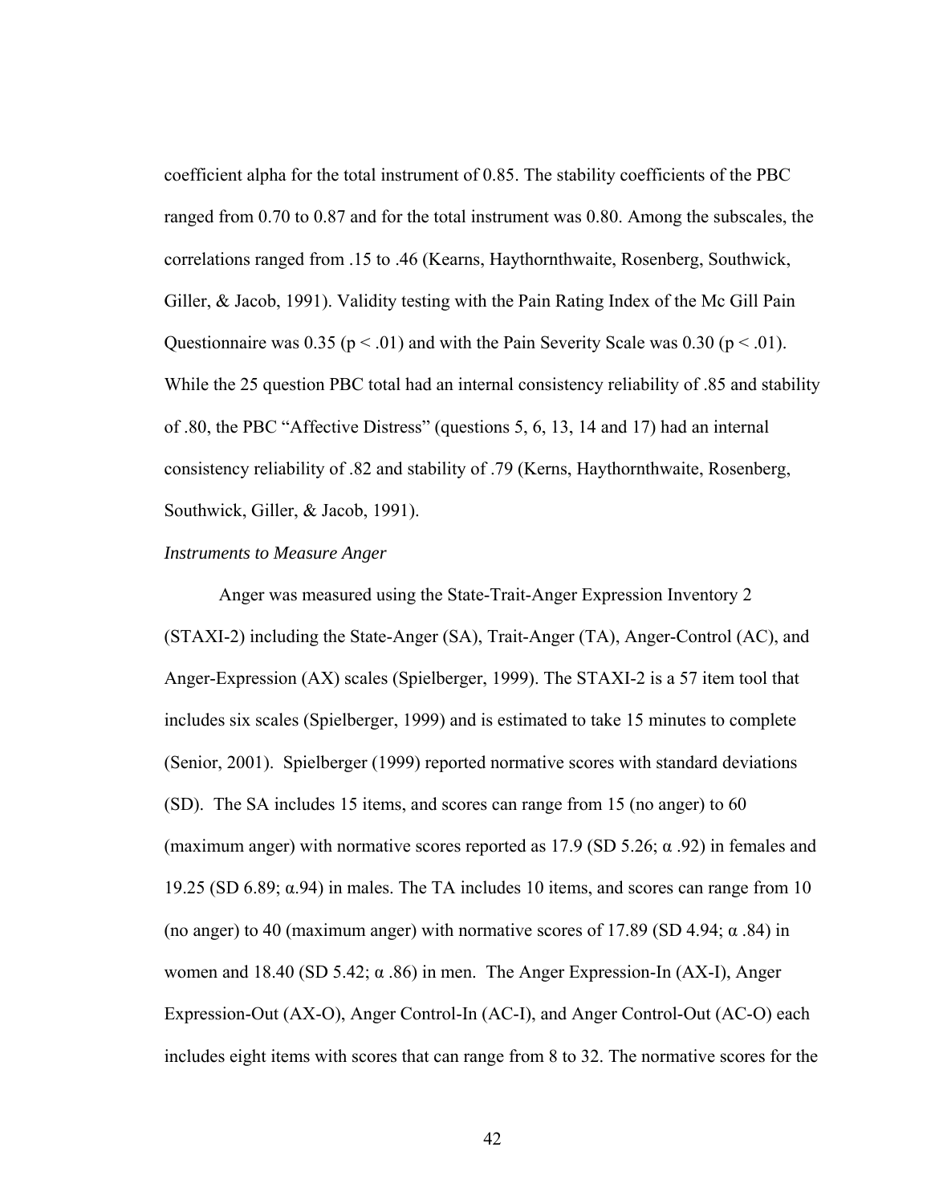coefficient alpha for the total instrument of 0.85. The stability coefficients of the PBC ranged from 0.70 to 0.87 and for the total instrument was 0.80. Among the subscales, the correlations ranged from .15 to .46 (Kearns, Haythornthwaite, Rosenberg, Southwick, Giller, & Jacob, 1991). Validity testing with the Pain Rating Index of the Mc Gill Pain Questionnaire was 0.35 ($p < .01$) and with the Pain Severity Scale was 0.30 ($p < .01$). While the 25 question PBC total had an internal consistency reliability of .85 and stability of .80, the PBC "Affective Distress" (questions 5, 6, 13, 14 and 17) had an internal consistency reliability of .82 and stability of .79 (Kerns, Haythornthwaite, Rosenberg, Southwick, Giller, & Jacob, 1991).

*Instruments to Measure Anger*

Anger was measured using the State-Trait-Anger Expression Inventory 2 (STAXI-2) including the State-Anger (SA), Trait-Anger (TA), Anger-Control (AC), and Anger-Expression (AX) scales (Spielberger, 1999). The STAXI-2 is a 57 item tool that includes six scales (Spielberger, 1999) and is estimated to take 15 minutes to complete (Senior, 2001). Spielberger (1999) reported normative scores with standard deviations (SD). The SA includes 15 items, and scores can range from 15 (no anger) to 60 (maximum anger) with normative scores reported as 17.9 (SD 5.26; $\alpha$ .92) in females and 19.25 (SD 6.89; $\alpha$.94) in males. The TA includes 10 items, and scores can range from 10 (no anger) to 40 (maximum anger) with normative scores of 17.89 (SD 4.94; $\alpha$ .84) in women and 18.40 (SD 5.42; $\alpha$ .86) in men. The Anger Expression-In (AX-I), Anger Expression-Out (AX-O), Anger Control-In (AC-I), and Anger Control-Out (AC-O) each includes eight items with scores that can range from 8 to 32. The normative scores for the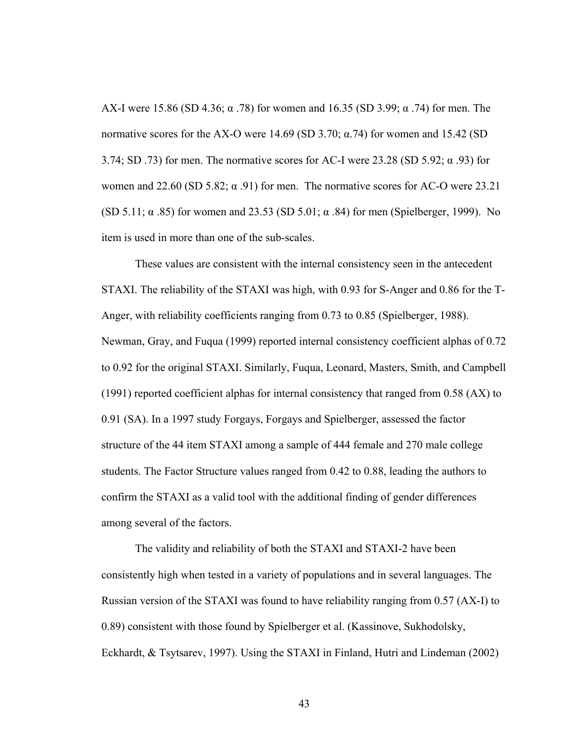AX-I were 15.86 (SD 4.36; α .78) for women and 16.35 (SD 3.99; α .74) for men. The normative scores for the AX-O were 14.69 (SD 3.70; α.74) for women and 15.42 (SD 3.74; SD .73) for men. The normative scores for AC-I were 23.28 (SD 5.92; α .93) for women and 22.60 (SD 5.82; α .91) for men. The normative scores for AC-O were 23.21 (SD 5.11; α .85) for women and 23.53 (SD 5.01; α .84) for men (Spielberger, 1999). No item is used in more than one of the sub-scales.

These values are consistent with the internal consistency seen in the antecedent STAXI. The reliability of the STAXI was high, with 0.93 for S-Anger and 0.86 for the T-Anger, with reliability coefficients ranging from 0.73 to 0.85 (Spielberger, 1988). Newman, Gray, and Fuqua (1999) reported internal consistency coefficient alphas of 0.72 to 0.92 for the original STAXI. Similarly, Fuqua, Leonard, Masters, Smith, and Campbell (1991) reported coefficient alphas for internal consistency that ranged from 0.58 (AX) to 0.91 (SA). In a 1997 study Forgays, Forgays and Spielberger, assessed the factor structure of the 44 item STAXI among a sample of 444 female and 270 male college students. The Factor Structure values ranged from 0.42 to 0.88, leading the authors to confirm the STAXI as a valid tool with the additional finding of gender differences among several of the factors.

The validity and reliability of both the STAXI and STAXI-2 have been consistently high when tested in a variety of populations and in several languages. The Russian version of the STAXI was found to have reliability ranging from 0.57 (AX-I) to 0.89) consistent with those found by Spielberger et al. (Kassinove, Sukhodolsky, Eckhardt, & Tsytsarev, 1997). Using the STAXI in Finland, Hutri and Lindeman (2002)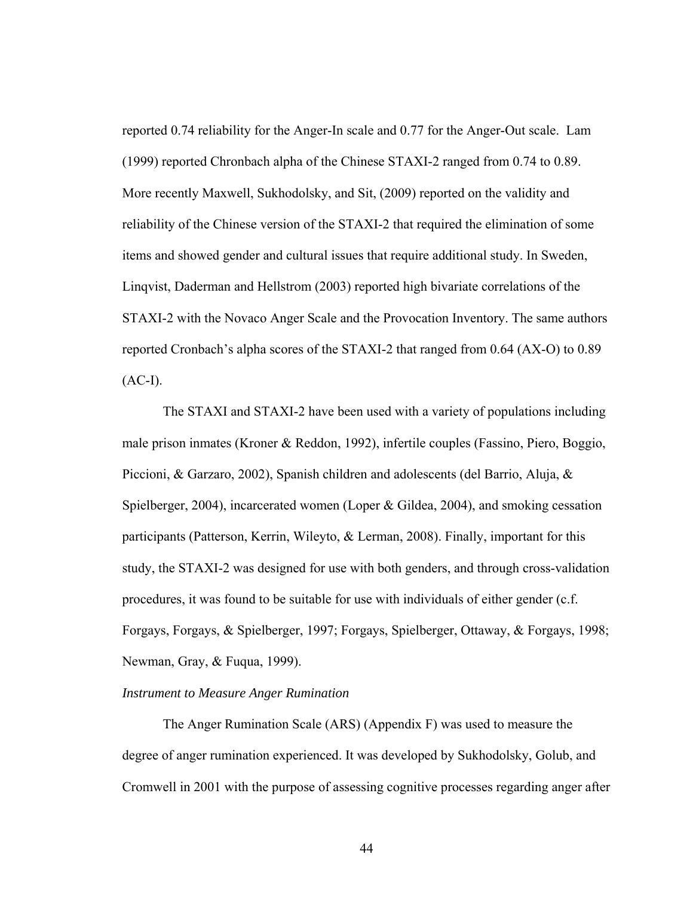reported 0.74 reliability for the Anger-In scale and 0.77 for the Anger-Out scale. Lam (1999) reported Chronbach alpha of the Chinese STAXI-2 ranged from 0.74 to 0.89. More recently Maxwell, Sukhodolsky, and Sit, (2009) reported on the validity and reliability of the Chinese version of the STAXI-2 that required the elimination of some items and showed gender and cultural issues that require additional study. In Sweden, Linqvist, Daderman and Hellstrom (2003) reported high bivariate correlations of the STAXI-2 with the Novaco Anger Scale and the Provocation Inventory. The same authors reported Cronbach's alpha scores of the STAXI-2 that ranged from 0.64 (AX-O) to 0.89 (AC-I).

The STAXI and STAXI-2 have been used with a variety of populations including male prison inmates (Kroner & Reddon, 1992), infertile couples (Fassino, Piero, Boggio, Piccioni, & Garzaro, 2002), Spanish children and adolescents (del Barrio, Aluja, & Spielberger, 2004), incarcerated women (Loper & Gildea, 2004), and smoking cessation participants (Patterson, Kerrin, Wileyto, & Lerman, 2008). Finally, important for this study, the STAXI-2 was designed for use with both genders, and through cross-validation procedures, it was found to be suitable for use with individuals of either gender (c.f. Forgays, Forgays, & Spielberger, 1997; Forgays, Spielberger, Ottaway, & Forgays, 1998; Newman, Gray, & Fuqua, 1999).

*Instrument to Measure Anger Rumination*

The Anger Rumination Scale (ARS) (Appendix F) was used to measure the degree of anger rumination experienced. It was developed by Sukhodolsky, Golub, and Cromwell in 2001 with the purpose of assessing cognitive processes regarding anger after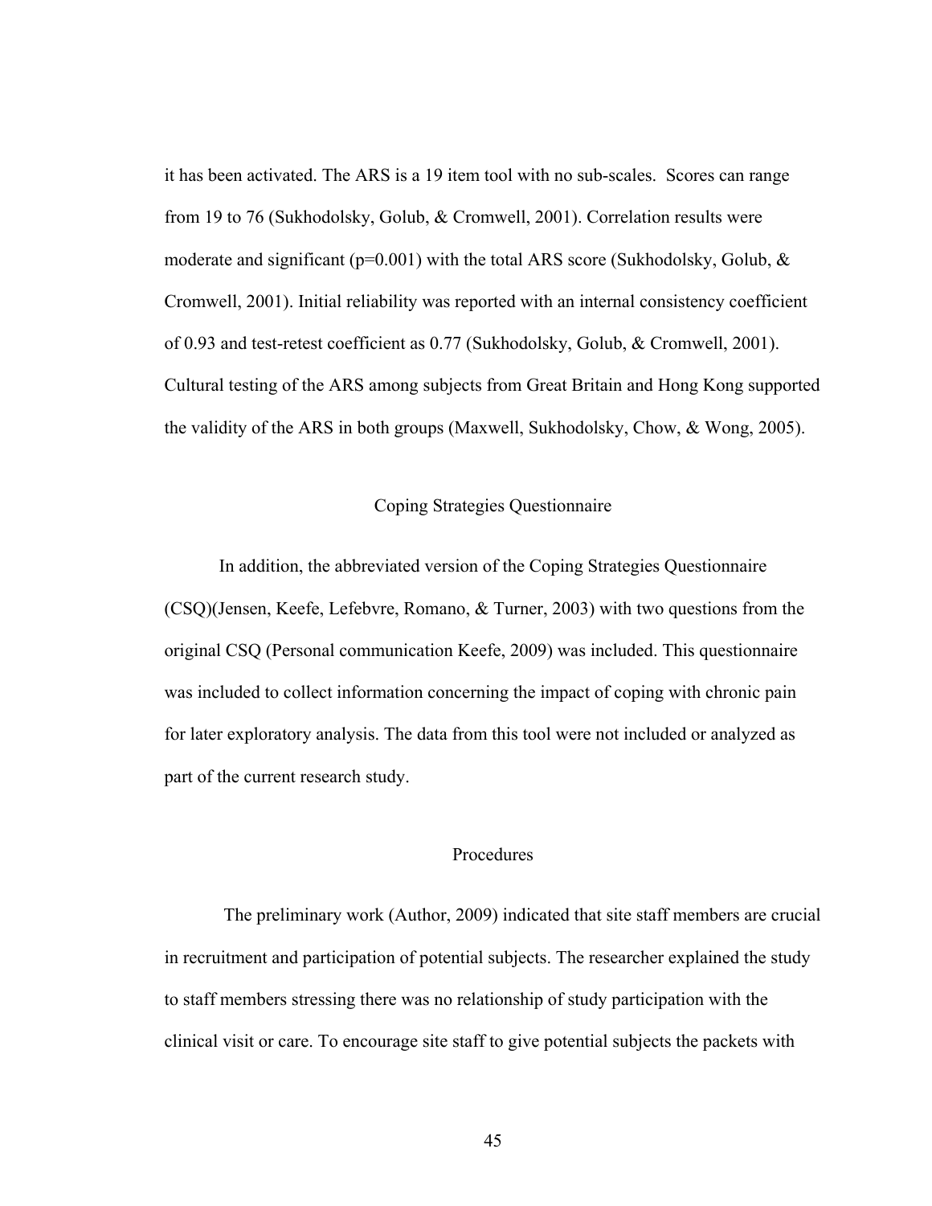it has been activated. The ARS is a 19 item tool with no sub-scales. Scores can range from 19 to 76 (Sukhodolsky, Golub, & Cromwell, 2001). Correlation results were moderate and significant (p=0.001) with the total ARS score (Sukhodolsky, Golub, & Cromwell, 2001). Initial reliability was reported with an internal consistency coefficient of 0.93 and test-retest coefficient as 0.77 (Sukhodolsky, Golub, & Cromwell, 2001). Cultural testing of the ARS among subjects from Great Britain and Hong Kong supported the validity of the ARS in both groups (Maxwell, Sukhodolsky, Chow, & Wong, 2005).

## Coping Strategies Questionnaire

In addition, the abbreviated version of the Coping Strategies Questionnaire (CSQ)(Jensen, Keefe, Lefebvre, Romano, & Turner, 2003) with two questions from the original CSQ (Personal communication Keefe, 2009) was included. This questionnaire was included to collect information concerning the impact of coping with chronic pain for later exploratory analysis. The data from this tool were not included or analyzed as part of the current research study.

## Procedures

The preliminary work (Author, 2009) indicated that site staff members are crucial in recruitment and participation of potential subjects. The researcher explained the study to staff members stressing there was no relationship of study participation with the clinical visit or care. To encourage site staff to give potential subjects the packets with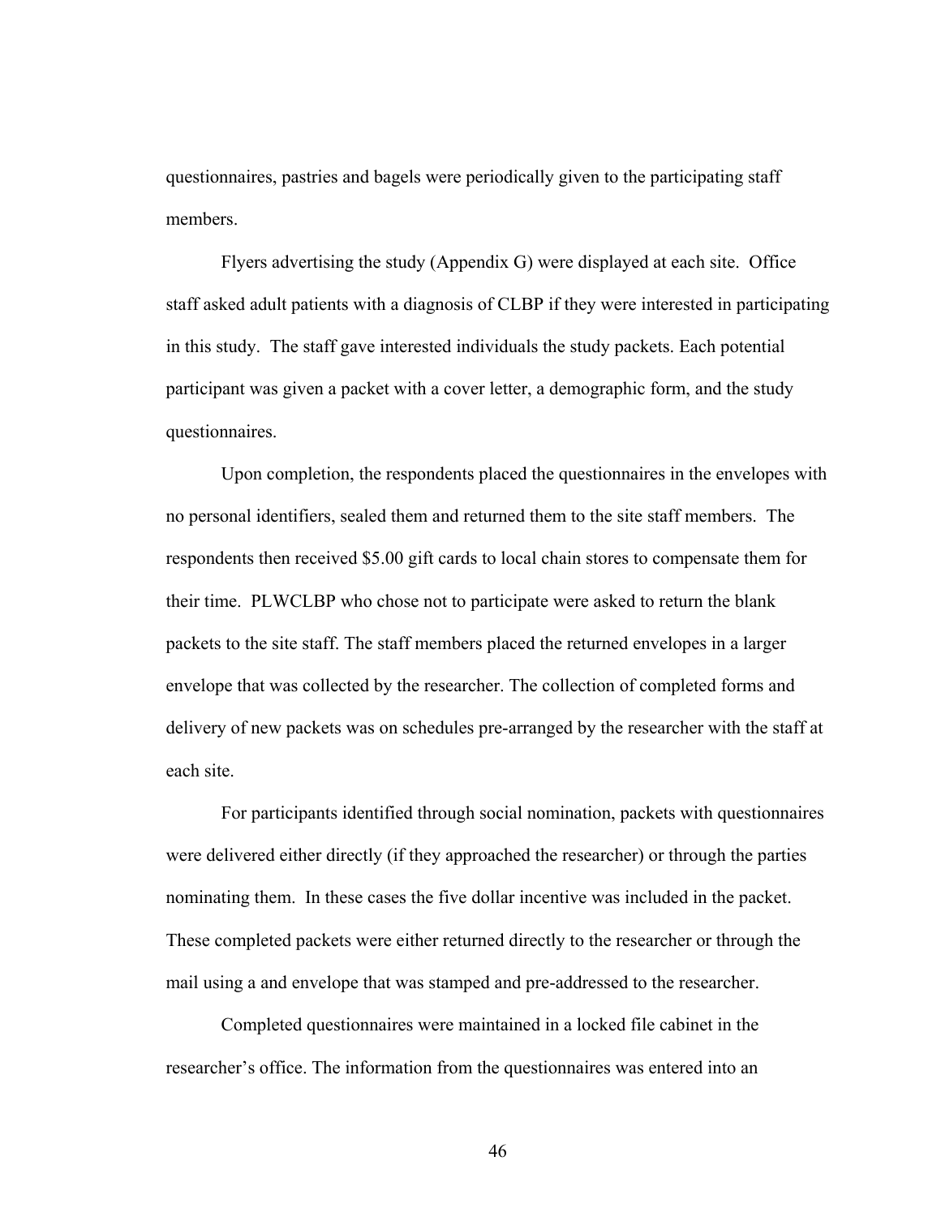questionnaires, pastries and bagels were periodically given to the participating staff members.

Flyers advertising the study (Appendix G) were displayed at each site. Office staff asked adult patients with a diagnosis of CLBP if they were interested in participating in this study. The staff gave interested individuals the study packets. Each potential participant was given a packet with a cover letter, a demographic form, and the study questionnaires.

Upon completion, the respondents placed the questionnaires in the envelopes with no personal identifiers, sealed them and returned them to the site staff members. The respondents then received $5.00 gift cards to local chain stores to compensate them for their time. PLWCLBP who chose not to participate were asked to return the blank packets to the site staff. The staff members placed the returned envelopes in a larger envelope that was collected by the researcher. The collection of completed forms and delivery of new packets was on schedules pre-arranged by the researcher with the staff at each site.

For participants identified through social nomination, packets with questionnaires were delivered either directly (if they approached the researcher) or through the parties nominating them. In these cases the five dollar incentive was included in the packet. These completed packets were either returned directly to the researcher or through the mail using a and envelope that was stamped and pre-addressed to the researcher.

Completed questionnaires were maintained in a locked file cabinet in the researcher's office. The information from the questionnaires was entered into an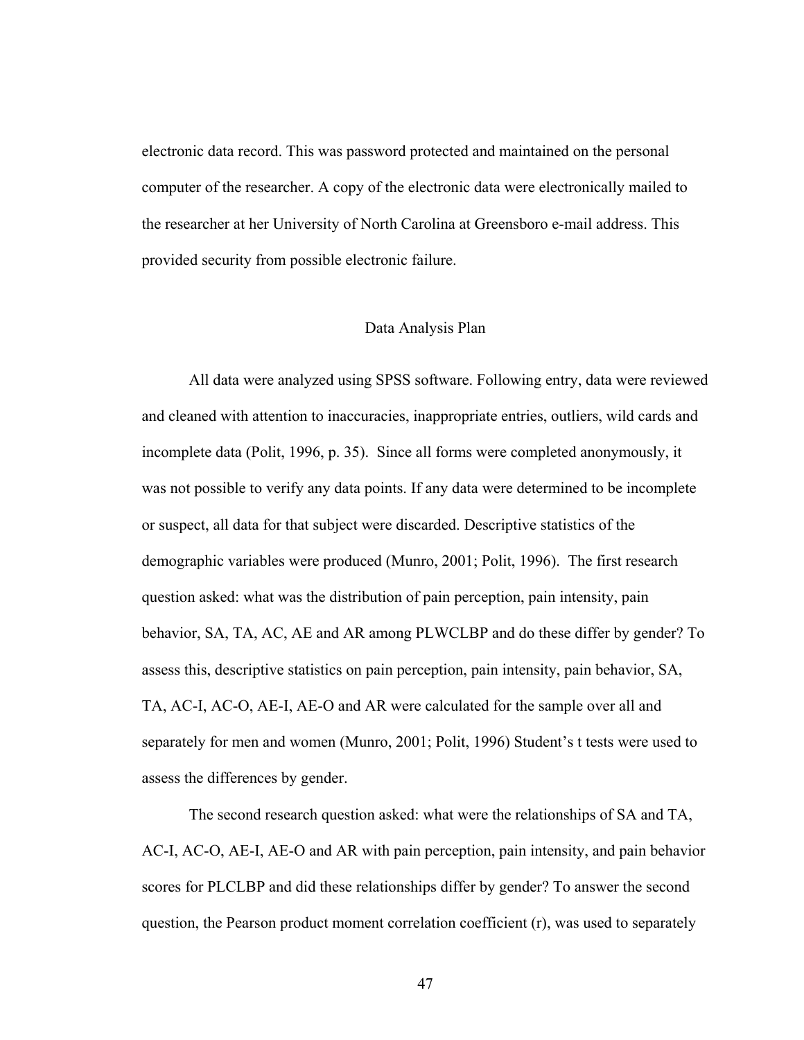electronic data record. This was password protected and maintained on the personal computer of the researcher. A copy of the electronic data were electronically mailed to the researcher at her University of North Carolina at Greensboro e-mail address. This provided security from possible electronic failure.

## Data Analysis Plan

All data were analyzed using SPSS software. Following entry, data were reviewed and cleaned with attention to inaccuracies, inappropriate entries, outliers, wild cards and incomplete data (Polit, 1996, p. 35). Since all forms were completed anonymously, it was not possible to verify any data points. If any data were determined to be incomplete or suspect, all data for that subject were discarded. Descriptive statistics of the demographic variables were produced (Munro, 2001; Polit, 1996). The first research question asked: what was the distribution of pain perception, pain intensity, pain behavior, SA, TA, AC, AE and AR among PLWCLBP and do these differ by gender? To assess this, descriptive statistics on pain perception, pain intensity, pain behavior, SA, TA, AC-I, AC-O, AE-I, AE-O and AR were calculated for the sample over all and separately for men and women (Munro, 2001; Polit, 1996) Student's t tests were used to assess the differences by gender.

The second research question asked: what were the relationships of SA and TA, AC-I, AC-O, AE-I, AE-O and AR with pain perception, pain intensity, and pain behavior scores for PLCLBP and did these relationships differ by gender? To answer the second question, the Pearson product moment correlation coefficient (r), was used to separately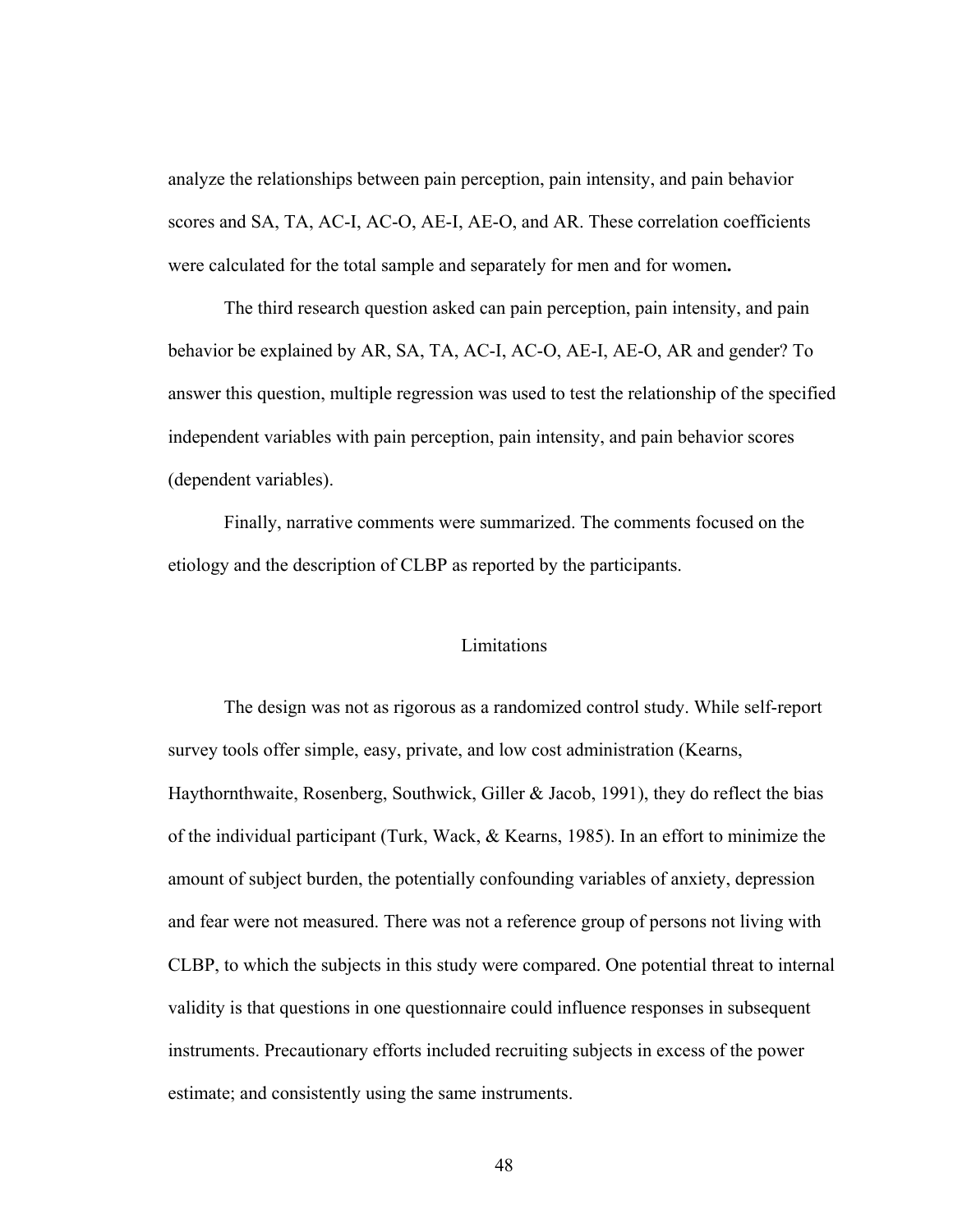analyze the relationships between pain perception, pain intensity, and pain behavior scores and SA, TA, AC-I, AC-O, AE-I, AE-O, and AR. These correlation coefficients were calculated for the total sample and separately for men and for women**.**

The third research question asked can pain perception, pain intensity, and pain behavior be explained by AR, SA, TA, AC-I, AC-O, AE-I, AE-O, AR and gender? To answer this question, multiple regression was used to test the relationship of the specified independent variables with pain perception, pain intensity, and pain behavior scores (dependent variables).

Finally, narrative comments were summarized. The comments focused on the etiology and the description of CLBP as reported by the participants.

## Limitations

The design was not as rigorous as a randomized control study. While self-report survey tools offer simple, easy, private, and low cost administration (Kearns, Haythornthwaite, Rosenberg, Southwick, Giller & Jacob, 1991), they do reflect the bias of the individual participant (Turk, Wack, & Kearns, 1985). In an effort to minimize the amount of subject burden, the potentially confounding variables of anxiety, depression and fear were not measured. There was not a reference group of persons not living with CLBP, to which the subjects in this study were compared. One potential threat to internal validity is that questions in one questionnaire could influence responses in subsequent instruments. Precautionary efforts included recruiting subjects in excess of the power estimate; and consistently using the same instruments.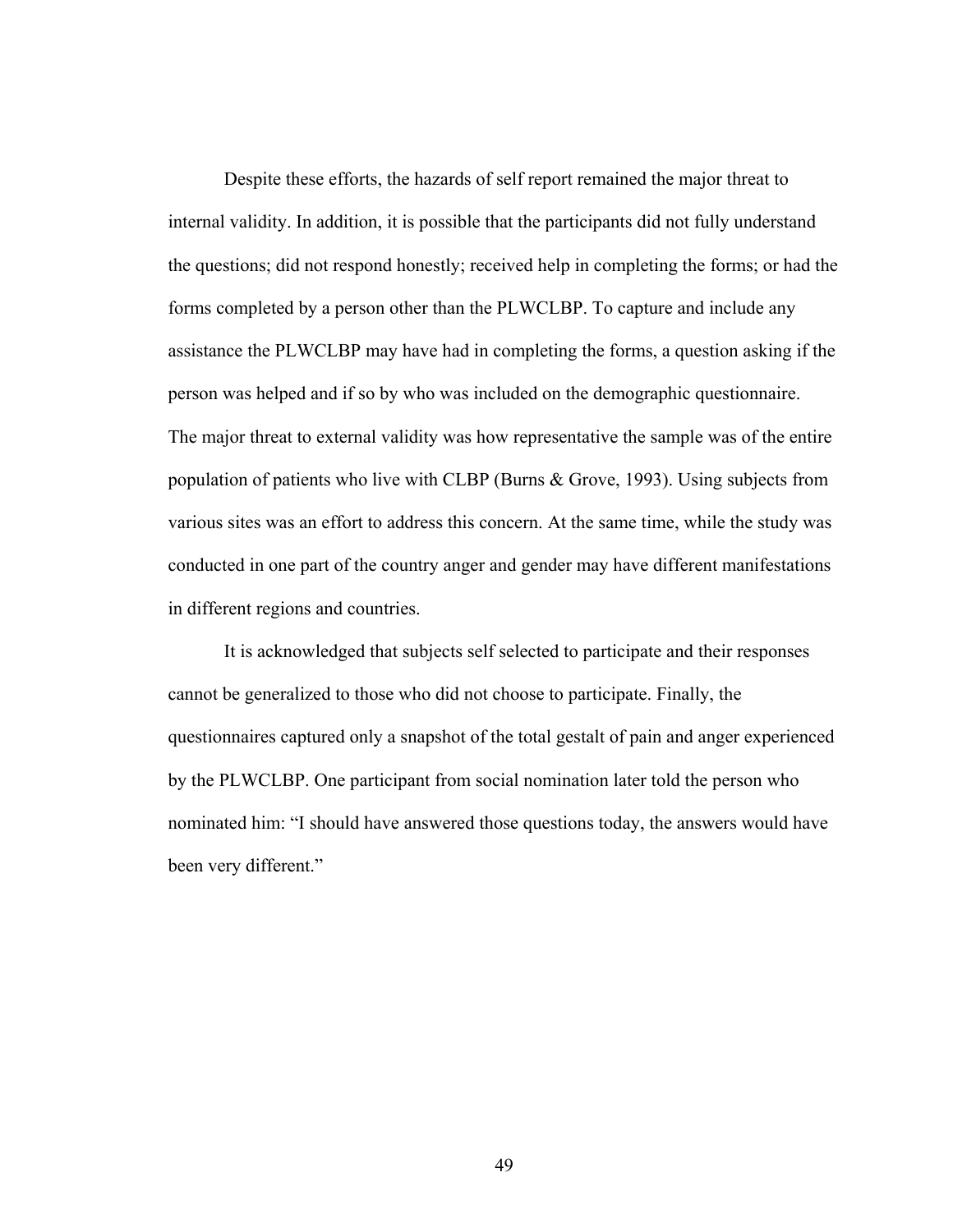Despite these efforts, the hazards of self report remained the major threat to internal validity. In addition, it is possible that the participants did not fully understand the questions; did not respond honestly; received help in completing the forms; or had the forms completed by a person other than the PLWCLBP. To capture and include any assistance the PLWCLBP may have had in completing the forms, a question asking if the person was helped and if so by who was included on the demographic questionnaire. The major threat to external validity was how representative the sample was of the entire population of patients who live with CLBP (Burns & Grove, 1993). Using subjects from various sites was an effort to address this concern. At the same time, while the study was conducted in one part of the country anger and gender may have different manifestations in different regions and countries.

It is acknowledged that subjects self selected to participate and their responses cannot be generalized to those who did not choose to participate. Finally, the questionnaires captured only a snapshot of the total gestalt of pain and anger experienced by the PLWCLBP. One participant from social nomination later told the person who nominated him: "I should have answered those questions today, the answers would have been very different."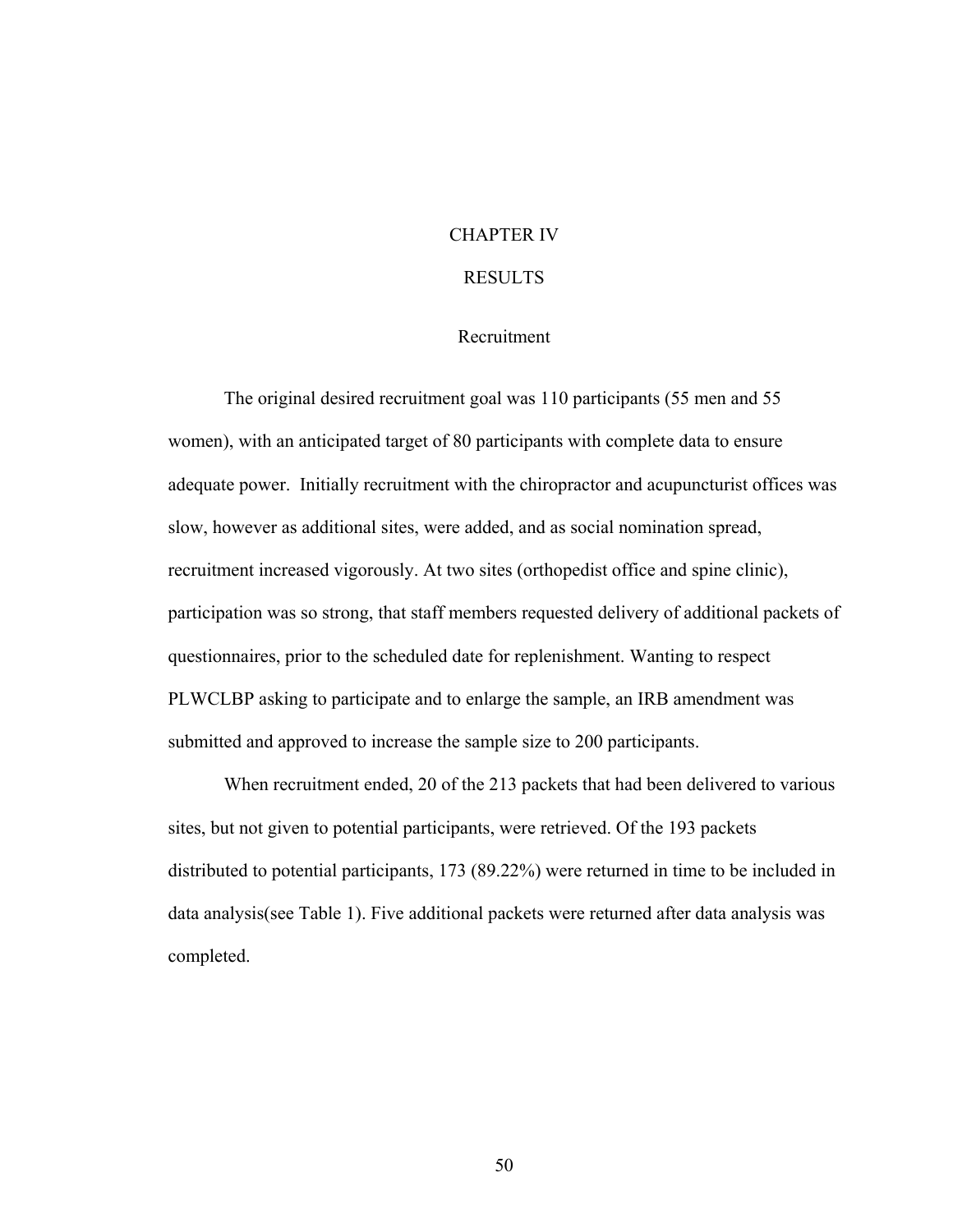# CHAPTER IV

# RESULTS

## Recruitment

The original desired recruitment goal was 110 participants (55 men and 55 women), with an anticipated target of 80 participants with complete data to ensure adequate power. Initially recruitment with the chiropractor and acupuncturist offices was slow, however as additional sites, were added, and as social nomination spread, recruitment increased vigorously. At two sites (orthopedist office and spine clinic), participation was so strong, that staff members requested delivery of additional packets of questionnaires, prior to the scheduled date for replenishment. Wanting to respect PLWCLBP asking to participate and to enlarge the sample, an IRB amendment was submitted and approved to increase the sample size to 200 participants.

When recruitment ended, 20 of the 213 packets that had been delivered to various sites, but not given to potential participants, were retrieved. Of the 193 packets distributed to potential participants, 173 (89.22%) were returned in time to be included in data analysis(see Table 1). Five additional packets were returned after data analysis was completed.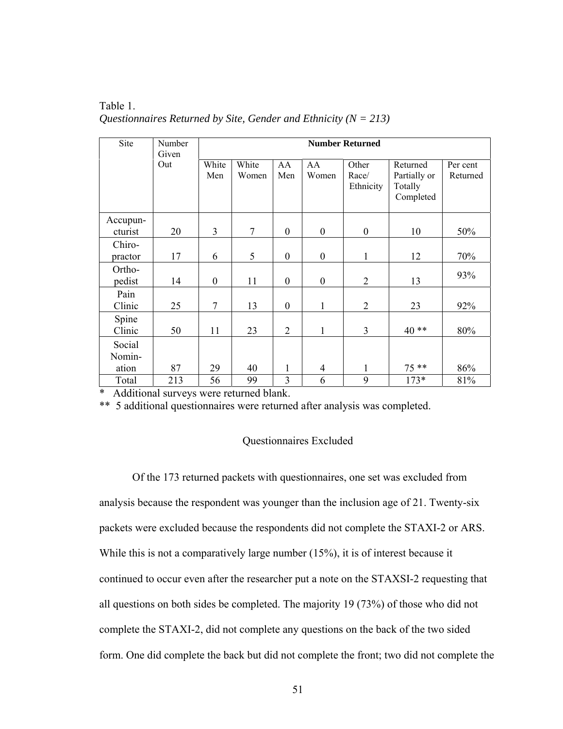Table 1.
*Questionnaires Returned by Site, Gender and Ethnicity (N = 213)*

| Site | Number Given Out | **Number Returned** | | | | | | |
|---|---|---|---|---|---|---|---|---|
| | | White Men | White Women | AA Men | AA Women | Other Race/ Ethnicity | Returned Partially or Totally Completed | Per cent Returned |
| Accupun-cturist | 20 | 3 | 7 | 0 | 0 | 0 | 10 | 50% |
| Chiro-practor | 17 | 6 | 5 | 0 | 0 | 1 | 12 | 70% |
| Ortho-pedist | 14 | 0 | 11 | 0 | 0 | 2 | 13 | 93% |
| Pain Clinic | 25 | 7 | 13 | 0 | 1 | 2 | 23 | 92% |
| Spine Clinic | 50 | 11 | 23 | 2 | 1 | 3 | 40 ** | 80% |
| Social Nomin-ation | 87 | 29 | 40 | 1 | 4 | 1 | 75 ** | 86% |
| Total | 213 | 56 | 99 | 3 | 6 | 9 | 173* | 81% |

\* Additional surveys were returned blank.

\*\* 5 additional questionnaires were returned after analysis was completed.

## Questionnaires Excluded

Of the 173 returned packets with questionnaires, one set was excluded from analysis because the respondent was younger than the inclusion age of 21. Twenty-six packets were excluded because the respondents did not complete the STAXI-2 or ARS. While this is not a comparatively large number (15%), it is of interest because it continued to occur even after the researcher put a note on the STAXSI-2 requesting that all questions on both sides be completed. The majority 19 (73%) of those who did not complete the STAXI-2, did not complete any questions on the back of the two sided form. One did complete the back but did not complete the front; two did not complete the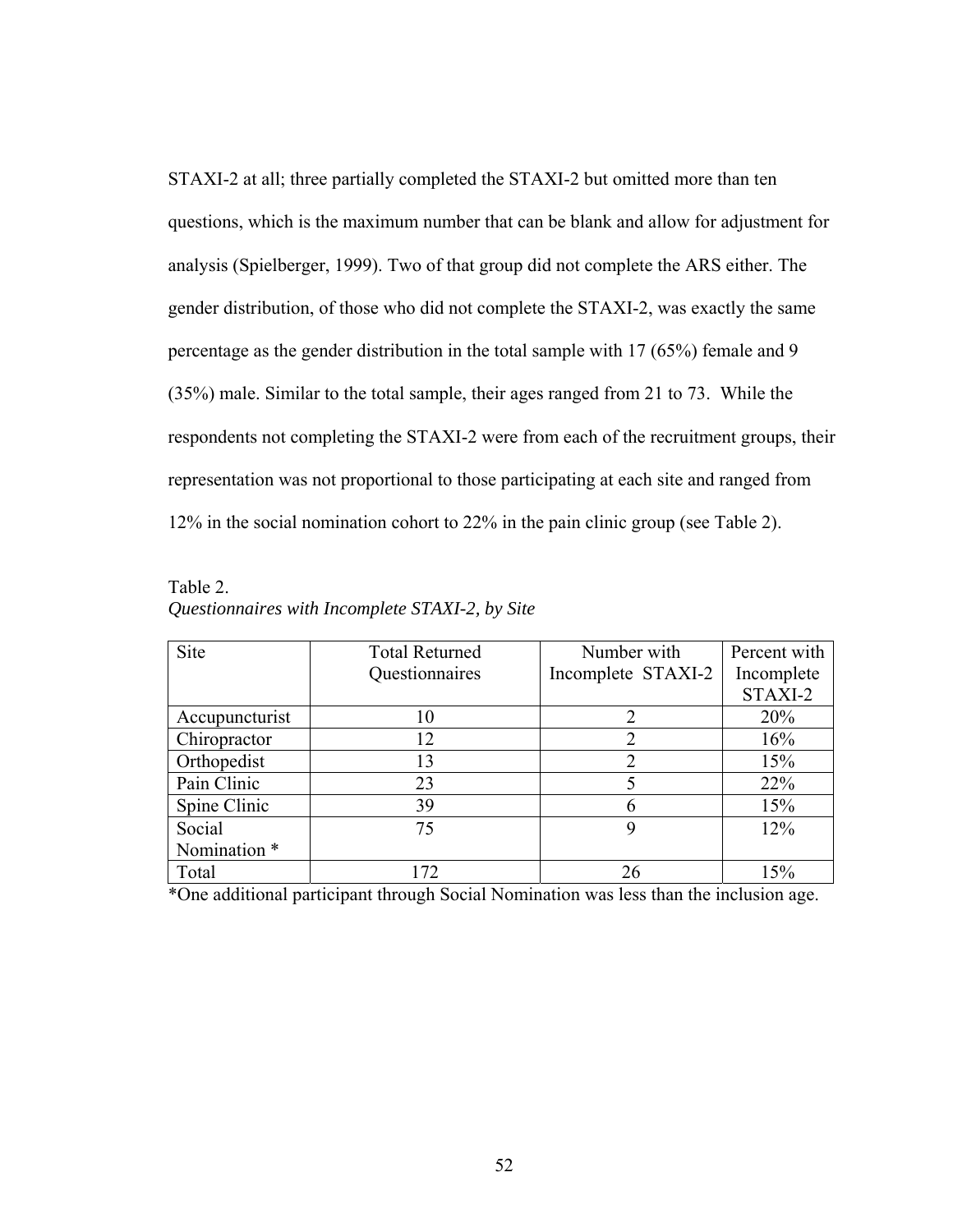STAXI-2 at all; three partially completed the STAXI-2 but omitted more than ten questions, which is the maximum number that can be blank and allow for adjustment for analysis (Spielberger, 1999). Two of that group did not complete the ARS either. The gender distribution, of those who did not complete the STAXI-2, was exactly the same percentage as the gender distribution in the total sample with 17 (65%) female and 9 (35%) male. Similar to the total sample, their ages ranged from 21 to 73. While the respondents not completing the STAXI-2 were from each of the recruitment groups, their representation was not proportional to those participating at each site and ranged from 12% in the social nomination cohort to 22% in the pain clinic group (see Table 2).

Table 2.
*Questionnaires with Incomplete STAXI-2, by Site*

| Site | Total Returned Questionnaires | Number with Incomplete STAXI-2 | Percent with Incomplete STAXI-2 |
|---|---|---|---|
| Accupuncturist | 10 | 2 | 20% |
| Chiropractor | 12 | 2 | 16% |
| Orthopedist | 13 | 2 | 15% |
| Pain Clinic | 23 | 5 | 22% |
| Spine Clinic | 39 | 6 | 15% |
| Social Nomination * | 75 | 9 | 12% |
| Total | 172 | 26 | 15% |

*One additional participant through Social Nomination was less than the inclusion age.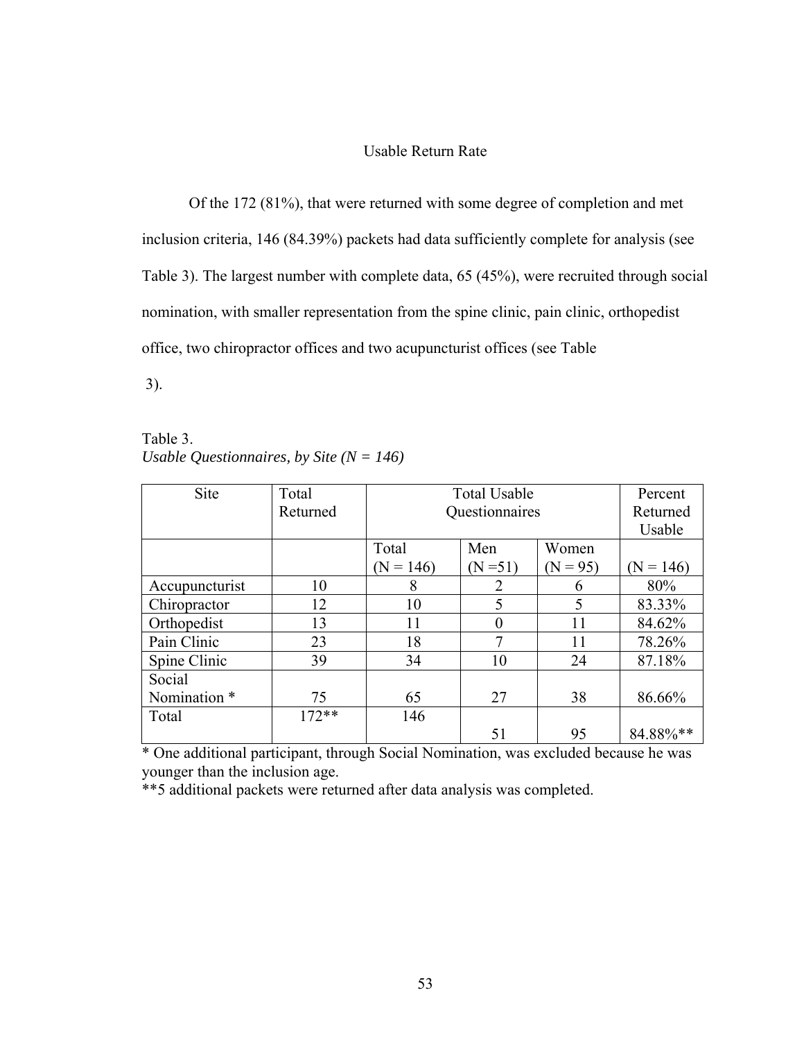## Usable Return Rate

Of the 172 (81%), that were returned with some degree of completion and met inclusion criteria, 146 (84.39%) packets had data sufficiently complete for analysis (see Table 3). The largest number with complete data, 65 (45%), were recruited through social nomination, with smaller representation from the spine clinic, pain clinic, orthopedist office, two chiropractor offices and two acupuncturist offices (see Table 3).

Table 3.
*Usable Questionnaires, by Site (N = 146)*

| Site | Total Returned | Total Usable Questionnaires | | | Percent Returned Usable |
|---|---|---|---|---|---|
| | | Total (N = 146) | Men (N =51) | Women (N = 95) | (N = 146) |
| Accupuncturist | 10 | 8 | 2 | 6 | 80% |
| Chiropractor | 12 | 10 | 5 | 5 | 83.33% |
| Orthopedist | 13 | 11 | 0 | 11 | 84.62% |
| Pain Clinic | 23 | 18 | 7 | 11 | 78.26% |
| Spine Clinic | 39 | 34 | 10 | 24 | 87.18% |
| Social Nomination * | 75 | 65 | 27 | 38 | 86.66% |
| Total | 172** | 146 | 51 | 95 | 84.88%** |

* One additional participant, through Social Nomination, was excluded because he was younger than the inclusion age.
**5 additional packets were returned after data analysis was completed.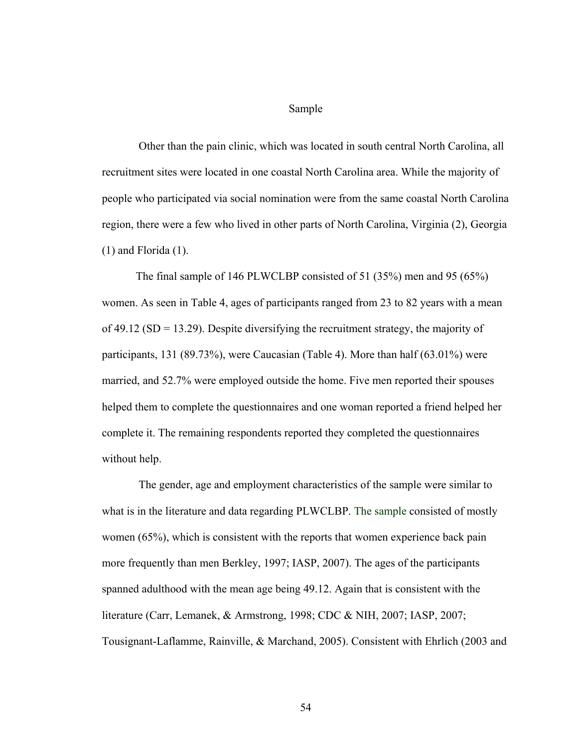## Sample

Other than the pain clinic, which was located in south central North Carolina, all recruitment sites were located in one coastal North Carolina area. While the majority of people who participated via social nomination were from the same coastal North Carolina region, there were a few who lived in other parts of North Carolina, Virginia (2), Georgia (1) and Florida (1).

The final sample of 146 PLWCLBP consisted of 51 (35%) men and 95 (65%) women. As seen in Table 4, ages of participants ranged from 23 to 82 years with a mean of 49.12 (SD = 13.29). Despite diversifying the recruitment strategy, the majority of participants, 131 (89.73%), were Caucasian (Table 4). More than half (63.01%) were married, and 52.7% were employed outside the home. Five men reported their spouses helped them to complete the questionnaires and one woman reported a friend helped her complete it. The remaining respondents reported they completed the questionnaires without help.

The gender, age and employment characteristics of the sample were similar to what is in the literature and data regarding PLWCLBP. The sample consisted of mostly women (65%), which is consistent with the reports that women experience back pain more frequently than men Berkley, 1997; IASP, 2007). The ages of the participants spanned adulthood with the mean age being 49.12. Again that is consistent with the literature (Carr, Lemanek, & Armstrong, 1998; CDC & NIH, 2007; IASP, 2007; Tousignant-Laflamme, Rainville, & Marchand, 2005). Consistent with Ehrlich (2003 and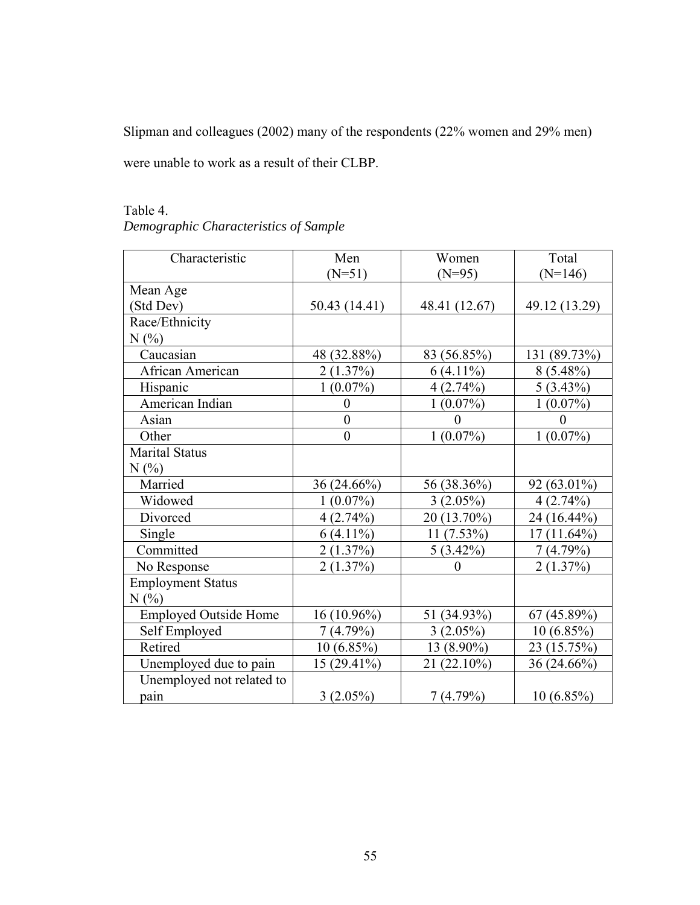Slipman and colleagues (2002) many of the respondents (22% women and 29% men) were unable to work as a result of their CLBP.

Table 4.
*Demographic Characteristics of Sample*

| Characteristic | Men (N=51) | Women (N=95) | Total (N=146) |
|---|---|---|---|
| Mean Age (Std Dev) | 50.43 (14.41) | 48.41 (12.67) | 49.12 (13.29) |
| Race/Ethnicity N (%) | | | |
| Caucasian | 48 (32.88%) | 83 (56.85%) | 131 (89.73%) |
| African American | 2 (1.37%) | 6 (4.11%) | 8 (5.48%) |
| Hispanic | 1 (0.07%) | 4 (2.74%) | 5 (3.43%) |
| American Indian | 0 | 1 (0.07%) | 1 (0.07%) |
| Asian | 0 | 0 | 0 |
| Other | 0 | 1 (0.07%) | 1 (0.07%) |
| Marital Status N (%) | | | |
| Married | 36 (24.66%) | 56 (38.36%) | 92 (63.01%) |
| Widowed | 1 (0.07%) | 3 (2.05%) | 4 (2.74%) |
| Divorced | 4 (2.74%) | 20 (13.70%) | 24 (16.44%) |
| Single | 6 (4.11%) | 11 (7.53%) | 17 (11.64%) |
| Committed | 2 (1.37%) | 5 (3.42%) | 7 (4.79%) |
| No Response | 2 (1.37%) | 0 | 2 (1.37%) |
| Employment Status N (%) | | | |
| Employed Outside Home | 16 (10.96%) | 51 (34.93%) | 67 (45.89%) |
| Self Employed | 7 (4.79%) | 3 (2.05%) | 10 (6.85%) |
| Retired | 10 (6.85%) | 13 (8.90%) | 23 (15.75%) |
| Unemployed due to pain | 15 (29.41%) | 21 (22.10%) | 36 (24.66%) |
| Unemployed not related to pain | 3 (2.05%) | 7 (4.79%) | 10 (6.85%) |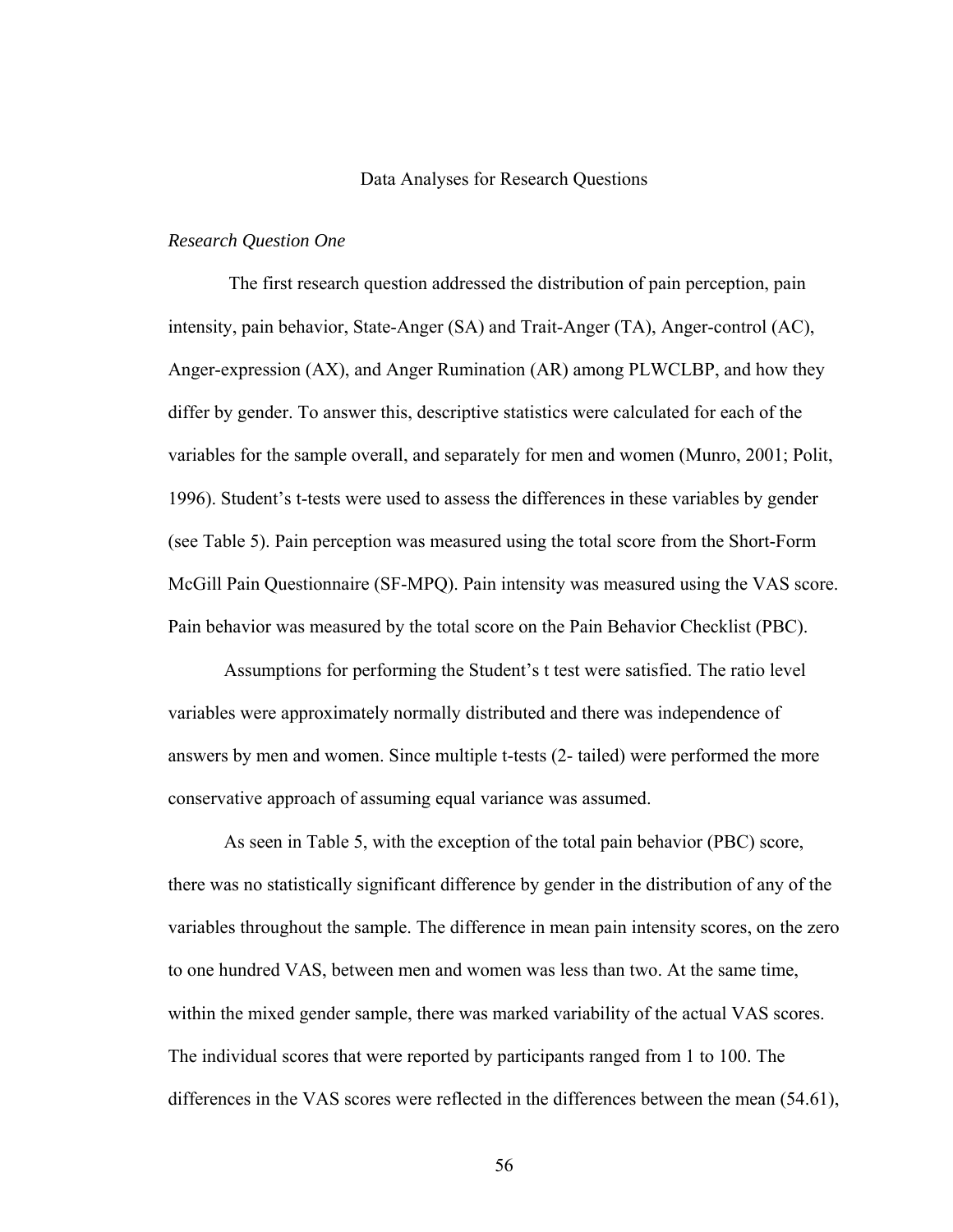## Data Analyses for Research Questions

*Research Question One*

The first research question addressed the distribution of pain perception, pain intensity, pain behavior, State-Anger (SA) and Trait-Anger (TA), Anger-control (AC), Anger-expression (AX), and Anger Rumination (AR) among PLWCLBP, and how they differ by gender. To answer this, descriptive statistics were calculated for each of the variables for the sample overall, and separately for men and women (Munro, 2001; Polit, 1996). Student's t-tests were used to assess the differences in these variables by gender (see Table 5). Pain perception was measured using the total score from the Short-Form McGill Pain Questionnaire (SF-MPQ). Pain intensity was measured using the VAS score. Pain behavior was measured by the total score on the Pain Behavior Checklist (PBC).

Assumptions for performing the Student's t test were satisfied. The ratio level variables were approximately normally distributed and there was independence of answers by men and women. Since multiple t-tests (2- tailed) were performed the more conservative approach of assuming equal variance was assumed.

As seen in Table 5, with the exception of the total pain behavior (PBC) score, there was no statistically significant difference by gender in the distribution of any of the variables throughout the sample. The difference in mean pain intensity scores, on the zero to one hundred VAS, between men and women was less than two. At the same time, within the mixed gender sample, there was marked variability of the actual VAS scores. The individual scores that were reported by participants ranged from 1 to 100. The differences in the VAS scores were reflected in the differences between the mean (54.61),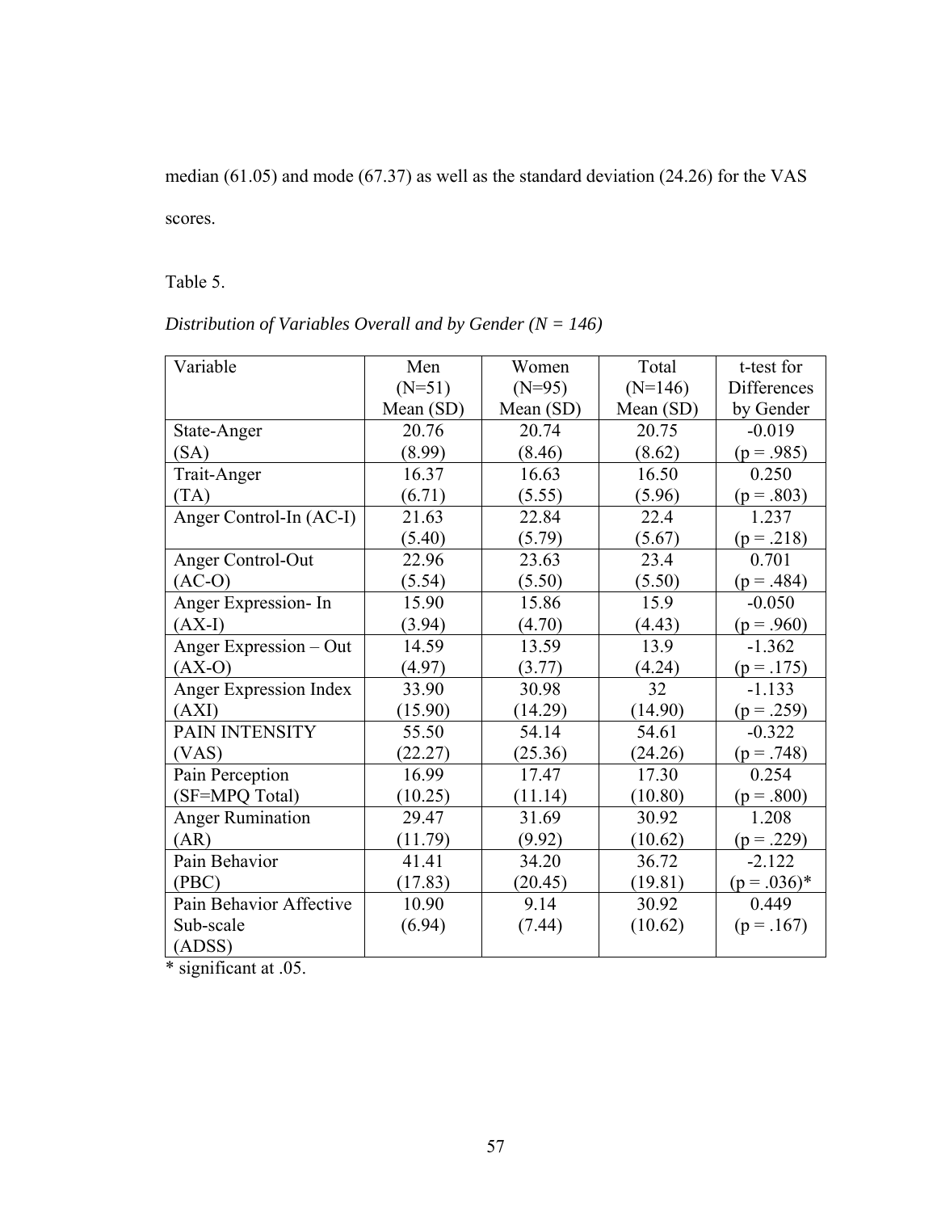median (61.05) and mode (67.37) as well as the standard deviation (24.26) for the VAS scores.

Table 5.

*Distribution of Variables Overall and by Gender (N = 146)*

| Variable | Men (N=51) Mean (SD) | Women (N=95) Mean (SD) | Total (N=146) Mean (SD) | t-test for Differences by Gender |
|---|---|---|---|---|
| State-Anger (SA) | 20.76 (8.99) | 20.74 (8.46) | 20.75 (8.62) | -0.019 (p = .985) |
| Trait-Anger (TA) | 16.37 (6.71) | 16.63 (5.55) | 16.50 (5.96) | 0.250 (p = .803) |
| Anger Control-In (AC-I) | 21.63 (5.40) | 22.84 (5.79) | 22.4 (5.67) | 1.237 (p = .218) |
| Anger Control-Out (AC-O) | 22.96 (5.54) | 23.63 (5.50) | 23.4 (5.50) | 0.701 (p = .484) |
| Anger Expression- In (AX-I) | 15.90 (3.94) | 15.86 (4.70) | 15.9 (4.43) | -0.050 (p = .960) |
| Anger Expression – Out (AX-O) | 14.59 (4.97) | 13.59 (3.77) | 13.9 (4.24) | -1.362 (p = .175) |
| Anger Expression Index (AXI) | 33.90 (15.90) | 30.98 (14.29) | 32 (14.90) | -1.133 (p = .259) |
| PAIN INTENSITY (VAS) | 55.50 (22.27) | 54.14 (25.36) | 54.61 (24.26) | -0.322 (p = .748) |
| Pain Perception (SF=MPQ Total) | 16.99 (10.25) | 17.47 (11.14) | 17.30 (10.80) | 0.254 (p = .800) |
| Anger Rumination (AR) | 29.47 (11.79) | 31.69 (9.92) | 30.92 (10.62) | 1.208 (p = .229) |
| Pain Behavior (PBC) | 41.41 (17.83) | 34.20 (20.45) | 36.72 (19.81) | -2.122 (p = .036)* |
| Pain Behavior Affective Sub-scale (ADSS) | 10.90 (6.94) | 9.14 (7.44) | 30.92 (10.62) | 0.449 (p = .167) |

\* significant at .05.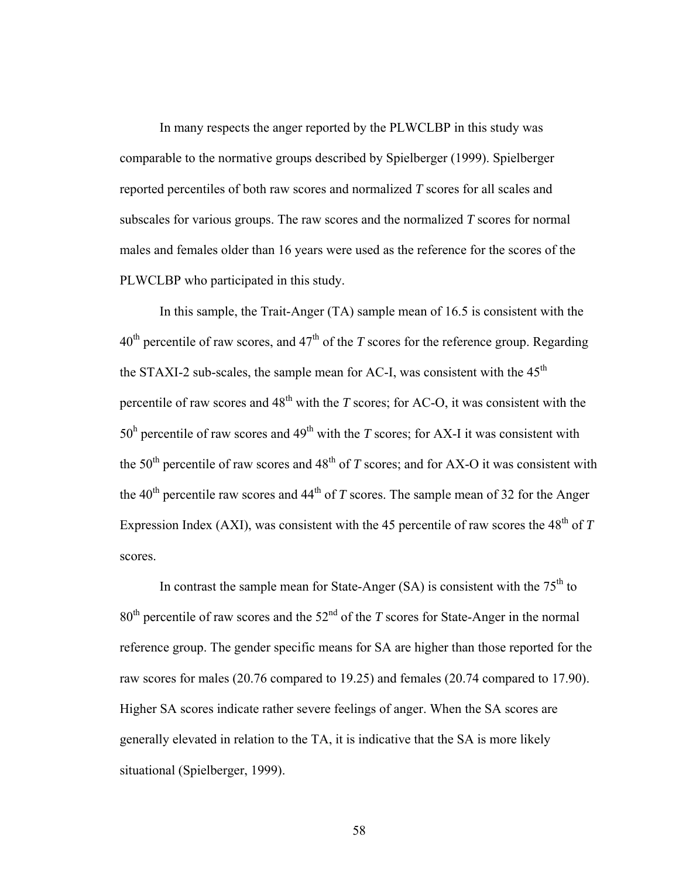In many respects the anger reported by the PLWCLBP in this study was comparable to the normative groups described by Spielberger (1999). Spielberger reported percentiles of both raw scores and normalized *T* scores for all scales and subscales for various groups. The raw scores and the normalized *T* scores for normal males and females older than 16 years were used as the reference for the scores of the PLWCLBP who participated in this study.

In this sample, the Trait-Anger (TA) sample mean of 16.5 is consistent with the 40$^{th}$ percentile of raw scores, and 47$^{th}$ of the *T* scores for the reference group. Regarding the STAXI-2 sub-scales, the sample mean for AC-I, was consistent with the 45$^{th}$ percentile of raw scores and 48$^{th}$ with the *T* scores; for AC-O, it was consistent with the 50$^{h}$ percentile of raw scores and 49$^{th}$ with the *T* scores; for AX-I it was consistent with the 50$^{th}$ percentile of raw scores and 48$^{th}$ of *T* scores; and for AX-O it was consistent with the 40$^{th}$ percentile raw scores and 44$^{th}$ of *T* scores. The sample mean of 32 for the Anger Expression Index (AXI), was consistent with the 45 percentile of raw scores the 48$^{th}$ of *T* scores.

In contrast the sample mean for State-Anger (SA) is consistent with the 75$^{th}$ to 80$^{th}$ percentile of raw scores and the 52$^{nd}$ of the *T* scores for State-Anger in the normal reference group. The gender specific means for SA are higher than those reported for the raw scores for males (20.76 compared to 19.25) and females (20.74 compared to 17.90). Higher SA scores indicate rather severe feelings of anger. When the SA scores are generally elevated in relation to the TA, it is indicative that the SA is more likely situational (Spielberger, 1999).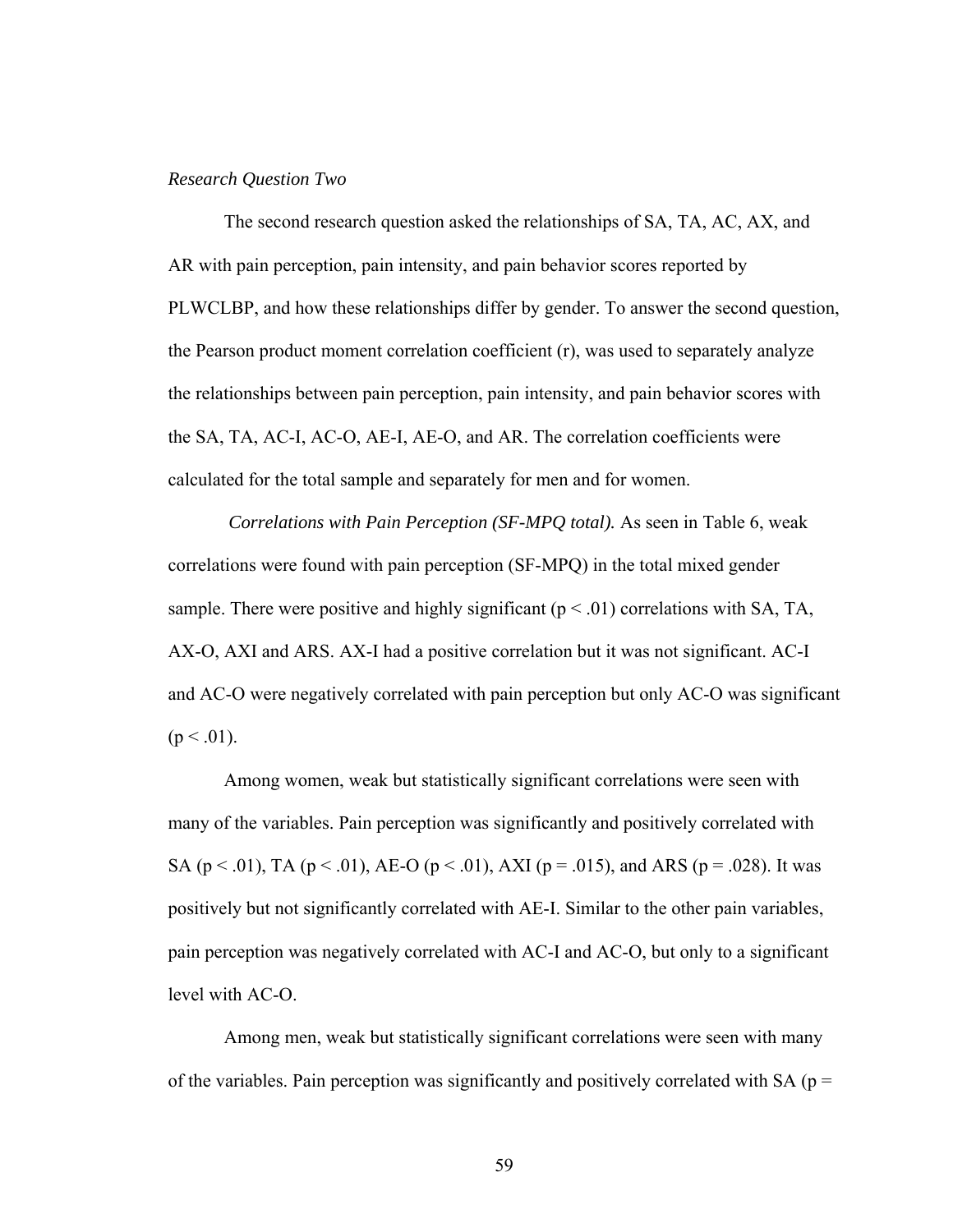*Research Question Two*

The second research question asked the relationships of SA, TA, AC, AX, and AR with pain perception, pain intensity, and pain behavior scores reported by PLWCLBP, and how these relationships differ by gender. To answer the second question, the Pearson product moment correlation coefficient (r), was used to separately analyze the relationships between pain perception, pain intensity, and pain behavior scores with the SA, TA, AC-I, AC-O, AE-I, AE-O, and AR. The correlation coefficients were calculated for the total sample and separately for men and for women.

*Correlations with Pain Perception (SF-MPQ total).* As seen in Table 6, weak correlations were found with pain perception (SF-MPQ) in the total mixed gender sample. There were positive and highly significant ($p < .01$) correlations with SA, TA, AX-O, AXI and ARS. AX-I had a positive correlation but it was not significant. AC-I and AC-O were negatively correlated with pain perception but only AC-O was significant ($p < .01$).

Among women, weak but statistically significant correlations were seen with many of the variables. Pain perception was significantly and positively correlated with SA ($p < .01$), TA ($p < .01$), AE-O ($p < .01$), AXI ($p = .015$), and ARS ($p = .028$). It was positively but not significantly correlated with AE-I. Similar to the other pain variables, pain perception was negatively correlated with AC-I and AC-O, but only to a significant level with AC-O.

Among men, weak but statistically significant correlations were seen with many of the variables. Pain perception was significantly and positively correlated with SA ($p =$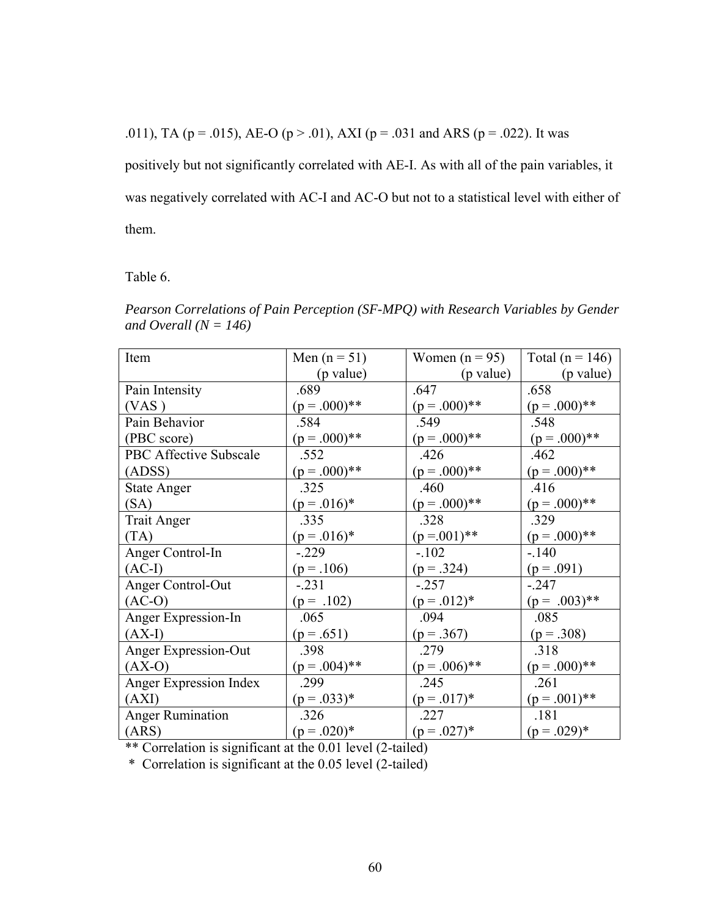.011), TA (p = .015), AE-O (p > .01), AXI (p = .031 and ARS (p = .022). It was positively but not significantly correlated with AE-I. As with all of the pain variables, it was negatively correlated with AC-I and AC-O but not to a statistical level with either of them.

Table 6.

*Pearson Correlations of Pain Perception (SF-MPQ) with Research Variables by Gender and Overall (N = 146)*

| Item | Men (n = 51) (p value) | Women (n = 95) (p value) | Total (n = 146) (p value) |
|---|---|---|---|
| Pain Intensity (VAS ) | .689 (p = .000)** | .647 (p = .000)** | .658 (p = .000)** |
| Pain Behavior (PBC score) | .584 (p = .000)** | .549 (p = .000)** | .548 (p = .000)** |
| PBC Affective Subscale (ADSS) | .552 (p = .000)** | .426 (p = .000)** | .462 (p = .000)** |
| State Anger (SA) | .325 (p = .016)* | .460 (p = .000)** | .416 (p = .000)** |
| Trait Anger (TA) | .335 (p = .016)* | .328 (p =.001)** | .329 (p = .000)** |
| Anger Control-In (AC-I) | -.229 (p = .106) | -.102 (p = .324) | -.140 (p = .091) |
| Anger Control-Out (AC-O) | -.231 (p = .102) | -.257 (p = .012)* | -.247 (p = .003)** |
| Anger Expression-In (AX-I) | .065 (p = .651) | .094 (p = .367) | .085 (p = .308) |
| Anger Expression-Out (AX-O) | .398 (p = .004)** | .279 (p = .006)** | .318 (p = .000)** |
| Anger Expression Index (AXI) | .299 (p = .033)* | .245 (p = .017)* | .261 (p = .001)** |
| Anger Rumination (ARS) | .326 (p = .020)* | .227 (p = .027)* | .181 (p = .029)* |

** Correlation is significant at the 0.01 level (2-tailed)

\* Correlation is significant at the 0.05 level (2-tailed)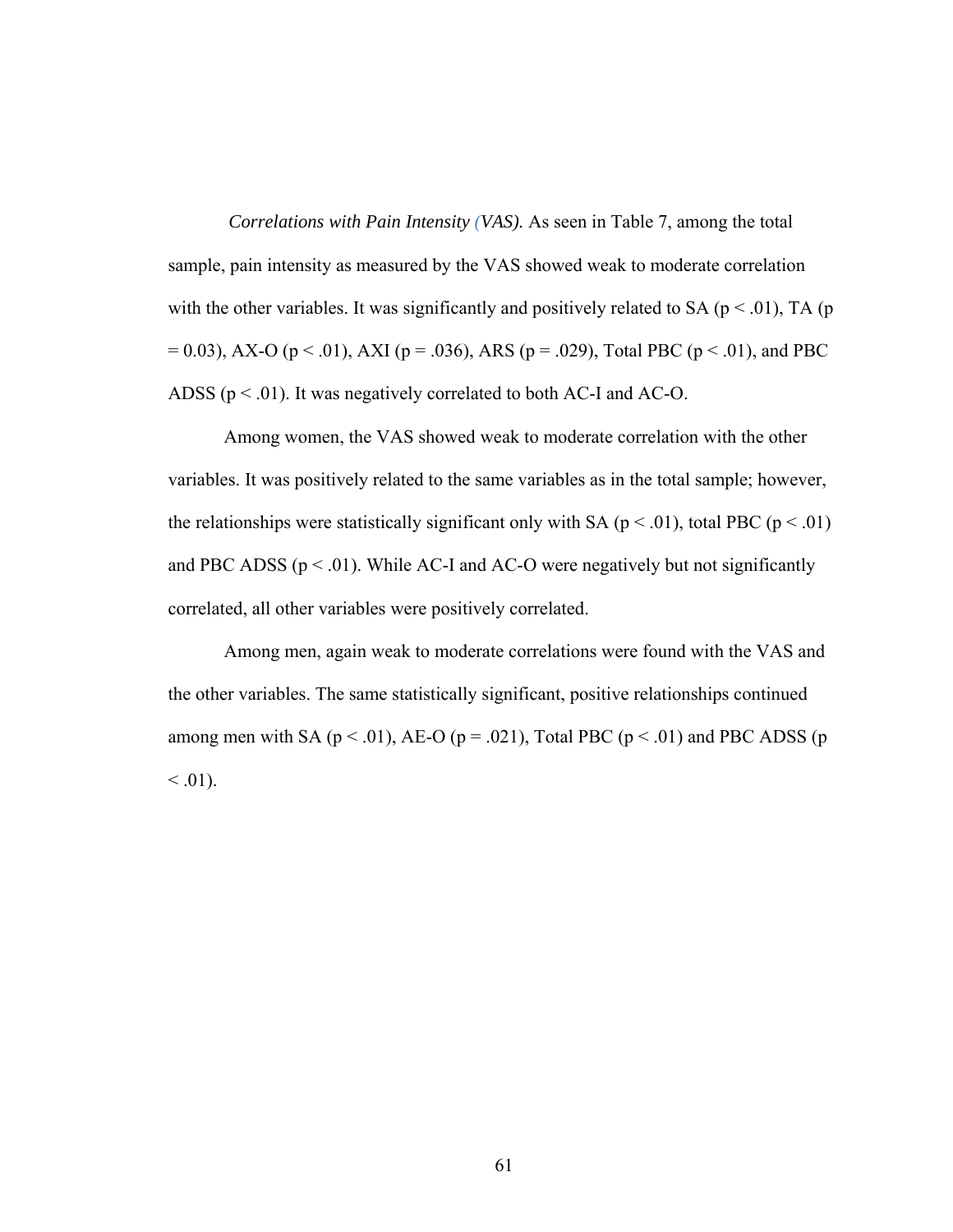*Correlations with Pain Intensity (VAS).* As seen in Table 7, among the total sample, pain intensity as measured by the VAS showed weak to moderate correlation with the other variables. It was significantly and positively related to SA ($p < .01$), TA ($p = 0.03$), AX-O ($p < .01$), AXI ($p = .036$), ARS ($p = .029$), Total PBC ($p < .01$), and PBC ADSS ($p < .01$). It was negatively correlated to both AC-I and AC-O.

Among women, the VAS showed weak to moderate correlation with the other variables. It was positively related to the same variables as in the total sample; however, the relationships were statistically significant only with SA ($p < .01$), total PBC ($p < .01$) and PBC ADSS ($p < .01$). While AC-I and AC-O were negatively but not significantly correlated, all other variables were positively correlated.

Among men, again weak to moderate correlations were found with the VAS and the other variables. The same statistically significant, positive relationships continued among men with SA ($p < .01$), AE-O ($p = .021$), Total PBC ($p < .01$) and PBC ADSS ($p < .01$).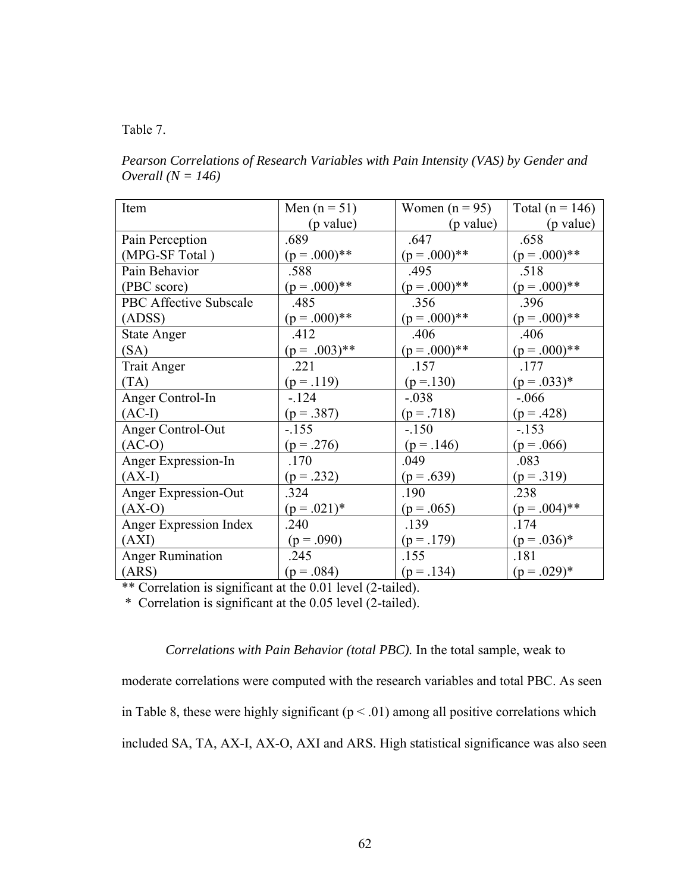Table 7.

*Pearson Correlations of Research Variables with Pain Intensity (VAS) by Gender and Overall (N = 146)*

| Item | Men (n = 51) (p value) | Women (n = 95) (p value) | Total (n = 146) (p value) |
|---|---|---|---|
| Pain Perception (MPG-SF Total ) | .689 (p = .000)** | .647 (p = .000)** | .658 (p = .000)** |
| Pain Behavior (PBC score) | .588 (p = .000)** | .495 (p = .000)** | .518 (p = .000)** |
| PBC Affective Subscale (ADSS) | .485 (p = .000)** | .356 (p = .000)** | .396 (p = .000)** |
| State Anger (SA) | .412 (p = .003)** | .406 (p = .000)** | .406 (p = .000)** |
| Trait Anger (TA) | .221 (p = .119) | .157 (p =.130) | .177 (p = .033)* |
| Anger Control-In (AC-I) | -.124 (p = .387) | -.038 (p = .718) | -.066 (p = .428) |
| Anger Control-Out (AC-O) | -.155 (p = .276) | -.150 (p = .146) | -.153 (p = .066) |
| Anger Expression-In (AX-I) | .170 (p = .232) | .049 (p = .639) | .083 (p = .319) |
| Anger Expression-Out (AX-O) | .324 (p = .021)* | .190 (p = .065) | .238 (p = .004)** |
| Anger Expression Index (AXI) | .240 (p = .090) | .139 (p = .179) | .174 (p = .036)* |
| Anger Rumination (ARS) | .245 (p = .084) | .155 (p = .134) | .181 (p = .029)* |

** Correlation is significant at the 0.01 level (2-tailed).
* Correlation is significant at the 0.05 level (2-tailed).

*Correlations with Pain Behavior (total PBC).* In the total sample, weak to moderate correlations were computed with the research variables and total PBC. As seen in Table 8, these were highly significant ($p < .01$) among all positive correlations which included SA, TA, AX-I, AX-O, AXI and ARS. High statistical significance was also seen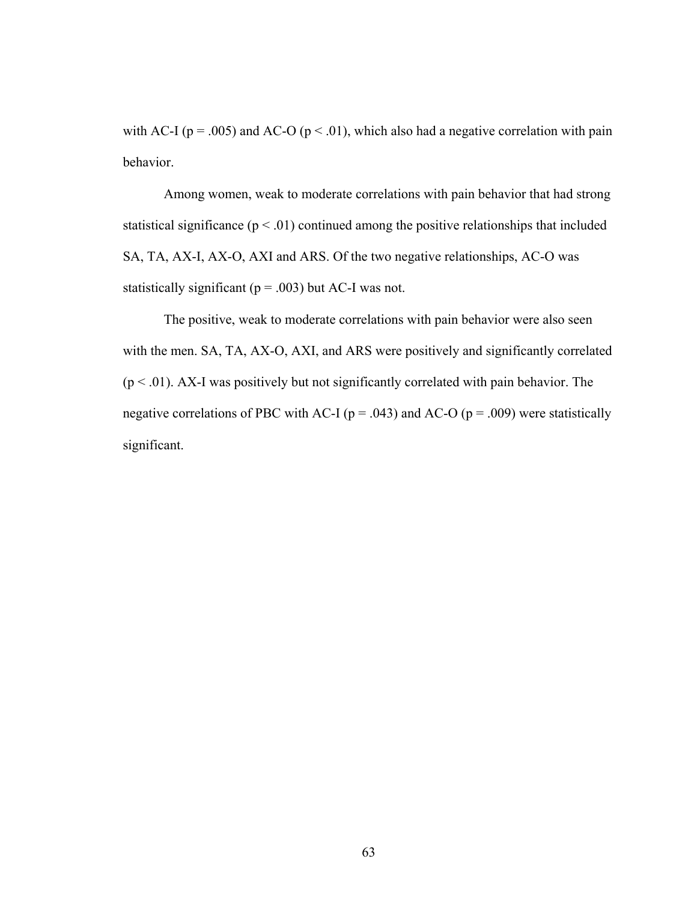with AC-I ($p = .005$) and AC-O ($p < .01$), which also had a negative correlation with pain behavior.

Among women, weak to moderate correlations with pain behavior that had strong statistical significance ($p < .01$) continued among the positive relationships that included SA, TA, AX-I, AX-O, AXI and ARS. Of the two negative relationships, AC-O was statistically significant ($p = .003$) but AC-I was not.

The positive, weak to moderate correlations with pain behavior were also seen with the men. SA, TA, AX-O, AXI, and ARS were positively and significantly correlated ($p < .01$). AX-I was positively but not significantly correlated with pain behavior. The negative correlations of PBC with AC-I ($p = .043$) and AC-O ($p = .009$) were statistically significant.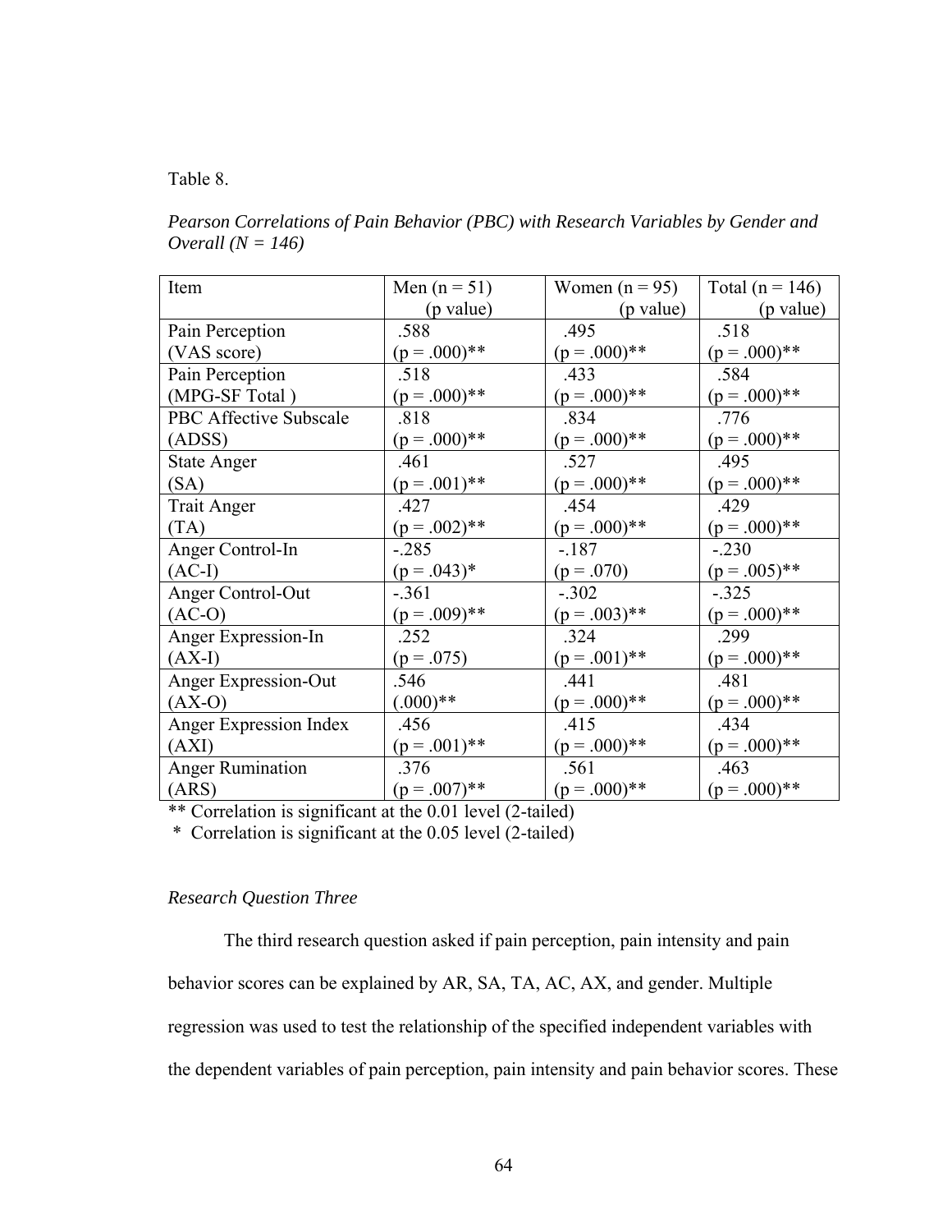Table 8.

*Pearson Correlations of Pain Behavior (PBC) with Research Variables by Gender and Overall (N = 146)*

| Item | Men (n = 51) (p value) | Women (n = 95) (p value) | Total (n = 146) (p value) |
|---|---|---|---|
| Pain Perception (VAS score) | .588 (p = .000)** | .495 (p = .000)** | .518 (p = .000)** |
| Pain Perception (MPG-SF Total ) | .518 (p = .000)** | .433 (p = .000)** | .584 (p = .000)** |
| PBC Affective Subscale (ADSS) | .818 (p = .000)** | .834 (p = .000)** | .776 (p = .000)** |
| State Anger (SA) | .461 (p = .001)** | .527 (p = .000)** | .495 (p = .000)** |
| Trait Anger (TA) | .427 (p = .002)** | .454 (p = .000)** | .429 (p = .000)** |
| Anger Control-In (AC-I) | -.285 (p = .043)* | -.187 (p = .070) | -.230 (p = .005)** |
| Anger Control-Out (AC-O) | -.361 (p = .009)** | -.302 (p = .003)** | -.325 (p = .000)** |
| Anger Expression-In (AX-I) | .252 (p = .075) | .324 (p = .001)** | .299 (p = .000)** |
| Anger Expression-Out (AX-O) | .546 (.000)** | .441 (p = .000)** | .481 (p = .000)** |
| Anger Expression Index (AXI) | .456 (p = .001)** | .415 (p = .000)** | .434 (p = .000)** |
| Anger Rumination (ARS) | .376 (p = .007)** | .561 (p = .000)** | .463 (p = .000)** |

** Correlation is significant at the 0.01 level (2-tailed)

 * Correlation is significant at the 0.05 level (2-tailed)

*Research Question Three*

The third research question asked if pain perception, pain intensity and pain behavior scores can be explained by AR, SA, TA, AC, AX, and gender. Multiple regression was used to test the relationship of the specified independent variables with the dependent variables of pain perception, pain intensity and pain behavior scores. These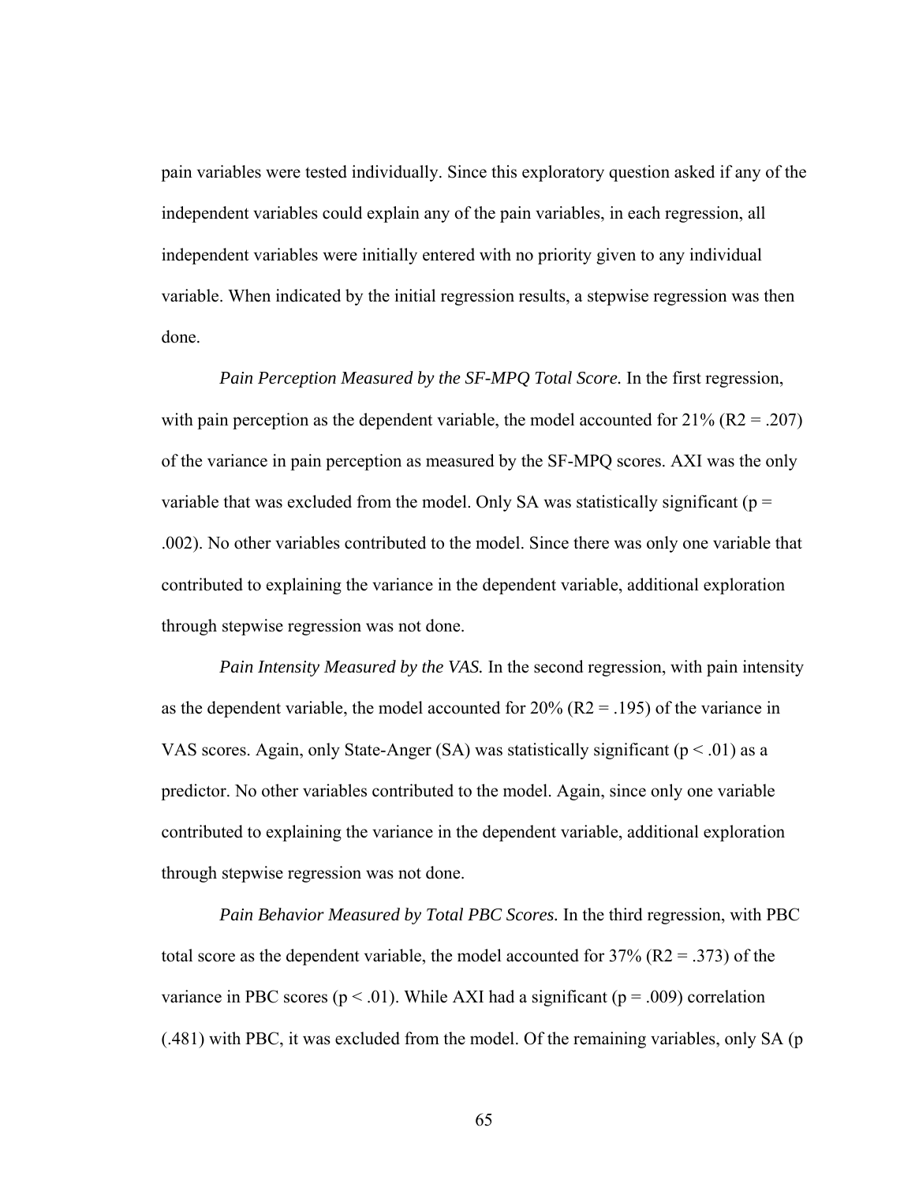pain variables were tested individually. Since this exploratory question asked if any of the independent variables could explain any of the pain variables, in each regression, all independent variables were initially entered with no priority given to any individual variable. When indicated by the initial regression results, a stepwise regression was then done.

*Pain Perception Measured by the SF-MPQ Total Score.* In the first regression, with pain perception as the dependent variable, the model accounted for 21% ($R2 = .207$) of the variance in pain perception as measured by the SF-MPQ scores. AXI was the only variable that was excluded from the model. Only SA was statistically significant ($p = .002$). No other variables contributed to the model. Since there was only one variable that contributed to explaining the variance in the dependent variable, additional exploration through stepwise regression was not done.

*Pain Intensity Measured by the VAS.* In the second regression, with pain intensity as the dependent variable, the model accounted for 20% ($R2 = .195$) of the variance in VAS scores. Again, only State-Anger (SA) was statistically significant ($p < .01$) as a predictor. No other variables contributed to the model. Again, since only one variable contributed to explaining the variance in the dependent variable, additional exploration through stepwise regression was not done.

*Pain Behavior Measured by Total PBC Scores.* In the third regression, with PBC total score as the dependent variable, the model accounted for 37% ($R2 = .373$) of the variance in PBC scores ($p < .01$). While AXI had a significant ($p = .009$) correlation (.481) with PBC, it was excluded from the model. Of the remaining variables, only SA (p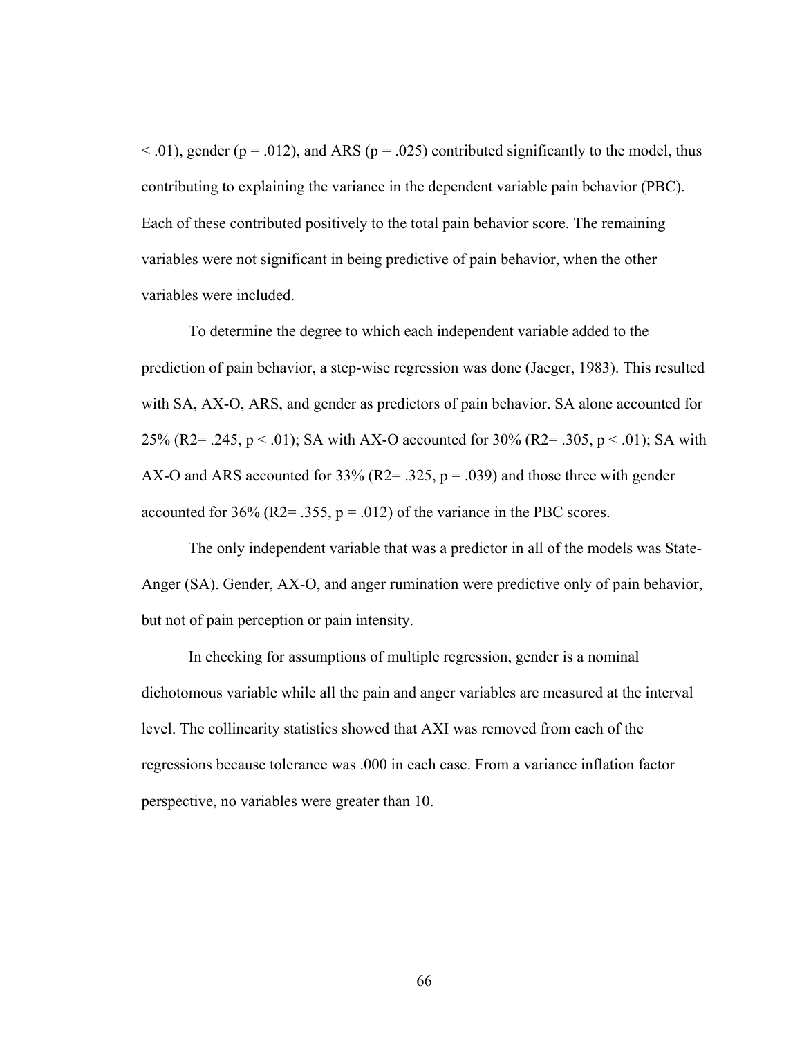$< .01$), gender ($p = .012$), and ARS ($p = .025$) contributed significantly to the model, thus contributing to explaining the variance in the dependent variable pain behavior (PBC). Each of these contributed positively to the total pain behavior score. The remaining variables were not significant in being predictive of pain behavior, when the other variables were included.

To determine the degree to which each independent variable added to the prediction of pain behavior, a step-wise regression was done (Jaeger, 1983). This resulted with SA, AX-O, ARS, and gender as predictors of pain behavior. SA alone accounted for 25% ($R^2 = .245$, $p < .01$); SA with AX-O accounted for 30% ($R^2 = .305$, $p < .01$); SA with AX-O and ARS accounted for 33% ($R^2 = .325$, $p = .039$) and those three with gender accounted for 36% ($R^2 = .355$, $p = .012$) of the variance in the PBC scores.

The only independent variable that was a predictor in all of the models was State-Anger (SA). Gender, AX-O, and anger rumination were predictive only of pain behavior, but not of pain perception or pain intensity.

In checking for assumptions of multiple regression, gender is a nominal dichotomous variable while all the pain and anger variables are measured at the interval level. The collinearity statistics showed that AXI was removed from each of the regressions because tolerance was .000 in each case. From a variance inflation factor perspective, no variables were greater than 10.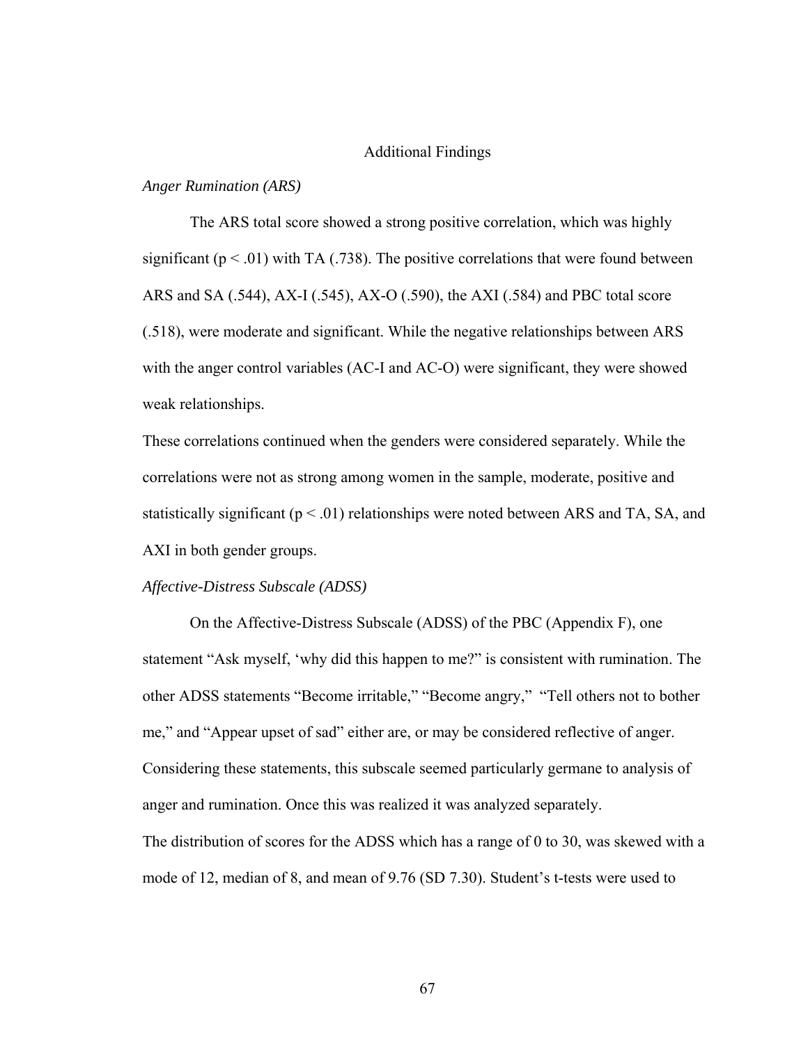## Additional Findings

### *Anger Rumination (ARS)*

The ARS total score showed a strong positive correlation, which was highly significant ($p < .01$) with TA (.738). The positive correlations that were found between ARS and SA (.544), AX-I (.545), AX-O (.590), the AXI (.584) and PBC total score (.518), were moderate and significant. While the negative relationships between ARS with the anger control variables (AC-I and AC-O) were significant, they were showed weak relationships.

These correlations continued when the genders were considered separately. While the correlations were not as strong among women in the sample, moderate, positive and statistically significant ($p < .01$) relationships were noted between ARS and TA, SA, and AXI in both gender groups.

### *Affective-Distress Subscale (ADSS)*

On the Affective-Distress Subscale (ADSS) of the PBC (Appendix F), one statement "Ask myself, 'why did this happen to me?" is consistent with rumination. The other ADSS statements "Become irritable," "Become angry," "Tell others not to bother me," and "Appear upset of sad" either are, or may be considered reflective of anger. Considering these statements, this subscale seemed particularly germane to analysis of anger and rumination. Once this was realized it was analyzed separately.

The distribution of scores for the ADSS which has a range of 0 to 30, was skewed with a mode of 12, median of 8, and mean of 9.76 (SD 7.30). Student's t-tests were used to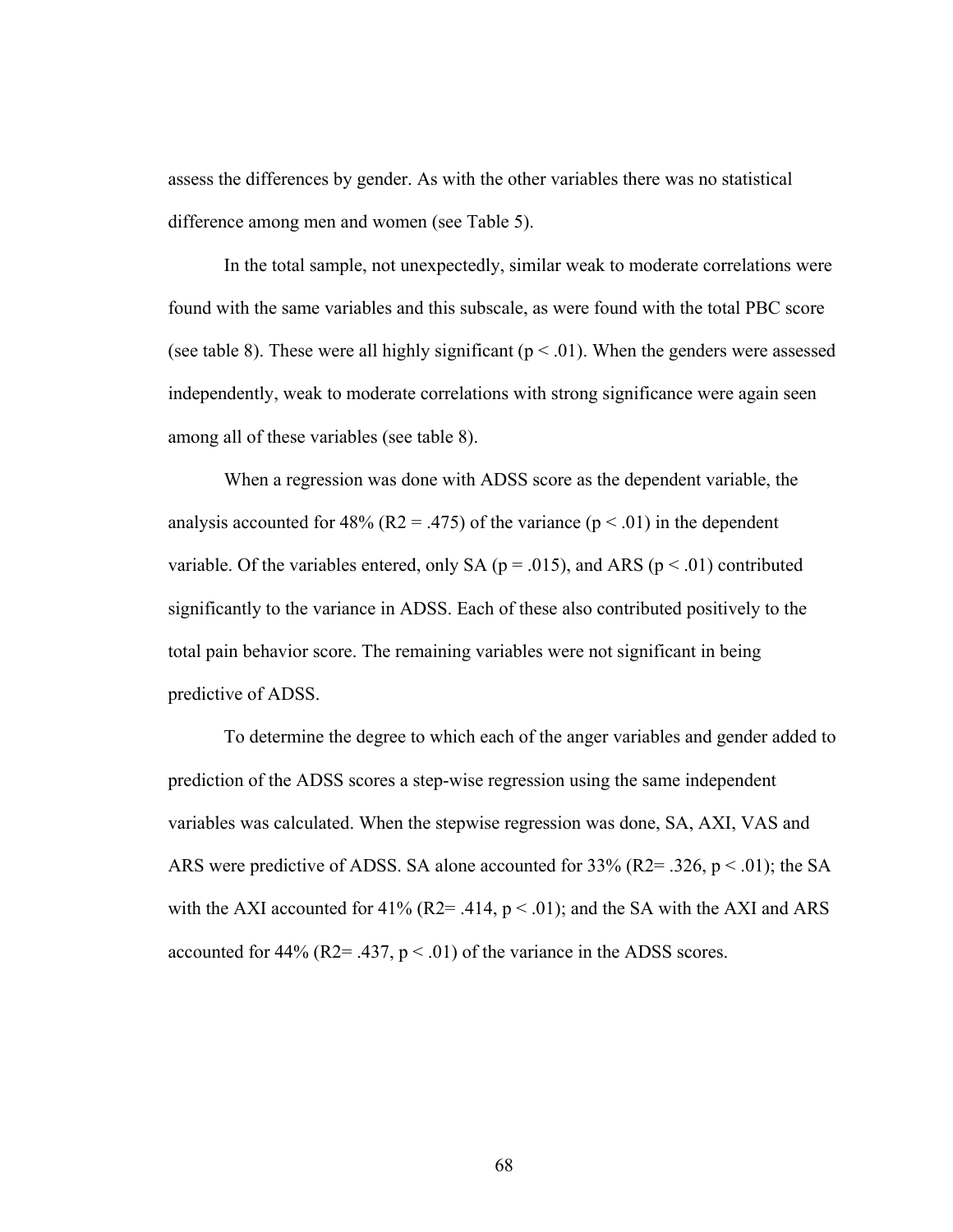assess the differences by gender. As with the other variables there was no statistical difference among men and women (see Table 5).

In the total sample, not unexpectedly, similar weak to moderate correlations were found with the same variables and this subscale, as were found with the total PBC score (see table 8). These were all highly significant ($p < .01$). When the genders were assessed independently, weak to moderate correlations with strong significance were again seen among all of these variables (see table 8).

When a regression was done with ADSS score as the dependent variable, the analysis accounted for 48% ($R2 = .475$) of the variance ($p < .01$) in the dependent variable. Of the variables entered, only SA ($p = .015$), and ARS ($p < .01$) contributed significantly to the variance in ADSS. Each of these also contributed positively to the total pain behavior score. The remaining variables were not significant in being predictive of ADSS.

To determine the degree to which each of the anger variables and gender added to prediction of the ADSS scores a step-wise regression using the same independent variables was calculated. When the stepwise regression was done, SA, AXI, VAS and ARS were predictive of ADSS. SA alone accounted for 33% ($R2= .326$, $p < .01$); the SA with the AXI accounted for 41% ($R2= .414$, $p < .01$); and the SA with the AXI and ARS accounted for 44% ($R2= .437$, $p < .01$) of the variance in the ADSS scores.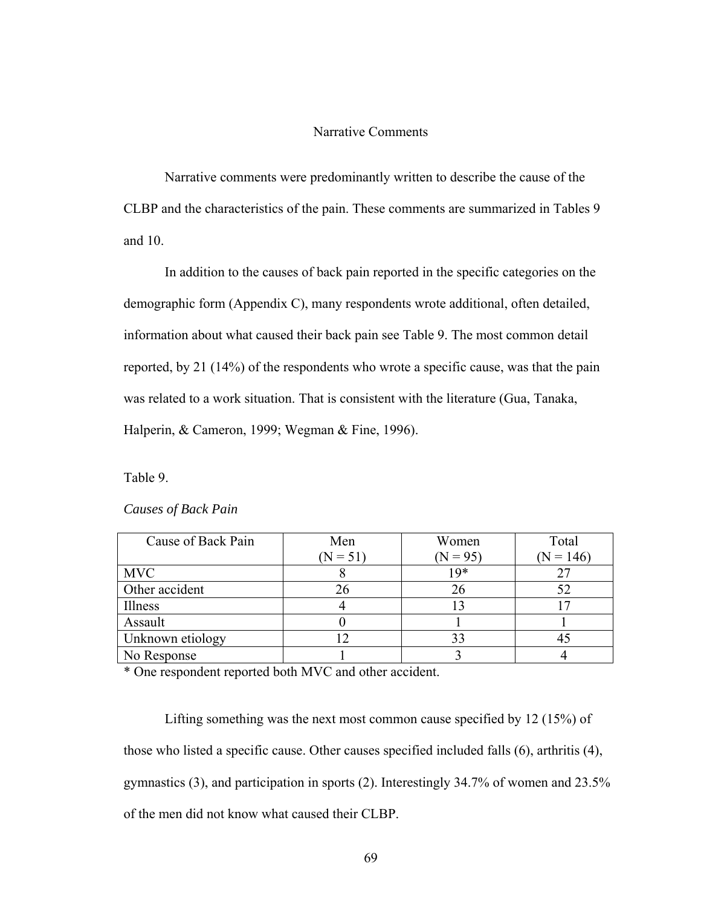## Narrative Comments

Narrative comments were predominantly written to describe the cause of the CLBP and the characteristics of the pain. These comments are summarized in Tables 9 and 10.

In addition to the causes of back pain reported in the specific categories on the demographic form (Appendix C), many respondents wrote additional, often detailed, information about what caused their back pain see Table 9. The most common detail reported, by 21 (14%) of the respondents who wrote a specific cause, was that the pain was related to a work situation. That is consistent with the literature (Gua, Tanaka, Halperin, & Cameron, 1999; Wegman & Fine, 1996).

Table 9.

*Causes of Back Pain*

| Cause of Back Pain | Men (N = 51) | Women (N = 95) | Total (N = 146) |
|---|---|---|---|
| MVC | 8 | 19* | 27 |
| Other accident | 26 | 26 | 52 |
| Illness | 4 | 13 | 17 |
| Assault | 0 | 1 | 1 |
| Unknown etiology | 12 | 33 | 45 |
| No Response | 1 | 3 | 4 |

* One respondent reported both MVC and other accident.

Lifting something was the next most common cause specified by 12 (15%) of those who listed a specific cause. Other causes specified included falls (6), arthritis (4), gymnastics (3), and participation in sports (2). Interestingly 34.7% of women and 23.5% of the men did not know what caused their CLBP.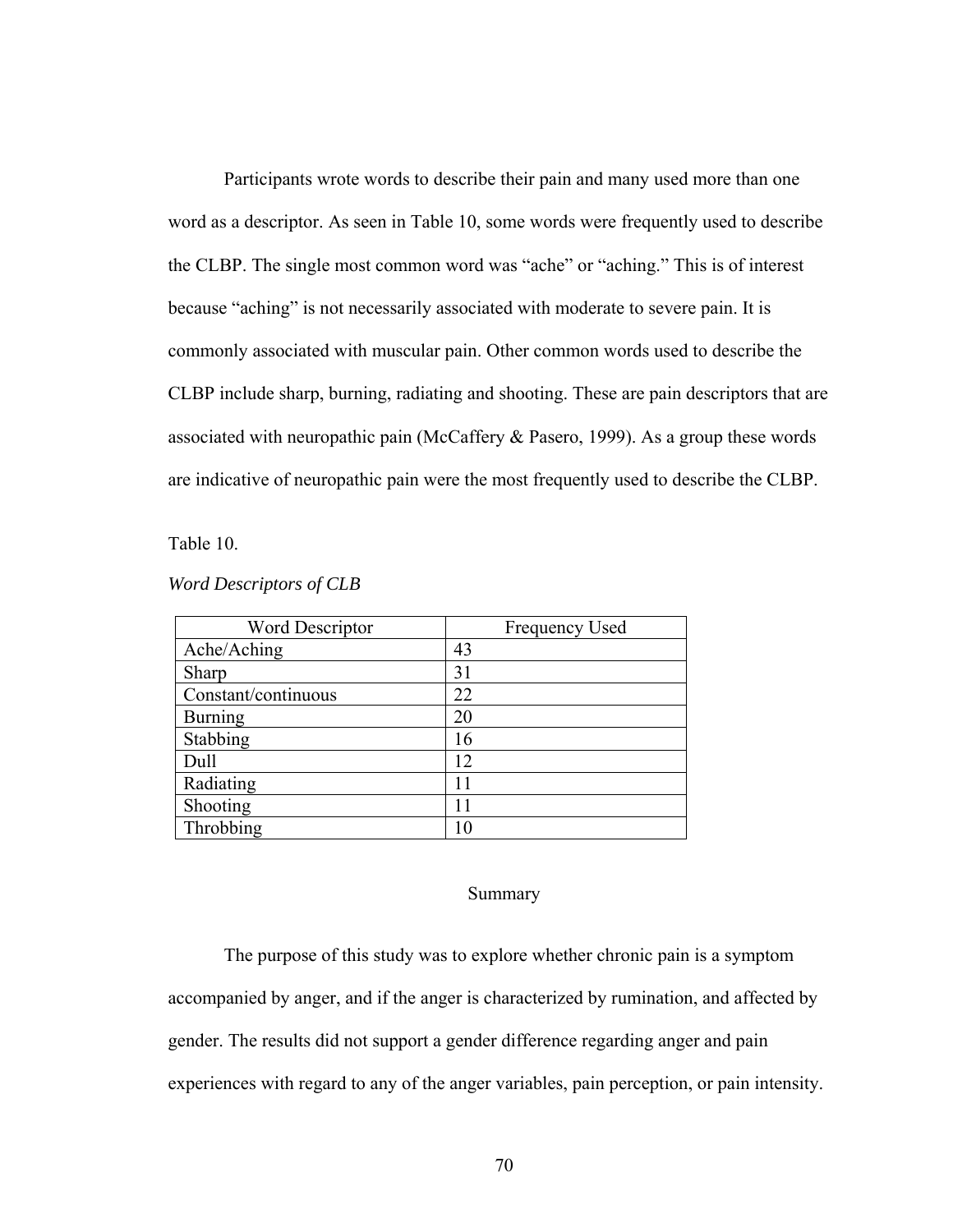Participants wrote words to describe their pain and many used more than one word as a descriptor. As seen in Table 10, some words were frequently used to describe the CLBP. The single most common word was “ache” or “aching.” This is of interest because “aching” is not necessarily associated with moderate to severe pain. It is commonly associated with muscular pain. Other common words used to describe the CLBP include sharp, burning, radiating and shooting. These are pain descriptors that are associated with neuropathic pain (McCaffery & Pasero, 1999). As a group these words are indicative of neuropathic pain were the most frequently used to describe the CLBP.

Table 10.

*Word Descriptors of CLB*

| Word Descriptor | Frequency Used |
|---|---|
| Ache/Aching | 43 |
| Sharp | 31 |
| Constant/continuous | 22 |
| Burning | 20 |
| Stabbing | 16 |
| Dull | 12 |
| Radiating | 11 |
| Shooting | 11 |
| Throbbing | 10 |

## Summary

The purpose of this study was to explore whether chronic pain is a symptom accompanied by anger, and if the anger is characterized by rumination, and affected by gender. The results did not support a gender difference regarding anger and pain experiences with regard to any of the anger variables, pain perception, or pain intensity.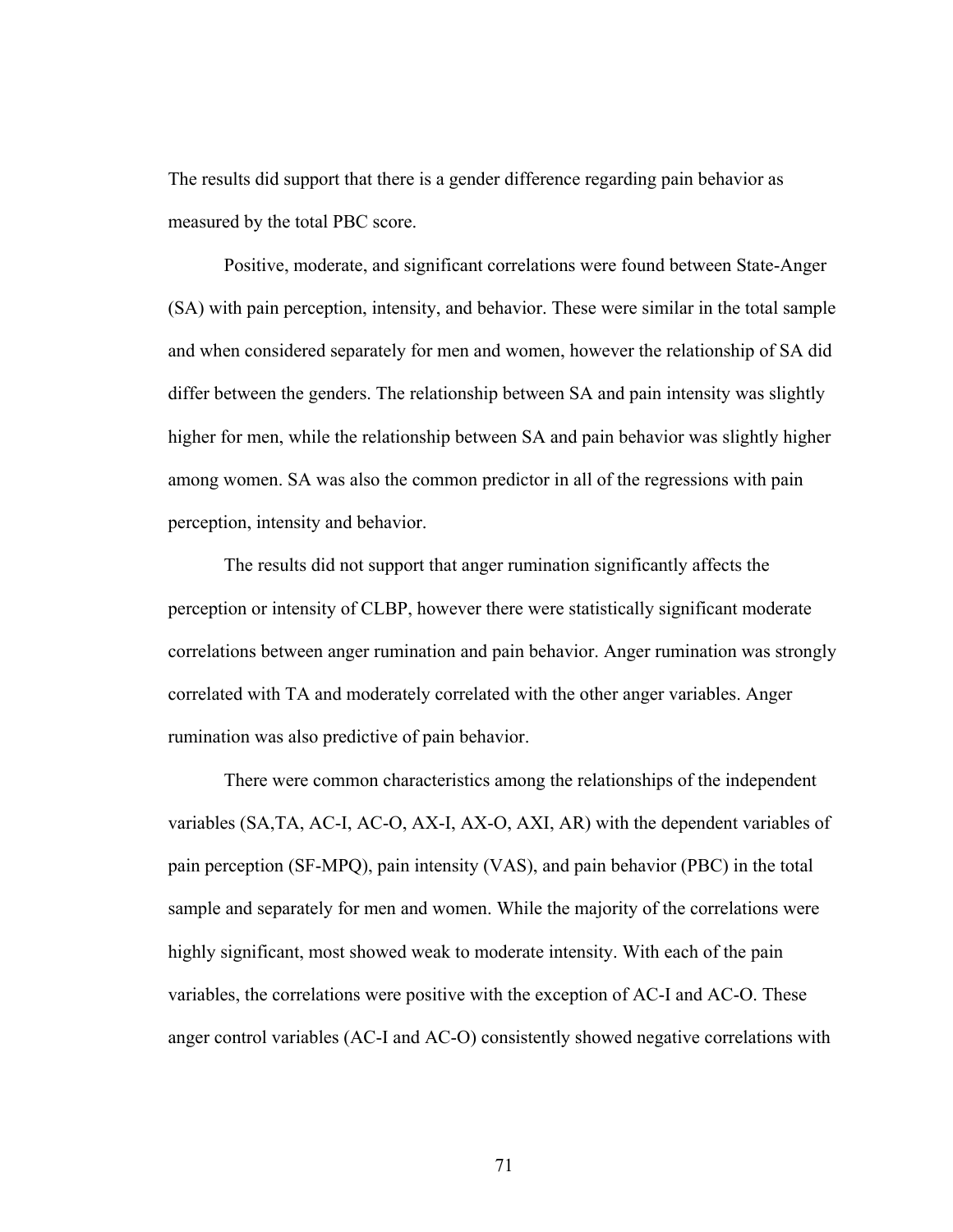The results did support that there is a gender difference regarding pain behavior as measured by the total PBC score.

Positive, moderate, and significant correlations were found between State-Anger (SA) with pain perception, intensity, and behavior. These were similar in the total sample and when considered separately for men and women, however the relationship of SA did differ between the genders. The relationship between SA and pain intensity was slightly higher for men, while the relationship between SA and pain behavior was slightly higher among women. SA was also the common predictor in all of the regressions with pain perception, intensity and behavior.

The results did not support that anger rumination significantly affects the perception or intensity of CLBP, however there were statistically significant moderate correlations between anger rumination and pain behavior. Anger rumination was strongly correlated with TA and moderately correlated with the other anger variables. Anger rumination was also predictive of pain behavior.

There were common characteristics among the relationships of the independent variables (SA,TA, AC-I, AC-O, AX-I, AX-O, AXI, AR) with the dependent variables of pain perception (SF-MPQ), pain intensity (VAS), and pain behavior (PBC) in the total sample and separately for men and women. While the majority of the correlations were highly significant, most showed weak to moderate intensity. With each of the pain variables, the correlations were positive with the exception of AC-I and AC-O. These anger control variables (AC-I and AC-O) consistently showed negative correlations with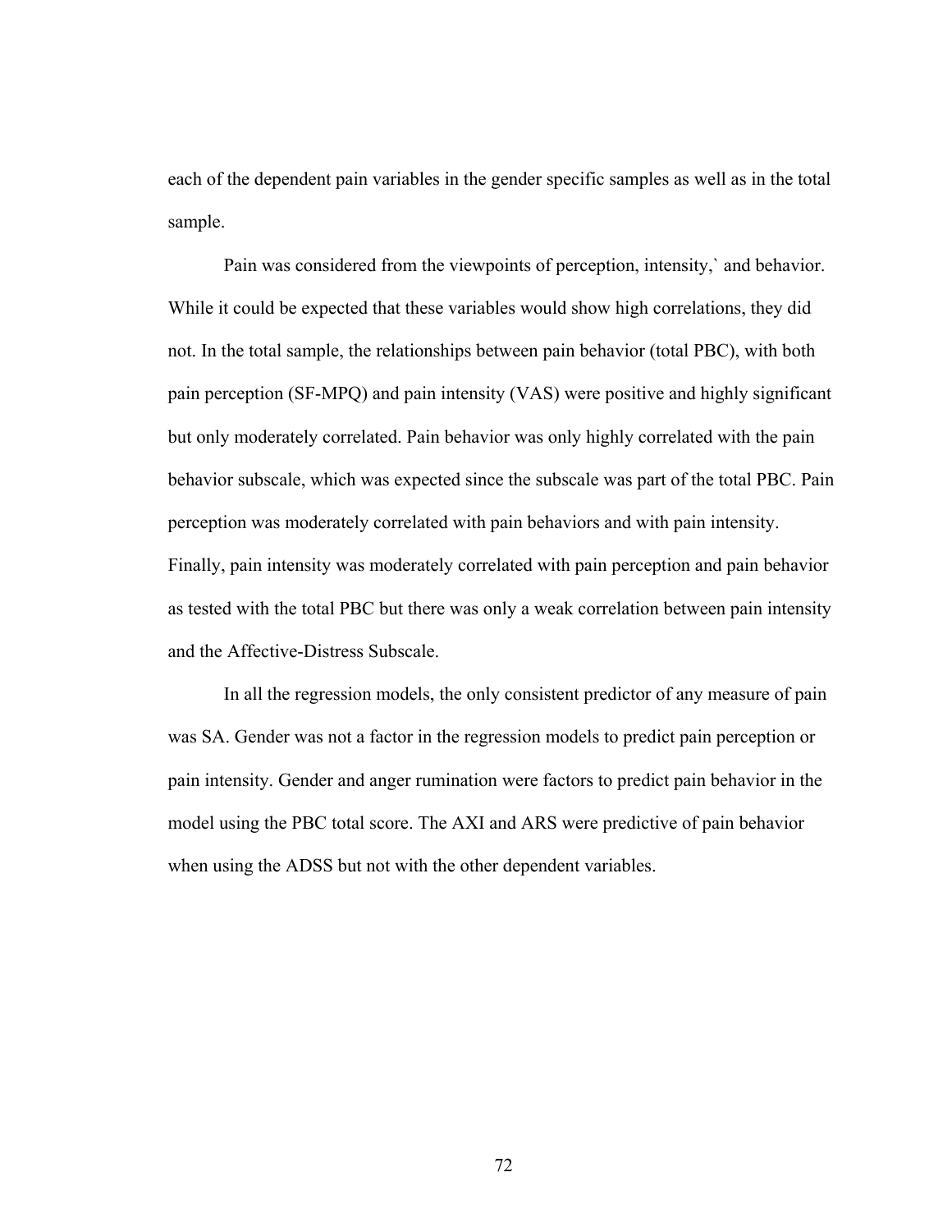each of the dependent pain variables in the gender specific samples as well as in the total sample.

Pain was considered from the viewpoints of perception, intensity,` and behavior. While it could be expected that these variables would show high correlations, they did not. In the total sample, the relationships between pain behavior (total PBC), with both pain perception (SF-MPQ) and pain intensity (VAS) were positive and highly significant but only moderately correlated. Pain behavior was only highly correlated with the pain behavior subscale, which was expected since the subscale was part of the total PBC. Pain perception was moderately correlated with pain behaviors and with pain intensity. Finally, pain intensity was moderately correlated with pain perception and pain behavior as tested with the total PBC but there was only a weak correlation between pain intensity and the Affective-Distress Subscale.

In all the regression models, the only consistent predictor of any measure of pain was SA. Gender was not a factor in the regression models to predict pain perception or pain intensity. Gender and anger rumination were factors to predict pain behavior in the model using the PBC total score. The AXI and ARS were predictive of pain behavior when using the ADSS but not with the other dependent variables.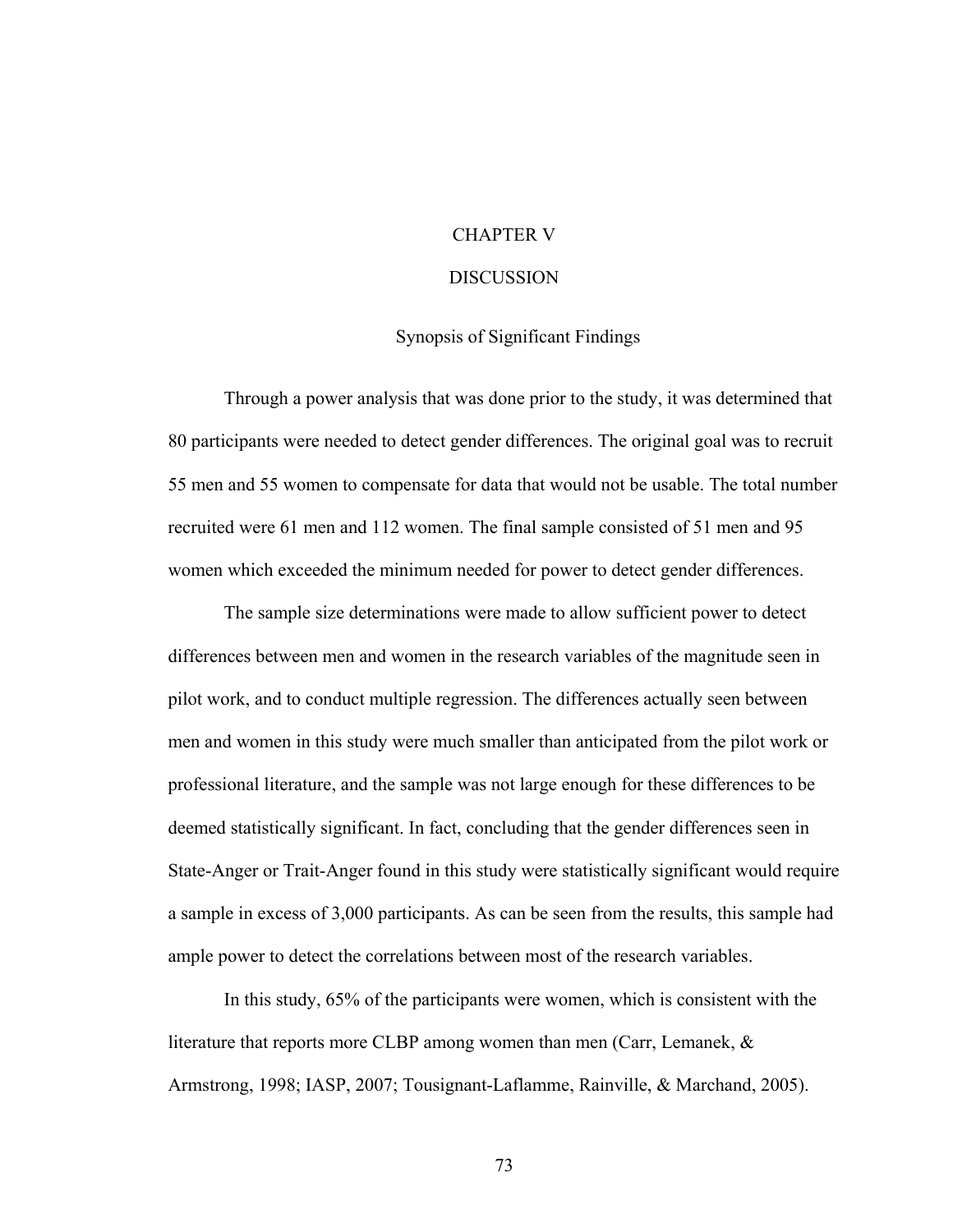# CHAPTER V

# DISCUSSION

## Synopsis of Significant Findings

Through a power analysis that was done prior to the study, it was determined that 80 participants were needed to detect gender differences. The original goal was to recruit 55 men and 55 women to compensate for data that would not be usable. The total number recruited were 61 men and 112 women. The final sample consisted of 51 men and 95 women which exceeded the minimum needed for power to detect gender differences.

The sample size determinations were made to allow sufficient power to detect differences between men and women in the research variables of the magnitude seen in pilot work, and to conduct multiple regression. The differences actually seen between men and women in this study were much smaller than anticipated from the pilot work or professional literature, and the sample was not large enough for these differences to be deemed statistically significant. In fact, concluding that the gender differences seen in State-Anger or Trait-Anger found in this study were statistically significant would require a sample in excess of 3,000 participants. As can be seen from the results, this sample had ample power to detect the correlations between most of the research variables.

In this study, 65% of the participants were women, which is consistent with the literature that reports more CLBP among women than men (Carr, Lemanek, & Armstrong, 1998; IASP, 2007; Tousignant-Laflamme, Rainville, & Marchand, 2005).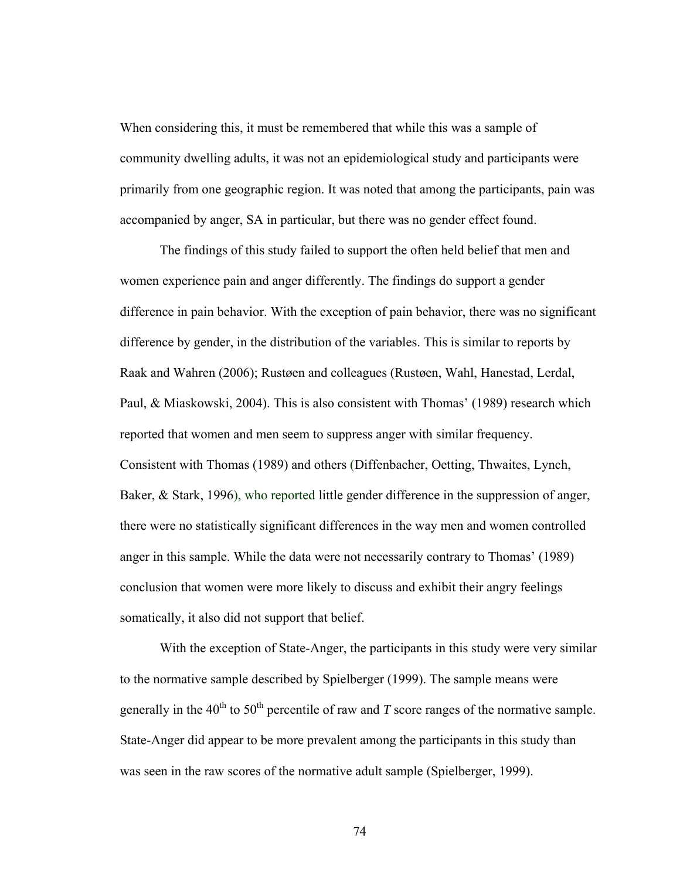When considering this, it must be remembered that while this was a sample of community dwelling adults, it was not an epidemiological study and participants were primarily from one geographic region. It was noted that among the participants, pain was accompanied by anger, SA in particular, but there was no gender effect found.

The findings of this study failed to support the often held belief that men and women experience pain and anger differently. The findings do support a gender difference in pain behavior. With the exception of pain behavior, there was no significant difference by gender, in the distribution of the variables. This is similar to reports by Raak and Wahren (2006); Rustøen and colleagues (Rustøen, Wahl, Hanestad, Lerdal, Paul, & Miaskowski, 2004). This is also consistent with Thomas' (1989) research which reported that women and men seem to suppress anger with similar frequency. Consistent with Thomas (1989) and others (Diffenbacher, Oetting, Thwaites, Lynch, Baker, & Stark, 1996), who reported little gender difference in the suppression of anger, there were no statistically significant differences in the way men and women controlled anger in this sample. While the data were not necessarily contrary to Thomas' (1989) conclusion that women were more likely to discuss and exhibit their angry feelings somatically, it also did not support that belief.

With the exception of State-Anger, the participants in this study were very similar to the normative sample described by Spielberger (1999). The sample means were generally in the 40th to 50th percentile of raw and *T* score ranges of the normative sample. State-Anger did appear to be more prevalent among the participants in this study than was seen in the raw scores of the normative adult sample (Spielberger, 1999).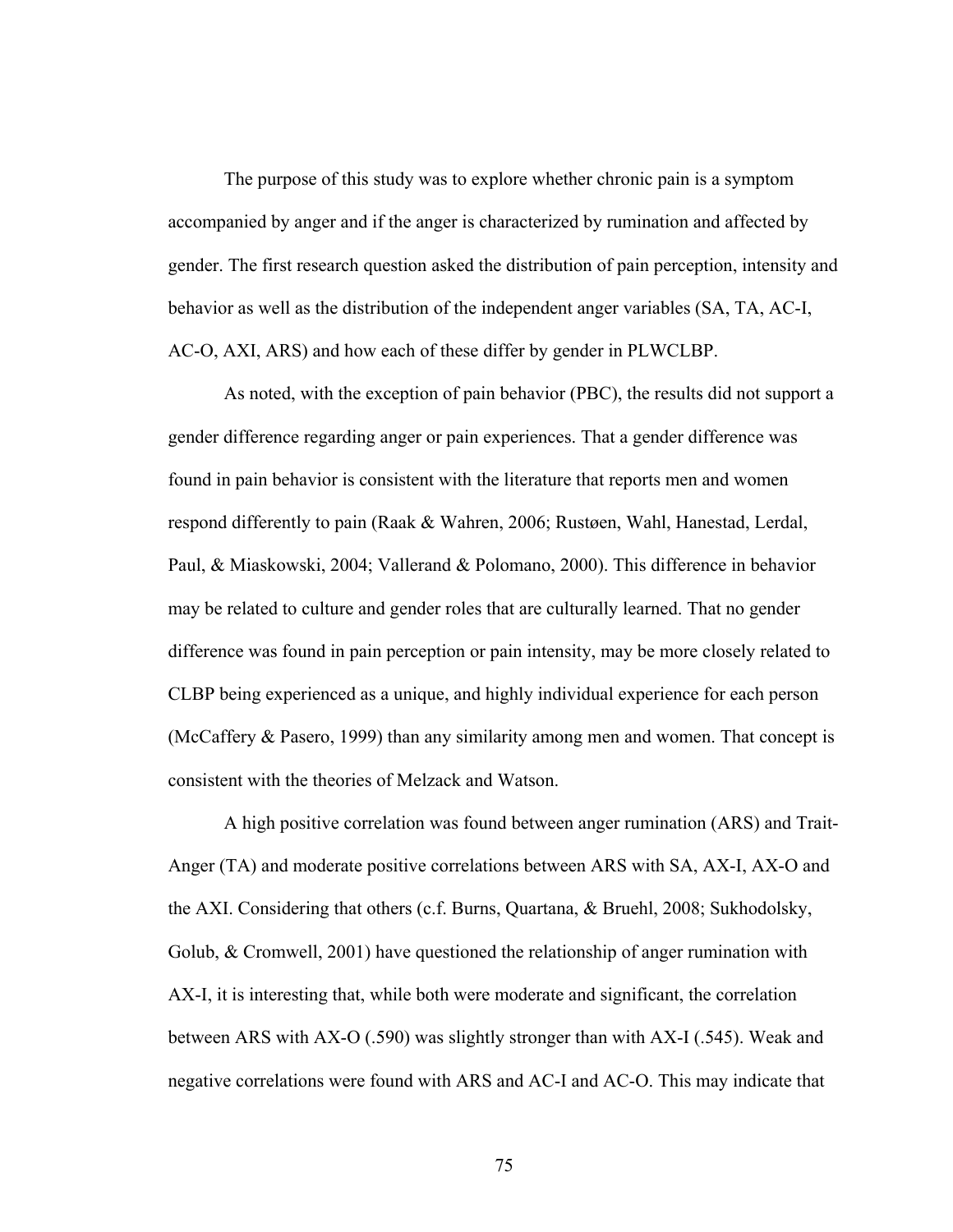The purpose of this study was to explore whether chronic pain is a symptom accompanied by anger and if the anger is characterized by rumination and affected by gender. The first research question asked the distribution of pain perception, intensity and behavior as well as the distribution of the independent anger variables (SA, TA, AC-I, AC-O, AXI, ARS) and how each of these differ by gender in PLWCLBP.

As noted, with the exception of pain behavior (PBC), the results did not support a gender difference regarding anger or pain experiences. That a gender difference was found in pain behavior is consistent with the literature that reports men and women respond differently to pain (Raak & Wahren, 2006; Rustøen, Wahl, Hanestad, Lerdal, Paul, & Miaskowski, 2004; Vallerand & Polomano, 2000). This difference in behavior may be related to culture and gender roles that are culturally learned. That no gender difference was found in pain perception or pain intensity, may be more closely related to CLBP being experienced as a unique, and highly individual experience for each person (McCaffery & Pasero, 1999) than any similarity among men and women. That concept is consistent with the theories of Melzack and Watson.

A high positive correlation was found between anger rumination (ARS) and Trait-Anger (TA) and moderate positive correlations between ARS with SA, AX-I, AX-O and the AXI. Considering that others (c.f. Burns, Quartana, & Bruehl, 2008; Sukhodolsky, Golub, & Cromwell, 2001) have questioned the relationship of anger rumination with AX-I, it is interesting that, while both were moderate and significant, the correlation between ARS with AX-O (.590) was slightly stronger than with AX-I (.545). Weak and negative correlations were found with ARS and AC-I and AC-O. This may indicate that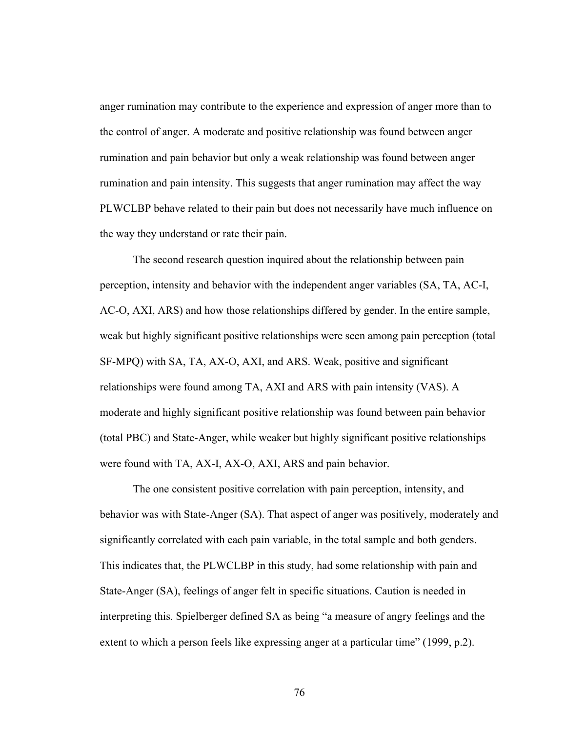anger rumination may contribute to the experience and expression of anger more than to the control of anger. A moderate and positive relationship was found between anger rumination and pain behavior but only a weak relationship was found between anger rumination and pain intensity. This suggests that anger rumination may affect the way PLWCLBP behave related to their pain but does not necessarily have much influence on the way they understand or rate their pain.

The second research question inquired about the relationship between pain perception, intensity and behavior with the independent anger variables (SA, TA, AC-I, AC-O, AXI, ARS) and how those relationships differed by gender. In the entire sample, weak but highly significant positive relationships were seen among pain perception (total SF-MPQ) with SA, TA, AX-O, AXI, and ARS. Weak, positive and significant relationships were found among TA, AXI and ARS with pain intensity (VAS). A moderate and highly significant positive relationship was found between pain behavior (total PBC) and State-Anger, while weaker but highly significant positive relationships were found with TA, AX-I, AX-O, AXI, ARS and pain behavior.

The one consistent positive correlation with pain perception, intensity, and behavior was with State-Anger (SA). That aspect of anger was positively, moderately and significantly correlated with each pain variable, in the total sample and both genders. This indicates that, the PLWCLBP in this study, had some relationship with pain and State-Anger (SA), feelings of anger felt in specific situations. Caution is needed in interpreting this. Spielberger defined SA as being "a measure of angry feelings and the extent to which a person feels like expressing anger at a particular time" (1999, p.2).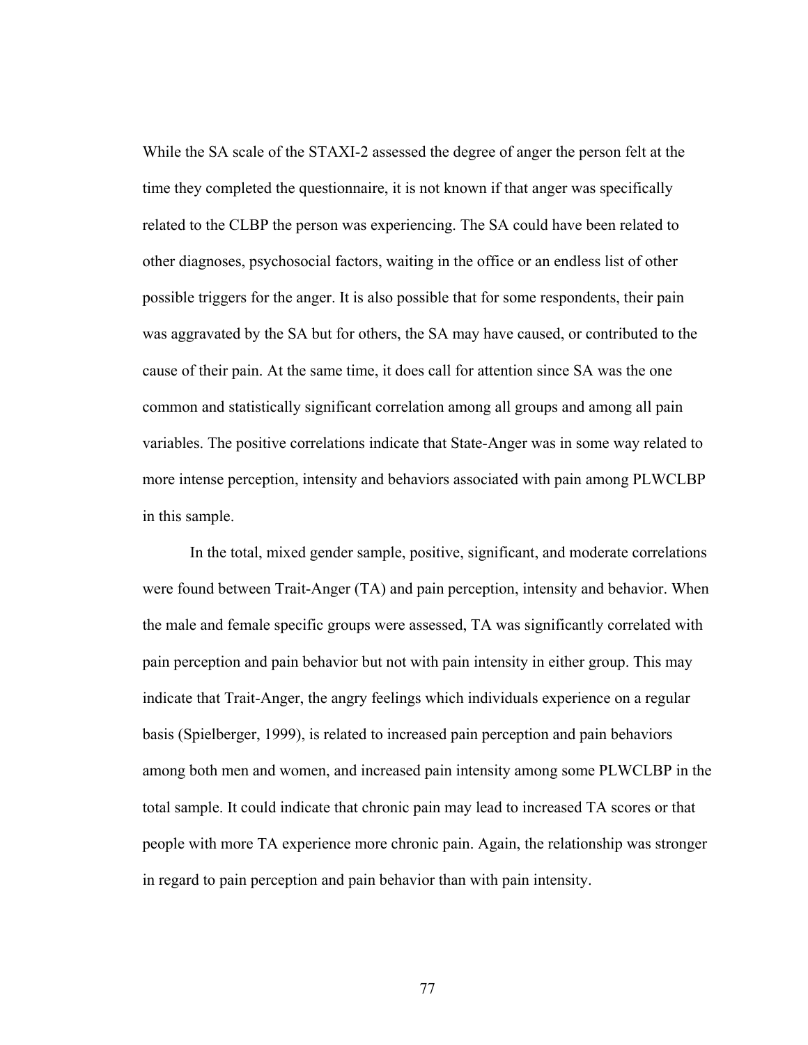While the SA scale of the STAXI-2 assessed the degree of anger the person felt at the time they completed the questionnaire, it is not known if that anger was specifically related to the CLBP the person was experiencing. The SA could have been related to other diagnoses, psychosocial factors, waiting in the office or an endless list of other possible triggers for the anger. It is also possible that for some respondents, their pain was aggravated by the SA but for others, the SA may have caused, or contributed to the cause of their pain. At the same time, it does call for attention since SA was the one common and statistically significant correlation among all groups and among all pain variables. The positive correlations indicate that State-Anger was in some way related to more intense perception, intensity and behaviors associated with pain among PLWCLBP in this sample.

In the total, mixed gender sample, positive, significant, and moderate correlations were found between Trait-Anger (TA) and pain perception, intensity and behavior. When the male and female specific groups were assessed, TA was significantly correlated with pain perception and pain behavior but not with pain intensity in either group. This may indicate that Trait-Anger, the angry feelings which individuals experience on a regular basis (Spielberger, 1999), is related to increased pain perception and pain behaviors among both men and women, and increased pain intensity among some PLWCLBP in the total sample. It could indicate that chronic pain may lead to increased TA scores or that people with more TA experience more chronic pain. Again, the relationship was stronger in regard to pain perception and pain behavior than with pain intensity.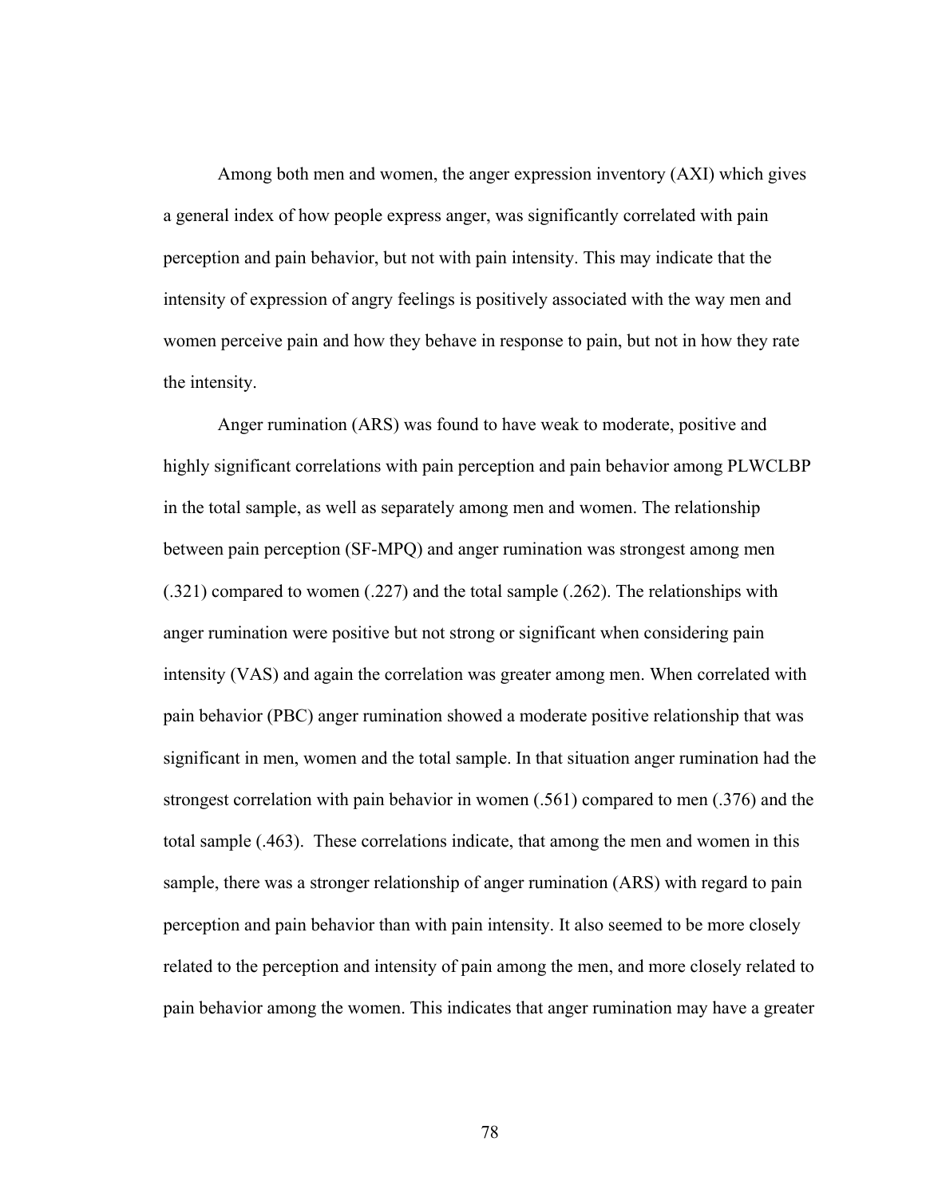Among both men and women, the anger expression inventory (AXI) which gives a general index of how people express anger, was significantly correlated with pain perception and pain behavior, but not with pain intensity. This may indicate that the intensity of expression of angry feelings is positively associated with the way men and women perceive pain and how they behave in response to pain, but not in how they rate the intensity.

Anger rumination (ARS) was found to have weak to moderate, positive and highly significant correlations with pain perception and pain behavior among PLWCLBP in the total sample, as well as separately among men and women. The relationship between pain perception (SF-MPQ) and anger rumination was strongest among men (.321) compared to women (.227) and the total sample (.262). The relationships with anger rumination were positive but not strong or significant when considering pain intensity (VAS) and again the correlation was greater among men. When correlated with pain behavior (PBC) anger rumination showed a moderate positive relationship that was significant in men, women and the total sample. In that situation anger rumination had the strongest correlation with pain behavior in women (.561) compared to men (.376) and the total sample (.463). These correlations indicate, that among the men and women in this sample, there was a stronger relationship of anger rumination (ARS) with regard to pain perception and pain behavior than with pain intensity. It also seemed to be more closely related to the perception and intensity of pain among the men, and more closely related to pain behavior among the women. This indicates that anger rumination may have a greater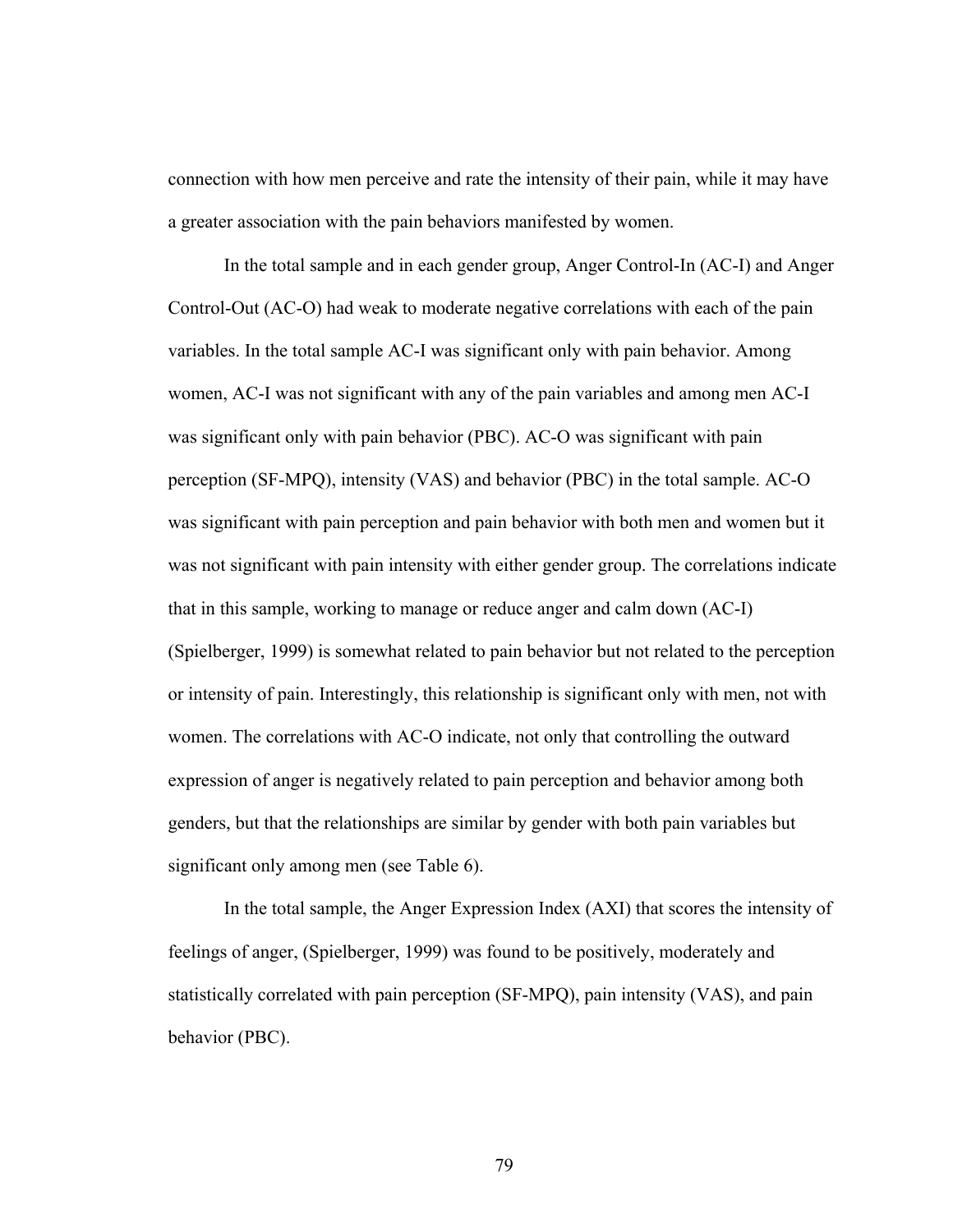connection with how men perceive and rate the intensity of their pain, while it may have a greater association with the pain behaviors manifested by women.

In the total sample and in each gender group, Anger Control-In (AC-I) and Anger Control-Out (AC-O) had weak to moderate negative correlations with each of the pain variables. In the total sample AC-I was significant only with pain behavior. Among women, AC-I was not significant with any of the pain variables and among men AC-I was significant only with pain behavior (PBC). AC-O was significant with pain perception (SF-MPQ), intensity (VAS) and behavior (PBC) in the total sample. AC-O was significant with pain perception and pain behavior with both men and women but it was not significant with pain intensity with either gender group. The correlations indicate that in this sample, working to manage or reduce anger and calm down (AC-I) (Spielberger, 1999) is somewhat related to pain behavior but not related to the perception or intensity of pain. Interestingly, this relationship is significant only with men, not with women. The correlations with AC-O indicate, not only that controlling the outward expression of anger is negatively related to pain perception and behavior among both genders, but that the relationships are similar by gender with both pain variables but significant only among men (see Table 6).

In the total sample, the Anger Expression Index (AXI) that scores the intensity of feelings of anger, (Spielberger, 1999) was found to be positively, moderately and statistically correlated with pain perception (SF-MPQ), pain intensity (VAS), and pain behavior (PBC).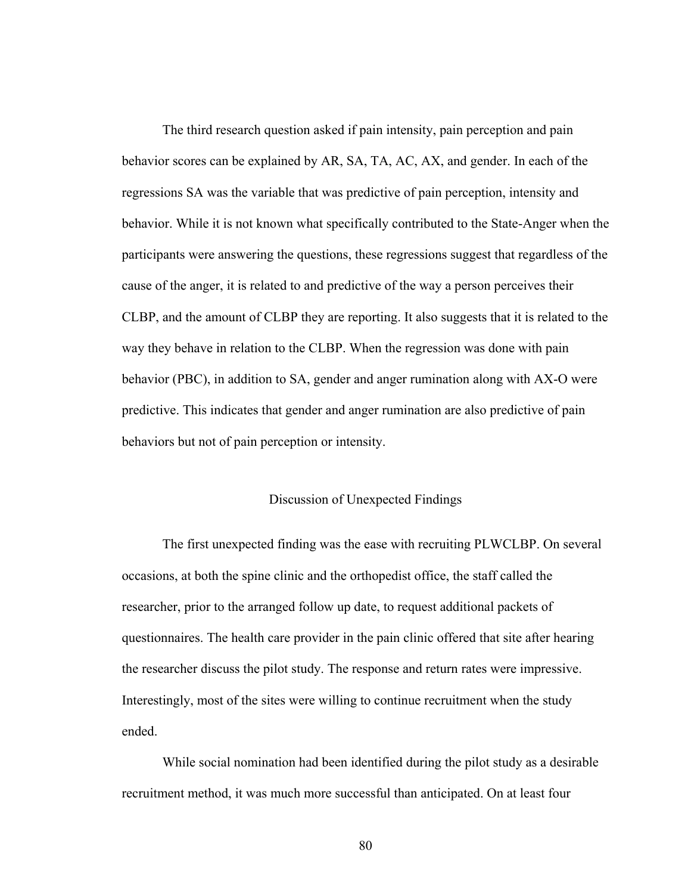The third research question asked if pain intensity, pain perception and pain behavior scores can be explained by AR, SA, TA, AC, AX, and gender. In each of the regressions SA was the variable that was predictive of pain perception, intensity and behavior. While it is not known what specifically contributed to the State-Anger when the participants were answering the questions, these regressions suggest that regardless of the cause of the anger, it is related to and predictive of the way a person perceives their CLBP, and the amount of CLBP they are reporting. It also suggests that it is related to the way they behave in relation to the CLBP. When the regression was done with pain behavior (PBC), in addition to SA, gender and anger rumination along with AX-O were predictive. This indicates that gender and anger rumination are also predictive of pain behaviors but not of pain perception or intensity.

## Discussion of Unexpected Findings

The first unexpected finding was the ease with recruiting PLWCLBP. On several occasions, at both the spine clinic and the orthopedist office, the staff called the researcher, prior to the arranged follow up date, to request additional packets of questionnaires. The health care provider in the pain clinic offered that site after hearing the researcher discuss the pilot study. The response and return rates were impressive. Interestingly, most of the sites were willing to continue recruitment when the study ended.

While social nomination had been identified during the pilot study as a desirable recruitment method, it was much more successful than anticipated. On at least four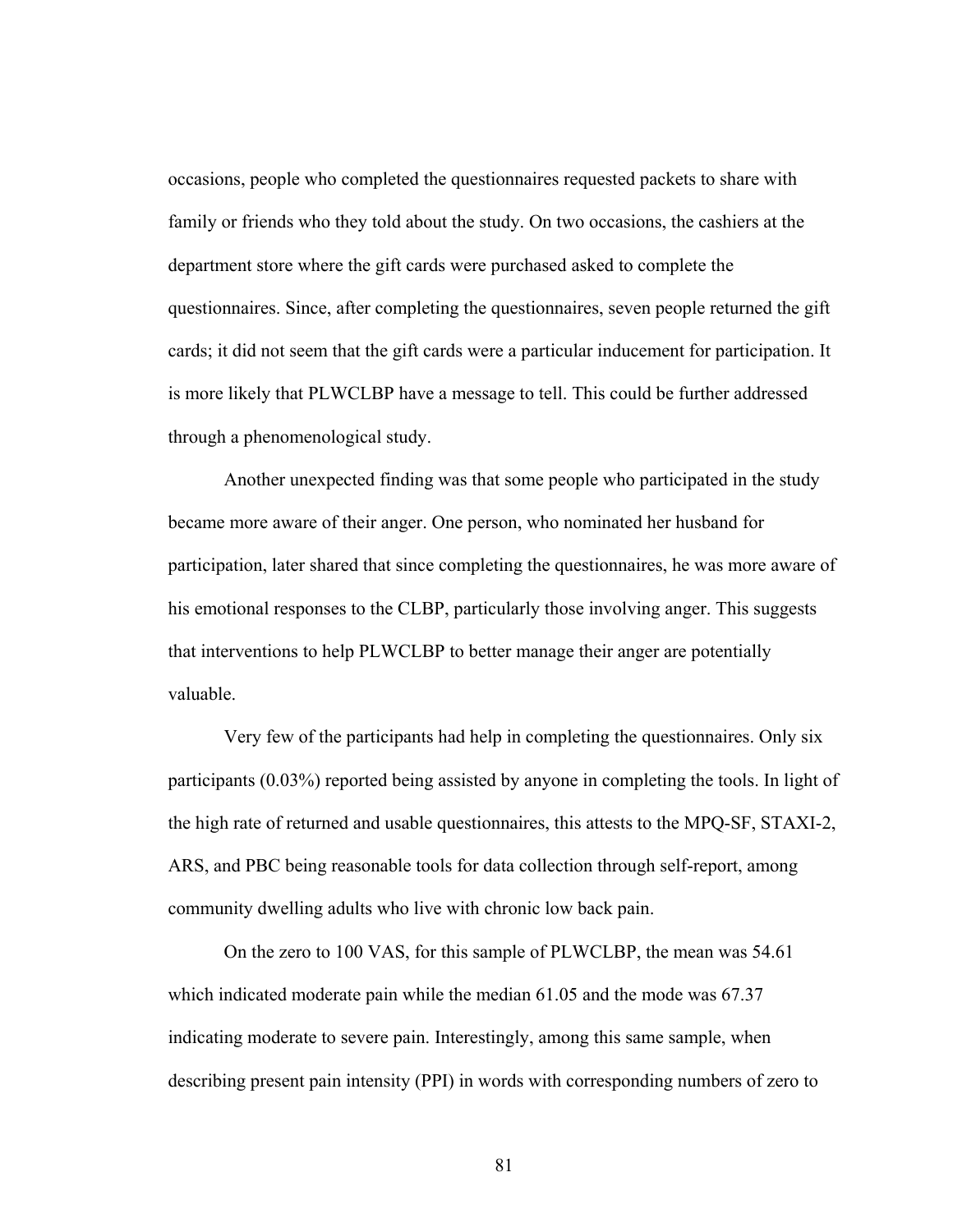occasions, people who completed the questionnaires requested packets to share with family or friends who they told about the study. On two occasions, the cashiers at the department store where the gift cards were purchased asked to complete the questionnaires. Since, after completing the questionnaires, seven people returned the gift cards; it did not seem that the gift cards were a particular inducement for participation. It is more likely that PLWCLBP have a message to tell. This could be further addressed through a phenomenological study.

Another unexpected finding was that some people who participated in the study became more aware of their anger. One person, who nominated her husband for participation, later shared that since completing the questionnaires, he was more aware of his emotional responses to the CLBP, particularly those involving anger. This suggests that interventions to help PLWCLBP to better manage their anger are potentially valuable.

Very few of the participants had help in completing the questionnaires. Only six participants (0.03%) reported being assisted by anyone in completing the tools. In light of the high rate of returned and usable questionnaires, this attests to the MPQ-SF, STAXI-2, ARS, and PBC being reasonable tools for data collection through self-report, among community dwelling adults who live with chronic low back pain.

On the zero to 100 VAS, for this sample of PLWCLBP, the mean was 54.61 which indicated moderate pain while the median 61.05 and the mode was 67.37 indicating moderate to severe pain. Interestingly, among this same sample, when describing present pain intensity (PPI) in words with corresponding numbers of zero to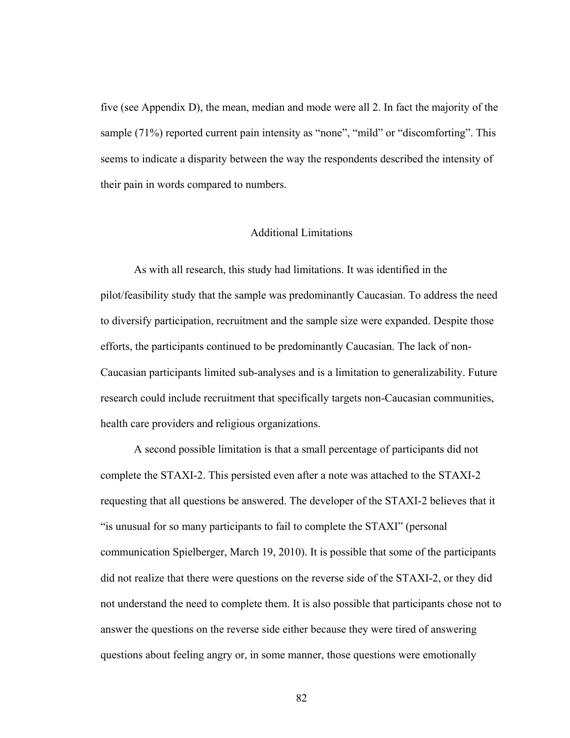five (see Appendix D), the mean, median and mode were all 2. In fact the majority of the sample (71%) reported current pain intensity as "none", "mild" or "discomforting". This seems to indicate a disparity between the way the respondents described the intensity of their pain in words compared to numbers.

## Additional Limitations

As with all research, this study had limitations. It was identified in the pilot/feasibility study that the sample was predominantly Caucasian. To address the need to diversify participation, recruitment and the sample size were expanded. Despite those efforts, the participants continued to be predominantly Caucasian. The lack of non-Caucasian participants limited sub-analyses and is a limitation to generalizability. Future research could include recruitment that specifically targets non-Caucasian communities, health care providers and religious organizations.

A second possible limitation is that a small percentage of participants did not complete the STAXI-2. This persisted even after a note was attached to the STAXI-2 requesting that all questions be answered. The developer of the STAXI-2 believes that it "is unusual for so many participants to fail to complete the STAXI" (personal communication Spielberger, March 19, 2010). It is possible that some of the participants did not realize that there were questions on the reverse side of the STAXI-2, or they did not understand the need to complete them. It is also possible that participants chose not to answer the questions on the reverse side either because they were tired of answering questions about feeling angry or, in some manner, those questions were emotionally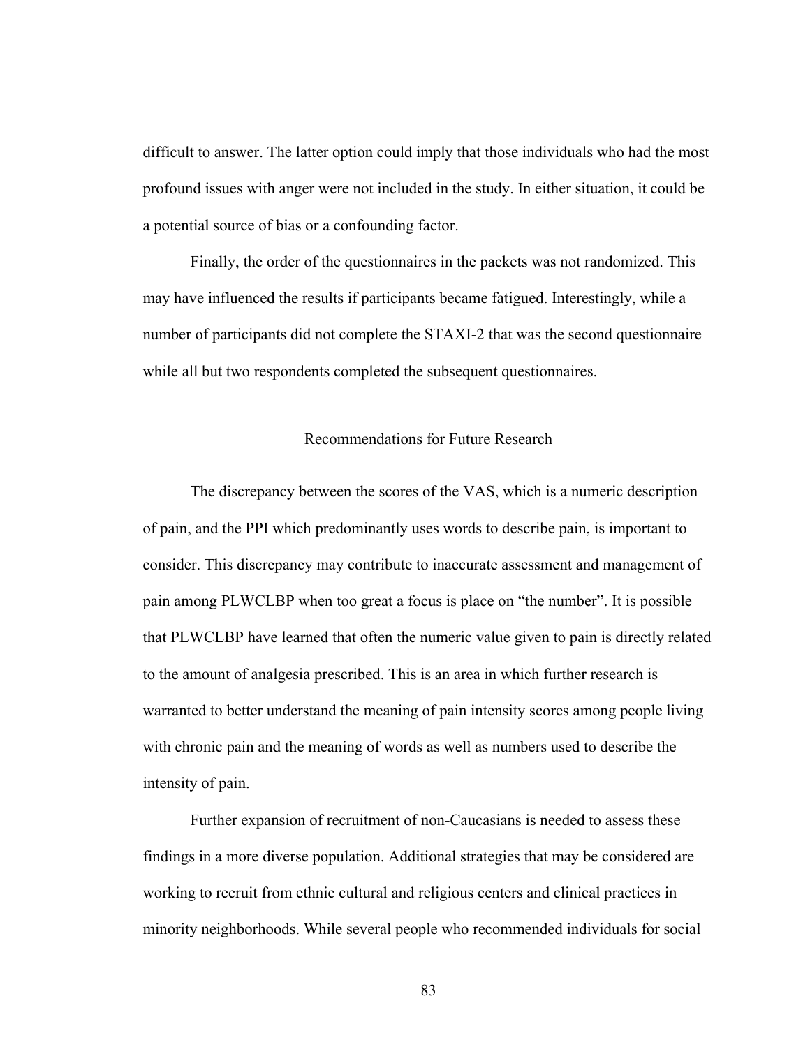difficult to answer. The latter option could imply that those individuals who had the most profound issues with anger were not included in the study. In either situation, it could be a potential source of bias or a confounding factor.

Finally, the order of the questionnaires in the packets was not randomized. This may have influenced the results if participants became fatigued. Interestingly, while a number of participants did not complete the STAXI-2 that was the second questionnaire while all but two respondents completed the subsequent questionnaires.

## Recommendations for Future Research

The discrepancy between the scores of the VAS, which is a numeric description of pain, and the PPI which predominantly uses words to describe pain, is important to consider. This discrepancy may contribute to inaccurate assessment and management of pain among PLWCLBP when too great a focus is place on "the number". It is possible that PLWCLBP have learned that often the numeric value given to pain is directly related to the amount of analgesia prescribed. This is an area in which further research is warranted to better understand the meaning of pain intensity scores among people living with chronic pain and the meaning of words as well as numbers used to describe the intensity of pain.

Further expansion of recruitment of non-Caucasians is needed to assess these findings in a more diverse population. Additional strategies that may be considered are working to recruit from ethnic cultural and religious centers and clinical practices in minority neighborhoods. While several people who recommended individuals for social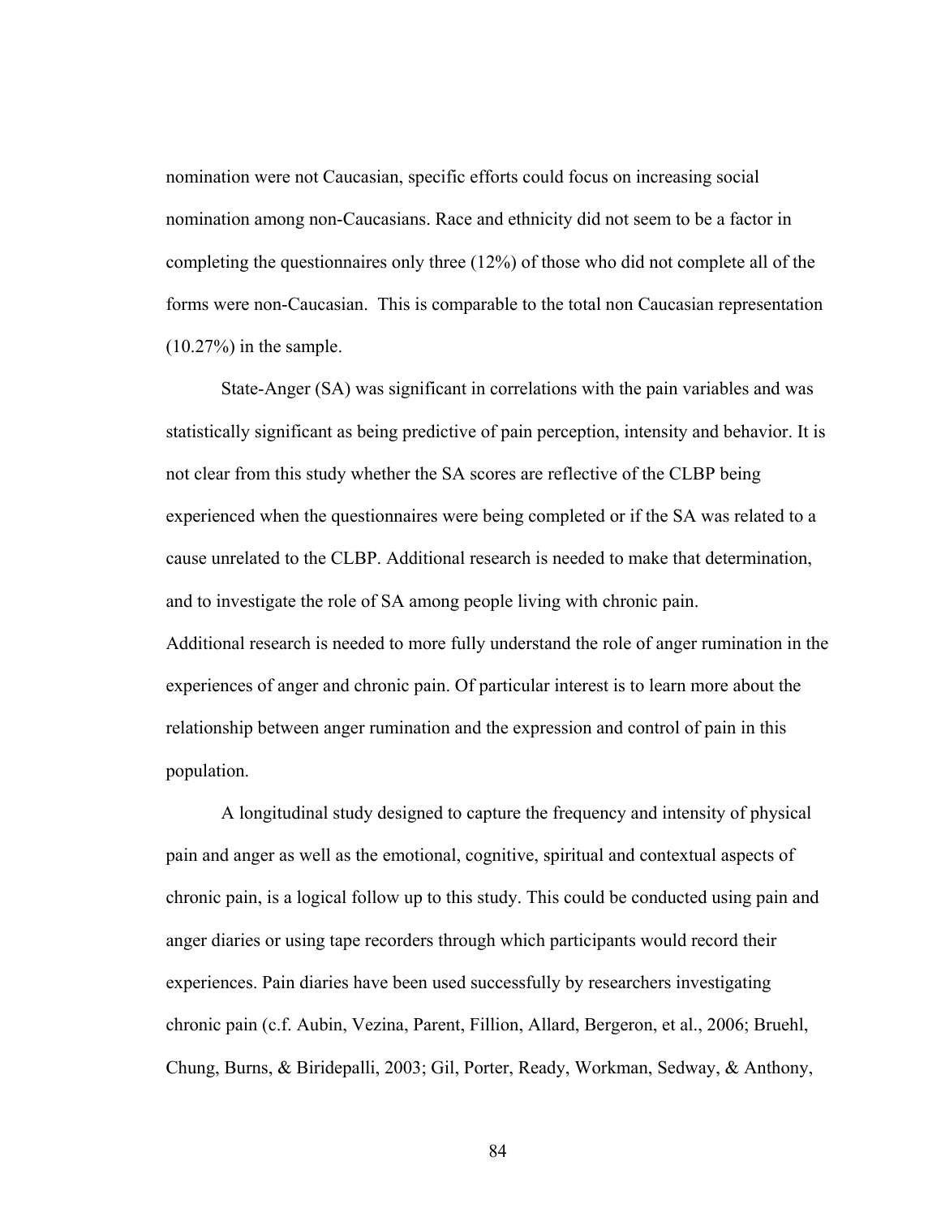nomination were not Caucasian, specific efforts could focus on increasing social nomination among non-Caucasians. Race and ethnicity did not seem to be a factor in completing the questionnaires only three (12%) of those who did not complete all of the forms were non-Caucasian. This is comparable to the total non Caucasian representation (10.27%) in the sample.

State-Anger (SA) was significant in correlations with the pain variables and was statistically significant as being predictive of pain perception, intensity and behavior. It is not clear from this study whether the SA scores are reflective of the CLBP being experienced when the questionnaires were being completed or if the SA was related to a cause unrelated to the CLBP. Additional research is needed to make that determination, and to investigate the role of SA among people living with chronic pain.

Additional research is needed to more fully understand the role of anger rumination in the experiences of anger and chronic pain. Of particular interest is to learn more about the relationship between anger rumination and the expression and control of pain in this population.

A longitudinal study designed to capture the frequency and intensity of physical pain and anger as well as the emotional, cognitive, spiritual and contextual aspects of chronic pain, is a logical follow up to this study. This could be conducted using pain and anger diaries or using tape recorders through which participants would record their experiences. Pain diaries have been used successfully by researchers investigating chronic pain (c.f. Aubin, Vezina, Parent, Fillion, Allard, Bergeron, et al., 2006; Bruehl, Chung, Burns, & Biridepalli, 2003; Gil, Porter, Ready, Workman, Sedway, & Anthony,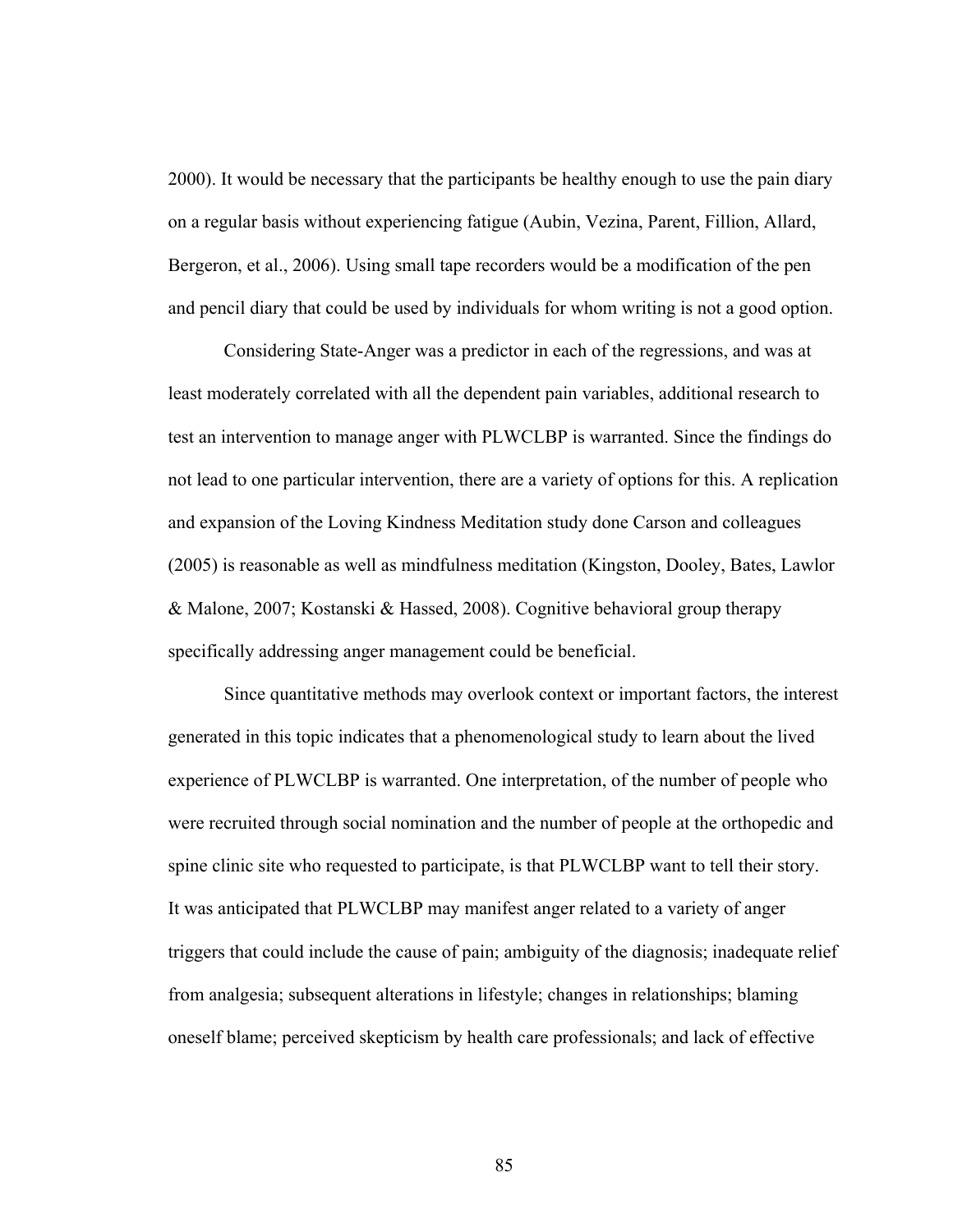2000). It would be necessary that the participants be healthy enough to use the pain diary on a regular basis without experiencing fatigue (Aubin, Vezina, Parent, Fillion, Allard, Bergeron, et al., 2006). Using small tape recorders would be a modification of the pen and pencil diary that could be used by individuals for whom writing is not a good option.

Considering State-Anger was a predictor in each of the regressions, and was at least moderately correlated with all the dependent pain variables, additional research to test an intervention to manage anger with PLWCLBP is warranted. Since the findings do not lead to one particular intervention, there are a variety of options for this. A replication and expansion of the Loving Kindness Meditation study done Carson and colleagues (2005) is reasonable as well as mindfulness meditation (Kingston, Dooley, Bates, Lawlor & Malone, 2007; Kostanski & Hassed, 2008). Cognitive behavioral group therapy specifically addressing anger management could be beneficial.

Since quantitative methods may overlook context or important factors, the interest generated in this topic indicates that a phenomenological study to learn about the lived experience of PLWCLBP is warranted. One interpretation, of the number of people who were recruited through social nomination and the number of people at the orthopedic and spine clinic site who requested to participate, is that PLWCLBP want to tell their story. It was anticipated that PLWCLBP may manifest anger related to a variety of anger triggers that could include the cause of pain; ambiguity of the diagnosis; inadequate relief from analgesia; subsequent alterations in lifestyle; changes in relationships; blaming oneself blame; perceived skepticism by health care professionals; and lack of effective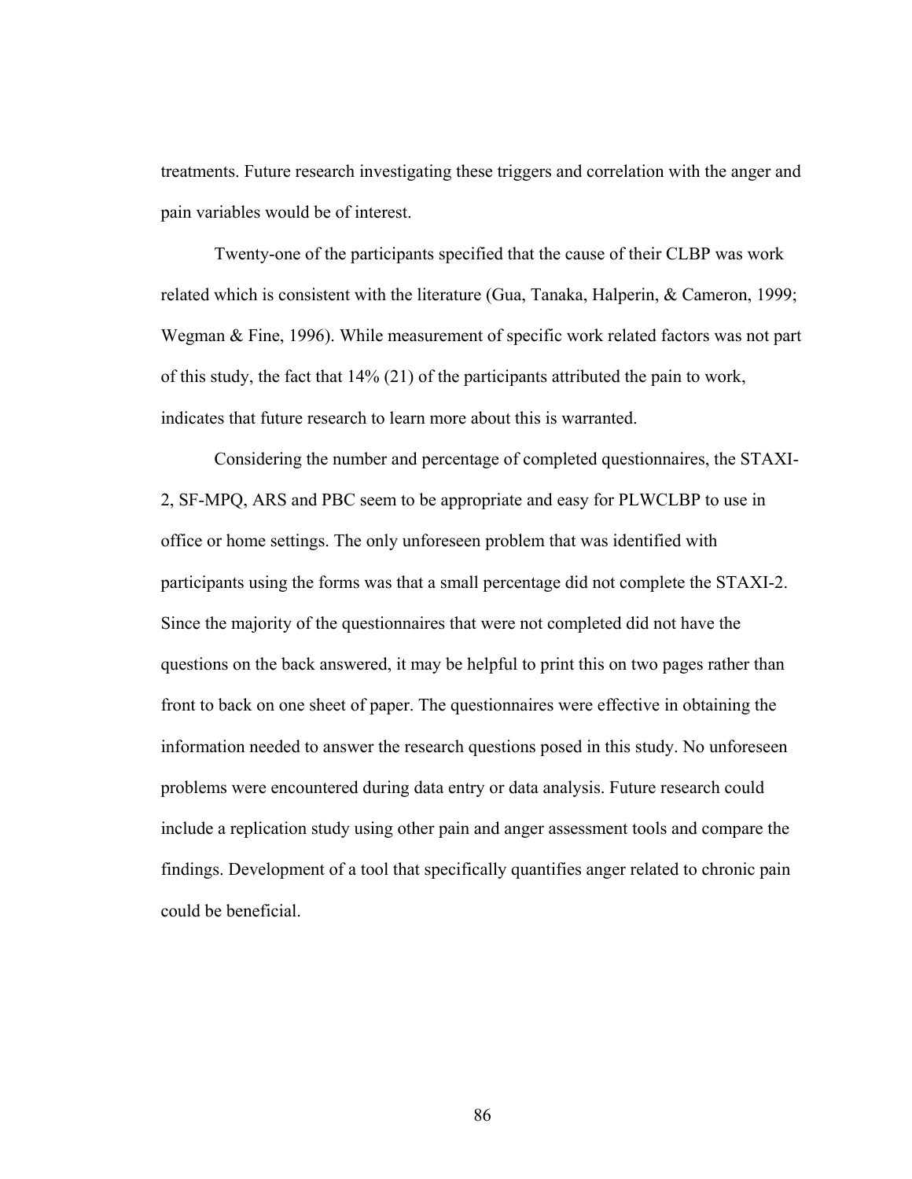treatments. Future research investigating these triggers and correlation with the anger and pain variables would be of interest.

Twenty-one of the participants specified that the cause of their CLBP was work related which is consistent with the literature (Gua, Tanaka, Halperin, & Cameron, 1999; Wegman & Fine, 1996). While measurement of specific work related factors was not part of this study, the fact that 14% (21) of the participants attributed the pain to work, indicates that future research to learn more about this is warranted.

Considering the number and percentage of completed questionnaires, the STAXI-2, SF-MPQ, ARS and PBC seem to be appropriate and easy for PLWCLBP to use in office or home settings. The only unforeseen problem that was identified with participants using the forms was that a small percentage did not complete the STAXI-2. Since the majority of the questionnaires that were not completed did not have the questions on the back answered, it may be helpful to print this on two pages rather than front to back on one sheet of paper. The questionnaires were effective in obtaining the information needed to answer the research questions posed in this study. No unforeseen problems were encountered during data entry or data analysis. Future research could include a replication study using other pain and anger assessment tools and compare the findings. Development of a tool that specifically quantifies anger related to chronic pain could be beneficial.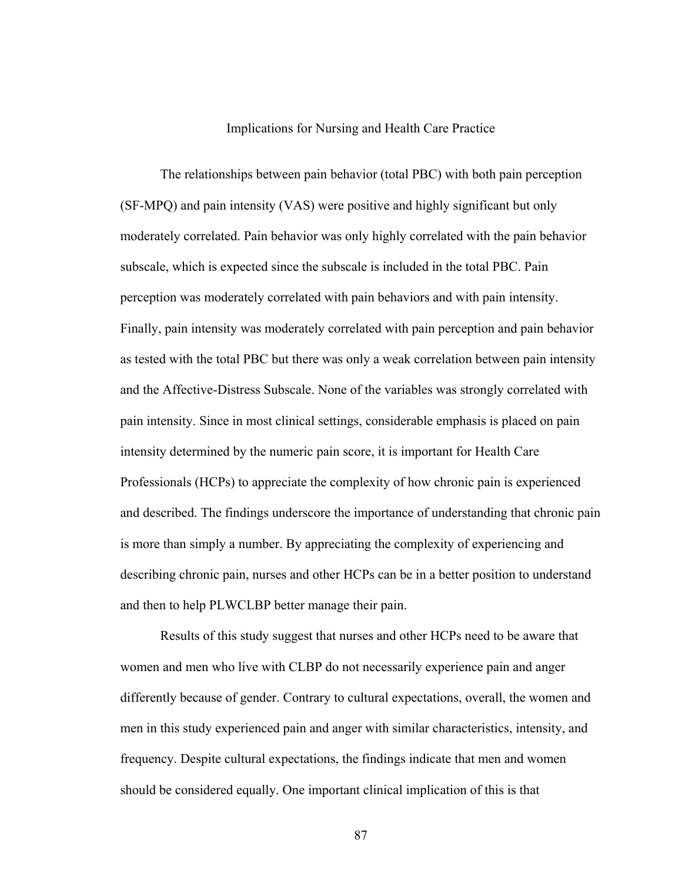## Implications for Nursing and Health Care Practice

The relationships between pain behavior (total PBC) with both pain perception (SF-MPQ) and pain intensity (VAS) were positive and highly significant but only moderately correlated. Pain behavior was only highly correlated with the pain behavior subscale, which is expected since the subscale is included in the total PBC. Pain perception was moderately correlated with pain behaviors and with pain intensity. Finally, pain intensity was moderately correlated with pain perception and pain behavior as tested with the total PBC but there was only a weak correlation between pain intensity and the Affective-Distress Subscale. None of the variables was strongly correlated with pain intensity. Since in most clinical settings, considerable emphasis is placed on pain intensity determined by the numeric pain score, it is important for Health Care Professionals (HCPs) to appreciate the complexity of how chronic pain is experienced and described. The findings underscore the importance of understanding that chronic pain is more than simply a number. By appreciating the complexity of experiencing and describing chronic pain, nurses and other HCPs can be in a better position to understand and then to help PLWCLBP better manage their pain.

Results of this study suggest that nurses and other HCPs need to be aware that women and men who live with CLBP do not necessarily experience pain and anger differently because of gender. Contrary to cultural expectations, overall, the women and men in this study experienced pain and anger with similar characteristics, intensity, and frequency. Despite cultural expectations, the findings indicate that men and women should be considered equally. One important clinical implication of this is that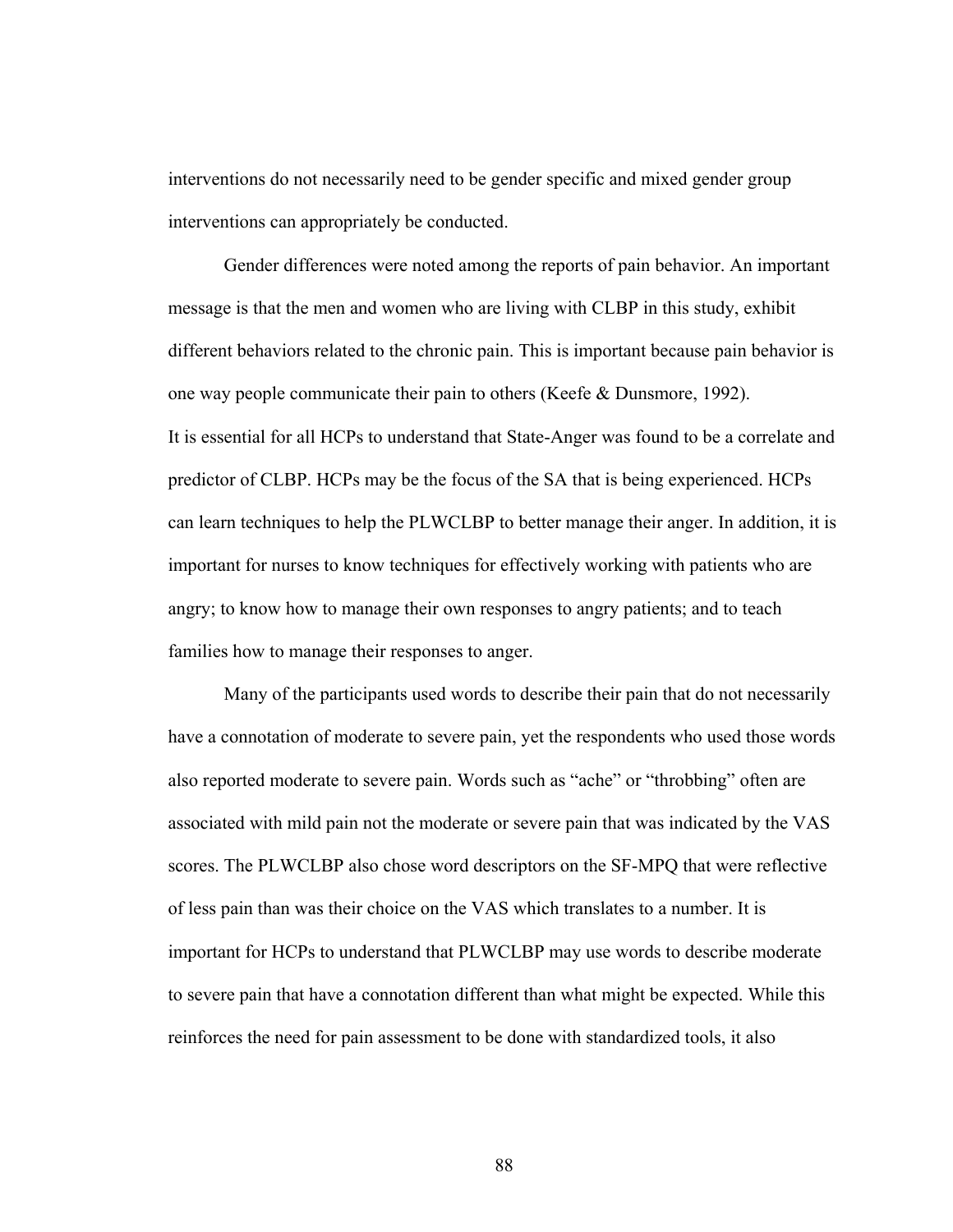interventions do not necessarily need to be gender specific and mixed gender group interventions can appropriately be conducted.

Gender differences were noted among the reports of pain behavior. An important message is that the men and women who are living with CLBP in this study, exhibit different behaviors related to the chronic pain. This is important because pain behavior is one way people communicate their pain to others (Keefe & Dunsmore, 1992).

It is essential for all HCPs to understand that State-Anger was found to be a correlate and predictor of CLBP. HCPs may be the focus of the SA that is being experienced. HCPs can learn techniques to help the PLWCLBP to better manage their anger. In addition, it is important for nurses to know techniques for effectively working with patients who are angry; to know how to manage their own responses to angry patients; and to teach families how to manage their responses to anger.

Many of the participants used words to describe their pain that do not necessarily have a connotation of moderate to severe pain, yet the respondents who used those words also reported moderate to severe pain. Words such as "ache" or "throbbing" often are associated with mild pain not the moderate or severe pain that was indicated by the VAS scores. The PLWCLBP also chose word descriptors on the SF-MPQ that were reflective of less pain than was their choice on the VAS which translates to a number. It is important for HCPs to understand that PLWCLBP may use words to describe moderate to severe pain that have a connotation different than what might be expected. While this reinforces the need for pain assessment to be done with standardized tools, it also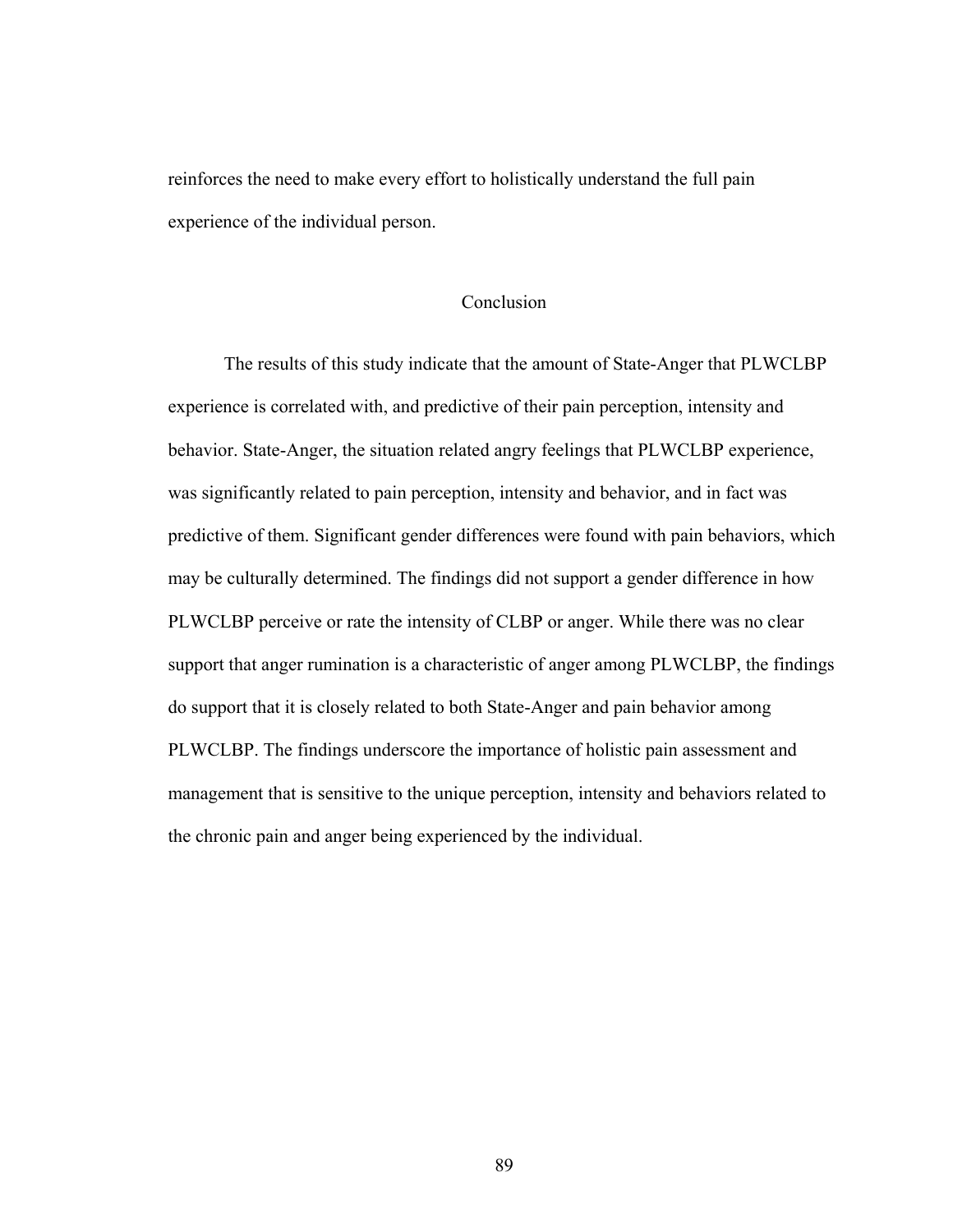reinforces the need to make every effort to holistically understand the full pain experience of the individual person.

## Conclusion

The results of this study indicate that the amount of State-Anger that PLWCLBP experience is correlated with, and predictive of their pain perception, intensity and behavior. State-Anger, the situation related angry feelings that PLWCLBP experience, was significantly related to pain perception, intensity and behavior, and in fact was predictive of them. Significant gender differences were found with pain behaviors, which may be culturally determined. The findings did not support a gender difference in how PLWCLBP perceive or rate the intensity of CLBP or anger. While there was no clear support that anger rumination is a characteristic of anger among PLWCLBP, the findings do support that it is closely related to both State-Anger and pain behavior among PLWCLBP. The findings underscore the importance of holistic pain assessment and management that is sensitive to the unique perception, intensity and behaviors related to the chronic pain and anger being experienced by the individual.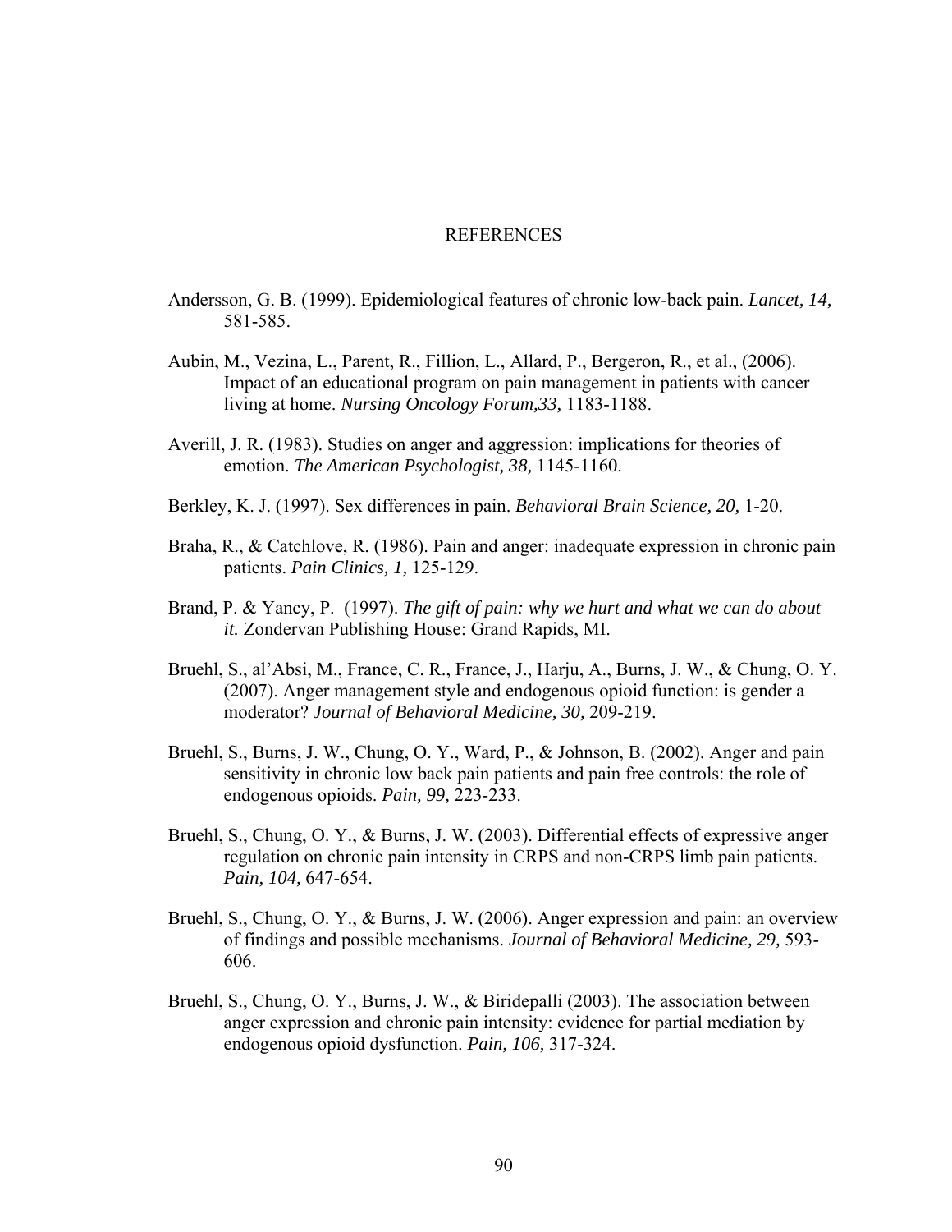# REFERENCES

Andersson, G. B. (1999). Epidemiological features of chronic low-back pain. *Lancet, 14,* 581-585.

Aubin, M., Vezina, L., Parent, R., Fillion, L., Allard, P., Bergeron, R., et al., (2006). Impact of an educational program on pain management in patients with cancer living at home. *Nursing Oncology Forum,33,* 1183-1188.

Averill, J. R. (1983). Studies on anger and aggression: implications for theories of emotion. *The American Psychologist, 38,* 1145-1160.

Berkley, K. J. (1997). Sex differences in pain. *Behavioral Brain Science, 20,* 1-20.

Braha, R., & Catchlove, R. (1986). Pain and anger: inadequate expression in chronic pain patients. *Pain Clinics, 1,* 125-129.

Brand, P. & Yancy, P. (1997). *The gift of pain: why we hurt and what we can do about it.* Zondervan Publishing House: Grand Rapids, MI.

Bruehl, S., al'Absi, M., France, C. R., France, J., Harju, A., Burns, J. W., & Chung, O. Y. (2007). Anger management style and endogenous opioid function: is gender a moderator? *Journal of Behavioral Medicine, 30,* 209-219.

Bruehl, S., Burns, J. W., Chung, O. Y., Ward, P., & Johnson, B. (2002). Anger and pain sensitivity in chronic low back pain patients and pain free controls: the role of endogenous opioids. *Pain, 99,* 223-233.

Bruehl, S., Chung, O. Y., & Burns, J. W. (2003). Differential effects of expressive anger regulation on chronic pain intensity in CRPS and non-CRPS limb pain patients. *Pain, 104,* 647-654.

Bruehl, S., Chung, O. Y., & Burns, J. W. (2006). Anger expression and pain: an overview of findings and possible mechanisms. *Journal of Behavioral Medicine, 29,* 593-606.

Bruehl, S., Chung, O. Y., Burns, J. W., & Biridepalli (2003). The association between anger expression and chronic pain intensity: evidence for partial mediation by endogenous opioid dysfunction. *Pain, 106,* 317-324.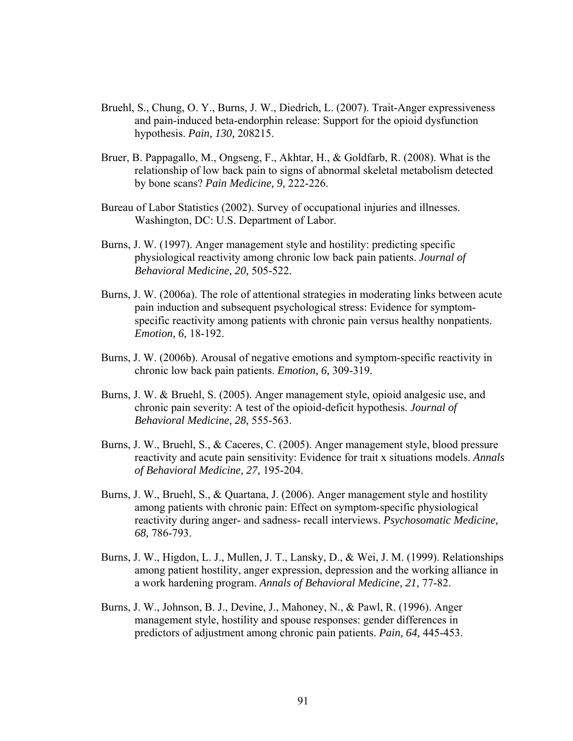Bruehl, S., Chung, O. Y., Burns, J. W., Diedrich, L. (2007). Trait-Anger expressiveness and pain-induced beta-endorphin release: Support for the opioid dysfunction hypothesis. *Pain, 130,* 208215.

Bruer, B. Pappagallo, M., Ongseng, F., Akhtar, H., & Goldfarb, R. (2008). What is the relationship of low back pain to signs of abnormal skeletal metabolism detected by bone scans? *Pain Medicine, 9,* 222-226.

Bureau of Labor Statistics (2002). Survey of occupational injuries and illnesses. Washington, DC: U.S. Department of Labor.

Burns, J. W. (1997). Anger management style and hostility: predicting specific physiological reactivity among chronic low back pain patients. *Journal of Behavioral Medicine, 20,* 505-522.

Burns, J. W. (2006a). The role of attentional strategies in moderating links between acute pain induction and subsequent psychological stress: Evidence for symptom-specific reactivity among patients with chronic pain versus healthy nonpatients. *Emotion, 6,* 18-192.

Burns, J. W. (2006b). Arousal of negative emotions and symptom-specific reactivity in chronic low back pain patients. *Emotion, 6,* 309-319.

Burns, J. W. & Bruehl, S. (2005). Anger management style, opioid analgesic use, and chronic pain severity: A test of the opioid-deficit hypothesis. *Journal of Behavioral Medicine, 28,* 555-563.

Burns, J. W., Bruehl, S., & Caceres, C. (2005). Anger management style, blood pressure reactivity and acute pain sensitivity: Evidence for trait x situations models. *Annals of Behavioral Medicine, 27,* 195-204.

Burns, J. W., Bruehl, S., & Quartana, J. (2006). Anger management style and hostility among patients with chronic pain: Effect on symptom-specific physiological reactivity during anger- and sadness- recall interviews. *Psychosomatic Medicine, 68,* 786-793.

Burns, J. W., Higdon, L. J., Mullen, J. T., Lansky, D., & Wei, J. M. (1999). Relationships among patient hostility, anger expression, depression and the working alliance in a work hardening program. *Annals of Behavioral Medicine, 21,* 77-82.

Burns, J. W., Johnson, B. J., Devine, J., Mahoney, N., & Pawl, R. (1996). Anger management style, hostility and spouse responses: gender differences in predictors of adjustment among chronic pain patients. *Pain, 64,* 445-453.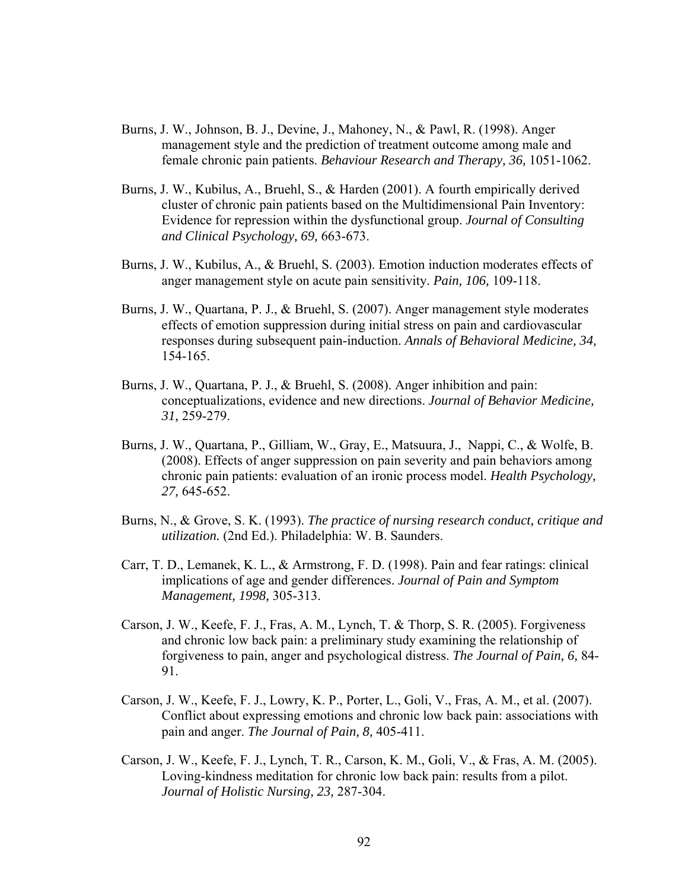Burns, J. W., Johnson, B. J., Devine, J., Mahoney, N., & Pawl, R. (1998). Anger management style and the prediction of treatment outcome among male and female chronic pain patients. *Behaviour Research and Therapy, 36,* 1051-1062.

Burns, J. W., Kubilus, A., Bruehl, S., & Harden (2001). A fourth empirically derived cluster of chronic pain patients based on the Multidimensional Pain Inventory: Evidence for repression within the dysfunctional group. *Journal of Consulting and Clinical Psychology, 69,* 663-673.

Burns, J. W., Kubilus, A., & Bruehl, S. (2003). Emotion induction moderates effects of anger management style on acute pain sensitivity. *Pain, 106,* 109-118.

Burns, J. W., Quartana, P. J., & Bruehl, S. (2007). Anger management style moderates effects of emotion suppression during initial stress on pain and cardiovascular responses during subsequent pain-induction. *Annals of Behavioral Medicine, 34,* 154-165.

Burns, J. W., Quartana, P. J., & Bruehl, S. (2008). Anger inhibition and pain: conceptualizations, evidence and new directions. *Journal of Behavior Medicine, 31,* 259-279.

Burns, J. W., Quartana, P., Gilliam, W., Gray, E., Matsuura, J., Nappi, C., & Wolfe, B. (2008). Effects of anger suppression on pain severity and pain behaviors among chronic pain patients: evaluation of an ironic process model. *Health Psychology, 27,* 645-652.

Burns, N., & Grove, S. K. (1993). *The practice of nursing research conduct, critique and utilization.* (2nd Ed.). Philadelphia: W. B. Saunders.

Carr, T. D., Lemanek, K. L., & Armstrong, F. D. (1998). Pain and fear ratings: clinical implications of age and gender differences. *Journal of Pain and Symptom Management, 1998,* 305-313.

Carson, J. W., Keefe, F. J., Fras, A. M., Lynch, T. & Thorp, S. R. (2005). Forgiveness and chronic low back pain: a preliminary study examining the relationship of forgiveness to pain, anger and psychological distress. *The Journal of Pain, 6,* 84-91.

Carson, J. W., Keefe, F. J., Lowry, K. P., Porter, L., Goli, V., Fras, A. M., et al. (2007). Conflict about expressing emotions and chronic low back pain: associations with pain and anger. *The Journal of Pain, 8,* 405-411.

Carson, J. W., Keefe, F. J., Lynch, T. R., Carson, K. M., Goli, V., & Fras, A. M. (2005). Loving-kindness meditation for chronic low back pain: results from a pilot. *Journal of Holistic Nursing, 23,* 287-304.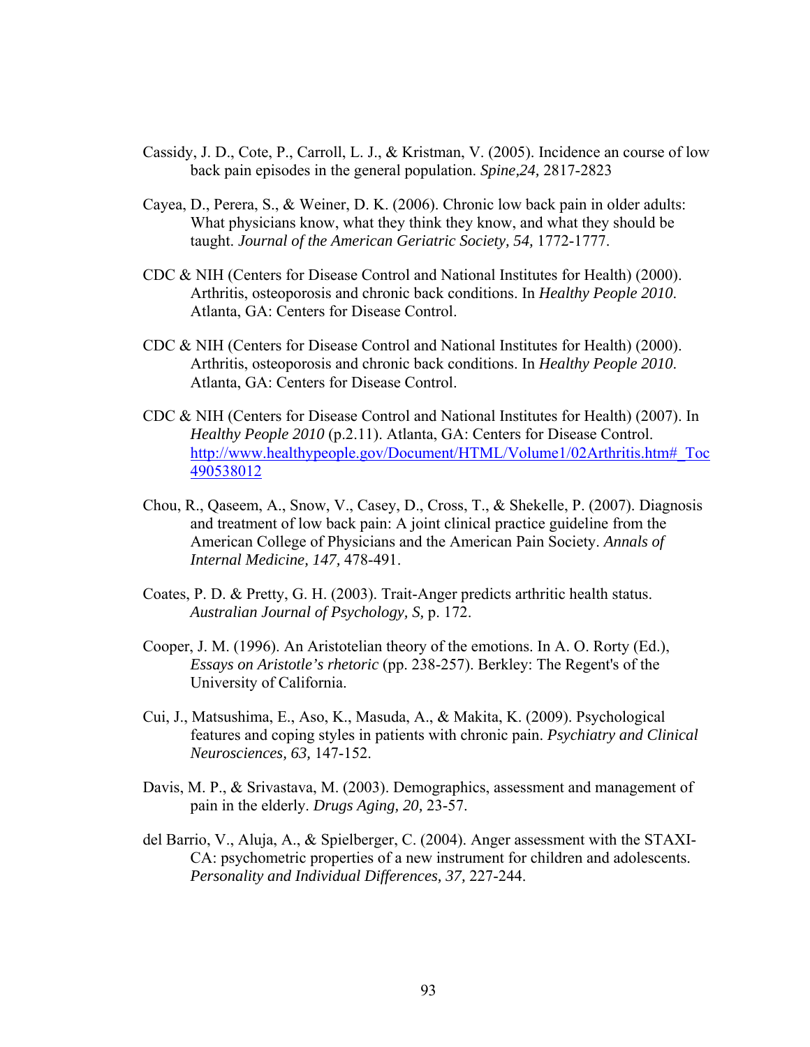Cassidy, J. D., Cote, P., Carroll, L. J., & Kristman, V. (2005). Incidence an course of low back pain episodes in the general population. *Spine,24,* 2817-2823

Cayea, D., Perera, S., & Weiner, D. K. (2006). Chronic low back pain in older adults: What physicians know, what they think they know, and what they should be taught. *Journal of the American Geriatric Society, 54,* 1772-1777.

CDC & NIH (Centers for Disease Control and National Institutes for Health) (2000). Arthritis, osteoporosis and chronic back conditions. In *Healthy People 2010.* Atlanta, GA: Centers for Disease Control.

CDC & NIH (Centers for Disease Control and National Institutes for Health) (2000). Arthritis, osteoporosis and chronic back conditions. In *Healthy People 2010.* Atlanta, GA: Centers for Disease Control.

CDC & NIH (Centers for Disease Control and National Institutes for Health) (2007). In *Healthy People 2010* (p.2.11). Atlanta, GA: Centers for Disease Control. http://www.healthypeople.gov/Document/HTML/Volume1/02Arthritis.htm#_Toc490538012

Chou, R., Qaseem, A., Snow, V., Casey, D., Cross, T., & Shekelle, P. (2007). Diagnosis and treatment of low back pain: A joint clinical practice guideline from the American College of Physicians and the American Pain Society. *Annals of Internal Medicine, 147,* 478-491.

Coates, P. D. & Pretty, G. H. (2003). Trait-Anger predicts arthritic health status. *Australian Journal of Psychology, S,* p. 172.

Cooper, J. M. (1996). An Aristotelian theory of the emotions. In A. O. Rorty (Ed.), *Essays on Aristotle's rhetoric* (pp. 238-257). Berkley: The Regent's of the University of California.

Cui, J., Matsushima, E., Aso, K., Masuda, A., & Makita, K. (2009). Psychological features and coping styles in patients with chronic pain. *Psychiatry and Clinical Neurosciences, 63,* 147-152.

Davis, M. P., & Srivastava, M. (2003). Demographics, assessment and management of pain in the elderly. *Drugs Aging, 20,* 23-57.

del Barrio, V., Aluja, A., & Spielberger, C. (2004). Anger assessment with the STAXI-CA: psychometric properties of a new instrument for children and adolescents. *Personality and Individual Differences, 37,* 227-244.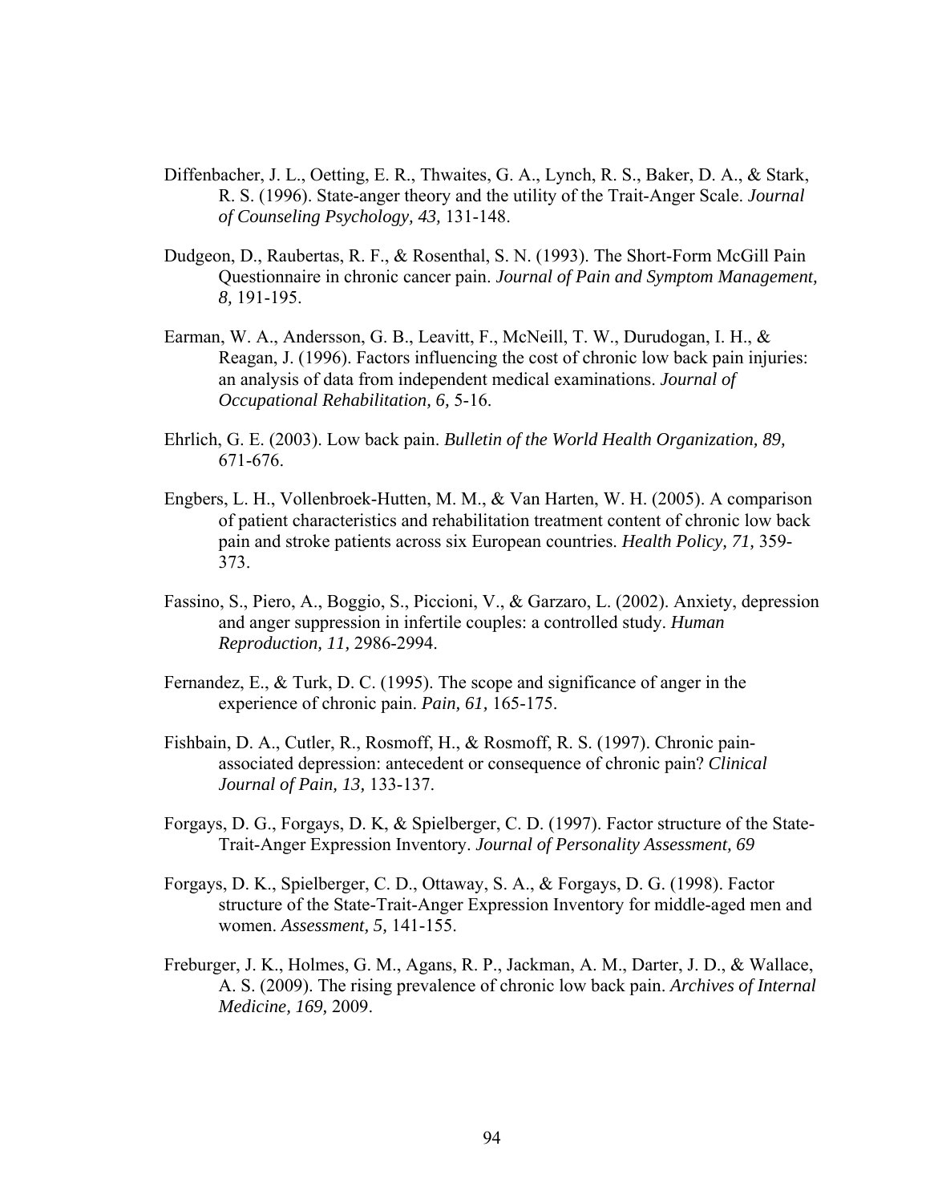Diffenbacher, J. L., Oetting, E. R., Thwaites, G. A., Lynch, R. S., Baker, D. A., & Stark, R. S. (1996). State-anger theory and the utility of the Trait-Anger Scale. *Journal of Counseling Psychology, 43,* 131-148.

Dudgeon, D., Raubertas, R. F., & Rosenthal, S. N. (1993). The Short-Form McGill Pain Questionnaire in chronic cancer pain. *Journal of Pain and Symptom Management, 8,* 191-195.

Earman, W. A., Andersson, G. B., Leavitt, F., McNeill, T. W., Durudogan, I. H., & Reagan, J. (1996). Factors influencing the cost of chronic low back pain injuries: an analysis of data from independent medical examinations. *Journal of Occupational Rehabilitation, 6,* 5-16.

Ehrlich, G. E. (2003). Low back pain. *Bulletin of the World Health Organization, 89,* 671-676.

Engbers, L. H., Vollenbroek-Hutten, M. M., & Van Harten, W. H. (2005). A comparison of patient characteristics and rehabilitation treatment content of chronic low back pain and stroke patients across six European countries. *Health Policy, 71,* 359-373.

Fassino, S., Piero, A., Boggio, S., Piccioni, V., & Garzaro, L. (2002). Anxiety, depression and anger suppression in infertile couples: a controlled study. *Human Reproduction, 11,* 2986-2994.

Fernandez, E., & Turk, D. C. (1995). The scope and significance of anger in the experience of chronic pain. *Pain, 61,* 165-175.

Fishbain, D. A., Cutler, R., Rosmoff, H., & Rosmoff, R. S. (1997). Chronic pain-associated depression: antecedent or consequence of chronic pain? *Clinical Journal of Pain, 13,* 133-137.

Forgays, D. G., Forgays, D. K, & Spielberger, C. D. (1997). Factor structure of the State-Trait-Anger Expression Inventory. *Journal of Personality Assessment, 69*

Forgays, D. K., Spielberger, C. D., Ottaway, S. A., & Forgays, D. G. (1998). Factor structure of the State-Trait-Anger Expression Inventory for middle-aged men and women. *Assessment, 5,* 141-155.

Freburger, J. K., Holmes, G. M., Agans, R. P., Jackman, A. M., Darter, J. D., & Wallace, A. S. (2009). The rising prevalence of chronic low back pain. *Archives of Internal Medicine, 169,* 2009.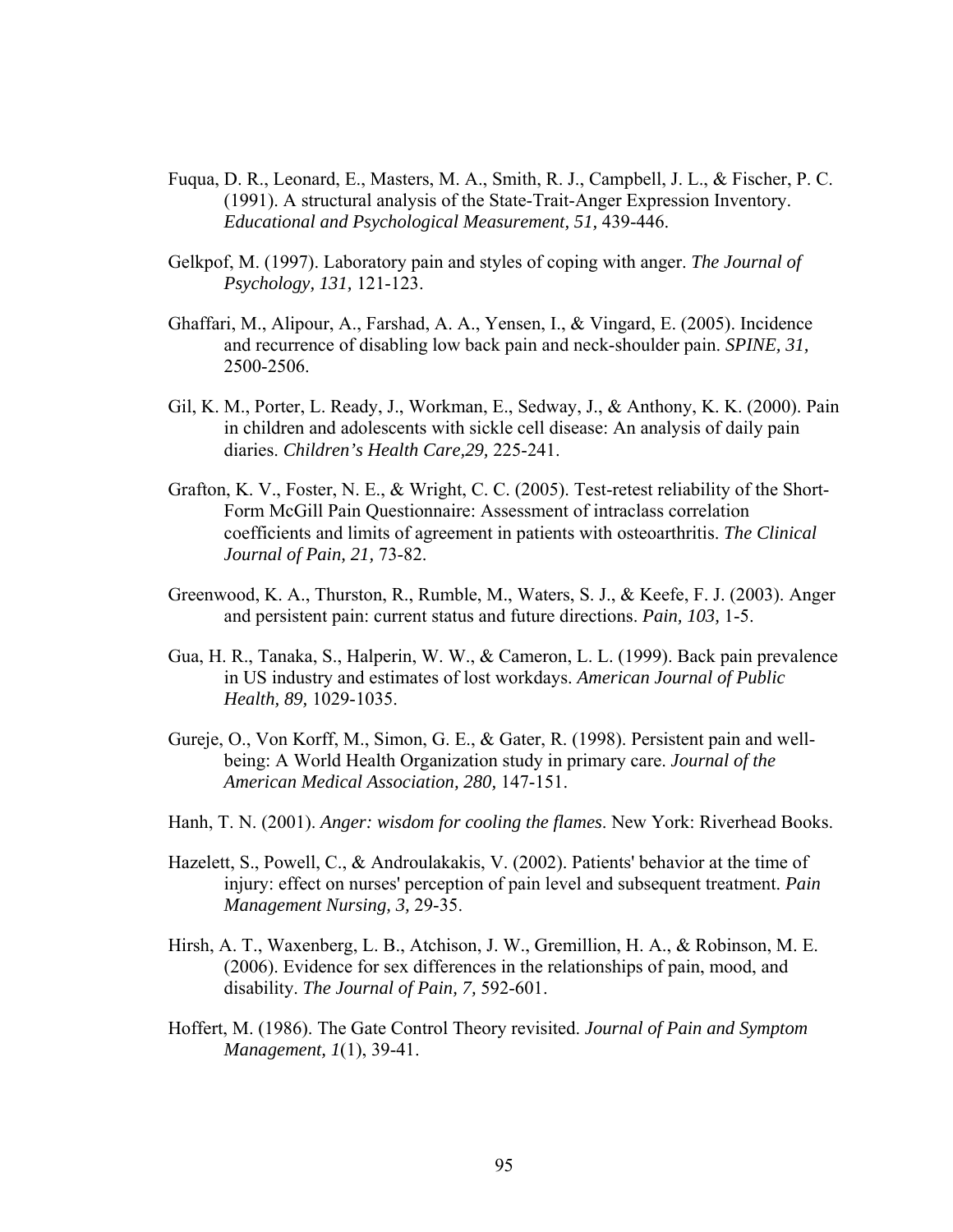Fuqua, D. R., Leonard, E., Masters, M. A., Smith, R. J., Campbell, J. L., & Fischer, P. C. (1991). A structural analysis of the State-Trait-Anger Expression Inventory. *Educational and Psychological Measurement, 51,* 439-446.

Gelkpof, M. (1997). Laboratory pain and styles of coping with anger. *The Journal of Psychology, 131,* 121-123.

Ghaffari, M., Alipour, A., Farshad, A. A., Yensen, I., & Vingard, E. (2005). Incidence and recurrence of disabling low back pain and neck-shoulder pain. *SPINE, 31,* 2500-2506.

Gil, K. M., Porter, L. Ready, J., Workman, E., Sedway, J., & Anthony, K. K. (2000). Pain in children and adolescents with sickle cell disease: An analysis of daily pain diaries. *Children's Health Care,29,* 225-241.

Grafton, K. V., Foster, N. E., & Wright, C. C. (2005). Test-retest reliability of the Short-Form McGill Pain Questionnaire: Assessment of intraclass correlation coefficients and limits of agreement in patients with osteoarthritis. *The Clinical Journal of Pain, 21,* 73-82.

Greenwood, K. A., Thurston, R., Rumble, M., Waters, S. J., & Keefe, F. J. (2003). Anger and persistent pain: current status and future directions. *Pain, 103,* 1-5.

Gua, H. R., Tanaka, S., Halperin, W. W., & Cameron, L. L. (1999). Back pain prevalence in US industry and estimates of lost workdays. *American Journal of Public Health, 89,* 1029-1035.

Gureje, O., Von Korff, M., Simon, G. E., & Gater, R. (1998). Persistent pain and well-being: A World Health Organization study in primary care. *Journal of the American Medical Association, 280,* 147-151.

Hanh, T. N. (2001). *Anger: wisdom for cooling the flames*. New York: Riverhead Books.

Hazelett, S., Powell, C., & Androulakakis, V. (2002). Patients' behavior at the time of injury: effect on nurses' perception of pain level and subsequent treatment. *Pain Management Nursing, 3,* 29-35.

Hirsh, A. T., Waxenberg, L. B., Atchison, J. W., Gremillion, H. A., & Robinson, M. E. (2006). Evidence for sex differences in the relationships of pain, mood, and disability. *The Journal of Pain, 7,* 592-601.

Hoffert, M. (1986). The Gate Control Theory revisited. *Journal of Pain and Symptom Management, 1*(1), 39-41.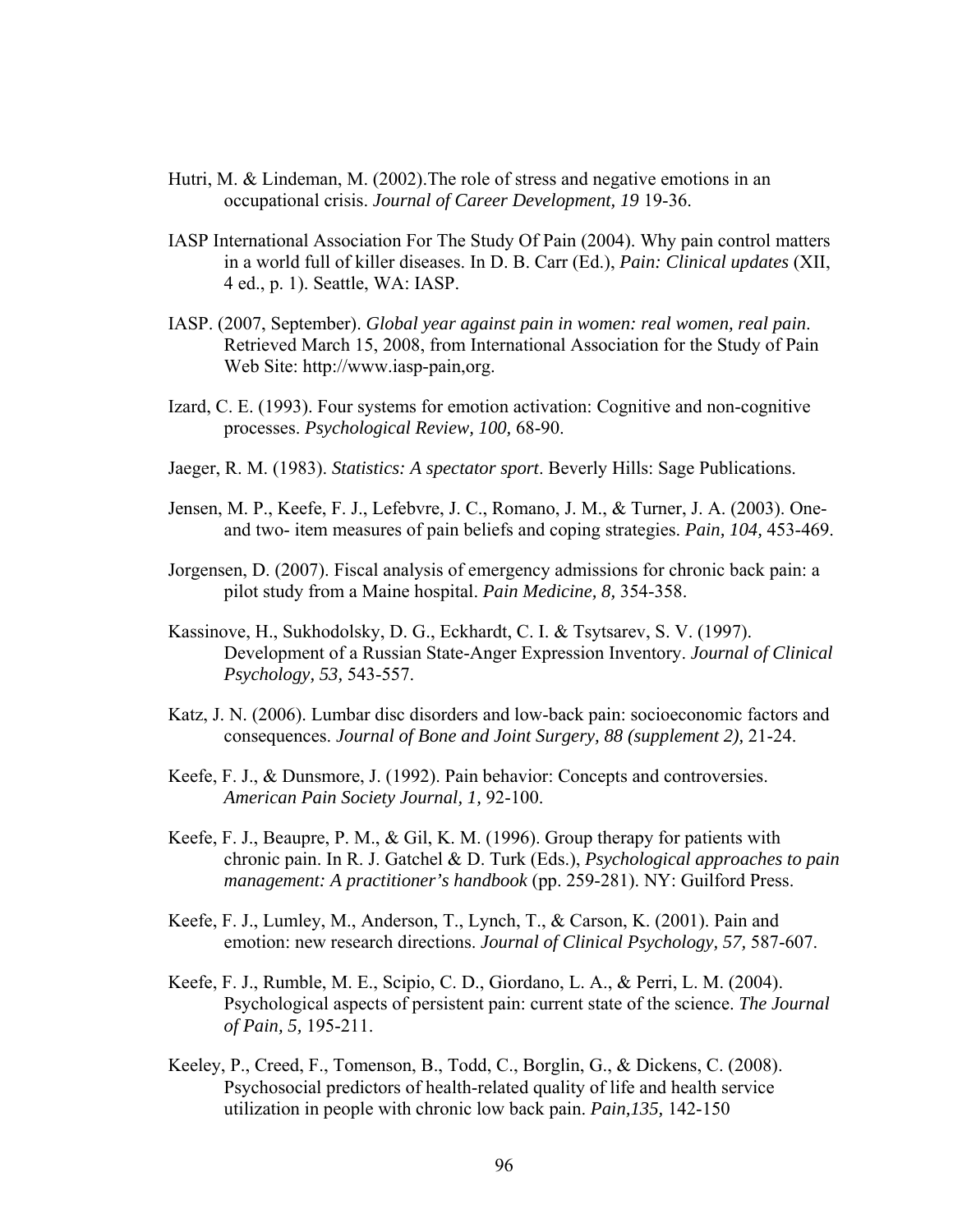Hutri, M. & Lindeman, M. (2002).The role of stress and negative emotions in an occupational crisis. *Journal of Career Development, 19* 19-36.

IASP International Association For The Study Of Pain (2004). Why pain control matters in a world full of killer diseases. In D. B. Carr (Ed.), *Pain: Clinical updates* (XII, 4 ed., p. 1). Seattle, WA: IASP.

IASP. (2007, September). *Global year against pain in women: real women, real pain*. Retrieved March 15, 2008, from International Association for the Study of Pain Web Site: http://www.iasp-pain,org.

Izard, C. E. (1993). Four systems for emotion activation: Cognitive and non-cognitive processes. *Psychological Review, 100,* 68-90.

Jaeger, R. M. (1983). *Statistics: A spectator sport*. Beverly Hills: Sage Publications.

Jensen, M. P., Keefe, F. J., Lefebvre, J. C., Romano, J. M., & Turner, J. A. (2003). One- and two- item measures of pain beliefs and coping strategies. *Pain, 104,* 453-469.

Jorgensen, D. (2007). Fiscal analysis of emergency admissions for chronic back pain: a pilot study from a Maine hospital. *Pain Medicine, 8,* 354-358.

Kassinove, H., Sukhodolsky, D. G., Eckhardt, C. I. & Tsytsarev, S. V. (1997). Development of a Russian State-Anger Expression Inventory. *Journal of Clinical Psychology, 53,* 543-557.

Katz, J. N. (2006). Lumbar disc disorders and low-back pain: socioeconomic factors and consequences. *Journal of Bone and Joint Surgery, 88 (supplement 2),* 21-24.

Keefe, F. J., & Dunsmore, J. (1992). Pain behavior: Concepts and controversies. *American Pain Society Journal, 1,* 92-100.

Keefe, F. J., Beaupre, P. M., & Gil, K. M. (1996). Group therapy for patients with chronic pain. In R. J. Gatchel & D. Turk (Eds.), *Psychological approaches to pain management: A practitioner's handbook* (pp. 259-281). NY: Guilford Press.

Keefe, F. J., Lumley, M., Anderson, T., Lynch, T., & Carson, K. (2001). Pain and emotion: new research directions. *Journal of Clinical Psychology, 57,* 587-607.

Keefe, F. J., Rumble, M. E., Scipio, C. D., Giordano, L. A., & Perri, L. M. (2004). Psychological aspects of persistent pain: current state of the science. *The Journal of Pain, 5,* 195-211.

Keeley, P., Creed, F., Tomenson, B., Todd, C., Borglin, G., & Dickens, C. (2008). Psychosocial predictors of health-related quality of life and health service utilization in people with chronic low back pain. *Pain,135,* 142-150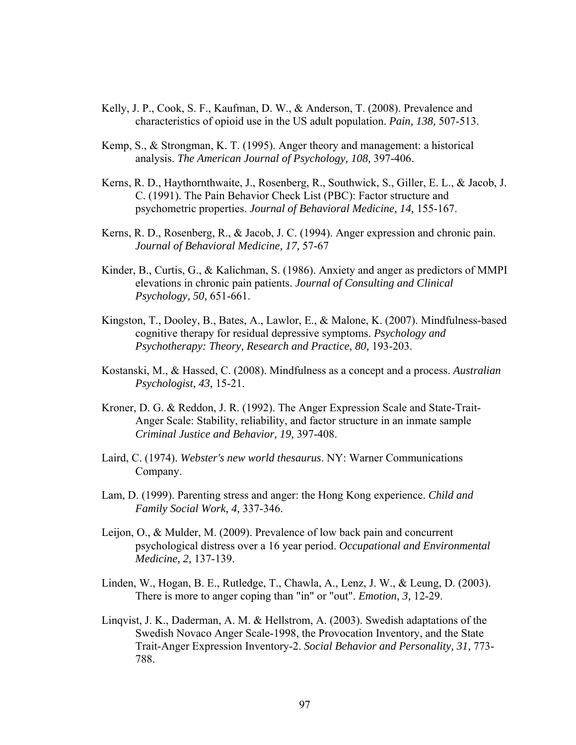Kelly, J. P., Cook, S. F., Kaufman, D. W., & Anderson, T. (2008). Prevalence and characteristics of opioid use in the US adult population. *Pain, 138,* 507-513.

Kemp, S., & Strongman, K. T. (1995). Anger theory and management: a historical analysis. *The American Journal of Psychology, 108,* 397-406.

Kerns, R. D., Haythornthwaite, J., Rosenberg, R., Southwick, S., Giller, E. L., & Jacob, J. C. (1991). The Pain Behavior Check List (PBC): Factor structure and psychometric properties. *Journal of Behavioral Medicine, 14,* 155-167.

Kerns, R. D., Rosenberg, R., & Jacob, J. C. (1994). Anger expression and chronic pain. *Journal of Behavioral Medicine, 17,* 57-67

Kinder, B., Curtis, G., & Kalichman, S. (1986). Anxiety and anger as predictors of MMPI elevations in chronic pain patients. *Journal of Consulting and Clinical Psychology, 50,* 651-661.

Kingston, T., Dooley, B., Bates, A., Lawlor, E., & Malone, K. (2007). Mindfulness-based cognitive therapy for residual depressive symptoms. *Psychology and Psychotherapy: Theory, Research and Practice, 80,* 193-203.

Kostanski, M., & Hassed, C. (2008). Mindfulness as a concept and a process. *Australian Psychologist, 43,* 15-21.

Kroner, D. G. & Reddon, J. R. (1992). The Anger Expression Scale and State-Trait-Anger Scale: Stability, reliability, and factor structure in an inmate sample *Criminal Justice and Behavior, 19,* 397-408.

Laird, C. (1974). *Webster's new world thesaurus*. NY: Warner Communications Company.

Lam, D. (1999). Parenting stress and anger: the Hong Kong experience. *Child and Family Social Work, 4,* 337-346.

Leijon, O., & Mulder, M. (2009). Prevalence of low back pain and concurrent psychological distress over a 16 year period. *Occupational and Environmental Medicine, 2,* 137-139.

Linden, W., Hogan, B. E., Rutledge, T., Chawla, A., Lenz, J. W., & Leung, D. (2003). There is more to anger coping than "in" or "out". *Emotion, 3,* 12-29.

Linqvist, J. K., Daderman, A. M. & Hellstrom, A. (2003). Swedish adaptations of the Swedish Novaco Anger Scale-1998, the Provocation Inventory, and the State Trait-Anger Expression Inventory-2. *Social Behavior and Personality, 31,* 773-788.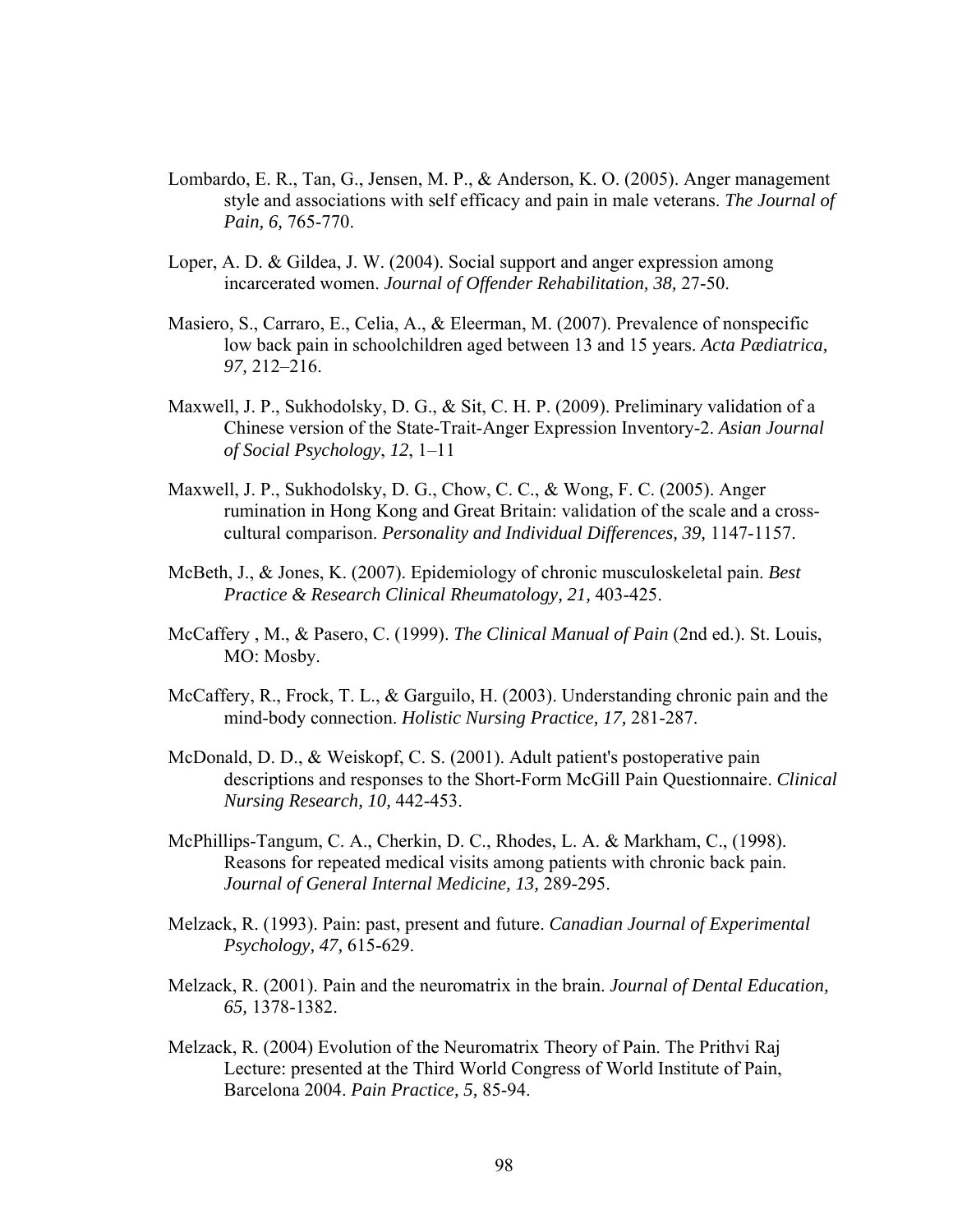Lombardo, E. R., Tan, G., Jensen, M. P., & Anderson, K. O. (2005). Anger management style and associations with self efficacy and pain in male veterans. *The Journal of Pain, 6,* 765-770.

Loper, A. D. & Gildea, J. W. (2004). Social support and anger expression among incarcerated women. *Journal of Offender Rehabilitation, 38,* 27-50.

Masiero, S., Carraro, E., Celia, A., & Eleerman, M. (2007). Prevalence of nonspecific low back pain in schoolchildren aged between 13 and 15 years. *Acta Pædiatrica, 97,* 212–216.

Maxwell, J. P., Sukhodolsky, D. G., & Sit, C. H. P. (2009). Preliminary validation of a Chinese version of the State-Trait-Anger Expression Inventory-2. *Asian Journal of Social Psychology*, *12*, 1–11

Maxwell, J. P., Sukhodolsky, D. G., Chow, C. C., & Wong, F. C. (2005). Anger rumination in Hong Kong and Great Britain: validation of the scale and a cross-cultural comparison. *Personality and Individual Differences, 39,* 1147-1157.

McBeth, J., & Jones, K. (2007). Epidemiology of chronic musculoskeletal pain. *Best Practice & Research Clinical Rheumatology, 21,* 403-425.

McCaffery , M., & Pasero, C. (1999). *The Clinical Manual of Pain* (2nd ed.). St. Louis, MO: Mosby.

McCaffery, R., Frock, T. L., & Garguilo, H. (2003). Understanding chronic pain and the mind-body connection. *Holistic Nursing Practice, 17,* 281-287.

McDonald, D. D., & Weiskopf, C. S. (2001). Adult patient's postoperative pain descriptions and responses to the Short-Form McGill Pain Questionnaire. *Clinical Nursing Research, 10,* 442-453.

McPhillips-Tangum, C. A., Cherkin, D. C., Rhodes, L. A. & Markham, C., (1998). Reasons for repeated medical visits among patients with chronic back pain. *Journal of General Internal Medicine, 13,* 289-295.

Melzack, R. (1993). Pain: past, present and future. *Canadian Journal of Experimental Psychology, 47,* 615-629.

Melzack, R. (2001). Pain and the neuromatrix in the brain. *Journal of Dental Education, 65,* 1378-1382.

Melzack, R. (2004) Evolution of the Neuromatrix Theory of Pain. The Prithvi Raj Lecture: presented at the Third World Congress of World Institute of Pain, Barcelona 2004. *Pain Practice, 5,* 85-94.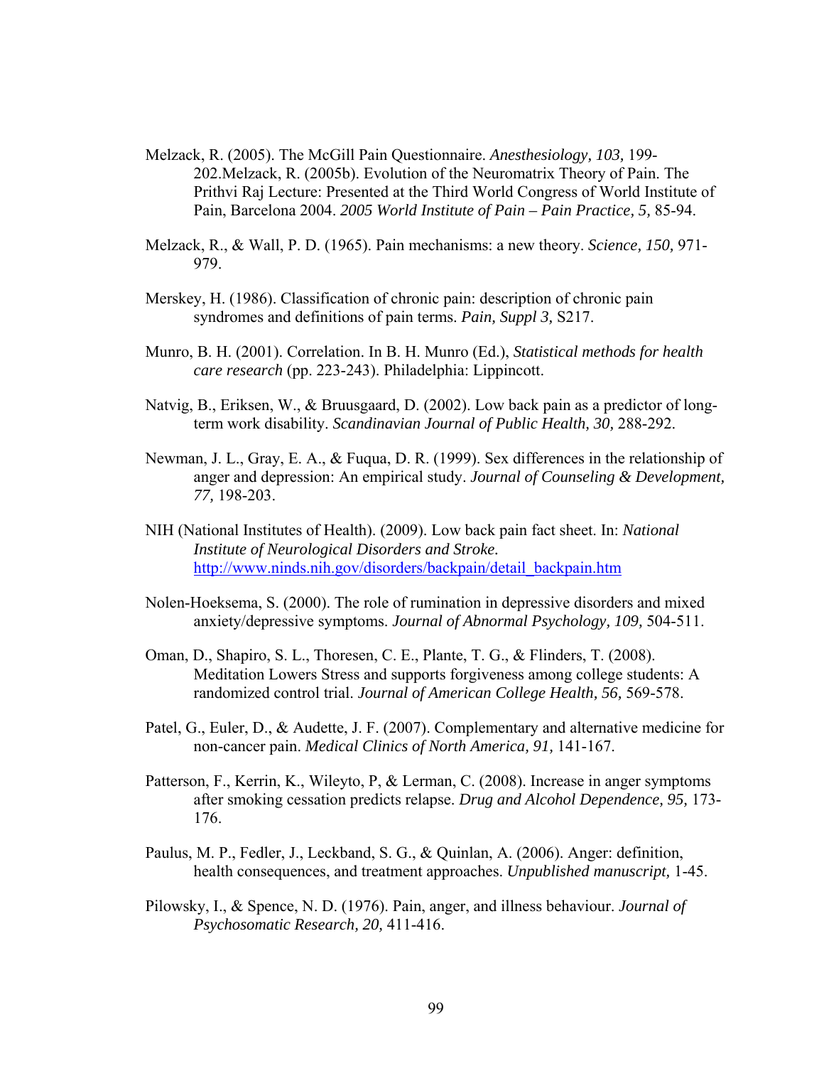Melzack, R. (2005). The McGill Pain Questionnaire. *Anesthesiology, 103,* 199-202.Melzack, R. (2005b). Evolution of the Neuromatrix Theory of Pain. The Prithvi Raj Lecture: Presented at the Third World Congress of World Institute of Pain, Barcelona 2004. *2005 World Institute of Pain – Pain Practice, 5,* 85-94.

Melzack, R., & Wall, P. D. (1965). Pain mechanisms: a new theory. *Science, 150,* 971-979.

Merskey, H. (1986). Classification of chronic pain: description of chronic pain syndromes and definitions of pain terms. *Pain, Suppl 3,* S217.

Munro, B. H. (2001). Correlation. In B. H. Munro (Ed.), *Statistical methods for health care research* (pp. 223-243). Philadelphia: Lippincott.

Natvig, B., Eriksen, W., & Bruusgaard, D. (2002). Low back pain as a predictor of long-term work disability. *Scandinavian Journal of Public Health, 30,* 288-292.

Newman, J. L., Gray, E. A., & Fuqua, D. R. (1999). Sex differences in the relationship of anger and depression: An empirical study. *Journal of Counseling & Development, 77,* 198-203.

NIH (National Institutes of Health). (2009). Low back pain fact sheet. In: *National Institute of Neurological Disorders and Stroke.* http://www.ninds.nih.gov/disorders/backpain/detail_backpain.htm

Nolen-Hoeksema, S. (2000). The role of rumination in depressive disorders and mixed anxiety/depressive symptoms. *Journal of Abnormal Psychology, 109,* 504-511.

Oman, D., Shapiro, S. L., Thoresen, C. E., Plante, T. G., & Flinders, T. (2008). Meditation Lowers Stress and supports forgiveness among college students: A randomized control trial. *Journal of American College Health, 56,* 569-578.

Patel, G., Euler, D., & Audette, J. F. (2007). Complementary and alternative medicine for non-cancer pain. *Medical Clinics of North America, 91,* 141-167.

Patterson, F., Kerrin, K., Wileyto, P, & Lerman, C. (2008). Increase in anger symptoms after smoking cessation predicts relapse. *Drug and Alcohol Dependence, 95,* 173-176.

Paulus, M. P., Fedler, J., Leckband, S. G., & Quinlan, A. (2006). Anger: definition, health consequences, and treatment approaches. *Unpublished manuscript,* 1-45.

Pilowsky, I., & Spence, N. D. (1976). Pain, anger, and illness behaviour. *Journal of Psychosomatic Research, 20,* 411-416.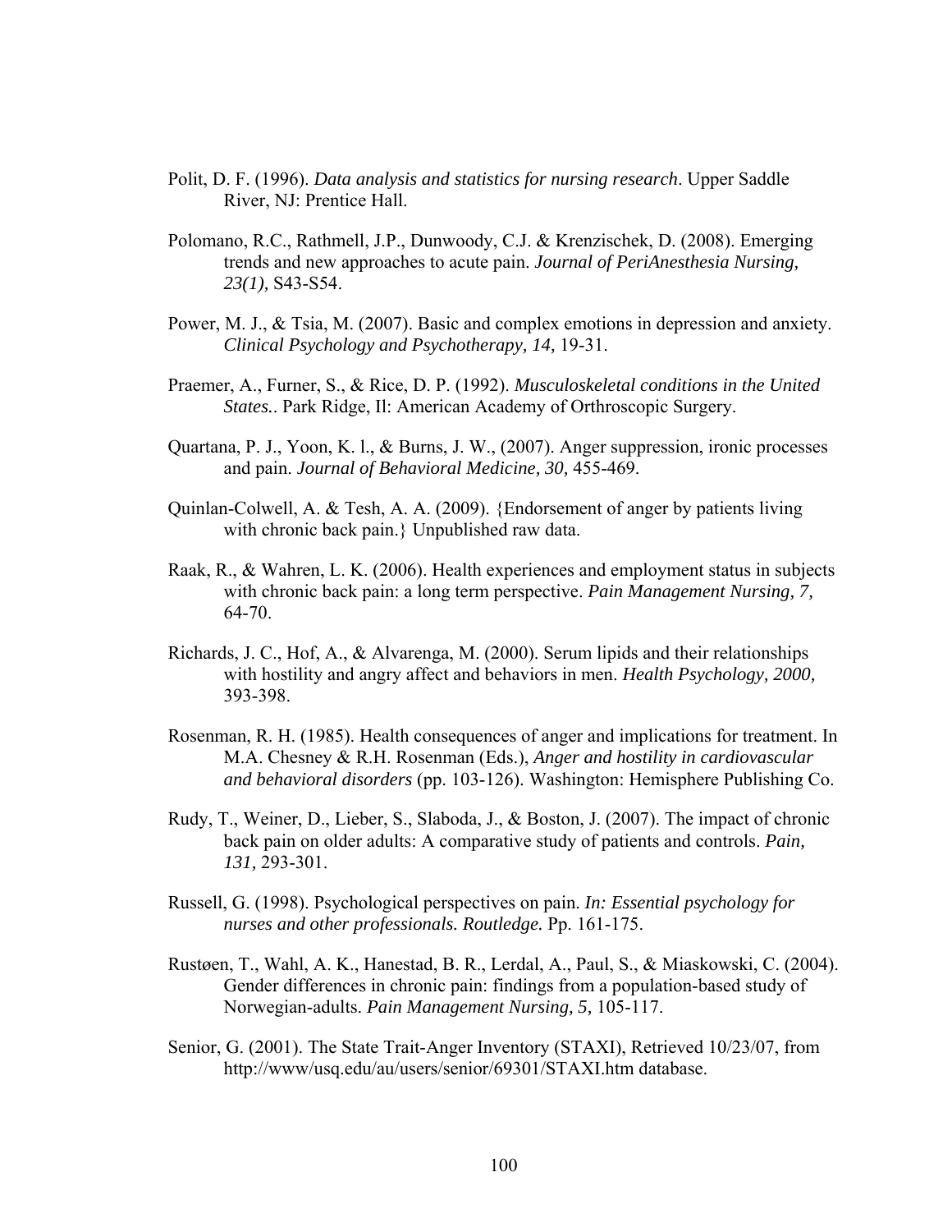Polit, D. F. (1996). *Data analysis and statistics for nursing research*. Upper Saddle River, NJ: Prentice Hall.

Polomano, R.C., Rathmell, J.P., Dunwoody, C.J. & Krenzischek, D. (2008). Emerging trends and new approaches to acute pain. *Journal of PeriAnesthesia Nursing, 23(1),* S43-S54.

Power, M. J., & Tsia, M. (2007). Basic and complex emotions in depression and anxiety. *Clinical Psychology and Psychotherapy, 14,* 19-31.

Praemer, A., Furner, S., & Rice, D. P. (1992). *Musculoskeletal conditions in the United States.*. Park Ridge, Il: American Academy of Orthroscopic Surgery.

Quartana, P. J., Yoon, K. l., & Burns, J. W., (2007). Anger suppression, ironic processes and pain. *Journal of Behavioral Medicine, 30,* 455-469.

Quinlan-Colwell, A. & Tesh, A. A. (2009). {Endorsement of anger by patients living with chronic back pain.} Unpublished raw data.

Raak, R., & Wahren, L. K. (2006). Health experiences and employment status in subjects with chronic back pain: a long term perspective. *Pain Management Nursing, 7,* 64-70.

Richards, J. C., Hof, A., & Alvarenga, M. (2000). Serum lipids and their relationships with hostility and angry affect and behaviors in men. *Health Psychology, 2000,* 393-398.

Rosenman, R. H. (1985). Health consequences of anger and implications for treatment. In M.A. Chesney & R.H. Rosenman (Eds.), *Anger and hostility in cardiovascular and behavioral disorders* (pp. 103-126). Washington: Hemisphere Publishing Co.

Rudy, T., Weiner, D., Lieber, S., Slaboda, J., & Boston, J. (2007). The impact of chronic back pain on older adults: A comparative study of patients and controls. *Pain, 131,* 293-301.

Russell, G. (1998). Psychological perspectives on pain. *In: Essential psychology for nurses and other professionals. Routledge.* Pp. 161-175.

Rustøen, T., Wahl, A. K., Hanestad, B. R., Lerdal, A., Paul, S., & Miaskowski, C. (2004). Gender differences in chronic pain: findings from a population-based study of Norwegian-adults. *Pain Management Nursing, 5,* 105-117.

Senior, G. (2001). The State Trait-Anger Inventory (STAXI), Retrieved 10/23/07, from http://www/usq.edu/au/users/senior/69301/STAXI.htm database.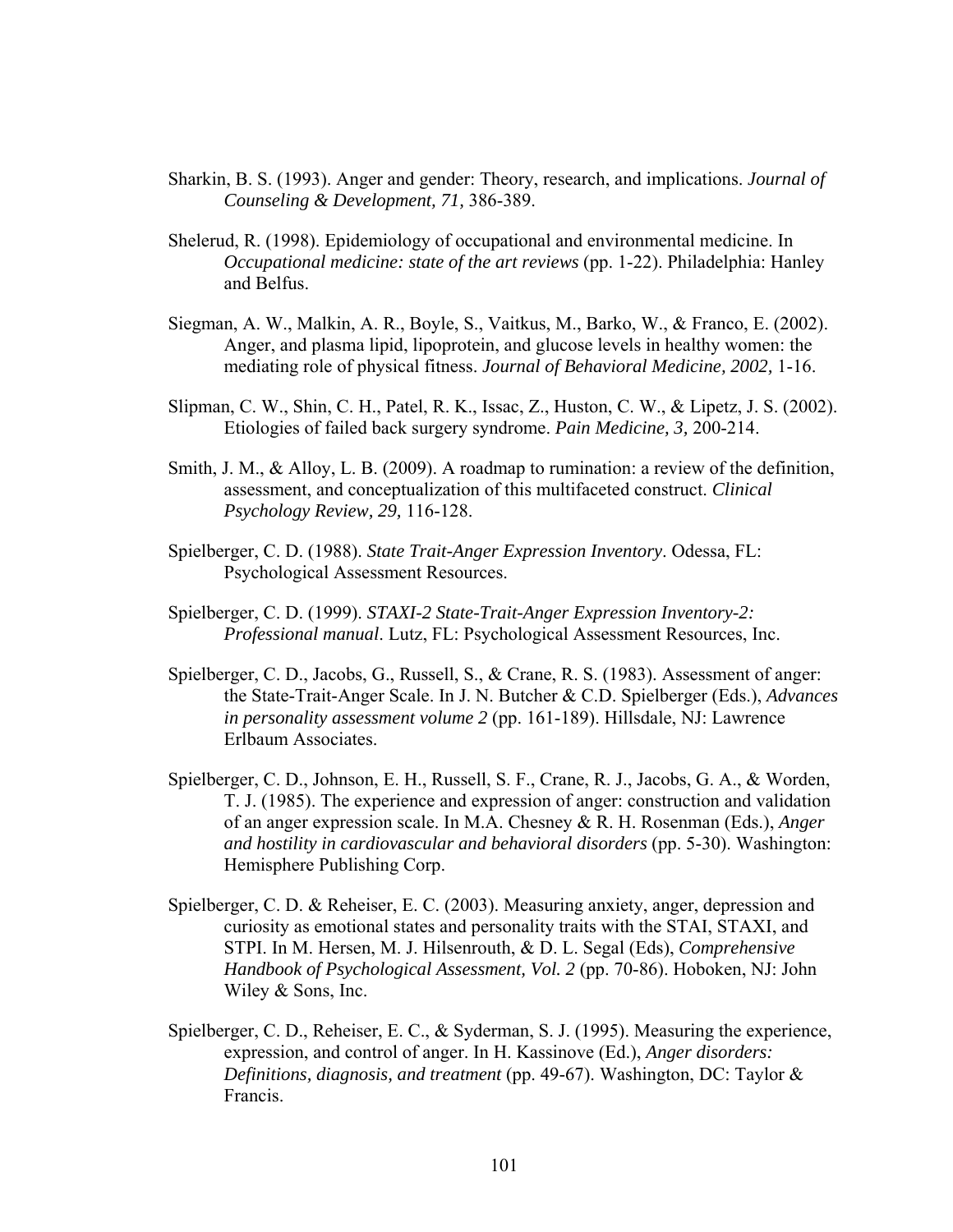Sharkin, B. S. (1993). Anger and gender: Theory, research, and implications. *Journal of Counseling & Development, 71,* 386-389.

Shelerud, R. (1998). Epidemiology of occupational and environmental medicine. In *Occupational medicine: state of the art reviews* (pp. 1-22). Philadelphia: Hanley and Belfus.

Siegman, A. W., Malkin, A. R., Boyle, S., Vaitkus, M., Barko, W., & Franco, E. (2002). Anger, and plasma lipid, lipoprotein, and glucose levels in healthy women: the mediating role of physical fitness. *Journal of Behavioral Medicine, 2002,* 1-16.

Slipman, C. W., Shin, C. H., Patel, R. K., Issac, Z., Huston, C. W., & Lipetz, J. S. (2002). Etiologies of failed back surgery syndrome. *Pain Medicine, 3,* 200-214.

Smith, J. M., & Alloy, L. B. (2009). A roadmap to rumination: a review of the definition, assessment, and conceptualization of this multifaceted construct. *Clinical Psychology Review, 29,* 116-128.

Spielberger, C. D. (1988). *State Trait-Anger Expression Inventory*. Odessa, FL: Psychological Assessment Resources.

Spielberger, C. D. (1999). *STAXI-2 State-Trait-Anger Expression Inventory-2: Professional manual*. Lutz, FL: Psychological Assessment Resources, Inc.

Spielberger, C. D., Jacobs, G., Russell, S., & Crane, R. S. (1983). Assessment of anger: the State-Trait-Anger Scale. In J. N. Butcher & C.D. Spielberger (Eds.), *Advances in personality assessment volume 2* (pp. 161-189). Hillsdale, NJ: Lawrence Erlbaum Associates.

Spielberger, C. D., Johnson, E. H., Russell, S. F., Crane, R. J., Jacobs, G. A., & Worden, T. J. (1985). The experience and expression of anger: construction and validation of an anger expression scale. In M.A. Chesney & R. H. Rosenman (Eds.), *Anger and hostility in cardiovascular and behavioral disorders* (pp. 5-30). Washington: Hemisphere Publishing Corp.

Spielberger, C. D. & Reheiser, E. C. (2003). Measuring anxiety, anger, depression and curiosity as emotional states and personality traits with the STAI, STAXI, and STPI. In M. Hersen, M. J. Hilsenrouth, & D. L. Segal (Eds), *Comprehensive Handbook of Psychological Assessment, Vol. 2* (pp. 70-86). Hoboken, NJ: John Wiley & Sons, Inc.

Spielberger, C. D., Reheiser, E. C., & Syderman, S. J. (1995). Measuring the experience, expression, and control of anger. In H. Kassinove (Ed.), *Anger disorders: Definitions, diagnosis, and treatment* (pp. 49-67). Washington, DC: Taylor & Francis.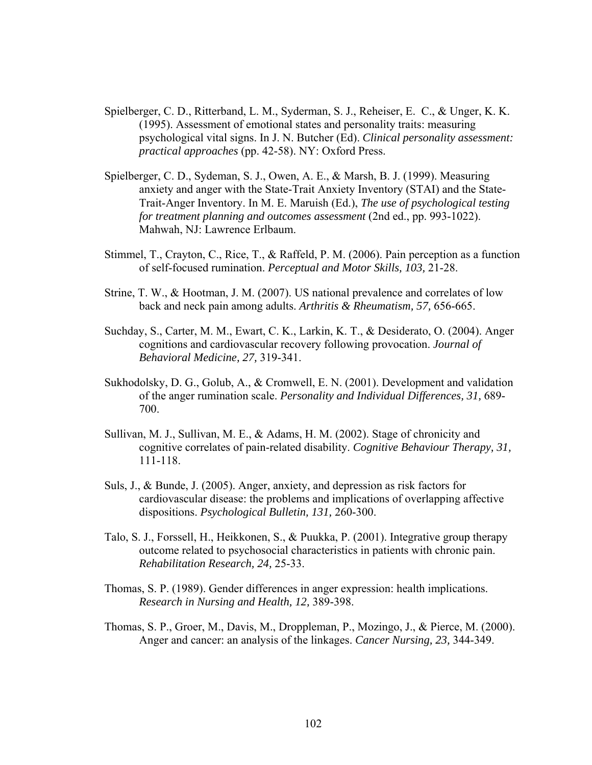Spielberger, C. D., Ritterband, L. M., Syderman, S. J., Reheiser, E. C., & Unger, K. K. (1995). Assessment of emotional states and personality traits: measuring psychological vital signs. In J. N. Butcher (Ed). *Clinical personality assessment: practical approaches* (pp. 42-58). NY: Oxford Press.

Spielberger, C. D., Sydeman, S. J., Owen, A. E., & Marsh, B. J. (1999). Measuring anxiety and anger with the State-Trait Anxiety Inventory (STAI) and the State-Trait-Anger Inventory. In M. E. Maruish (Ed.), *The use of psychological testing for treatment planning and outcomes assessment* (2nd ed., pp. 993-1022). Mahwah, NJ: Lawrence Erlbaum.

Stimmel, T., Crayton, C., Rice, T., & Raffeld, P. M. (2006). Pain perception as a function of self-focused rumination. *Perceptual and Motor Skills, 103,* 21-28.

Strine, T. W., & Hootman, J. M. (2007). US national prevalence and correlates of low back and neck pain among adults. *Arthritis & Rheumatism, 57,* 656-665.

Suchday, S., Carter, M. M., Ewart, C. K., Larkin, K. T., & Desiderato, O. (2004). Anger cognitions and cardiovascular recovery following provocation. *Journal of Behavioral Medicine, 27,* 319-341.

Sukhodolsky, D. G., Golub, A., & Cromwell, E. N. (2001). Development and validation of the anger rumination scale. *Personality and Individual Differences, 31,* 689-700.

Sullivan, M. J., Sullivan, M. E., & Adams, H. M. (2002). Stage of chronicity and cognitive correlates of pain-related disability. *Cognitive Behaviour Therapy, 31,* 111-118.

Suls, J., & Bunde, J. (2005). Anger, anxiety, and depression as risk factors for cardiovascular disease: the problems and implications of overlapping affective dispositions. *Psychological Bulletin, 131,* 260-300.

Talo, S. J., Forssell, H., Heikkonen, S., & Puukka, P. (2001). Integrative group therapy outcome related to psychosocial characteristics in patients with chronic pain. *Rehabilitation Research, 24,* 25-33.

Thomas, S. P. (1989). Gender differences in anger expression: health implications. *Research in Nursing and Health, 12,* 389-398.

Thomas, S. P., Groer, M., Davis, M., Droppleman, P., Mozingo, J., & Pierce, M. (2000). Anger and cancer: an analysis of the linkages. *Cancer Nursing, 23,* 344-349.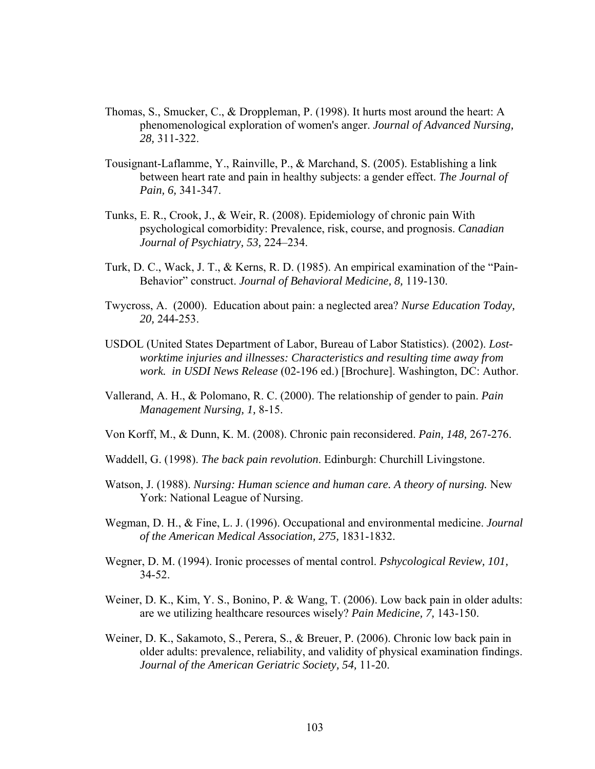Thomas, S., Smucker, C., & Droppleman, P. (1998). It hurts most around the heart: A phenomenological exploration of women's anger. *Journal of Advanced Nursing, 28,* 311-322.

Tousignant-Laflamme, Y., Rainville, P., & Marchand, S. (2005). Establishing a link between heart rate and pain in healthy subjects: a gender effect. *The Journal of Pain, 6,* 341-347.

Tunks, E. R., Crook, J., & Weir, R. (2008). Epidemiology of chronic pain With psychological comorbidity: Prevalence, risk, course, and prognosis. *Canadian Journal of Psychiatry, 53,* 224–234.

Turk, D. C., Wack, J. T., & Kerns, R. D. (1985). An empirical examination of the "Pain-Behavior" construct. *Journal of Behavioral Medicine, 8,* 119-130.

Twycross, A. (2000). Education about pain: a neglected area? *Nurse Education Today, 20,* 244-253.

USDOL (United States Department of Labor, Bureau of Labor Statistics). (2002). *Lost-worktime injuries and illnesses: Characteristics and resulting time away from work. in USDI News Release* (02-196 ed.) [Brochure]. Washington, DC: Author.

Vallerand, A. H., & Polomano, R. C. (2000). The relationship of gender to pain. *Pain Management Nursing, 1,* 8-15.

Von Korff, M., & Dunn, K. M. (2008). Chronic pain reconsidered. *Pain, 148,* 267-276.

Waddell, G. (1998). *The back pain revolution*. Edinburgh: Churchill Livingstone.

Watson, J. (1988). *Nursing: Human science and human care. A theory of nursing.* New York: National League of Nursing.

Wegman, D. H., & Fine, L. J. (1996). Occupational and environmental medicine. *Journal of the American Medical Association, 275,* 1831-1832.

Wegner, D. M. (1994). Ironic processes of mental control. *Pshycological Review, 101,* 34-52.

Weiner, D. K., Kim, Y. S., Bonino, P. & Wang, T. (2006). Low back pain in older adults: are we utilizing healthcare resources wisely? *Pain Medicine, 7,* 143-150.

Weiner, D. K., Sakamoto, S., Perera, S., & Breuer, P. (2006). Chronic low back pain in older adults: prevalence, reliability, and validity of physical examination findings. *Journal of the American Geriatric Society, 54,* 11-20.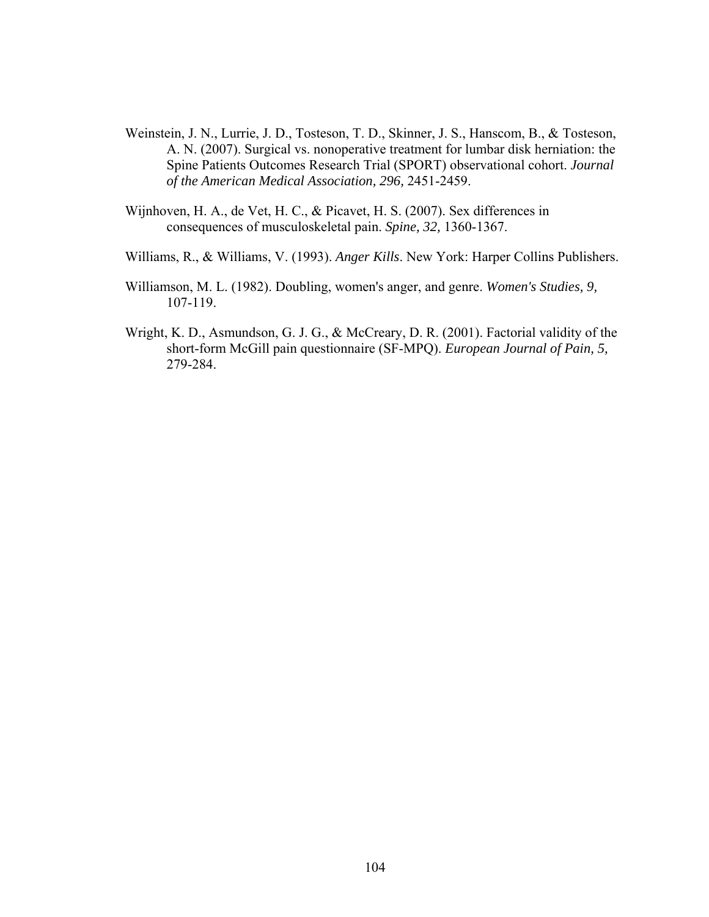Weinstein, J. N., Lurrie, J. D., Tosteson, T. D., Skinner, J. S., Hanscom, B., & Tosteson, A. N. (2007). Surgical vs. nonoperative treatment for lumbar disk herniation: the Spine Patients Outcomes Research Trial (SPORT) observational cohort. *Journal of the American Medical Association, 296,* 2451-2459.

Wijnhoven, H. A., de Vet, H. C., & Picavet, H. S. (2007). Sex differences in consequences of musculoskeletal pain. *Spine, 32,* 1360-1367.

Williams, R., & Williams, V. (1993). *Anger Kills*. New York: Harper Collins Publishers.

Williamson, M. L. (1982). Doubling, women's anger, and genre. *Women's Studies, 9,* 107-119.

Wright, K. D., Asmundson, G. J. G., & McCreary, D. R. (2001). Factorial validity of the short-form McGill pain questionnaire (SF-MPQ). *European Journal of Pain, 5,* 279-284.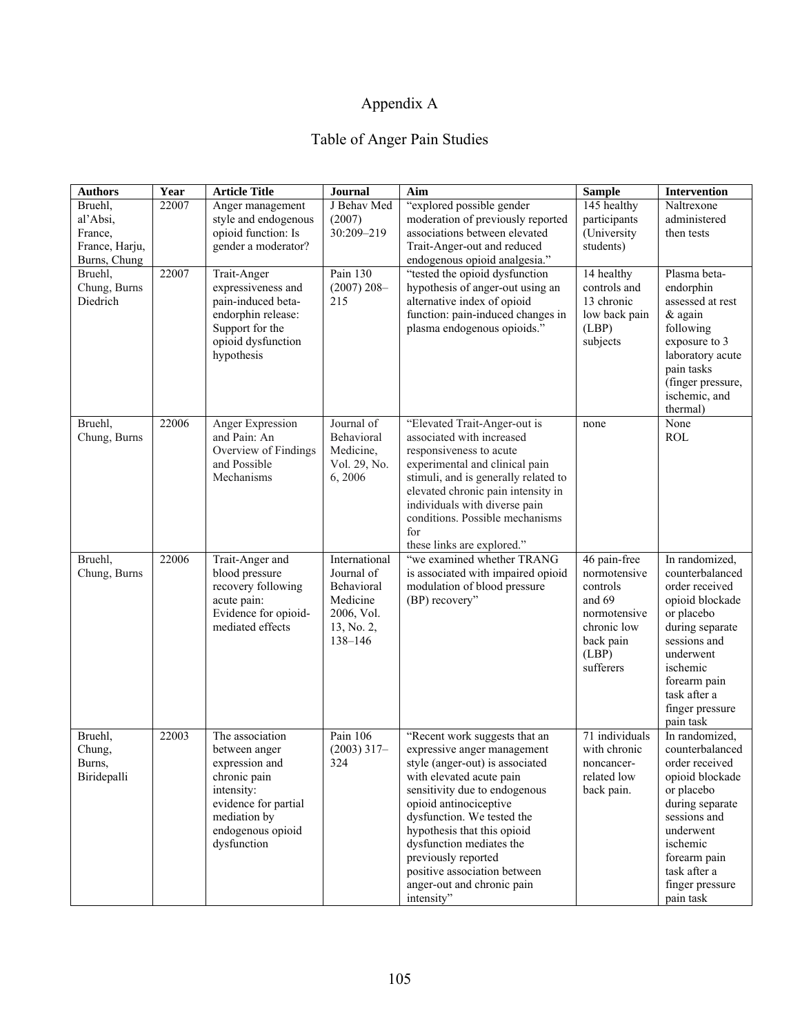# Appendix A

## Table of Anger Pain Studies

| Authors | Year | Article Title | Journal | Aim | Sample | Intervention |
|---|---|---|---|---|---|---|
| Bruehl, al'Absi, France, France, Harju, Burns, Chung | 22007 | Anger management style and endogenous opioid function: Is gender a moderator? | J Behav Med (2007) 30:209–219 | "explored possible gender moderation of previously reported associations between elevated Trait-Anger-out and reduced endogenous opioid analgesia." | 145 healthy participants (University students) | Naltrexone administered then tests |
| Bruehl, Chung, Burns Diedrich | 22007 | Trait-Anger expressiveness and pain-induced beta-endorphin release: Support for the opioid dysfunction hypothesis | Pain 130 (2007) 208–215 | "tested the opioid dysfunction hypothesis of anger-out using an alternative index of opioid function: pain-induced changes in plasma endogenous opioids." | 14 healthy controls and 13 chronic low back pain (LBP) subjects | Plasma beta-endorphin assessed at rest & again following exposure to 3 laboratory acute pain tasks (finger pressure, ischemic, and thermal) |
| Bruehl, Chung, Burns | 22006 | Anger Expression and Pain: An Overview of Findings and Possible Mechanisms | Journal of Behavioral Medicine, Vol. 29, No. 6, 2006 | "Elevated Trait-Anger-out is associated with increased responsiveness to acute experimental and clinical pain stimuli, and is generally related to elevated chronic pain intensity in individuals with diverse pain conditions. Possible mechanisms for these links are explored." | none | None ROL |
| Bruehl, Chung, Burns | 22006 | Trait-Anger and blood pressure recovery following acute pain: Evidence for opioid-mediated effects | International Journal of Behavioral Medicine 2006, Vol. 13, No. 2, 138–146 | "we examined whether TRANG is associated with impaired opioid modulation of blood pressure (BP) recovery" | 46 pain-free normotensive controls and 69 normotensive chronic low back pain (LBP) sufferers | In randomized, counterbalanced order received opioid blockade or placebo during separate sessions and underwent ischemic forearm pain task after a finger pressure pain task |
| Bruehl, Chung, Burns, Biridepalli | 22003 | The association between anger expression and chronic pain intensity: evidence for partial mediation by endogenous opioid dysfunction | Pain 106 (2003) 317–324 | "Recent work suggests that an expressive anger management style (anger-out) is associated with elevated acute pain sensitivity due to endogenous opioid antinociceptive dysfunction. We tested the hypothesis that this opioid dysfunction mediates the previously reported positive association between anger-out and chronic pain intensity" | 71 individuals with chronic noncancer-related low back pain. | In randomized, counterbalanced order received opioid blockade or placebo during separate sessions and underwent ischemic forearm pain task after a finger pressure pain task |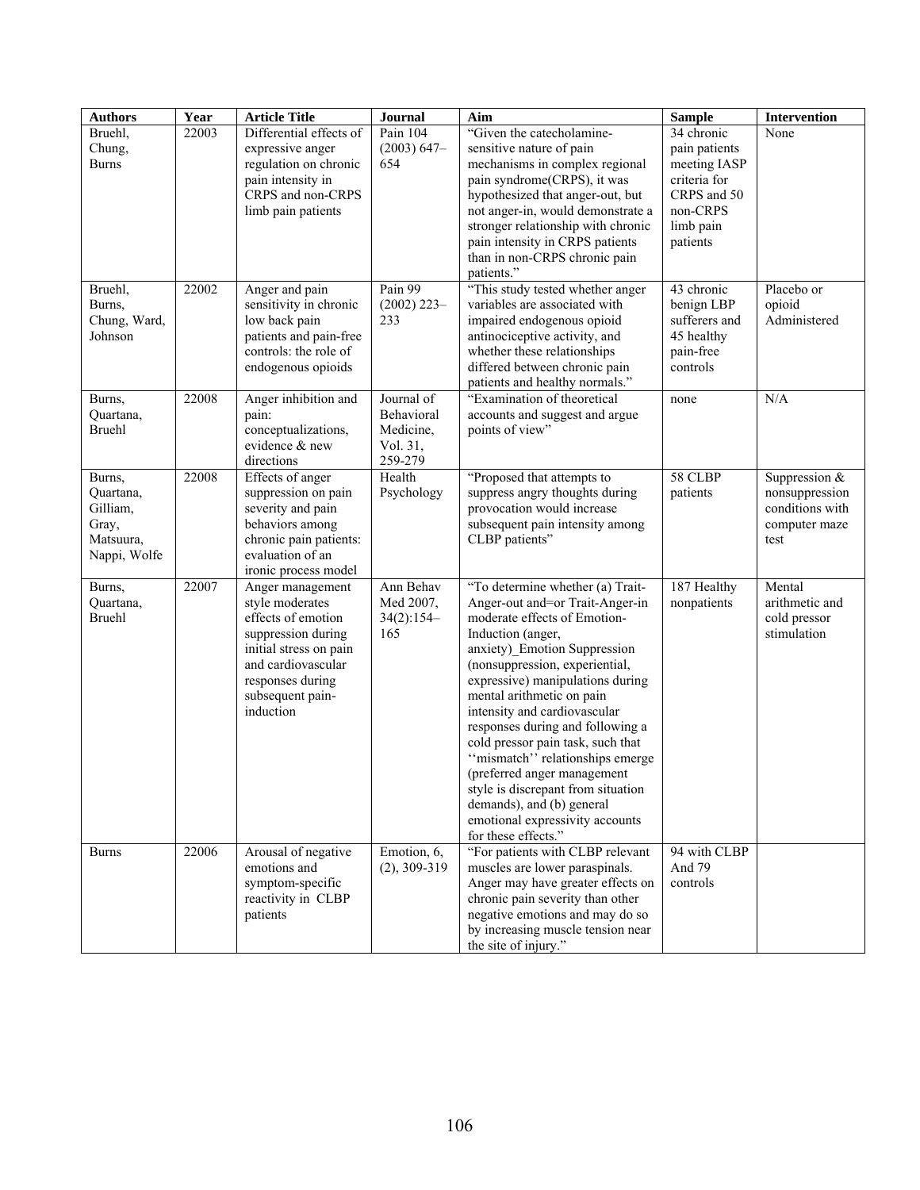| Authors | Year | Article Title | Journal | Aim | Sample | Intervention |
|---|---|---|---|---|---|---|
| Bruehl, Chung, Burns | 22003 | Differential effects of expressive anger regulation on chronic pain intensity in CRPS and non-CRPS limb pain patients | Pain 104 (2003) 647–654 | "Given the catecholamine-sensitive nature of pain mechanisms in complex regional pain syndrome(CRPS), it was hypothesized that anger-out, but not anger-in, would demonstrate a stronger relationship with chronic pain intensity in CRPS patients than in non-CRPS chronic pain patients." | 34 chronic pain patients meeting IASP criteria for CRPS and 50 non-CRPS limb pain patients | None |
| Bruehl, Burns, Chung, Ward, Johnson | 22002 | Anger and pain sensitivity in chronic low back pain patients and pain-free controls: the role of endogenous opioids | Pain 99 (2002) 223–233 | "This study tested whether anger variables are associated with impaired endogenous opioid antinociceptive activity, and whether these relationships differed between chronic pain patients and healthy normals." | 43 chronic benign LBP sufferers and 45 healthy pain-free controls | Placebo or opioid Administered |
| Burns, Quartana, Bruehl | 22008 | Anger inhibition and pain: conceptualizations, evidence & new directions | Journal of Behavioral Medicine, Vol. 31, 259-279 | "Examination of theoretical accounts and suggest and argue points of view" | none | N/A |
| Burns, Quartana, Gilliam, Gray, Matsuura, Nappi, Wolfe | 22008 | Effects of anger suppression on pain severity and pain behaviors among chronic pain patients: evaluation of an ironic process model | Health Psychology | "Proposed that attempts to suppress angry thoughts during provocation would increase subsequent pain intensity among CLBP patients" | 58 CLBP patients | Suppression & nonsuppression conditions with computer maze test |
| Burns, Quartana, Bruehl | 22007 | Anger management style moderates effects of emotion suppression during initial stress on pain and cardiovascular responses during subsequent pain-induction | Ann Behav Med 2007, 34(2):154–165 | "To determine whether (a) Trait-Anger-out and=or Trait-Anger-in moderate effects of Emotion-Induction (anger, anxiety)_Emotion Suppression (nonsuppression, experiential, expressive) manipulations during mental arithmetic on pain intensity and cardiovascular responses during and following a cold pressor pain task, such that ''mismatch'' relationships emerge (preferred anger management style is discrepant from situation demands), and (b) general emotional expressivity accounts for these effects." | 187 Healthy nonpatients | Mental arithmetic and cold pressor stimulation |
| Burns | 22006 | Arousal of negative emotions and symptom-specific reactivity in CLBP patients | Emotion, 6, (2), 309-319 | "For patients with CLBP relevant muscles are lower paraspinals. Anger may have greater effects on chronic pain severity than other negative emotions and may do so by increasing muscle tension near the site of injury." | 94 with CLBP And 79 controls | |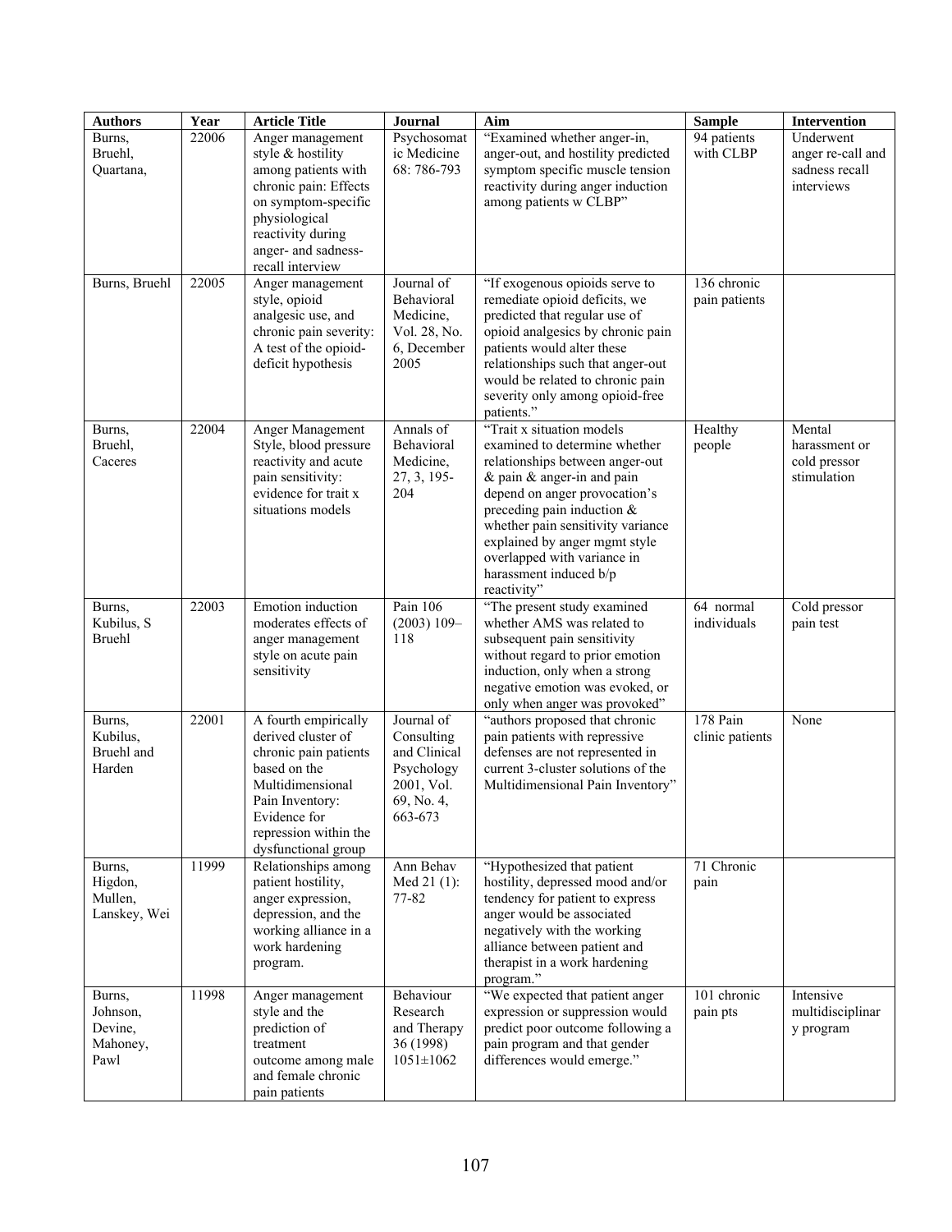| Authors | Year | Article Title | Journal | Aim | Sample | Intervention |
|---|---|---|---|---|---|---|
| Burns, Bruehl, Quartana, | 22006 | Anger management style & hostility among patients with chronic pain: Effects on symptom-specific physiological reactivity during anger- and sadness-recall interview | Psychosomatic Medicine 68: 786-793 | "Examined whether anger-in, anger-out, and hostility predicted symptom specific muscle tension reactivity during anger induction among patients w CLBP" | 94 patients with CLBP | Underwent anger re-call and sadness recall interviews |
| Burns, Bruehl | 22005 | Anger management style, opioid analgesic use, and chronic pain severity: A test of the opioid-deficit hypothesis | Journal of Behavioral Medicine, Vol. 28, No. 6, December 2005 | "If exogenous opioids serve to remediate opioid deficits, we predicted that regular use of opioid analgesics by chronic pain patients would alter these relationships such that anger-out would be related to chronic pain severity only among opioid-free patients." | 136 chronic pain patients | |
| Burns, Bruehl, Caceres | 22004 | Anger Management Style, blood pressure reactivity and acute pain sensitivity: evidence for trait x situations models | Annals of Behavioral Medicine, 27, 3, 195-204 | "Trait x situation models examined to determine whether relationships between anger-out & pain & anger-in and pain depend on anger provocation's preceding pain induction & whether pain sensitivity variance explained by anger mgmt style overlapped with variance in harassment induced b/p reactivity" | Healthy people | Mental harassment or cold pressor stimulation |
| Burns, Kubilus, S Bruehl | 22003 | Emotion induction moderates effects of anger management style on acute pain sensitivity | Pain 106 (2003) 109–118 | "The present study examined whether AMS was related to subsequent pain sensitivity without regard to prior emotion induction, only when a strong negative emotion was evoked, or only when anger was provoked" | 64 normal individuals | Cold pressor pain test |
| Burns, Kubilus, Bruehl and Harden | 22001 | A fourth empirically derived cluster of chronic pain patients based on the Multidimensional Pain Inventory: Evidence for repression within the dysfunctional group | Journal of Consulting and Clinical Psychology 2001, Vol. 69, No. 4, 663-673 | "authors proposed that chronic pain patients with repressive defenses are not represented in current 3-cluster solutions of the Multidimensional Pain Inventory" | 178 Pain clinic patients | None |
| Burns, Higdon, Mullen, Lanskey, Wei | 11999 | Relationships among patient hostility, anger expression, depression, and the working alliance in a work hardening program. | Ann Behav Med 21 (1): 77-82 | "Hypothesized that patient hostility, depressed mood and/or tendency for patient to express anger would be associated negatively with the working alliance between patient and therapist in a work hardening program." | 71 Chronic pain | |
| Burns, Johnson, Devine, Mahoney, Pawl | 11998 | Anger management style and the prediction of treatment outcome among male and female chronic pain patients | Behaviour Research and Therapy 36 (1998) 1051±1062 | "We expected that patient anger expression or suppression would predict poor outcome following a pain program and that gender differences would emerge." | 101 chronic pain pts | Intensive multidisciplinary program |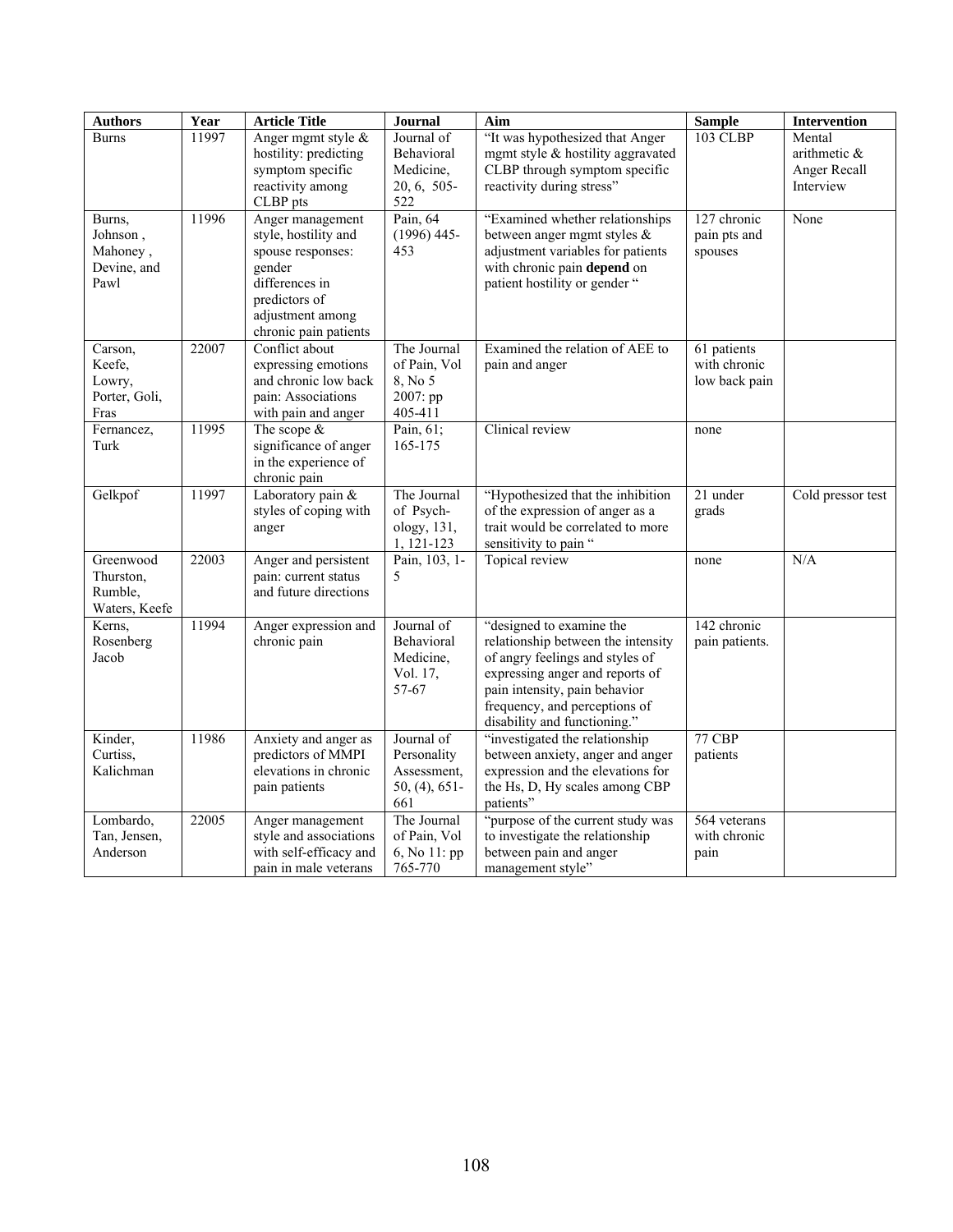| Authors | Year | Article Title | Journal | Aim | Sample | Intervention |
|---|---|---|---|---|---|---|
| Burns | 11997 | Anger mgmt style & hostility: predicting symptom specific reactivity among CLBP pts | Journal of Behavioral Medicine, 20, 6, 505-522 | "It was hypothesized that Anger mgmt style & hostility aggravated CLBP through symptom specific reactivity during stress" | 103 CLBP | Mental arithmetic & Anger Recall Interview |
| Burns, Johnson , Mahoney , Devine, and Pawl | 11996 | Anger management style, hostility and spouse responses: gender differences in predictors of adjustment among chronic pain patients | Pain, 64 (1996) 445-453 | "Examined whether relationships between anger mgmt styles & adjustment variables for patients with chronic pain **depend** on patient hostility or gender " | 127 chronic pain pts and spouses | None |
| Carson, Keefe, Lowry, Porter, Goli, Fras | 22007 | Conflict about expressing emotions and chronic low back pain: Associations with pain and anger | The Journal of Pain, Vol 8, No 5 2007: pp 405-411 | Examined the relation of AEE to pain and anger | 61 patients with chronic low back pain | |
| Fernancez, Turk | 11995 | The scope & significance of anger in the experience of chronic pain | Pain, 61; 165-175 | Clinical review | none | |
| Gelkpof | 11997 | Laboratory pain & styles of coping with anger | The Journal of Psych-ology, 131, 1, 121-123 | "Hypothesized that the inhibition of the expression of anger as a trait would be correlated to more sensitivity to pain " | 21 under grads | Cold pressor test |
| Greenwood Thurston, Rumble, Waters, Keefe | 22003 | Anger and persistent pain: current status and future directions | Pain, 103, 1-5 | Topical review | none | N/A |
| Kerns, Rosenberg Jacob | 11994 | Anger expression and chronic pain | Journal of Behavioral Medicine, Vol. 17, 57-67 | "designed to examine the relationship between the intensity of angry feelings and styles of expressing anger and reports of pain intensity, pain behavior frequency, and perceptions of disability and functioning." | 142 chronic pain patients. | |
| Kinder, Curtiss, Kalichman | 11986 | Anxiety and anger as predictors of MMPI elevations in chronic pain patients | Journal of Personality Assessment, 50, (4), 651-661 | "investigated the relationship between anxiety, anger and anger expression and the elevations for the Hs, D, Hy scales among CBP patients" | 77 CBP patients | |
| Lombardo, Tan, Jensen, Anderson | 22005 | Anger management style and associations with self-efficacy and pain in male veterans | The Journal of Pain, Vol 6, No 11: pp 765-770 | "purpose of the current study was to investigate the relationship between pain and anger management style" | 564 veterans with chronic pain | |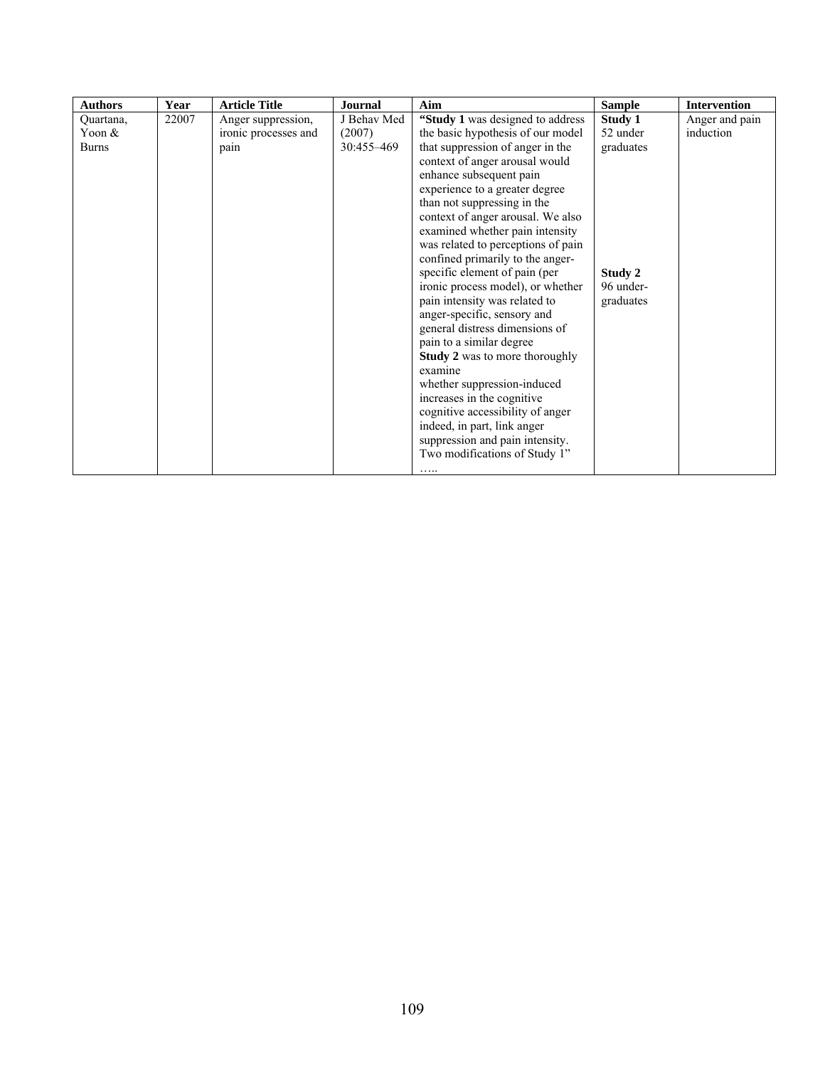| Authors | Year | Article Title | Journal | Aim | Sample | Intervention |
|---|---|---|---|---|---|---|
| Quartana, Yoon & Burns | 22007 | Anger suppression, ironic processes and pain | J Behav Med (2007) 30:455–469 | "**Study 1** was designed to address the basic hypothesis of our model that suppression of anger in the context of anger arousal would enhance subsequent pain experience to a greater degree than not suppressing in the context of anger arousal. We also examined whether pain intensity was related to perceptions of pain confined primarily to the anger-specific element of pain (per ironic process model), or whether pain intensity was related to anger-specific, sensory and general distress dimensions of pain to a similar degree<br>**Study 2** was to more thoroughly examine whether suppression-induced increases in the cognitive cognitive accessibility of anger indeed, in part, link anger suppression and pain intensity. Two modifications of Study 1" ….. | **Study 1** 52 under graduates<br><br>**Study 2** 96 under-graduates | Anger and pain induction |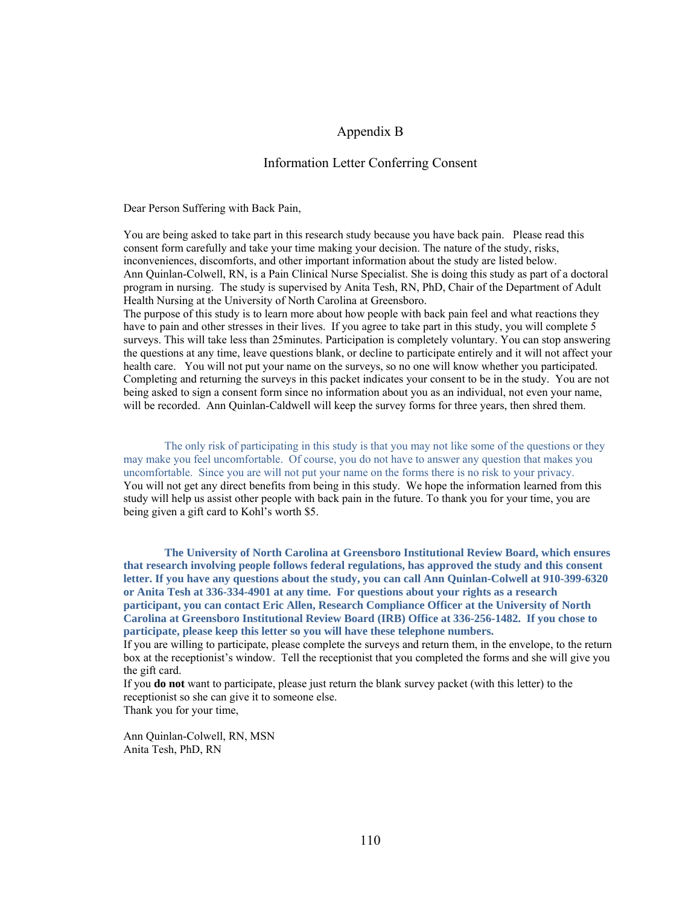# Appendix B

## Information Letter Conferring Consent

Dear Person Suffering with Back Pain,

You are being asked to take part in this research study because you have back pain. Please read this consent form carefully and take your time making your decision. The nature of the study, risks, inconveniences, discomforts, and other important information about the study are listed below.
Ann Quinlan-Colwell, RN, is a Pain Clinical Nurse Specialist. She is doing this study as part of a doctoral program in nursing. The study is supervised by Anita Tesh, RN, PhD, Chair of the Department of Adult Health Nursing at the University of North Carolina at Greensboro.
The purpose of this study is to learn more about how people with back pain feel and what reactions they have to pain and other stresses in their lives. If you agree to take part in this study, you will complete 5 surveys. This will take less than 25minutes. Participation is completely voluntary. You can stop answering the questions at any time, leave questions blank, or decline to participate entirely and it will not affect your health care. You will not put your name on the surveys, so no one will know whether you participated. Completing and returning the surveys in this packet indicates your consent to be in the study. You are not being asked to sign a consent form since no information about you as an individual, not even your name, will be recorded. Ann Quinlan-Caldwell will keep the survey forms for three years, then shred them.

The only risk of participating in this study is that you may not like some of the questions or they may make you feel uncomfortable. Of course, you do not have to answer any question that makes you uncomfortable. Since you are will not put your name on the forms there is no risk to your privacy.
You will not get any direct benefits from being in this study. We hope the information learned from this study will help us assist other people with back pain in the future. To thank you for your time, you are being given a gift card to Kohl's worth $5.

**The University of North Carolina at Greensboro Institutional Review Board, which ensures that research involving people follows federal regulations, has approved the study and this consent letter. If you have any questions about the study, you can call Ann Quinlan-Colwell at 910-399-6320 or Anita Tesh at 336-334-4901 at any time. For questions about your rights as a research participant, you can contact Eric Allen, Research Compliance Officer at the University of North Carolina at Greensboro Institutional Review Board (IRB) Office at 336-256-1482. If you chose to participate, please keep this letter so you will have these telephone numbers.**
If you are willing to participate, please complete the surveys and return them, in the envelope, to the return box at the receptionist's window. Tell the receptionist that you completed the forms and she will give you the gift card.
If you **do not** want to participate, please just return the blank survey packet (with this letter) to the receptionist so she can give it to someone else.
Thank you for your time,

Ann Quinlan-Colwell, RN, MSN
Anita Tesh, PhD, RN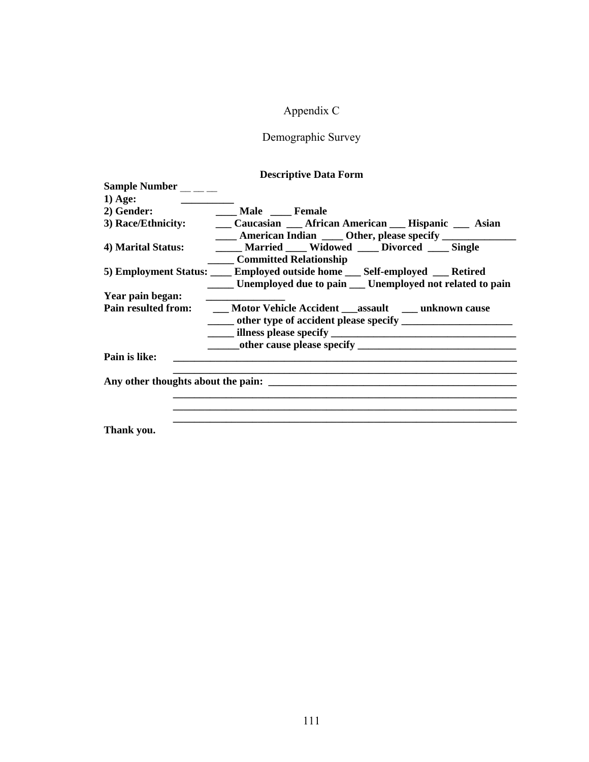# Appendix C

## Demographic Survey

**Descriptive Data Form**

**Sample Number** __ __ __

**1) Age:** __________

**2) Gender:** ____ Male ____ Female

**3) Race/Ethnicity:** ___ Caucasian ___ African American ___ Hispanic ___ Asian
____ American Indian ____ Other, please specify ______________

**4) Marital Status:** _____ Married ____ Widowed ____ Divorced ____ Single
_____ Committed Relationship

**5) Employment Status:** ____ Employed outside home ___ Self-employed ___ Retired
_____ Unemployed due to pain ___ Unemployed not related to pain

**Year pain began:** _______________

**Pain resulted from:** ___ Motor Vehicle Accident ___assault ___ unknown cause
_____ other type of accident please specify _____________________
_____ illness please specify ___________________________________
______other cause please specify ______________________________

**Pain is like:** ____________________________________________________________________
____________________________________________________________________

**Any other thoughts about the pain:** ______________________________________________
____________________________________________________________________
____________________________________________________________________
____________________________________________________________________

**Thank you.**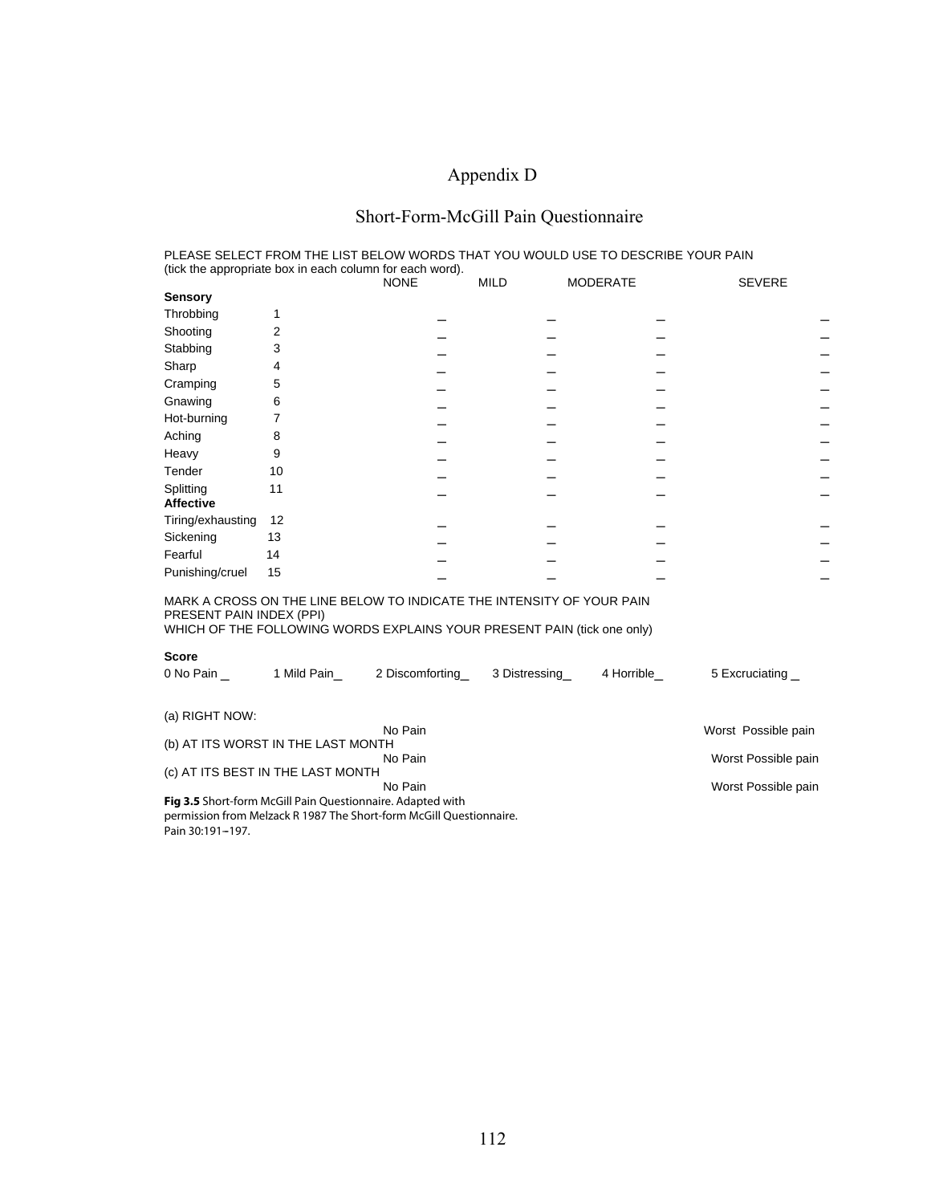# Appendix D

## Short-Form-McGill Pain Questionnaire

PLEASE SELECT FROM THE LIST BELOW WORDS THAT YOU WOULD USE TO DESCRIBE YOUR PAIN (tick the appropriate box in each column for each word).

| | | NONE | MILD | MODERATE | SEVERE |
|---|---|---|---|---|---|
| **Sensory** | | | | | |
| Throbbing | 1 | _ | _ | _ | _ |
| Shooting | 2 | _ | _ | _ | _ |
| Stabbing | 3 | _ | _ | _ | _ |
| Sharp | 4 | _ | _ | _ | _ |
| Cramping | 5 | _ | _ | _ | _ |
| Gnawing | 6 | _ | _ | _ | _ |
| Hot-burning | 7 | _ | _ | _ | _ |
| Aching | 8 | _ | _ | _ | _ |
| Heavy | 9 | _ | _ | _ | _ |
| Tender | 10 | _ | _ | _ | _ |
| Splitting | 11 | _ | _ | _ | _ |
| **Affective** | | | | | |
| Tiring/exhausting | 12 | _ | _ | _ | _ |
| Sickening | 13 | _ | _ | _ | _ |
| Fearful | 14 | _ | _ | _ | _ |
| Punishing/cruel | 15 | _ | _ | _ | _ |

MARK A CROSS ON THE LINE BELOW TO INDICATE THE INTENSITY OF YOUR PAIN
PRESENT PAIN INDEX (PPI)
WHICH OF THE FOLLOWING WORDS EXPLAINS YOUR PRESENT PAIN (tick one only)

**Score**

0 No Pain _ 1 Mild Pain_ 2 Discomforting_ 3 Distressing_ 4 Horrible_ 5 Excruciating _

(a) RIGHT NOW:

No Pain Worst Possible pain

(b) AT ITS WORST IN THE LAST MONTH

No Pain Worst Possible pain

(c) AT ITS BEST IN THE LAST MONTH

No Pain Worst Possible pain

**Fig 3.5** Short-form McGill Pain Questionnaire. Adapted with permission from Melzack R 1987 The Short-form McGill Questionnaire. Pain 30:191–197.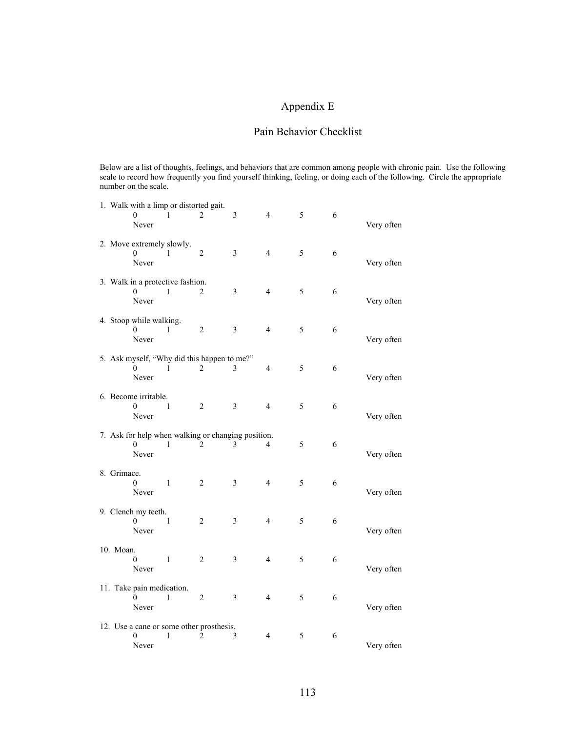# Appendix E

## Pain Behavior Checklist

Below are a list of thoughts, feelings, and behaviors that are common among people with chronic pain. Use the following scale to record how frequently you find yourself thinking, feeling, or doing each of the following. Circle the appropriate number on the scale.

1. Walk with a limp or distorted gait.

   0 1 2 3 4 5 6
   Never Very often

2. Move extremely slowly.

   0 1 2 3 4 5 6
   Never Very often

3. Walk in a protective fashion.

   0 1 2 3 4 5 6
   Never Very often

4. Stoop while walking.

   0 1 2 3 4 5 6
   Never Very often

5. Ask myself, "Why did this happen to me?"

   0 1 2 3 4 5 6
   Never Very often

6. Become irritable.

   0 1 2 3 4 5 6
   Never Very often

7. Ask for help when walking or changing position.

   0 1 2 3 4 5 6
   Never Very often

8. Grimace.

   0 1 2 3 4 5 6
   Never Very often

9. Clench my teeth.

   0 1 2 3 4 5 6
   Never Very often

10. Moan.

    0 1 2 3 4 5 6
    Never Very often

11. Take pain medication.

    0 1 2 3 4 5 6
    Never Very often

12. Use a cane or some other prosthesis.

    0 1 2 3 4 5 6
    Never Very often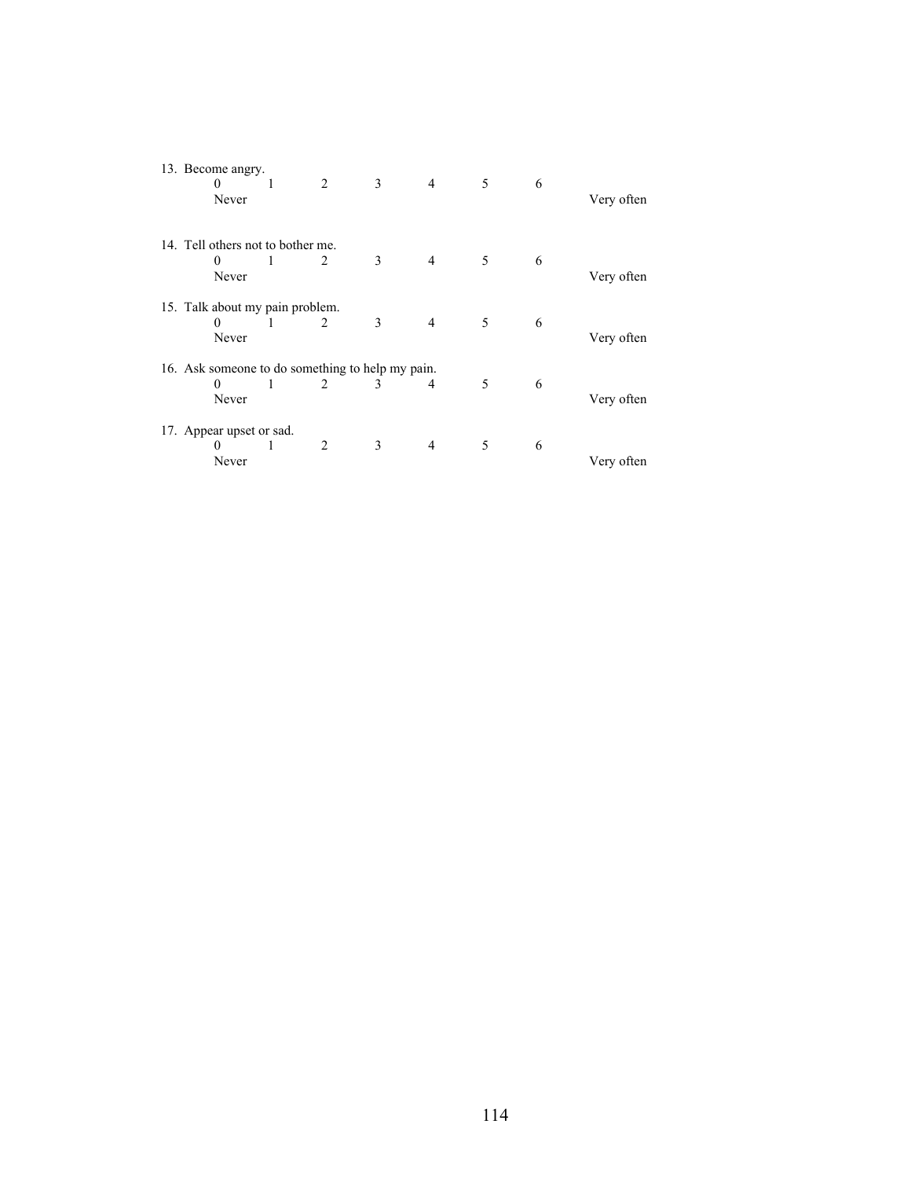13. Become angry.

| 0 | 1 | 2 | 3 | 4 | 5 | 6 | |
|---|---|---|---|---|---|---|---|
| Never | | | | | | | Very often |

14. Tell others not to bother me.

| 0 | 1 | 2 | 3 | 4 | 5 | 6 | |
|---|---|---|---|---|---|---|---|
| Never | | | | | | | Very often |

15. Talk about my pain problem.

| 0 | 1 | 2 | 3 | 4 | 5 | 6 | |
|---|---|---|---|---|---|---|---|
| Never | | | | | | | Very often |

16. Ask someone to do something to help my pain.

| 0 | 1 | 2 | 3 | 4 | 5 | 6 | |
|---|---|---|---|---|---|---|---|
| Never | | | | | | | Very often |

17. Appear upset or sad.

| 0 | 1 | 2 | 3 | 4 | 5 | 6 | |
|---|---|---|---|---|---|---|---|
| Never | | | | | | | Very often |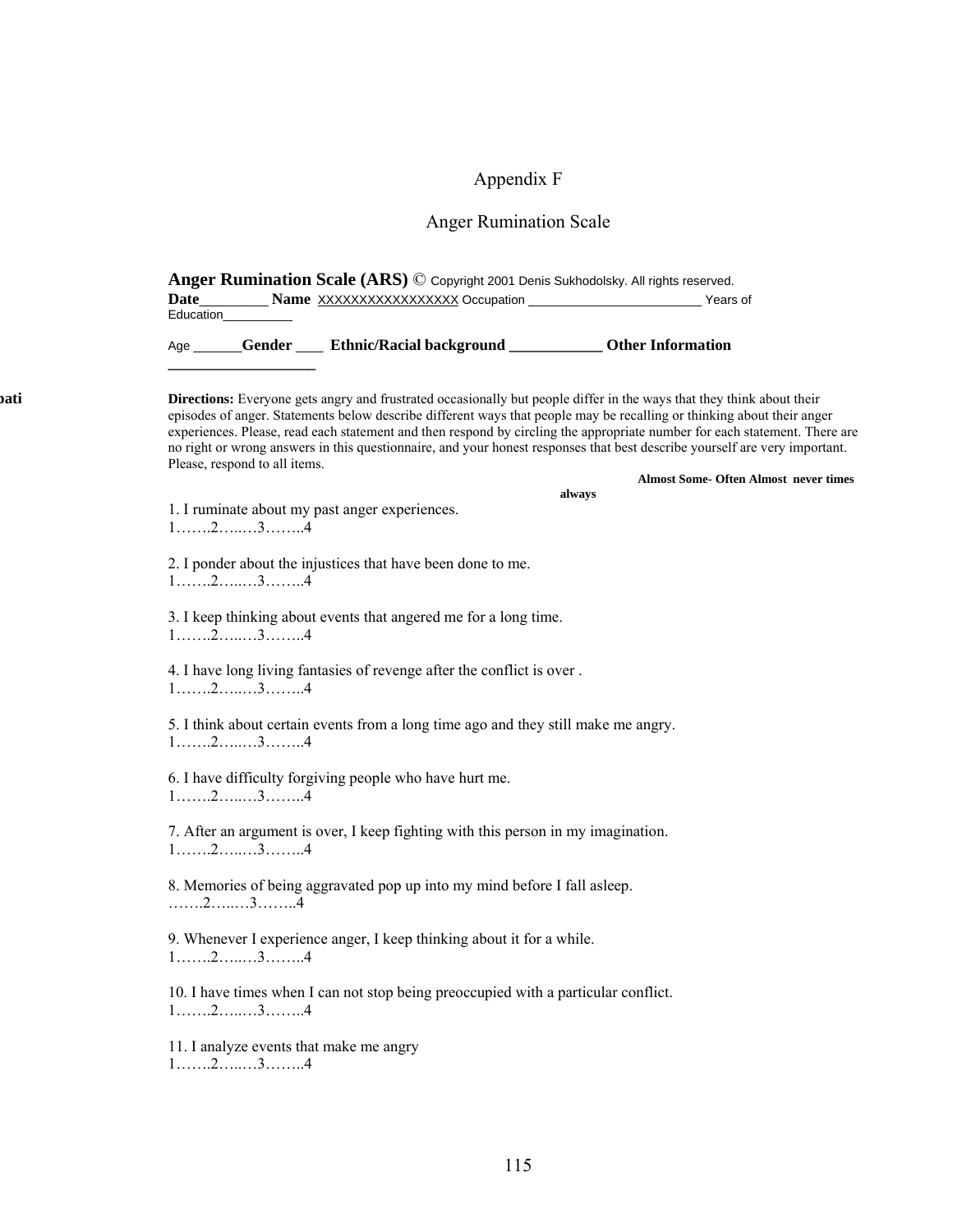Appendix F

Anger Rumination Scale

**Anger Rumination Scale (ARS)** © Copyright 2001 Denis Sukhodolsky. All rights reserved.
**Date**_________ **Name** XXXXXXXXXXXXXXXXX Occupation ________________________ Years of Education__________

Age _______**Gender** ____ **Ethnic/Racial background** ____________ **Other Information** ___________________

pati

**Directions:** Everyone gets angry and frustrated occasionally but people differ in the ways that they think about their episodes of anger. Statements below describe different ways that people may be recalling or thinking about their anger experiences. Please, read each statement and then respond by circling the appropriate number for each statement. There are no right or wrong answers in this questionnaire, and your honest responses that best describe yourself are very important. Please, respond to all items.

**Almost Some- Often Almost never times always**

1. I ruminate about my past anger experiences.
1…….2…..…3……..4

2. I ponder about the injustices that have been done to me.
1…….2…..…3……..4

3. I keep thinking about events that angered me for a long time.
1…….2…..…3……..4

4. I have long living fantasies of revenge after the conflict is over .
1…….2…..…3……..4

5. I think about certain events from a long time ago and they still make me angry.
1…….2…..…3……..4

6. I have difficulty forgiving people who have hurt me.
1…….2…..…3……..4

7. After an argument is over, I keep fighting with this person in my imagination.
1…….2…..…3……..4

8. Memories of being aggravated pop up into my mind before I fall asleep.
…….2…..…3……..4

9. Whenever I experience anger, I keep thinking about it for a while.
1…….2…..…3……..4

10. I have times when I can not stop being preoccupied with a particular conflict.
1…….2…..…3……..4

11. I analyze events that make me angry
1…….2…..…3……..4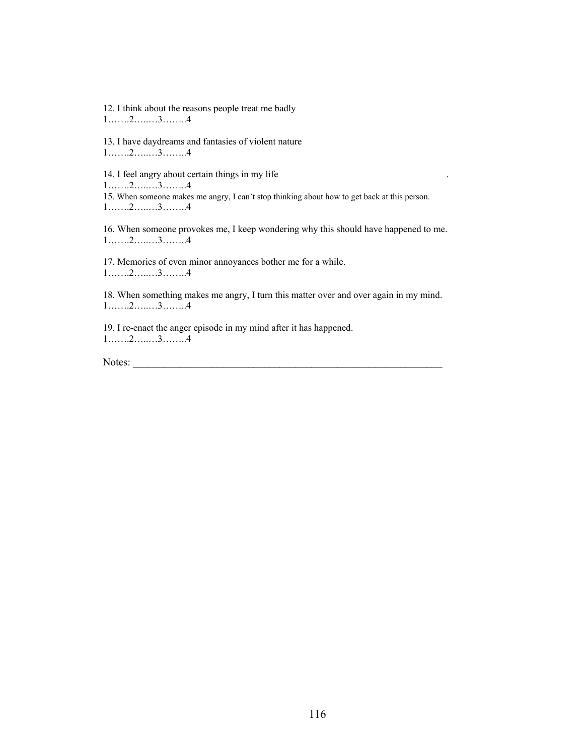12. I think about the reasons people treat me badly
1…….2…..…3……..4

13. I have daydreams and fantasies of violent nature
1…….2…..…3……..4

14. I feel angry about certain things in my life
1…….2…..…3……..4

15. When someone makes me angry, I can't stop thinking about how to get back at this person.
1…….2…..…3……..4

16. When someone provokes me, I keep wondering why this should have happened to me.
1…….2…..…3……..4

17. Memories of even minor annoyances bother me for a while.
1…….2…..…3……..4

18. When something makes me angry, I turn this matter over and over again in my mind.
1…….2…..…3……..4

19. I re-enact the anger episode in my mind after it has happened.
1…….2…..…3……..4

Notes: ______________________________________________________________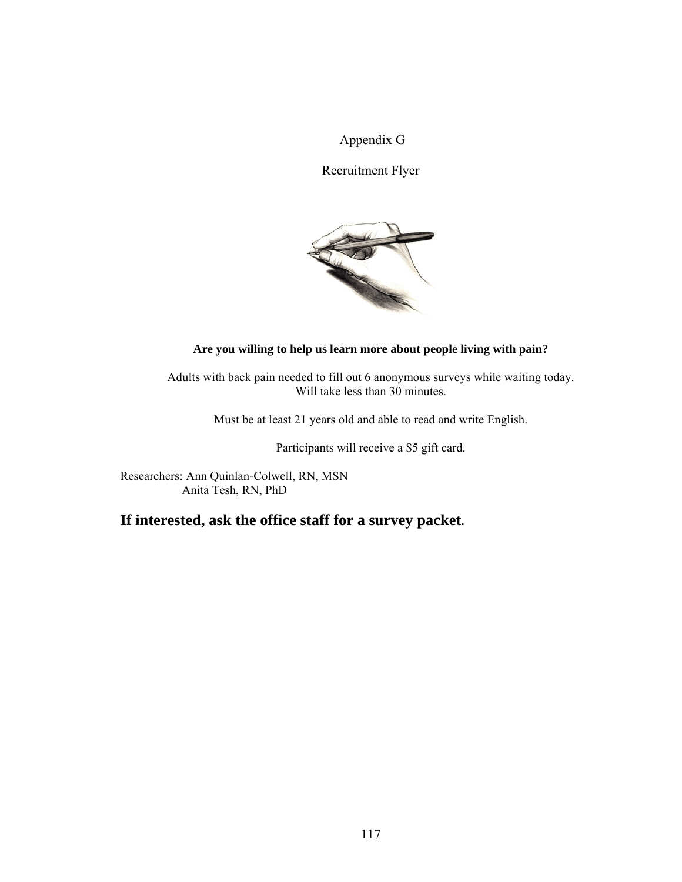# Appendix G

## Recruitment Flyer

**Are you willing to help us learn more about people living with pain?**

Adults with back pain needed to fill out 6 anonymous surveys while waiting today. Will take less than 30 minutes.

Must be at least 21 years old and able to read and write English.

Participants will receive a $5 gift card.

Researchers: Ann Quinlan-Colwell, RN, MSN
Anita Tesh, RN, PhD

**If interested, ask the office staff for a survey packet.**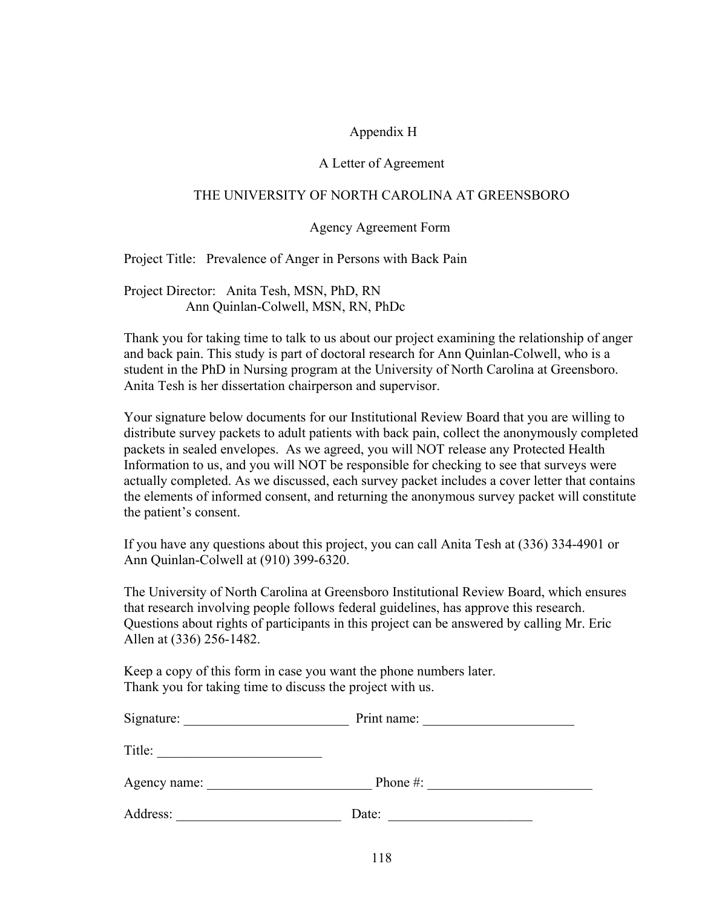Appendix H

A Letter of Agreement

THE UNIVERSITY OF NORTH CAROLINA AT GREENSBORO

Agency Agreement Form

Project Title: Prevalence of Anger in Persons with Back Pain

Project Director: Anita Tesh, MSN, PhD, RN
Ann Quinlan-Colwell, MSN, RN, PhDc

Thank you for taking time to talk to us about our project examining the relationship of anger and back pain. This study is part of doctoral research for Ann Quinlan-Colwell, who is a student in the PhD in Nursing program at the University of North Carolina at Greensboro. Anita Tesh is her dissertation chairperson and supervisor.

Your signature below documents for our Institutional Review Board that you are willing to distribute survey packets to adult patients with back pain, collect the anonymously completed packets in sealed envelopes. As we agreed, you will NOT release any Protected Health Information to us, and you will NOT be responsible for checking to see that surveys were actually completed. As we discussed, each survey packet includes a cover letter that contains the elements of informed consent, and returning the anonymous survey packet will constitute the patient's consent.

If you have any questions about this project, you can call Anita Tesh at (336) 334-4901 or Ann Quinlan-Colwell at (910) 399-6320.

The University of North Carolina at Greensboro Institutional Review Board, which ensures that research involving people follows federal guidelines, has approve this research. Questions about rights of participants in this project can be answered by calling Mr. Eric Allen at (336) 256-1482.

Keep a copy of this form in case you want the phone numbers later.
Thank you for taking time to discuss the project with us.

Signature: ________________________ Print name: ______________________

Title: ________________________

Agency name: ________________________ Phone #: ________________________

Address: ________________________ Date: ____________________